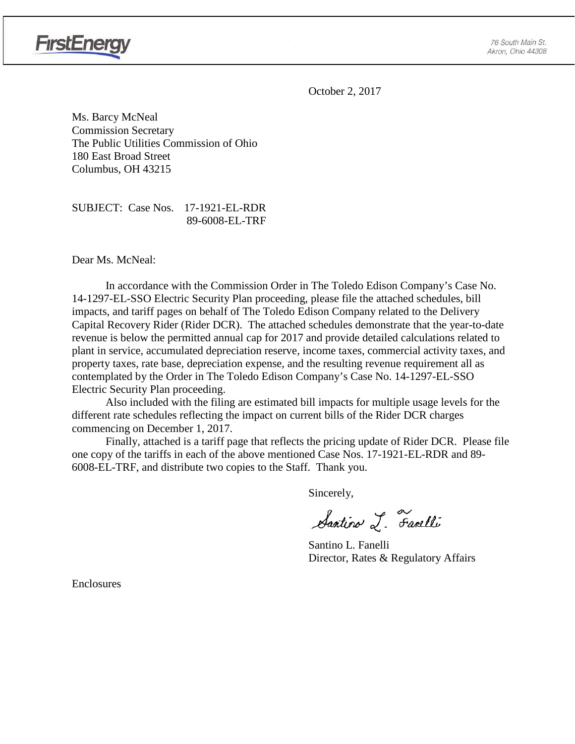FirstEnergy

76 South Main St.
Akron, Ohio 44308

October 2, 2017

Ms. Barcy McNeal
Commission Secretary
The Public Utilities Commission of Ohio
180 East Broad Street
Columbus, OH 43215

SUBJECT: Case Nos. 17-1921-EL-RDR
89-6008-EL-TRF

Dear Ms. McNeal:

In accordance with the Commission Order in The Toledo Edison Company's Case No. 14-1297-EL-SSO Electric Security Plan proceeding, please file the attached schedules, bill impacts, and tariff pages on behalf of The Toledo Edison Company related to the Delivery Capital Recovery Rider (Rider DCR). The attached schedules demonstrate that the year-to-date revenue is below the permitted annual cap for 2017 and provide detailed calculations related to plant in service, accumulated depreciation reserve, income taxes, commercial activity taxes, and property taxes, rate base, depreciation expense, and the resulting revenue requirement all as contemplated by the Order in The Toledo Edison Company's Case No. 14-1297-EL-SSO Electric Security Plan proceeding.

Also included with the filing are estimated bill impacts for multiple usage levels for the different rate schedules reflecting the impact on current bills of the Rider DCR charges commencing on December 1, 2017.

Finally, attached is a tariff page that reflects the pricing update of Rider DCR. Please file one copy of the tariffs in each of the above mentioned Case Nos. 17-1921-EL-RDR and 89-6008-EL-TRF, and distribute two copies to the Staff. Thank you.

Sincerely,

Santino L. Fanelli
Director, Rates & Regulatory Affairs

Enclosures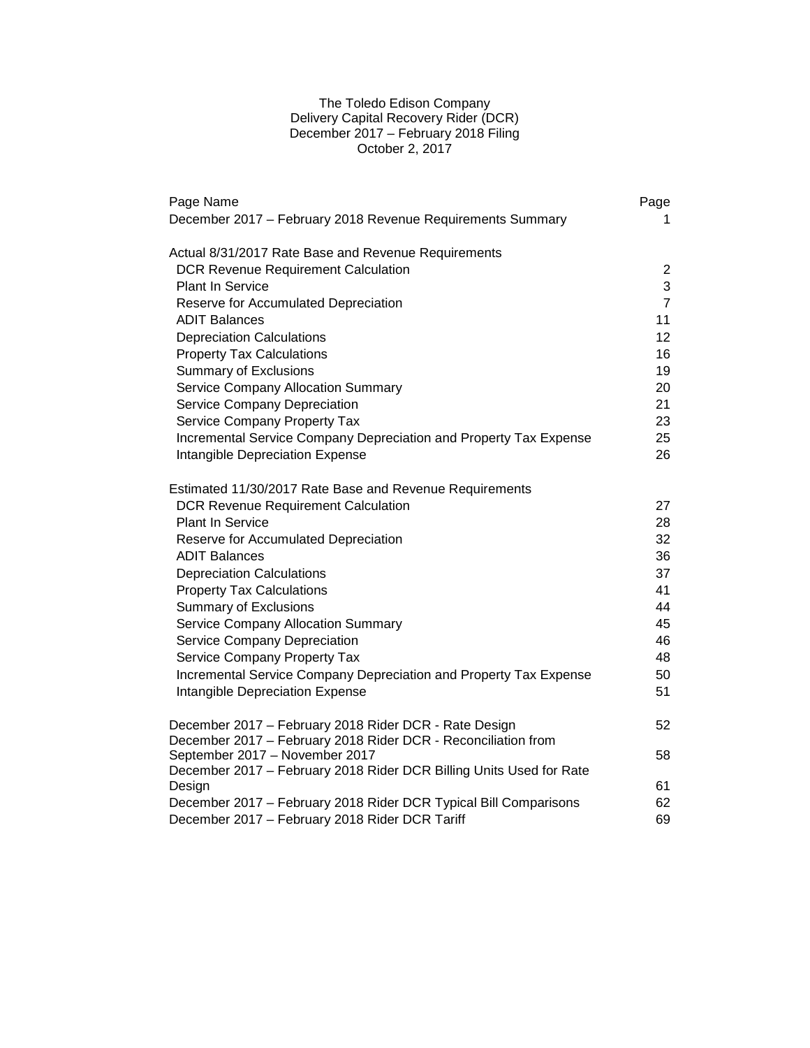The Toledo Edison Company
Delivery Capital Recovery Rider (DCR)
December 2017 – February 2018 Filing
October 2, 2017

| Page Name | Page |
|---|---|
| December 2017 – February 2018 Revenue Requirements Summary | 1 |
| | |
| Actual 8/31/2017 Rate Base and Revenue Requirements | |
| DCR Revenue Requirement Calculation | 2 |
| Plant In Service | 3 |
| Reserve for Accumulated Depreciation | 7 |
| ADIT Balances | 11 |
| Depreciation Calculations | 12 |
| Property Tax Calculations | 16 |
| Summary of Exclusions | 19 |
| Service Company Allocation Summary | 20 |
| Service Company Depreciation | 21 |
| Service Company Property Tax | 23 |
| Incremental Service Company Depreciation and Property Tax Expense | 25 |
| Intangible Depreciation Expense | 26 |
| | |
| Estimated 11/30/2017 Rate Base and Revenue Requirements | |
| DCR Revenue Requirement Calculation | 27 |
| Plant In Service | 28 |
| Reserve for Accumulated Depreciation | 32 |
| ADIT Balances | 36 |
| Depreciation Calculations | 37 |
| Property Tax Calculations | 41 |
| Summary of Exclusions | 44 |
| Service Company Allocation Summary | 45 |
| Service Company Depreciation | 46 |
| Service Company Property Tax | 48 |
| Incremental Service Company Depreciation and Property Tax Expense | 50 |
| Intangible Depreciation Expense | 51 |
| | |
| December 2017 – February 2018 Rider DCR - Rate Design | 52 |
| December 2017 – February 2018 Rider DCR - Reconciliation from September 2017 – November 2017 | 58 |
| December 2017 – February 2018 Rider DCR Billing Units Used for Rate Design | 61 |
| December 2017 – February 2018 Rider DCR Typical Bill Comparisons | 62 |
| December 2017 – February 2018 Rider DCR Tariff | 69 |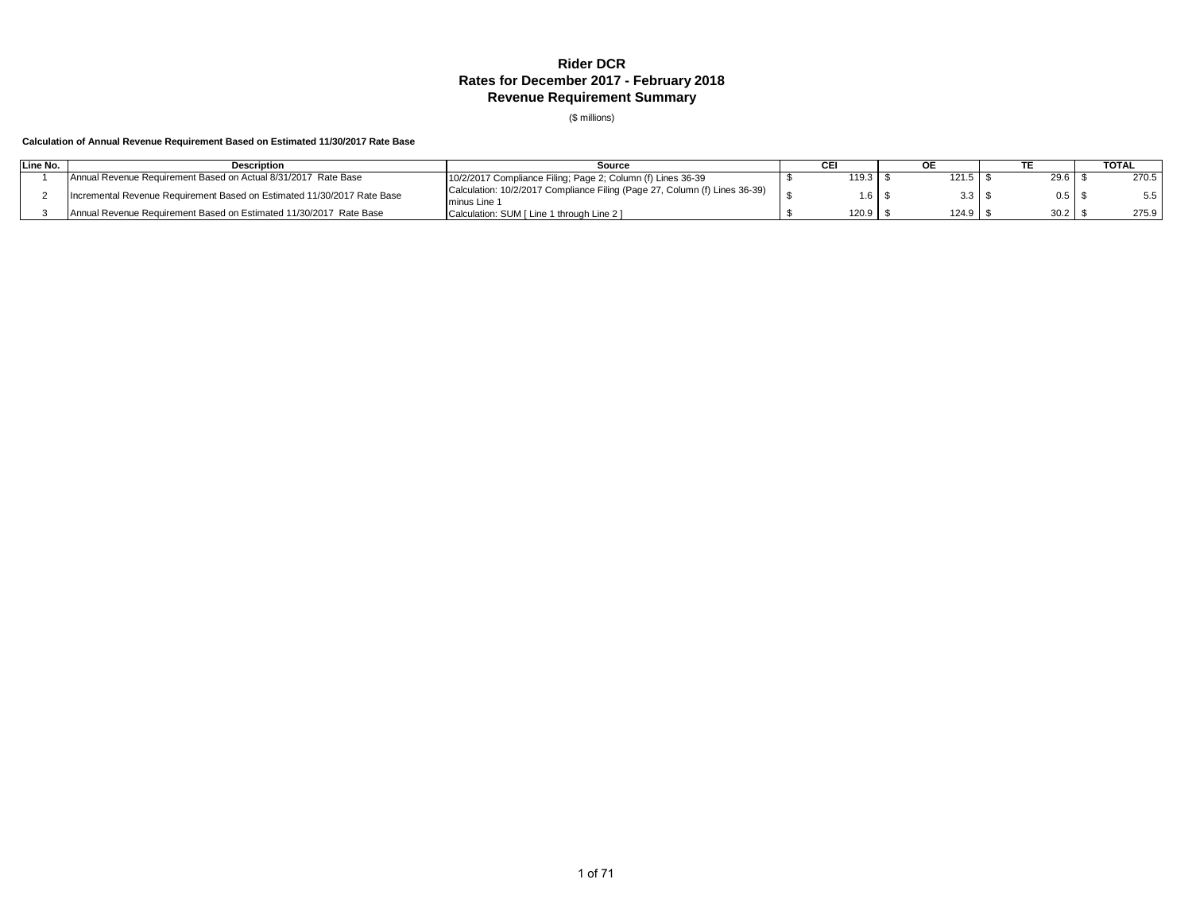# Rider DCR
## Rates for December 2017 - February 2018
## Revenue Requirement Summary

($ millions)

**Calculation of Annual Revenue Requirement Based on Estimated 11/30/2017 Rate Base**

| Line No. | Description | Source | CEI | OE | TE | TOTAL |
|---|---|---|---|---|---|---|
| 1 | Annual Revenue Requirement Based on Actual 8/31/2017 Rate Base | 10/2/2017 Compliance Filing; Page 2; Column (f) Lines 36-39 | $ 119.3 | $ 121.5 | $ 29.6 | $ 270.5 |
| 2 | Incremental Revenue Requirement Based on Estimated 11/30/2017 Rate Base | Calculation: 10/2/2017 Compliance Filing (Page 27, Column (f) Lines 36-39) minus Line 1 | $ 1.6 | $ 3.3 | $ 0.5 | $ 5.5 |
| 3 | Annual Revenue Requirement Based on Estimated 11/30/2017 Rate Base | Calculation: SUM [ Line 1 through Line 2 ] | $ 120.9 | $ 124.9 | $ 30.2 | $ 275.9 |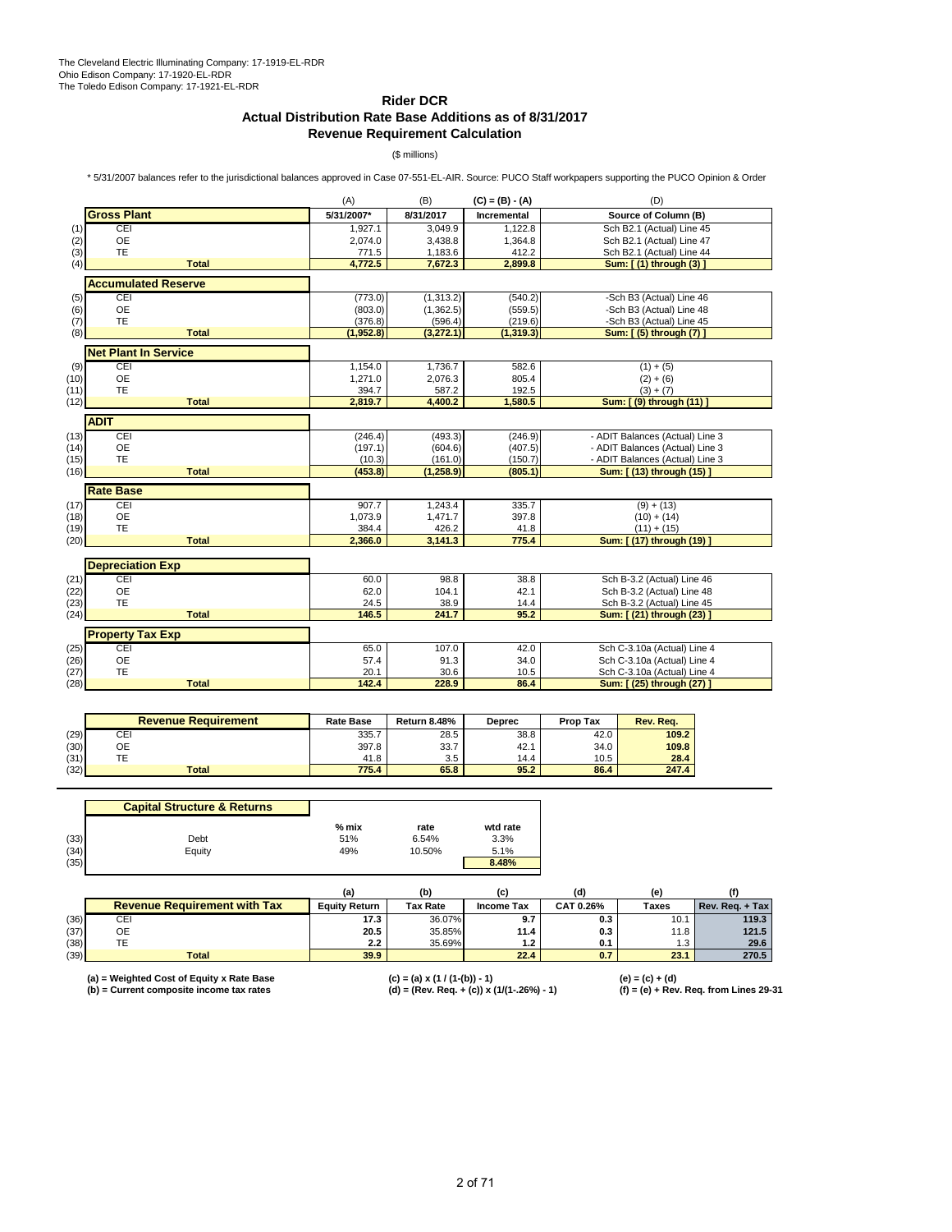The Cleveland Electric Illuminating Company: 17-1919-EL-RDR
Ohio Edison Company: 17-1920-EL-RDR
The Toledo Edison Company: 17-1921-EL-RDR

# Rider DCR
## Actual Distribution Rate Base Additions as of 8/31/2017
## Revenue Requirement Calculation

($ millions)

* 5/31/2007 balances refer to the jurisdictional balances approved in Case 07-551-EL-AIR. Source: PUCO Staff workpapers supporting the PUCO Opinion & Order

| | | (A) | (B) | (C) = (B) - (A) | (D) |
|---|---|---|---|---|---|
| | **Gross Plant** | **5/31/2007*** | **8/31/2017** | **Incremental** | **Source of Column (B)** |
| (1) | CEI | 1,927.1 | 3,049.9 | 1,122.8 | Sch B2.1 (Actual) Line 45 |
| (2) | OE | 2,074.0 | 3,438.8 | 1,364.8 | Sch B2.1 (Actual) Line 47 |
| (3) | TE | 771.5 | 1,183.6 | 412.2 | Sch B2.1 (Actual) Line 44 |
| (4) | **Total** | **4,772.5** | **7,672.3** | **2,899.8** | **Sum: [ (1) through (3) ]** |
| | **Accumulated Reserve** | | | | |
| (5) | CEI | (773.0) | (1,313.2) | (540.2) | -Sch B3 (Actual) Line 46 |
| (6) | OE | (803.0) | (1,362.5) | (559.5) | -Sch B3 (Actual) Line 48 |
| (7) | TE | (376.8) | (596.4) | (219.6) | -Sch B3 (Actual) Line 45 |
| (8) | **Total** | **(1,952.8)** | **(3,272.1)** | **(1,319.3)** | **Sum: [ (5) through (7) ]** |
| | **Net Plant In Service** | | | | |
| (9) | CEI | 1,154.0 | 1,736.7 | 582.6 | (1) + (5) |
| (10) | OE | 1,271.0 | 2,076.3 | 805.4 | (2) + (6) |
| (11) | TE | 394.7 | 587.2 | 192.5 | (3) + (7) |
| (12) | **Total** | **2,819.7** | **4,400.2** | **1,580.5** | **Sum: [ (9) through (11) ]** |
| | **ADIT** | | | | |
| (13) | CEI | (246.4) | (493.3) | (246.9) | - ADIT Balances (Actual) Line 3 |
| (14) | OE | (197.1) | (604.6) | (407.5) | - ADIT Balances (Actual) Line 3 |
| (15) | TE | (10.3) | (161.0) | (150.7) | - ADIT Balances (Actual) Line 3 |
| (16) | **Total** | **(453.8)** | **(1,258.9)** | **(805.1)** | **Sum: [ (13) through (15) ]** |
| | **Rate Base** | | | | |
| (17) | CEI | 907.7 | 1,243.4 | 335.7 | (9) + (13) |
| (18) | OE | 1,073.9 | 1,471.7 | 397.8 | (10) + (14) |
| (19) | TE | 384.4 | 426.2 | 41.8 | (11) + (15) |
| (20) | **Total** | **2,366.0** | **3,141.3** | **775.4** | **Sum: [ (17) through (19) ]** |
| | **Depreciation Exp** | | | | |
| (21) | CEI | 60.0 | 98.8 | 38.8 | Sch B-3.2 (Actual) Line 46 |
| (22) | OE | 62.0 | 104.1 | 42.1 | Sch B-3.2 (Actual) Line 48 |
| (23) | TE | 24.5 | 38.9 | 14.4 | Sch B-3.2 (Actual) Line 45 |
| (24) | **Total** | **146.5** | **241.7** | **95.2** | **Sum: [ (21) through (23) ]** |
| | **Property Tax Exp** | | | | |
| (25) | CEI | 65.0 | 107.0 | 42.0 | Sch C-3.10a (Actual) Line 4 |
| (26) | OE | 57.4 | 91.3 | 34.0 | Sch C-3.10a (Actual) Line 4 |
| (27) | TE | 20.1 | 30.6 | 10.5 | Sch C-3.10a (Actual) Line 4 |
| (28) | **Total** | **142.4** | **228.9** | **86.4** | **Sum: [ (25) through (27) ]** |

| | **Revenue Requirement** | **Rate Base** | **Return 8.48%** | **Deprec** | **Prop Tax** | **Rev. Req.** |
|---|---|---|---|---|---|---|
| (29) | CEI | 335.7 | 28.5 | 38.8 | 42.0 | **109.2** |
| (30) | OE | 397.8 | 33.7 | 42.1 | 34.0 | **109.8** |
| (31) | TE | 41.8 | 3.5 | 14.4 | 10.5 | **28.4** |
| (32) | **Total** | **775.4** | **65.8** | **95.2** | **86.4** | **247.4** |

| | **Capital Structure & Returns** | **% mix** | **rate** | **wtd rate** |
|---|---|---|---|---|
| (33) | Debt | 51% | 6.54% | 3.3% |
| (34) | Equity | 49% | 10.50% | 5.1% |
| (35) | | | | **8.48%** |

| | | **(a)** | **(b)** | **(c)** | **(d)** | **(e)** | **(f)** |
|---|---|---|---|---|---|---|---|
| | **Revenue Requirement with Tax** | **Equity Return** | **Tax Rate** | **Income Tax** | **CAT 0.26%** | **Taxes** | **Rev. Req. + Tax** |
| (36) | CEI | **17.3** | 36.07% | **9.7** | **0.3** | 10.1 | **119.3** |
| (37) | OE | **20.5** | 35.85% | **11.4** | **0.3** | 11.8 | **121.5** |
| (38) | TE | **2.2** | 35.69% | **1.2** | **0.1** | 1.3 | **29.6** |
| (39) | **Total** | **39.9** | | **22.4** | **0.7** | **23.1** | **270.5** |

**(a) = Weighted Cost of Equity x Rate Base**
**(b) = Current composite income tax rates**
**(c) = (a) x (1 / (1-(b)) - 1)**
**(d) = (Rev. Req. + (c)) x (1/(1-.26%) - 1)**
**(e) = (c) + (d)**
**(f) = (e) + Rev. Req. from Lines 29-31**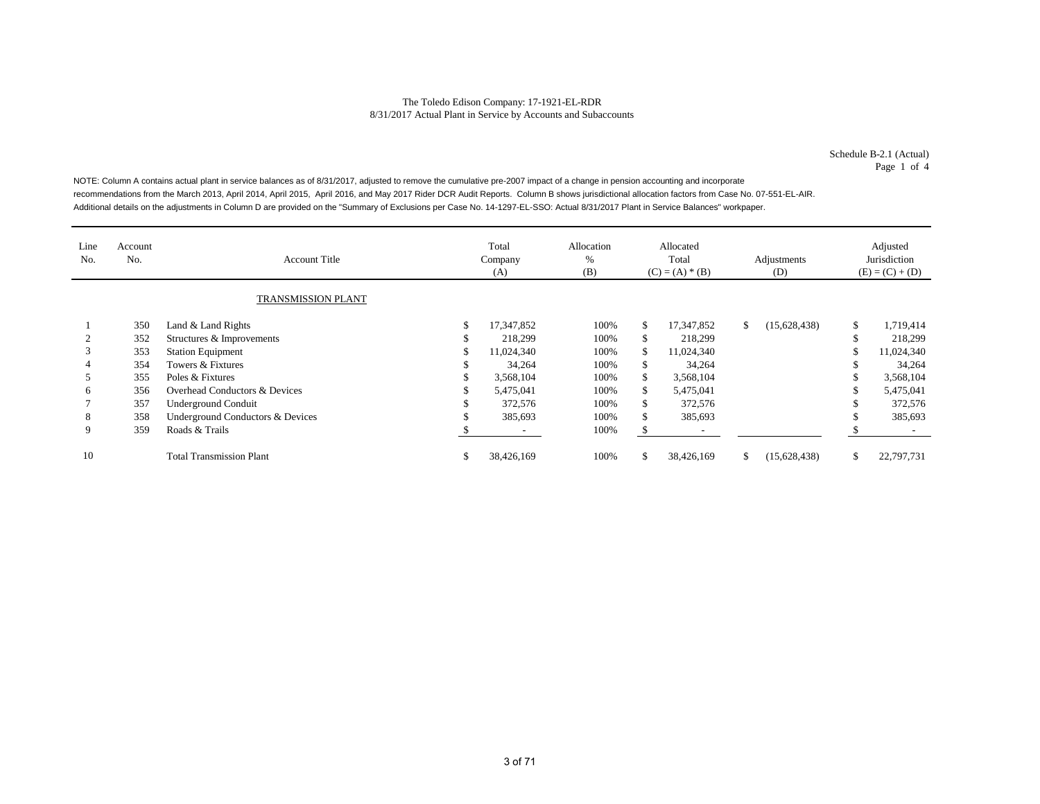The Toledo Edison Company: 17-1921-EL-RDR
8/31/2017 Actual Plant in Service by Accounts and Subaccounts

Schedule B-2.1 (Actual)
Page 1 of 4

NOTE: Column A contains actual plant in service balances as of 8/31/2017, adjusted to remove the cumulative pre-2007 impact of a change in pension accounting and incorporate recommendations from the March 2013, April 2014, April 2015, April 2016, and May 2017 Rider DCR Audit Reports. Column B shows jurisdictional allocation factors from Case No. 07-551-EL-AIR. Additional details on the adjustments in Column D are provided on the "Summary of Exclusions per Case No. 14-1297-EL-SSO: Actual 8/31/2017 Plant in Service Balances" workpaper.

| Line No. | Account No. | Account Title | Total Company (A) | Allocation % (B) | Allocated Total (C) = (A) * (B) | Adjustments (D) | Adjusted Jurisdiction (E) = (C) + (D) |
|---|---|---|---|---|---|---|---|
| | | TRANSMISSION PLANT | | | | | |
| 1 | 350 | Land & Land Rights | $ 17,347,852 | 100% | $ 17,347,852 | $ (15,628,438) | $ 1,719,414 |
| 2 | 352 | Structures & Improvements | $ 218,299 | 100% | $ 218,299 | | $ 218,299 |
| 3 | 353 | Station Equipment | $ 11,024,340 | 100% | $ 11,024,340 | | $ 11,024,340 |
| 4 | 354 | Towers & Fixtures | $ 34,264 | 100% | $ 34,264 | | $ 34,264 |
| 5 | 355 | Poles & Fixtures | $ 3,568,104 | 100% | $ 3,568,104 | | $ 3,568,104 |
| 6 | 356 | Overhead Conductors & Devices | $ 5,475,041 | 100% | $ 5,475,041 | | $ 5,475,041 |
| 7 | 357 | Underground Conduit | $ 372,576 | 100% | $ 372,576 | | $ 372,576 |
| 8 | 358 | Underground Conductors & Devices | $ 385,693 | 100% | $ 385,693 | | $ 385,693 |
| 9 | 359 | Roads & Trails | $ - | 100% | $ - | | $ - |
| 10 | | Total Transmission Plant | $ 38,426,169 | 100% | $ 38,426,169 | $ (15,628,438) | $ 22,797,731 |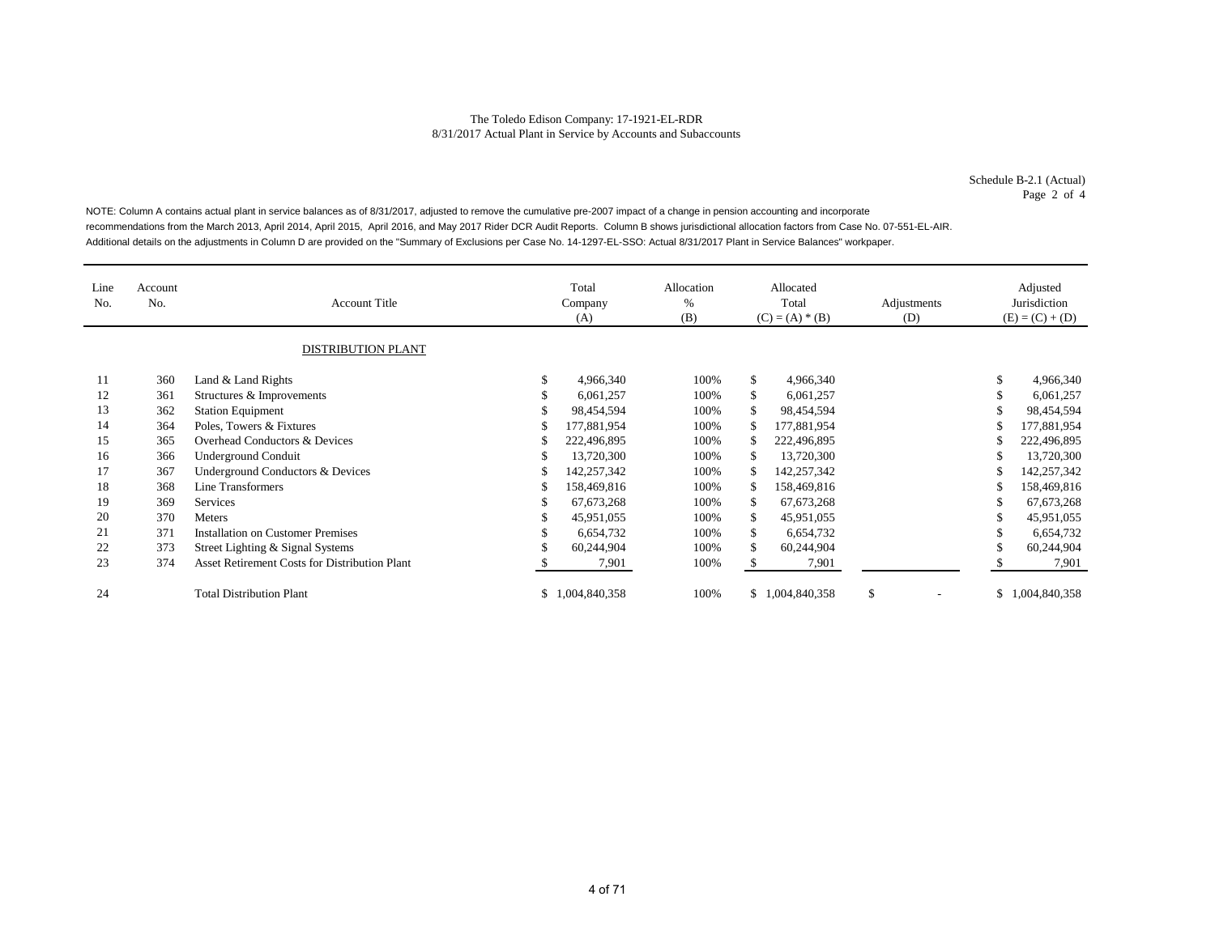The Toledo Edison Company: 17-1921-EL-RDR
8/31/2017 Actual Plant in Service by Accounts and Subaccounts

Schedule B-2.1 (Actual)
Page 2 of 4

NOTE: Column A contains actual plant in service balances as of 8/31/2017, adjusted to remove the cumulative pre-2007 impact of a change in pension accounting and incorporate recommendations from the March 2013, April 2014, April 2015, April 2016, and May 2017 Rider DCR Audit Reports. Column B shows jurisdictional allocation factors from Case No. 07-551-EL-AIR. Additional details on the adjustments in Column D are provided on the "Summary of Exclusions per Case No. 14-1297-EL-SSO: Actual 8/31/2017 Plant in Service Balances" workpaper.

| Line No. | Account No. | Account Title | Total Company (A) | Allocation % (B) | Allocated Total (C) = (A) * (B) | Adjustments (D) | Adjusted Jurisdiction (E) = (C) + (D) |
|---|---|---|---|---|---|---|---|
| | | DISTRIBUTION PLANT | | | | | |
| 11 | 360 | Land & Land Rights | $ 4,966,340 | 100% | $ 4,966,340 | | $ 4,966,340 |
| 12 | 361 | Structures & Improvements | $ 6,061,257 | 100% | $ 6,061,257 | | $ 6,061,257 |
| 13 | 362 | Station Equipment | $ 98,454,594 | 100% | $ 98,454,594 | | $ 98,454,594 |
| 14 | 364 | Poles, Towers & Fixtures | $ 177,881,954 | 100% | $ 177,881,954 | | $ 177,881,954 |
| 15 | 365 | Overhead Conductors & Devices | $ 222,496,895 | 100% | $ 222,496,895 | | $ 222,496,895 |
| 16 | 366 | Underground Conduit | $ 13,720,300 | 100% | $ 13,720,300 | | $ 13,720,300 |
| 17 | 367 | Underground Conductors & Devices | $ 142,257,342 | 100% | $ 142,257,342 | | $ 142,257,342 |
| 18 | 368 | Line Transformers | $ 158,469,816 | 100% | $ 158,469,816 | | $ 158,469,816 |
| 19 | 369 | Services | $ 67,673,268 | 100% | $ 67,673,268 | | $ 67,673,268 |
| 20 | 370 | Meters | $ 45,951,055 | 100% | $ 45,951,055 | | $ 45,951,055 |
| 21 | 371 | Installation on Customer Premises | $ 6,654,732 | 100% | $ 6,654,732 | | $ 6,654,732 |
| 22 | 373 | Street Lighting & Signal Systems | $ 60,244,904 | 100% | $ 60,244,904 | | $ 60,244,904 |
| 23 | 374 | Asset Retirement Costs for Distribution Plant | $ 7,901 | 100% | $ 7,901 | | $ 7,901 |
| 24 | | Total Distribution Plant | $ 1,004,840,358 | 100% | $ 1,004,840,358 | $ - | $ 1,004,840,358 |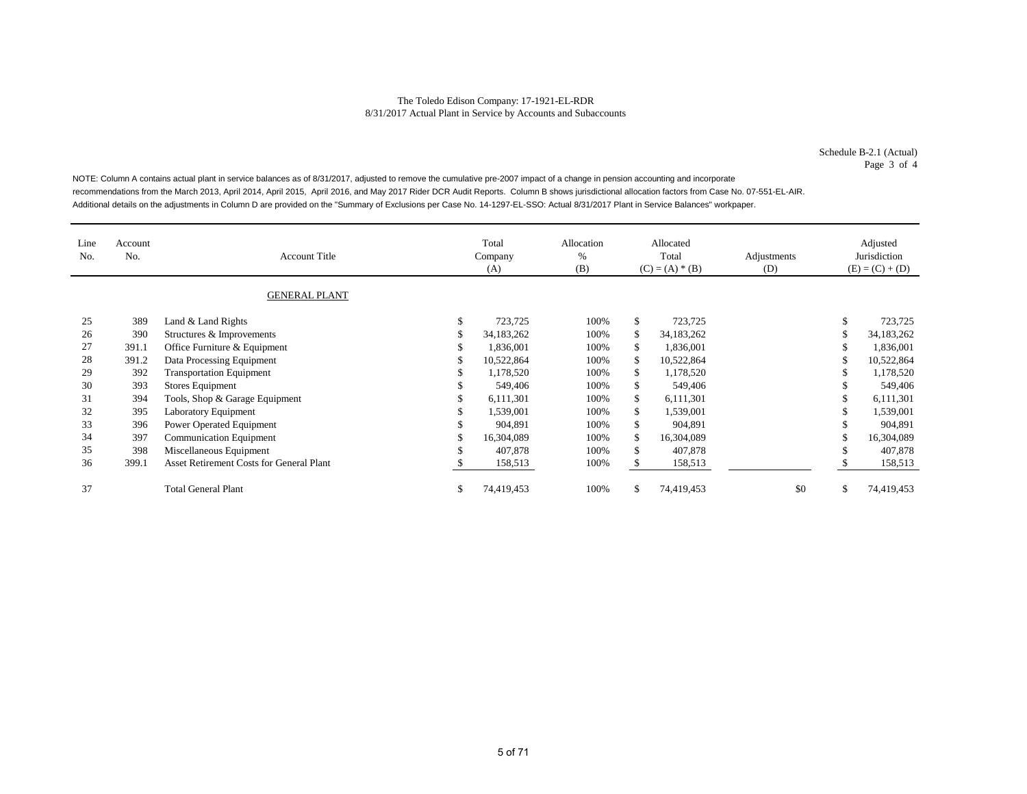The Toledo Edison Company: 17-1921-EL-RDR
8/31/2017 Actual Plant in Service by Accounts and Subaccounts

Schedule B-2.1 (Actual)
Page 3 of 4

NOTE: Column A contains actual plant in service balances as of 8/31/2017, adjusted to remove the cumulative pre-2007 impact of a change in pension accounting and incorporate recommendations from the March 2013, April 2014, April 2015, April 2016, and May 2017 Rider DCR Audit Reports. Column B shows jurisdictional allocation factors from Case No. 07-551-EL-AIR. Additional details on the adjustments in Column D are provided on the "Summary of Exclusions per Case No. 14-1297-EL-SSO: Actual 8/31/2017 Plant in Service Balances" workpaper.

| Line No. | Account No. | Account Title | Total Company (A) | Allocation % (B) | Allocated Total (C) = (A) * (B) | Adjustments (D) | Adjusted Jurisdiction (E) = (C) + (D) |
|---|---|---|---|---|---|---|---|
| | | GENERAL PLANT | | | | | |
| 25 | 389 | Land & Land Rights | $ 723,725 | 100% | $ 723,725 | | $ 723,725 |
| 26 | 390 | Structures & Improvements | $ 34,183,262 | 100% | $ 34,183,262 | | $ 34,183,262 |
| 27 | 391.1 | Office Furniture & Equipment | $ 1,836,001 | 100% | $ 1,836,001 | | $ 1,836,001 |
| 28 | 391.2 | Data Processing Equipment | $ 10,522,864 | 100% | $ 10,522,864 | | $ 10,522,864 |
| 29 | 392 | Transportation Equipment | $ 1,178,520 | 100% | $ 1,178,520 | | $ 1,178,520 |
| 30 | 393 | Stores Equipment | $ 549,406 | 100% | $ 549,406 | | $ 549,406 |
| 31 | 394 | Tools, Shop & Garage Equipment | $ 6,111,301 | 100% | $ 6,111,301 | | $ 6,111,301 |
| 32 | 395 | Laboratory Equipment | $ 1,539,001 | 100% | $ 1,539,001 | | $ 1,539,001 |
| 33 | 396 | Power Operated Equipment | $ 904,891 | 100% | $ 904,891 | | $ 904,891 |
| 34 | 397 | Communication Equipment | $ 16,304,089 | 100% | $ 16,304,089 | | $ 16,304,089 |
| 35 | 398 | Miscellaneous Equipment | $ 407,878 | 100% | $ 407,878 | | $ 407,878 |
| 36 | 399.1 | Asset Retirement Costs for General Plant | $ 158,513 | 100% | $ 158,513 | | $ 158,513 |
| 37 | | Total General Plant | $ 74,419,453 | 100% | $ 74,419,453 | $0 | $ 74,419,453 |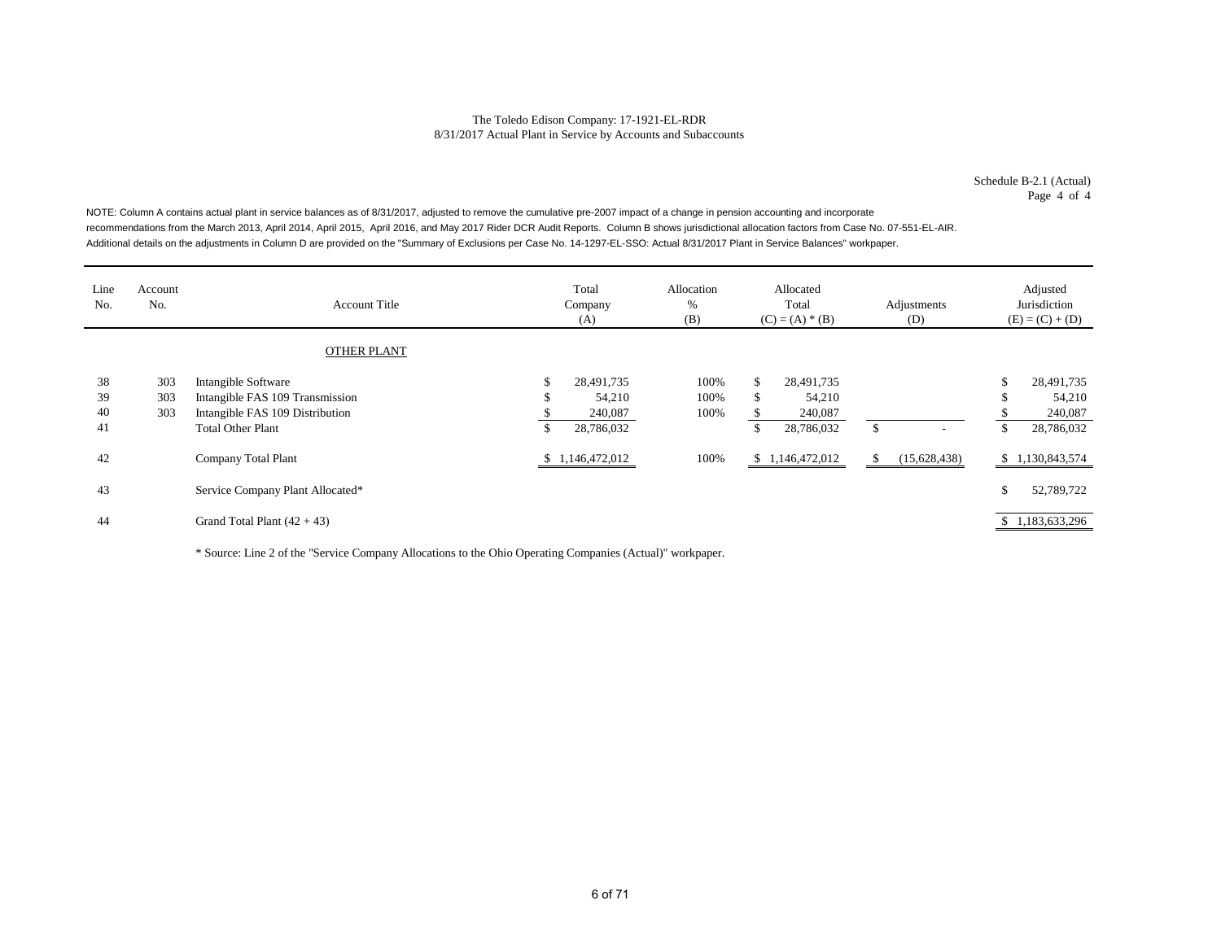The Toledo Edison Company: 17-1921-EL-RDR
8/31/2017 Actual Plant in Service by Accounts and Subaccounts

Schedule B-2.1 (Actual)
Page 4 of 4

NOTE: Column A contains actual plant in service balances as of 8/31/2017, adjusted to remove the cumulative pre-2007 impact of a change in pension accounting and incorporate recommendations from the March 2013, April 2014, April 2015, April 2016, and May 2017 Rider DCR Audit Reports. Column B shows jurisdictional allocation factors from Case No. 07-551-EL-AIR. Additional details on the adjustments in Column D are provided on the "Summary of Exclusions per Case No. 14-1297-EL-SSO: Actual 8/31/2017 Plant in Service Balances" workpaper.

| Line No. | Account No. | Account Title | Total Company (A) | Allocation % (B) | Allocated Total (C) = (A) * (B) | Adjustments (D) | Adjusted Jurisdiction (E) = (C) + (D) |
|---|---|---|---|---|---|---|---|
| | | OTHER PLANT | | | | | |
| 38 | 303 | Intangible Software | $ 28,491,735 | 100% | $ 28,491,735 | | $ 28,491,735 |
| 39 | 303 | Intangible FAS 109 Transmission | $ 54,210 | 100% | $ 54,210 | | $ 54,210 |
| 40 | 303 | Intangible FAS 109 Distribution | $ 240,087 | 100% | $ 240,087 | | $ 240,087 |
| 41 | | Total Other Plant | $ 28,786,032 | | $ 28,786,032 | $ - | $ 28,786,032 |
| 42 | | Company Total Plant | $ 1,146,472,012 | 100% | $ 1,146,472,012 | $ (15,628,438) | $ 1,130,843,574 |
| 43 | | Service Company Plant Allocated* | | | | | $ 52,789,722 |
| 44 | | Grand Total Plant (42 + 43) | | | | | $ 1,183,633,296 |

\* Source: Line 2 of the "Service Company Allocations to the Ohio Operating Companies (Actual)" workpaper.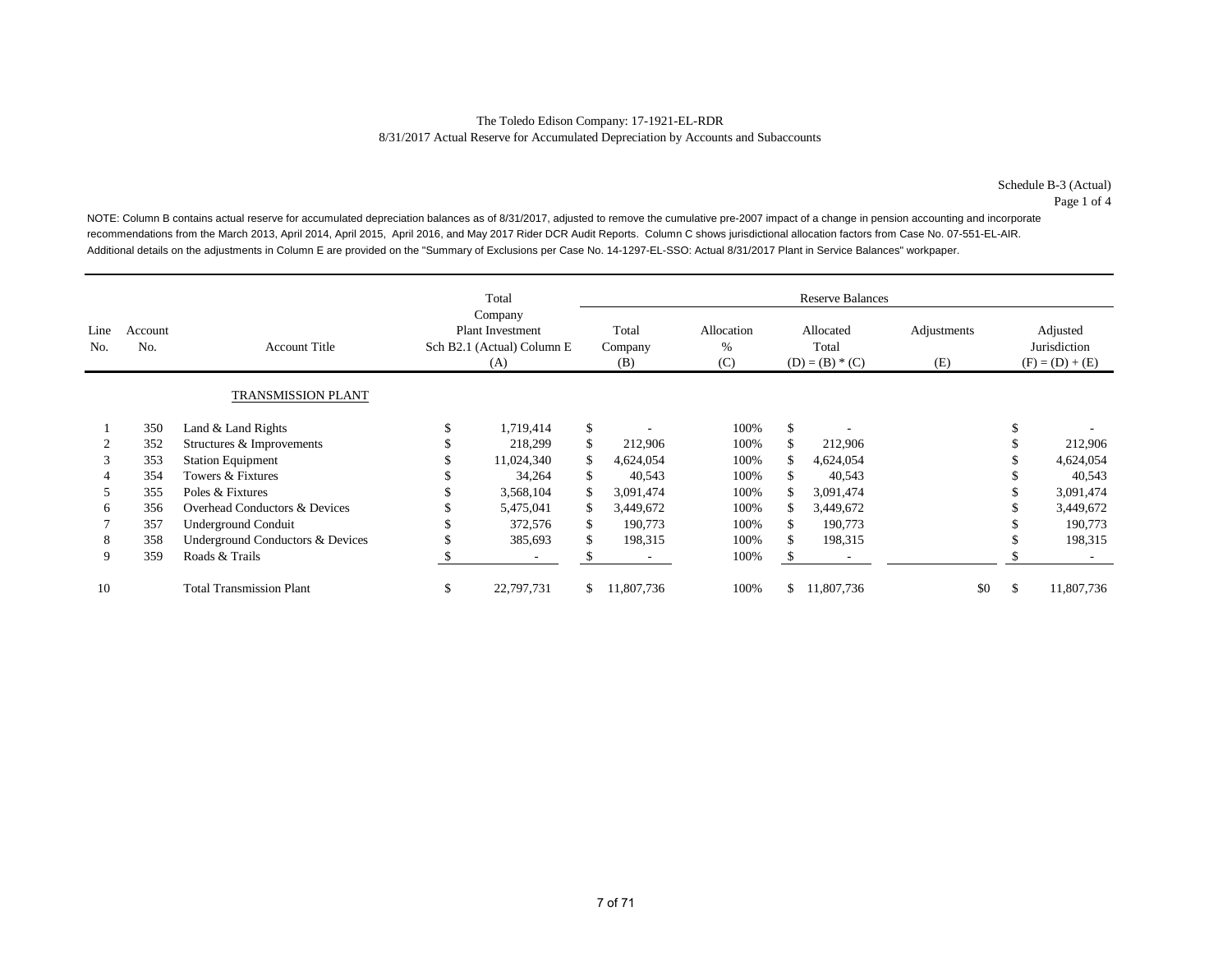The Toledo Edison Company: 17-1921-EL-RDR

8/31/2017 Actual Reserve for Accumulated Depreciation by Accounts and Subaccounts

Schedule B-3 (Actual)
Page 1 of 4

NOTE: Column B contains actual reserve for accumulated depreciation balances as of 8/31/2017, adjusted to remove the cumulative pre-2007 impact of a change in pension accounting and incorporate recommendations from the March 2013, April 2014, April 2015, April 2016, and May 2017 Rider DCR Audit Reports. Column C shows jurisdictional allocation factors from Case No. 07-551-EL-AIR. Additional details on the adjustments in Column E are provided on the "Summary of Exclusions per Case No. 14-1297-EL-SSO: Actual 8/31/2017 Plant in Service Balances" workpaper.

| | | | Total | Reserve Balances | | | | |
|---|---|---|---|---|---|---|---|---|
| Line No. | Account No. | Account Title | Company Plant Investment Sch B2.1 (Actual) Column E (A) | Total Company (B) | Allocation % (C) | Allocated Total (D) = (B) * (C) | Adjustments (E) | Adjusted Jurisdiction (F) = (D) + (E) |
| | | TRANSMISSION PLANT | | | | | | |
| 1 | 350 | Land & Land Rights | $ 1,719,414 | $ - | 100% | $ - | | $ - |
| 2 | 352 | Structures & Improvements | $ 218,299 | $ 212,906 | 100% | $ 212,906 | | $ 212,906 |
| 3 | 353 | Station Equipment | $ 11,024,340 | $ 4,624,054 | 100% | $ 4,624,054 | | $ 4,624,054 |
| 4 | 354 | Towers & Fixtures | $ 34,264 | $ 40,543 | 100% | $ 40,543 | | $ 40,543 |
| 5 | 355 | Poles & Fixtures | $ 3,568,104 | $ 3,091,474 | 100% | $ 3,091,474 | | $ 3,091,474 |
| 6 | 356 | Overhead Conductors & Devices | $ 5,475,041 | $ 3,449,672 | 100% | $ 3,449,672 | | $ 3,449,672 |
| 7 | 357 | Underground Conduit | $ 372,576 | $ 190,773 | 100% | $ 190,773 | | $ 190,773 |
| 8 | 358 | Underground Conductors & Devices | $ 385,693 | $ 198,315 | 100% | $ 198,315 | | $ 198,315 |
| 9 | 359 | Roads & Trails | $ - | $ - | 100% | $ - | | $ - |
| 10 | | Total Transmission Plant | $ 22,797,731 | $ 11,807,736 | 100% | $ 11,807,736 | $0 | $ 11,807,736 |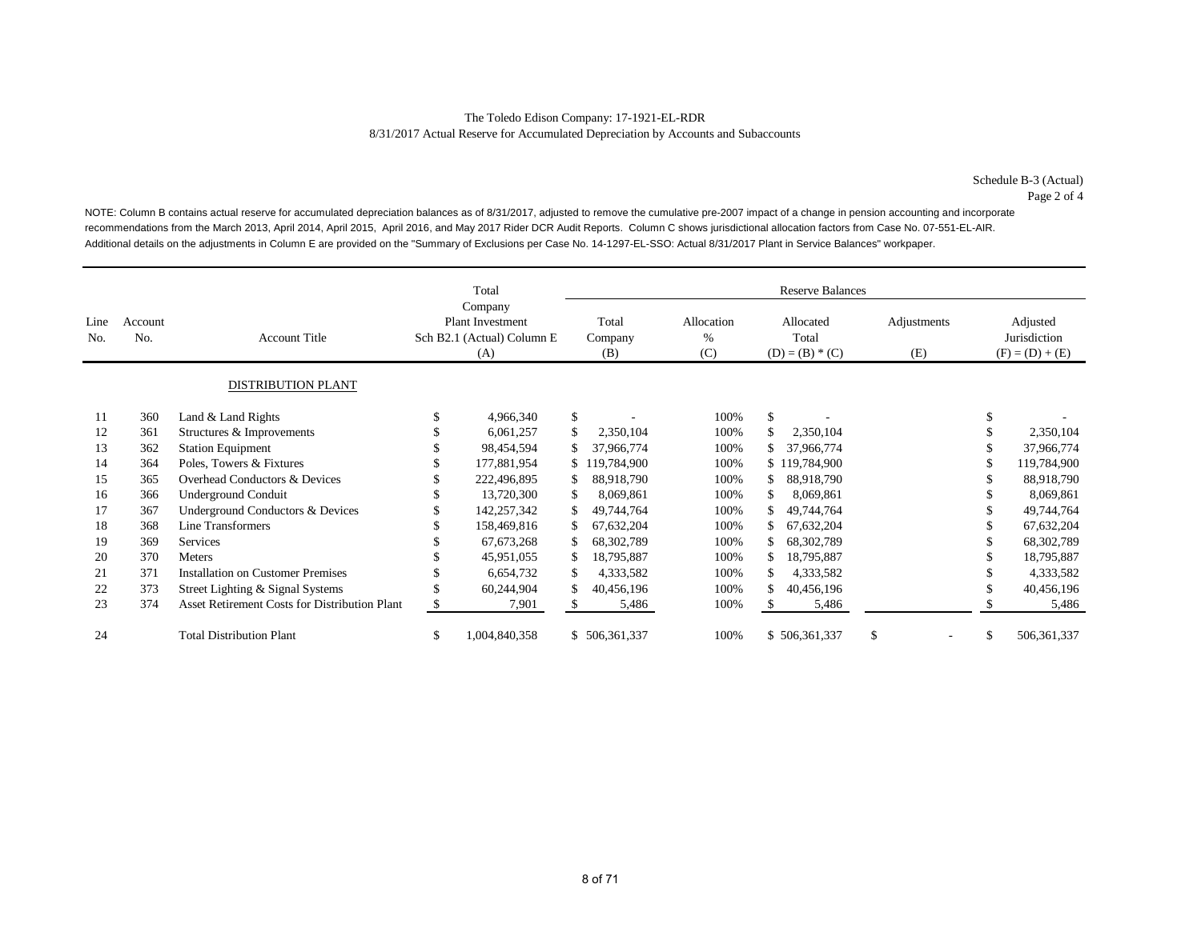The Toledo Edison Company: 17-1921-EL-RDR
8/31/2017 Actual Reserve for Accumulated Depreciation by Accounts and Subaccounts

Schedule B-3 (Actual)
Page 2 of 4

NOTE: Column B contains actual reserve for accumulated depreciation balances as of 8/31/2017, adjusted to remove the cumulative pre-2007 impact of a change in pension accounting and incorporate recommendations from the March 2013, April 2014, April 2015, April 2016, and May 2017 Rider DCR Audit Reports. Column C shows jurisdictional allocation factors from Case No. 07-551-EL-AIR. Additional details on the adjustments in Column E are provided on the "Summary of Exclusions per Case No. 14-1297-EL-SSO: Actual 8/31/2017 Plant in Service Balances" workpaper.

| | | | Total | Reserve Balances | | | | |
|---|---|---|---|---|---|---|---|---|
| Line No. | Account No. | Account Title | Company Plant Investment Sch B2.1 (Actual) Column E (A) | Total Company (B) | Allocation % (C) | Allocated Total (D) = (B) * (C) | Adjustments (E) | Adjusted Jurisdiction (F) = (D) + (E) |
| | | DISTRIBUTION PLANT | | | | | | |
| 11 | 360 | Land & Land Rights | $ 4,966,340 | $ - | 100% | $ - | | $ - |
| 12 | 361 | Structures & Improvements | $ 6,061,257 | $ 2,350,104 | 100% | $ 2,350,104 | | $ 2,350,104 |
| 13 | 362 | Station Equipment | $ 98,454,594 | $ 37,966,774 | 100% | $ 37,966,774 | | $ 37,966,774 |
| 14 | 364 | Poles, Towers & Fixtures | $ 177,881,954 | $ 119,784,900 | 100% | $ 119,784,900 | | $ 119,784,900 |
| 15 | 365 | Overhead Conductors & Devices | $ 222,496,895 | $ 88,918,790 | 100% | $ 88,918,790 | | $ 88,918,790 |
| 16 | 366 | Underground Conduit | $ 13,720,300 | $ 8,069,861 | 100% | $ 8,069,861 | | $ 8,069,861 |
| 17 | 367 | Underground Conductors & Devices | $ 142,257,342 | $ 49,744,764 | 100% | $ 49,744,764 | | $ 49,744,764 |
| 18 | 368 | Line Transformers | $ 158,469,816 | $ 67,632,204 | 100% | $ 67,632,204 | | $ 67,632,204 |
| 19 | 369 | Services | $ 67,673,268 | $ 68,302,789 | 100% | $ 68,302,789 | | $ 68,302,789 |
| 20 | 370 | Meters | $ 45,951,055 | $ 18,795,887 | 100% | $ 18,795,887 | | $ 18,795,887 |
| 21 | 371 | Installation on Customer Premises | $ 6,654,732 | $ 4,333,582 | 100% | $ 4,333,582 | | $ 4,333,582 |
| 22 | 373 | Street Lighting & Signal Systems | $ 60,244,904 | $ 40,456,196 | 100% | $ 40,456,196 | | $ 40,456,196 |
| 23 | 374 | Asset Retirement Costs for Distribution Plant | $ 7,901 | $ 5,486 | 100% | $ 5,486 | | $ 5,486 |
| 24 | | Total Distribution Plant | $ 1,004,840,358 | $ 506,361,337 | 100% | $ 506,361,337 | $ - | $ 506,361,337 |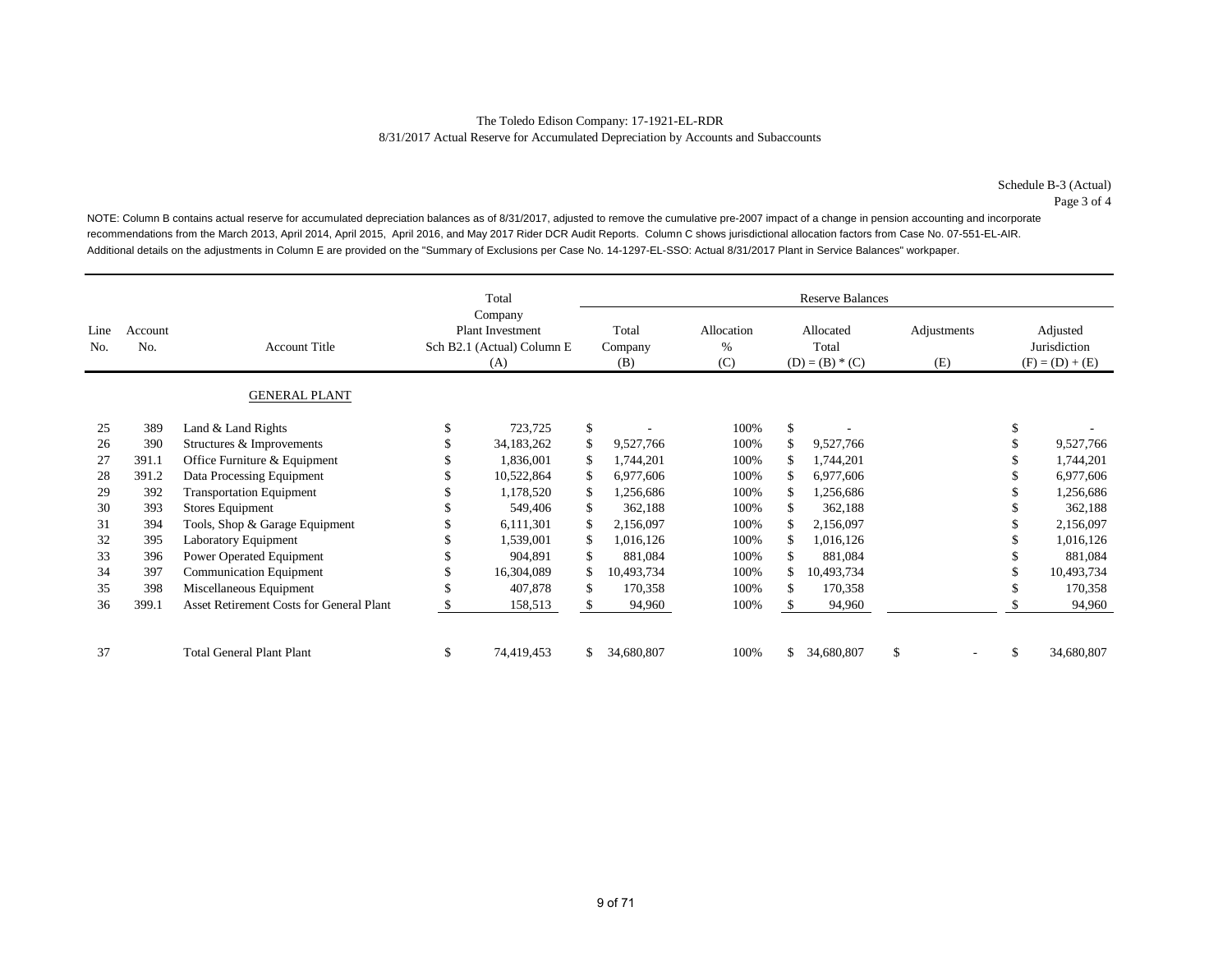The Toledo Edison Company: 17-1921-EL-RDR

8/31/2017 Actual Reserve for Accumulated Depreciation by Accounts and Subaccounts

Schedule B-3 (Actual)
Page 3 of 4

NOTE: Column B contains actual reserve for accumulated depreciation balances as of 8/31/2017, adjusted to remove the cumulative pre-2007 impact of a change in pension accounting and incorporate recommendations from the March 2013, April 2014, April 2015, April 2016, and May 2017 Rider DCR Audit Reports. Column C shows jurisdictional allocation factors from Case No. 07-551-EL-AIR. Additional details on the adjustments in Column E are provided on the "Summary of Exclusions per Case No. 14-1297-EL-SSO: Actual 8/31/2017 Plant in Service Balances" workpaper.

| | | | Total | Reserve Balances | | | | |
|---|---|---|---|---|---|---|---|---|
| Line No. | Account No. | Account Title | Company Plant Investment Sch B2.1 (Actual) Column E (A) | Total Company (B) | Allocation % (C) | Allocated Total (D) = (B) * (C) | Adjustments (E) | Adjusted Jurisdiction (F) = (D) + (E) |
| | | GENERAL PLANT | | | | | | |
| 25 | 389 | Land & Land Rights | $ 723,725 | $ - | 100% | $ - | | $ - |
| 26 | 390 | Structures & Improvements | $ 34,183,262 | $ 9,527,766 | 100% | $ 9,527,766 | | $ 9,527,766 |
| 27 | 391.1 | Office Furniture & Equipment | $ 1,836,001 | $ 1,744,201 | 100% | $ 1,744,201 | | $ 1,744,201 |
| 28 | 391.2 | Data Processing Equipment | $ 10,522,864 | $ 6,977,606 | 100% | $ 6,977,606 | | $ 6,977,606 |
| 29 | 392 | Transportation Equipment | $ 1,178,520 | $ 1,256,686 | 100% | $ 1,256,686 | | $ 1,256,686 |
| 30 | 393 | Stores Equipment | $ 549,406 | $ 362,188 | 100% | $ 362,188 | | $ 362,188 |
| 31 | 394 | Tools, Shop & Garage Equipment | $ 6,111,301 | $ 2,156,097 | 100% | $ 2,156,097 | | $ 2,156,097 |
| 32 | 395 | Laboratory Equipment | $ 1,539,001 | $ 1,016,126 | 100% | $ 1,016,126 | | $ 1,016,126 |
| 33 | 396 | Power Operated Equipment | $ 904,891 | $ 881,084 | 100% | $ 881,084 | | $ 881,084 |
| 34 | 397 | Communication Equipment | $ 16,304,089 | $ 10,493,734 | 100% | $ 10,493,734 | | $ 10,493,734 |
| 35 | 398 | Miscellaneous Equipment | $ 407,878 | $ 170,358 | 100% | $ 170,358 | | $ 170,358 |
| 36 | 399.1 | Asset Retirement Costs for General Plant | $ 158,513 | $ 94,960 | 100% | $ 94,960 | | $ 94,960 |
| 37 | | Total General Plant Plant | $ 74,419,453 | $ 34,680,807 | 100% | $ 34,680,807 | $ - | $ 34,680,807 |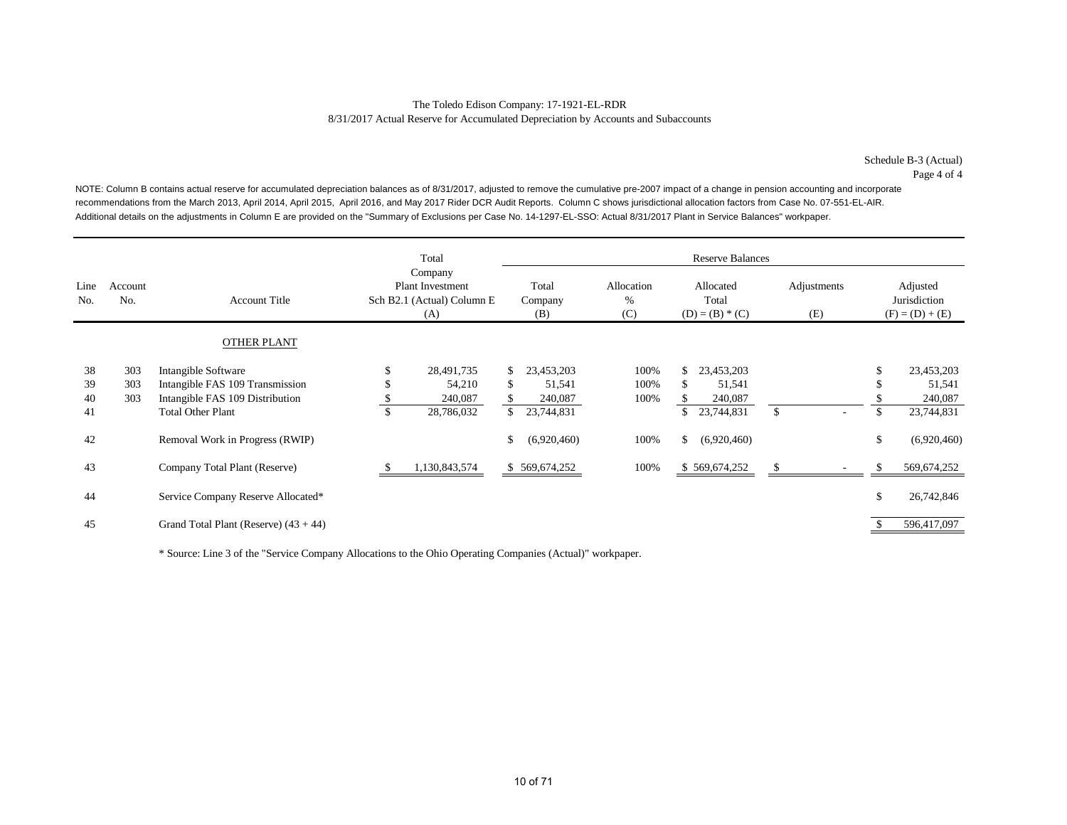The Toledo Edison Company: 17-1921-EL-RDR
8/31/2017 Actual Reserve for Accumulated Depreciation by Accounts and Subaccounts

Schedule B-3 (Actual)
Page 4 of 4

NOTE: Column B contains actual reserve for accumulated depreciation balances as of 8/31/2017, adjusted to remove the cumulative pre-2007 impact of a change in pension accounting and incorporate recommendations from the March 2013, April 2014, April 2015, April 2016, and May 2017 Rider DCR Audit Reports. Column C shows jurisdictional allocation factors from Case No. 07-551-EL-AIR. Additional details on the adjustments in Column E are provided on the "Summary of Exclusions per Case No. 14-1297-EL-SSO: Actual 8/31/2017 Plant in Service Balances" workpaper.

| Line No. | Account No. | Account Title | Total Company Plant Investment Sch B2.1 (Actual) Column E (A) | Reserve Balances Total Company (B) | Allocation % (C) | Allocated Total (D) = (B) * (C) | Adjustments (E) | Adjusted Jurisdiction (F) = (D) + (E) |
|---|---|---|---|---|---|---|---|---|
| | | OTHER PLANT | | | | | | |
| 38 | 303 | Intangible Software | $ 28,491,735 | $ 23,453,203 | 100% | $ 23,453,203 | | $ 23,453,203 |
| 39 | 303 | Intangible FAS 109 Transmission | $ 54,210 | $ 51,541 | 100% | $ 51,541 | | $ 51,541 |
| 40 | 303 | Intangible FAS 109 Distribution | $ 240,087 | $ 240,087 | 100% | $ 240,087 | | $ 240,087 |
| 41 | | Total Other Plant | $ 28,786,032 | $ 23,744,831 | | $ 23,744,831 | $ - | $ 23,744,831 |
| 42 | | Removal Work in Progress (RWIP) | | $ (6,920,460) | 100% | $ (6,920,460) | | $ (6,920,460) |
| 43 | | Company Total Plant (Reserve) | $ 1,130,843,574 | $ 569,674,252 | 100% | $ 569,674,252 | $ - | $ 569,674,252 |
| 44 | | Service Company Reserve Allocated* | | | | | | $ 26,742,846 |
| 45 | | Grand Total Plant (Reserve) (43 + 44) | | | | | | $ 596,417,097 |

* Source: Line 3 of the "Service Company Allocations to the Ohio Operating Companies (Actual)" workpaper.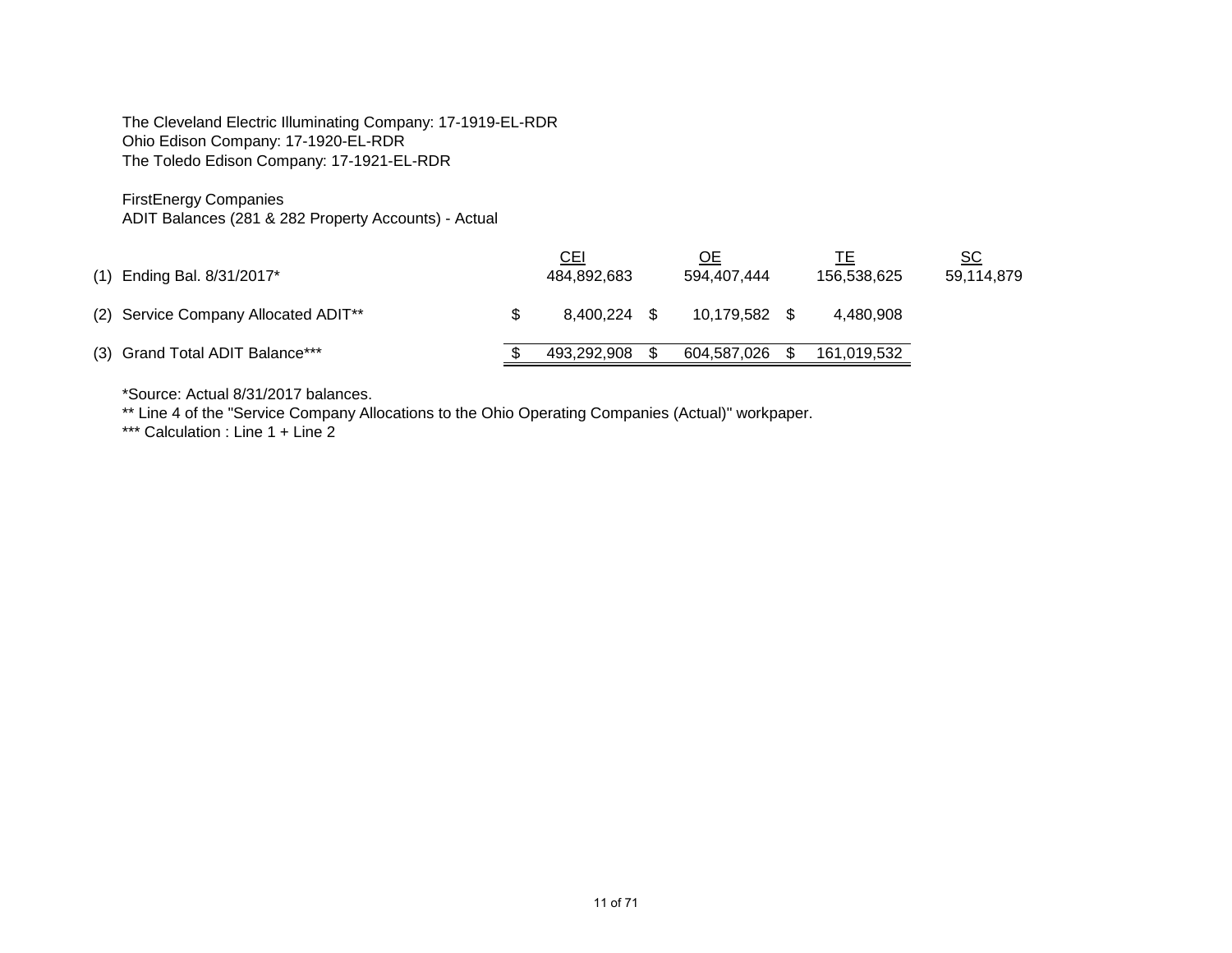The Cleveland Electric Illuminating Company: 17-1919-EL-RDR
Ohio Edison Company: 17-1920-EL-RDR
The Toledo Edison Company: 17-1921-EL-RDR

FirstEnergy Companies
ADIT Balances (281 & 282 Property Accounts) - Actual

| | | CEI | OE | TE | SC |
|---|---|---|---|---|---|
| (1) | Ending Bal. 8/31/2017* | 484,892,683 | 594,407,444 | 156,538,625 | 59,114,879 |
| (2) | Service Company Allocated ADIT** | $ 8,400,224 | $ 10,179,582 | $ 4,480,908 | |
| (3) | Grand Total ADIT Balance*** | $ 493,292,908 | $ 604,587,026 | $ 161,019,532 | |

*Source: Actual 8/31/2017 balances.
** Line 4 of the "Service Company Allocations to the Ohio Operating Companies (Actual)" workpaper.
*** Calculation : Line 1 + Line 2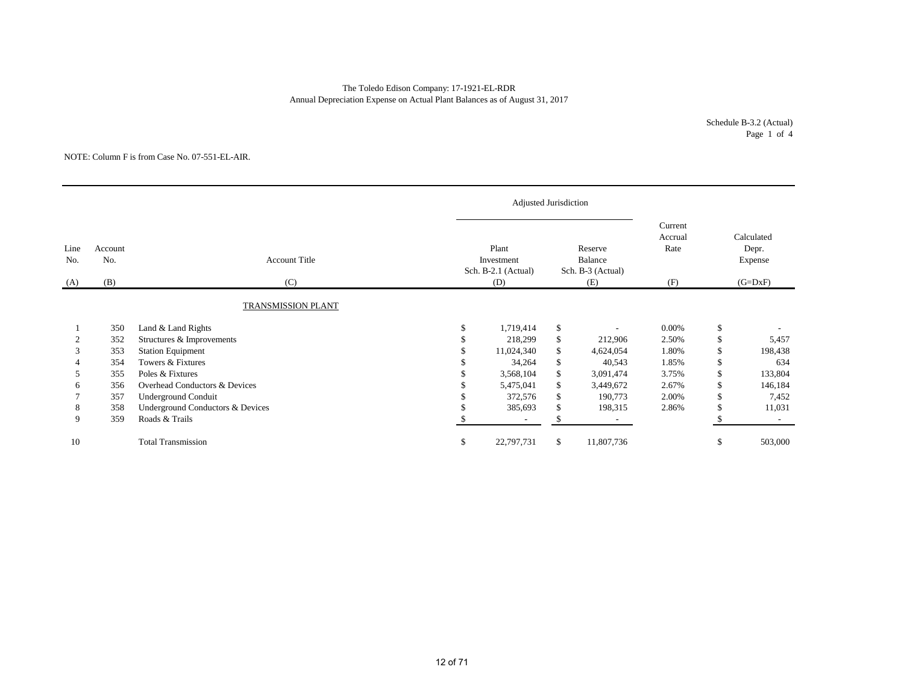The Toledo Edison Company: 17-1921-EL-RDR
Annual Depreciation Expense on Actual Plant Balances as of August 31, 2017

Schedule B-3.2 (Actual)
Page 1 of 4

NOTE: Column F is from Case No. 07-551-EL-AIR.

| | | | Adjusted Jurisdiction | | | |
|---|---|---|---|---|---|---|
| Line No. | Account No. | Account Title | Plant Investment Sch. B-2.1 (Actual) | Reserve Balance Sch. B-3 (Actual) | Current Accrual Rate | Calculated Depr. Expense |
| (A) | (B) | (C) | (D) | (E) | (F) | (G=DxF) |
| | | TRANSMISSION PLANT | | | | |
| 1 | 350 | Land & Land Rights | $ 1,719,414 | $ - | 0.00% | $ - |
| 2 | 352 | Structures & Improvements | $ 218,299 | $ 212,906 | 2.50% | $ 5,457 |
| 3 | 353 | Station Equipment | $ 11,024,340 | $ 4,624,054 | 1.80% | $ 198,438 |
| 4 | 354 | Towers & Fixtures | $ 34,264 | $ 40,543 | 1.85% | $ 634 |
| 5 | 355 | Poles & Fixtures | $ 3,568,104 | $ 3,091,474 | 3.75% | $ 133,804 |
| 6 | 356 | Overhead Conductors & Devices | $ 5,475,041 | $ 3,449,672 | 2.67% | $ 146,184 |
| 7 | 357 | Underground Conduit | $ 372,576 | $ 190,773 | 2.00% | $ 7,452 |
| 8 | 358 | Underground Conductors & Devices | $ 385,693 | $ 198,315 | 2.86% | $ 11,031 |
| 9 | 359 | Roads & Trails | $ - | $ - | | $ - |
| 10 | | Total Transmission | $ 22,797,731 | $ 11,807,736 | | $ 503,000 |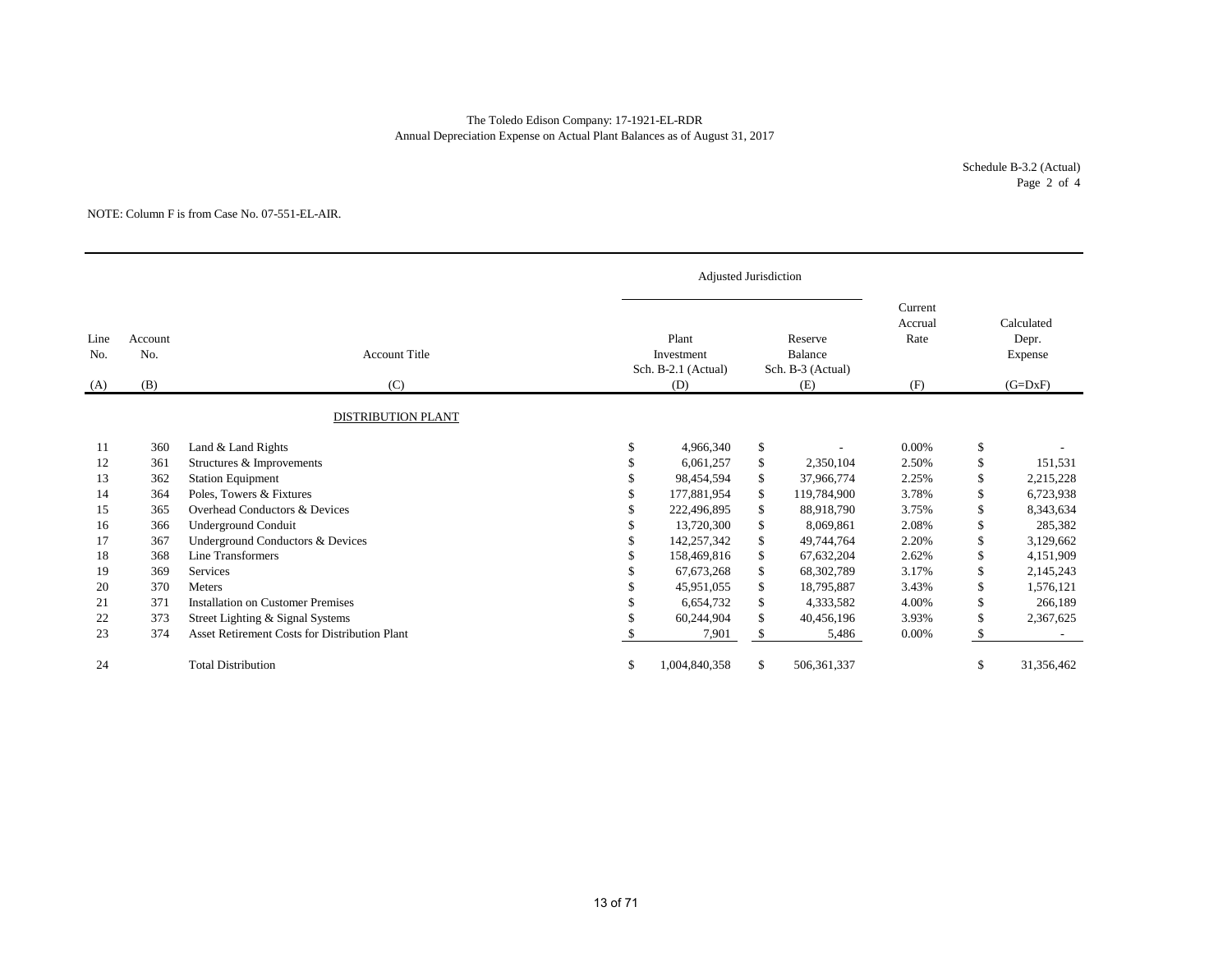The Toledo Edison Company: 17-1921-EL-RDR
Annual Depreciation Expense on Actual Plant Balances as of August 31, 2017

Schedule B-3.2 (Actual)
Page 2 of 4

NOTE: Column F is from Case No. 07-551-EL-AIR.

| | | | Adjusted Jurisdiction | | | |
|---|---|---|---|---|---|---|
| Line No. | Account No. | Account Title | Plant Investment Sch. B-2.1 (Actual) | Reserve Balance Sch. B-3 (Actual) | Current Accrual Rate | Calculated Depr. Expense |
| (A) | (B) | (C) | (D) | (E) | (F) | (G=DxF) |
| | | DISTRIBUTION PLANT | | | | |
| 11 | 360 | Land & Land Rights | $ 4,966,340 | $ - | 0.00% | $ - |
| 12 | 361 | Structures & Improvements | $ 6,061,257 | $ 2,350,104 | 2.50% | $ 151,531 |
| 13 | 362 | Station Equipment | $ 98,454,594 | $ 37,966,774 | 2.25% | $ 2,215,228 |
| 14 | 364 | Poles, Towers & Fixtures | $ 177,881,954 | $ 119,784,900 | 3.78% | $ 6,723,938 |
| 15 | 365 | Overhead Conductors & Devices | $ 222,496,895 | $ 88,918,790 | 3.75% | $ 8,343,634 |
| 16 | 366 | Underground Conduit | $ 13,720,300 | $ 8,069,861 | 2.08% | $ 285,382 |
| 17 | 367 | Underground Conductors & Devices | $ 142,257,342 | $ 49,744,764 | 2.20% | $ 3,129,662 |
| 18 | 368 | Line Transformers | $ 158,469,816 | $ 67,632,204 | 2.62% | $ 4,151,909 |
| 19 | 369 | Services | $ 67,673,268 | $ 68,302,789 | 3.17% | $ 2,145,243 |
| 20 | 370 | Meters | $ 45,951,055 | $ 18,795,887 | 3.43% | $ 1,576,121 |
| 21 | 371 | Installation on Customer Premises | $ 6,654,732 | $ 4,333,582 | 4.00% | $ 266,189 |
| 22 | 373 | Street Lighting & Signal Systems | $ 60,244,904 | $ 40,456,196 | 3.93% | $ 2,367,625 |
| 23 | 374 | Asset Retirement Costs for Distribution Plant | $ 7,901 | $ 5,486 | 0.00% | $ - |
| 24 | | Total Distribution | $ 1,004,840,358 | $ 506,361,337 | | $ 31,356,462 |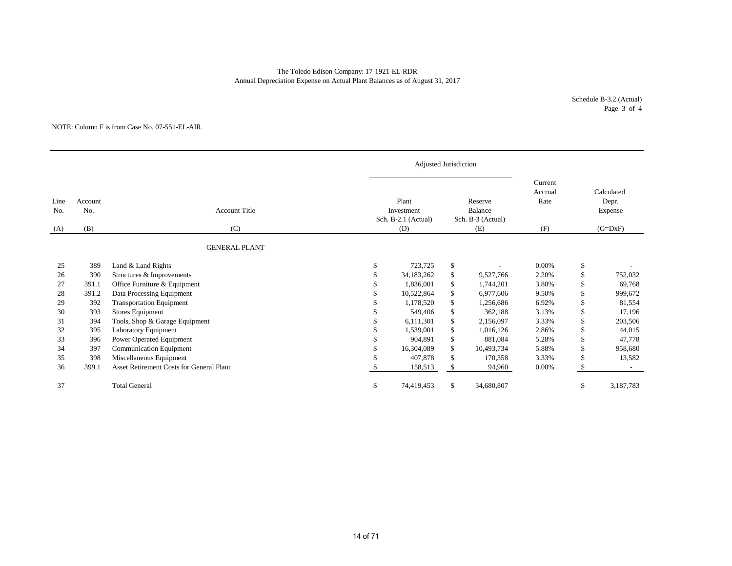The Toledo Edison Company: 17-1921-EL-RDR
Annual Depreciation Expense on Actual Plant Balances as of August 31, 2017

Schedule B-3.2 (Actual)
Page 3 of 4

NOTE: Column F is from Case No. 07-551-EL-AIR.

| | | | Adjusted Jurisdiction | | | |
|---|---|---|---|---|---|---|
| Line No. | Account No. | Account Title | Plant Investment Sch. B-2.1 (Actual) | Reserve Balance Sch. B-3 (Actual) | Current Accrual Rate | Calculated Depr. Expense |
| (A) | (B) | (C) | (D) | (E) | (F) | (G=DxF) |
| | | GENERAL PLANT | | | | |
| 25 | 389 | Land & Land Rights | $ 723,725 | $ - | 0.00% | $ - |
| 26 | 390 | Structures & Improvements | $ 34,183,262 | $ 9,527,766 | 2.20% | $ 752,032 |
| 27 | 391.1 | Office Furniture & Equipment | $ 1,836,001 | $ 1,744,201 | 3.80% | $ 69,768 |
| 28 | 391.2 | Data Processing Equipment | $ 10,522,864 | $ 6,977,606 | 9.50% | $ 999,672 |
| 29 | 392 | Transportation Equipment | $ 1,178,520 | $ 1,256,686 | 6.92% | $ 81,554 |
| 30 | 393 | Stores Equipment | $ 549,406 | $ 362,188 | 3.13% | $ 17,196 |
| 31 | 394 | Tools, Shop & Garage Equipment | $ 6,111,301 | $ 2,156,097 | 3.33% | $ 203,506 |
| 32 | 395 | Laboratory Equipment | $ 1,539,001 | $ 1,016,126 | 2.86% | $ 44,015 |
| 33 | 396 | Power Operated Equipment | $ 904,891 | $ 881,084 | 5.28% | $ 47,778 |
| 34 | 397 | Communication Equipment | $ 16,304,089 | $ 10,493,734 | 5.88% | $ 958,680 |
| 35 | 398 | Miscellaneous Equipment | $ 407,878 | $ 170,358 | 3.33% | $ 13,582 |
| 36 | 399.1 | Asset Retirement Costs for General Plant | $ 158,513 | $ 94,960 | 0.00% | $ - |
| 37 | | Total General | $ 74,419,453 | $ 34,680,807 | | $ 3,187,783 |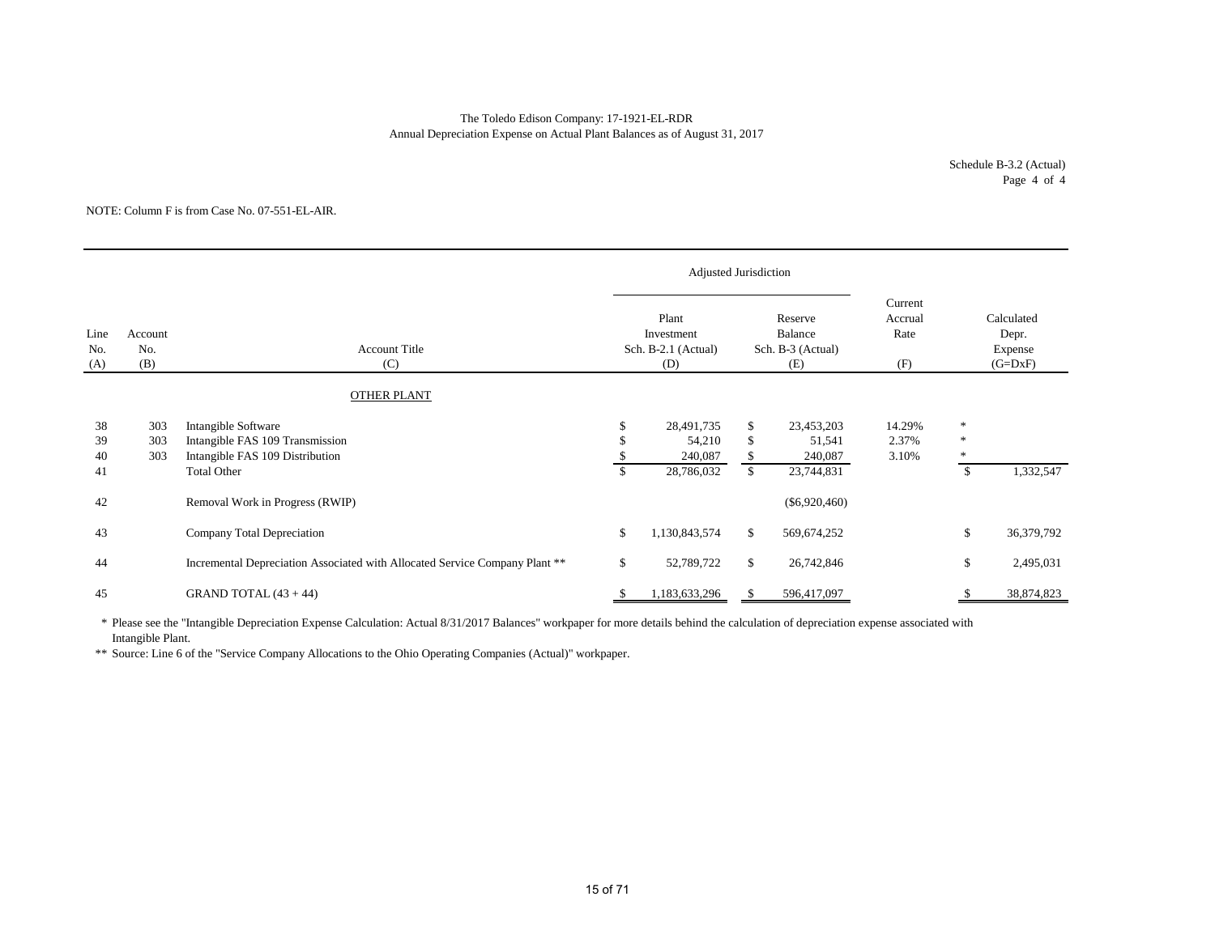The Toledo Edison Company: 17-1921-EL-RDR
Annual Depreciation Expense on Actual Plant Balances as of August 31, 2017

Schedule B-3.2 (Actual)
Page 4 of 4

NOTE: Column F is from Case No. 07-551-EL-AIR.

| | | | Adjusted Jurisdiction | | | |
|---|---|---|---|---|---|---|
| Line No. (A) | Account No. (B) | Account Title (C) | Plant Investment Sch. B-2.1 (Actual) (D) | Reserve Balance Sch. B-3 (Actual) (E) | Current Accrual Rate (F) | Calculated Depr. Expense (G=DxF) |
| | | OTHER PLANT | | | | |
| 38 | 303 | Intangible Software | $ 28,491,735 | $ 23,453,203 | 14.29% | * |
| 39 | 303 | Intangible FAS 109 Transmission | $ 54,210 | $ 51,541 | 2.37% | * |
| 40 | 303 | Intangible FAS 109 Distribution | $ 240,087 | $ 240,087 | 3.10% | * |
| 41 | | Total Other | $ 28,786,032 | $ 23,744,831 | | $ 1,332,547 |
| 42 | | Removal Work in Progress (RWIP) | | ($6,920,460) | | |
| 43 | | Company Total Depreciation | $ 1,130,843,574 | $ 569,674,252 | | $ 36,379,792 |
| 44 | | Incremental Depreciation Associated with Allocated Service Company Plant ** | $ 52,789,722 | $ 26,742,846 | | $ 2,495,031 |
| 45 | | GRAND TOTAL (43 + 44) | $ 1,183,633,296 | $ 596,417,097 | | $ 38,874,823 |

\* Please see the "Intangible Depreciation Expense Calculation: Actual 8/31/2017 Balances" workpaper for more details behind the calculation of depreciation expense associated with Intangible Plant.

** Source: Line 6 of the "Service Company Allocations to the Ohio Operating Companies (Actual)" workpaper.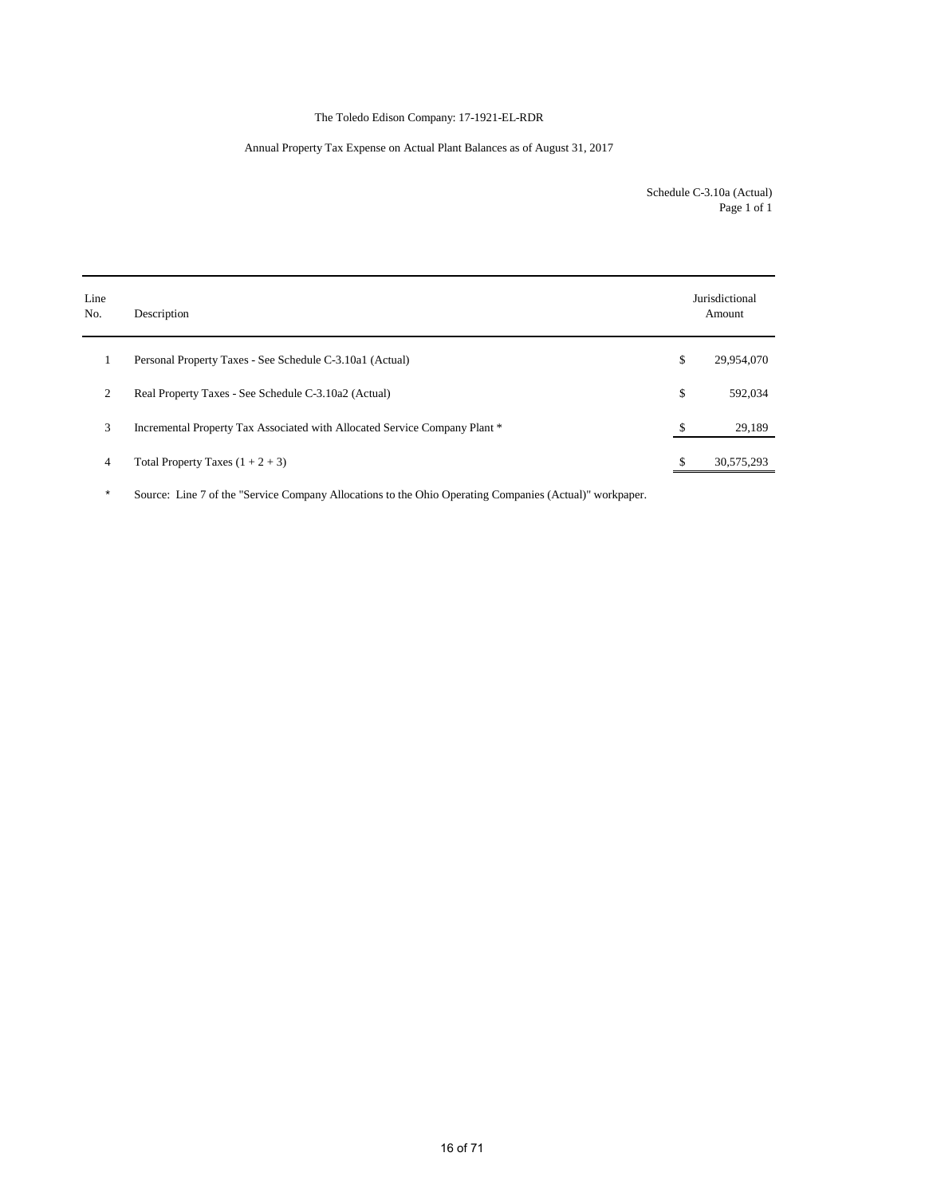The Toledo Edison Company: 17-1921-EL-RDR

Annual Property Tax Expense on Actual Plant Balances as of August 31, 2017

Schedule C-3.10a (Actual)
Page 1 of 1

| Line No. | Description | | Jurisdictional Amount |
|---|---|---|---|
| 1 | Personal Property Taxes - See Schedule C-3.10a1 (Actual) | $ | 29,954,070 |
| 2 | Real Property Taxes - See Schedule C-3.10a2 (Actual) | $ | 592,034 |
| 3 | Incremental Property Tax Associated with Allocated Service Company Plant * | $ | 29,189 |
| 4 | Total Property Taxes (1 + 2 + 3) | $ | 30,575,293 |

\* Source: Line 7 of the "Service Company Allocations to the Ohio Operating Companies (Actual)" workpaper.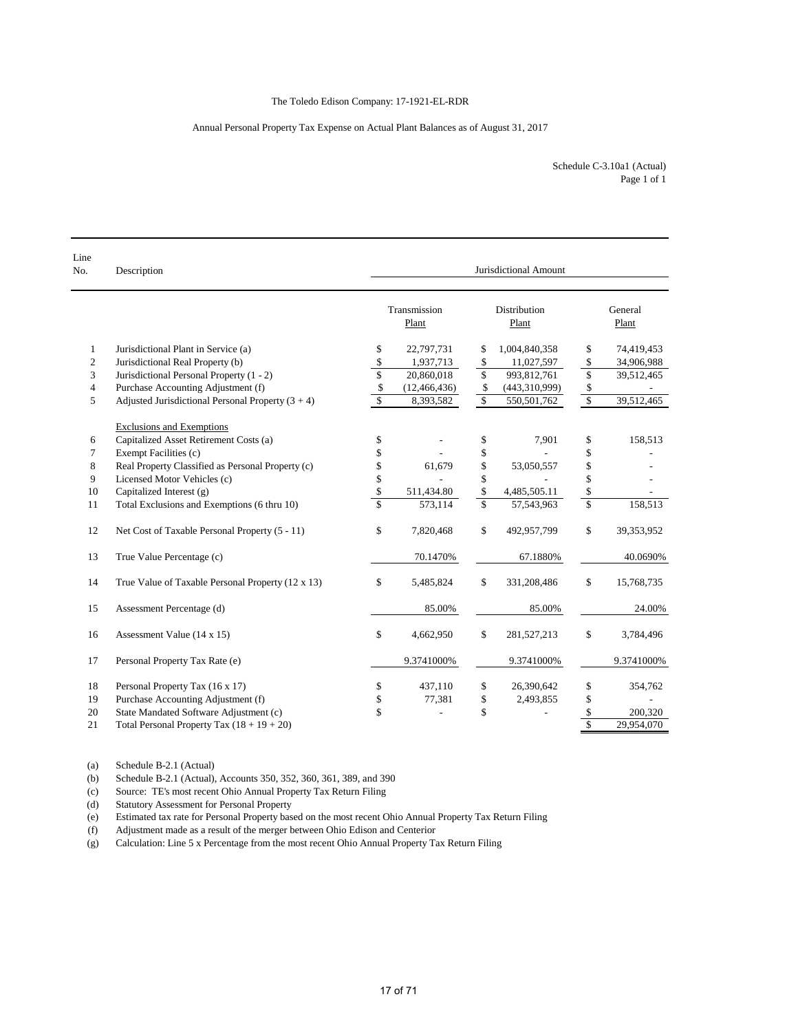The Toledo Edison Company: 17-1921-EL-RDR

Annual Personal Property Tax Expense on Actual Plant Balances as of August 31, 2017

Schedule C-3.10a1 (Actual)
Page 1 of 1

| Line No. | Description | Jurisdictional Amount | | |
|---|---|---|---|---|
| | | Transmission Plant | Distribution Plant | General Plant |
| 1 | Jurisdictional Plant in Service (a) | $ 22,797,731 | $ 1,004,840,358 | $ 74,419,453 |
| 2 | Jurisdictional Real Property (b) | $ 1,937,713 | $ 11,027,597 | $ 34,906,988 |
| 3 | Jurisdictional Personal Property (1 - 2) | $ 20,860,018 | $ 993,812,761 | $ 39,512,465 |
| 4 | Purchase Accounting Adjustment (f) | $ (12,466,436) | $ (443,310,999) | $ - |
| 5 | Adjusted Jurisdictional Personal Property (3 + 4) | $ 8,393,582 | $ 550,501,762 | $ 39,512,465 |
| | Exclusions and Exemptions | | | |
| 6 | Capitalized Asset Retirement Costs (a) | $ - | $ 7,901 | $ 158,513 |
| 7 | Exempt Facilities (c) | $ - | $ - | $ - |
| 8 | Real Property Classified as Personal Property (c) | $ 61,679 | $ 53,050,557 | $ - |
| 9 | Licensed Motor Vehicles (c) | $ - | $ - | $ - |
| 10 | Capitalized Interest (g) | $ 511,434.80 | $ 4,485,505.11 | $ - |
| 11 | Total Exclusions and Exemptions (6 thru 10) | $ 573,114 | $ 57,543,963 | $ 158,513 |
| 12 | Net Cost of Taxable Personal Property (5 - 11) | $ 7,820,468 | $ 492,957,799 | $ 39,353,952 |
| 13 | True Value Percentage (c) | 70.1470% | 67.1880% | 40.0690% |
| 14 | True Value of Taxable Personal Property (12 x 13) | $ 5,485,824 | $ 331,208,486 | $ 15,768,735 |
| 15 | Assessment Percentage (d) | 85.00% | 85.00% | 24.00% |
| 16 | Assessment Value (14 x 15) | $ 4,662,950 | $ 281,527,213 | $ 3,784,496 |
| 17 | Personal Property Tax Rate (e) | 9.3741000% | 9.3741000% | 9.3741000% |
| 18 | Personal Property Tax (16 x 17) | $ 437,110 | $ 26,390,642 | $ 354,762 |
| 19 | Purchase Accounting Adjustment (f) | $ 77,381 | $ 2,493,855 | $ - |
| 20 | State Mandated Software Adjustment (c) | $ - | $ - | $ 200,320 |
| 21 | Total Personal Property Tax (18 + 19 + 20) | | | $ 29,954,070 |

(a) Schedule B-2.1 (Actual)
(b) Schedule B-2.1 (Actual), Accounts 350, 352, 360, 361, 389, and 390
(c) Source: TE's most recent Ohio Annual Property Tax Return Filing
(d) Statutory Assessment for Personal Property
(e) Estimated tax rate for Personal Property based on the most recent Ohio Annual Property Tax Return Filing
(f) Adjustment made as a result of the merger between Ohio Edison and Centerior
(g) Calculation: Line 5 x Percentage from the most recent Ohio Annual Property Tax Return Filing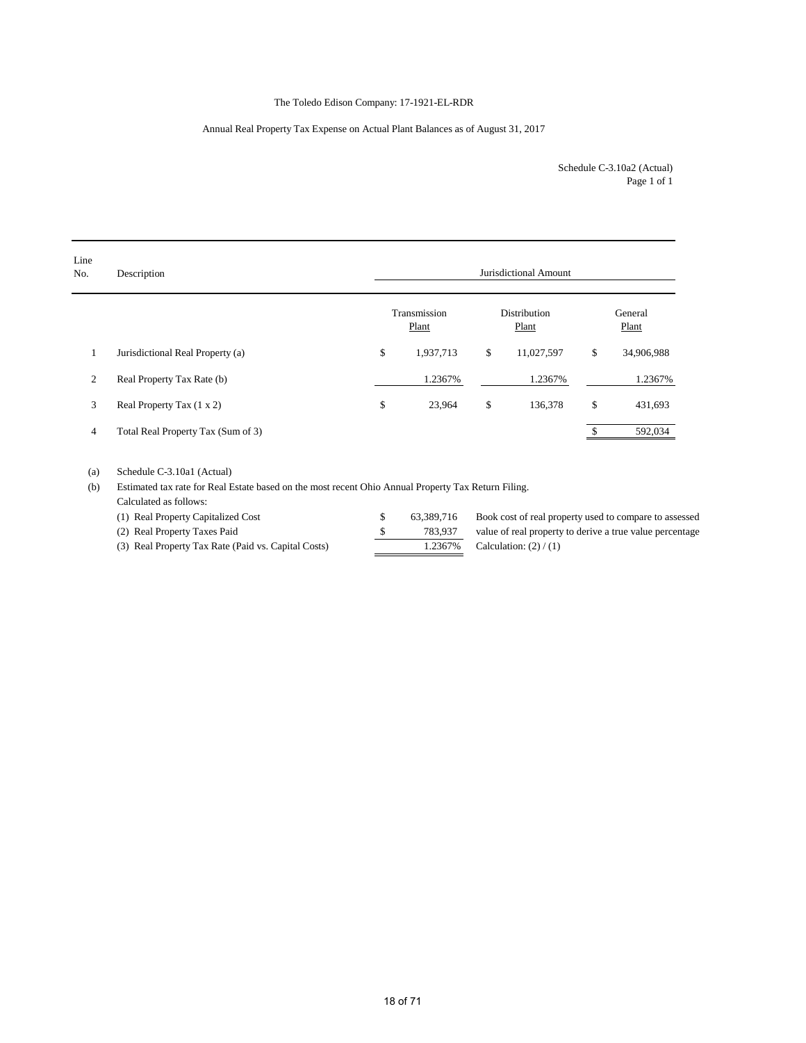The Toledo Edison Company: 17-1921-EL-RDR

Annual Real Property Tax Expense on Actual Plant Balances as of August 31, 2017

Schedule C-3.10a2 (Actual)
Page 1 of 1

| Line No. | Description | Jurisdictional Amount | | |
|---|---|---|---|---|
| | | Transmission Plant | Distribution Plant | General Plant |
| 1 | Jurisdictional Real Property (a) | $ 1,937,713 | $ 11,027,597 | $ 34,906,988 |
| 2 | Real Property Tax Rate (b) | 1.2367% | 1.2367% | 1.2367% |
| 3 | Real Property Tax (1 x 2) | $ 23,964 | $ 136,378 | $ 431,693 |
| 4 | Total Real Property Tax (Sum of 3) | | | $ 592,034 |

(a) Schedule C-3.10a1 (Actual)

(b) Estimated tax rate for Real Estate based on the most recent Ohio Annual Property Tax Return Filing.
Calculated as follows:

| | | |
|---|---|---|
| (1) Real Property Capitalized Cost | $ 63,389,716 | Book cost of real property used to compare to assessed |
| (2) Real Property Taxes Paid | $ 783,937 | value of real property to derive a true value percentage |
| (3) Real Property Tax Rate (Paid vs. Capital Costs) | 1.2367% | Calculation: (2) / (1) |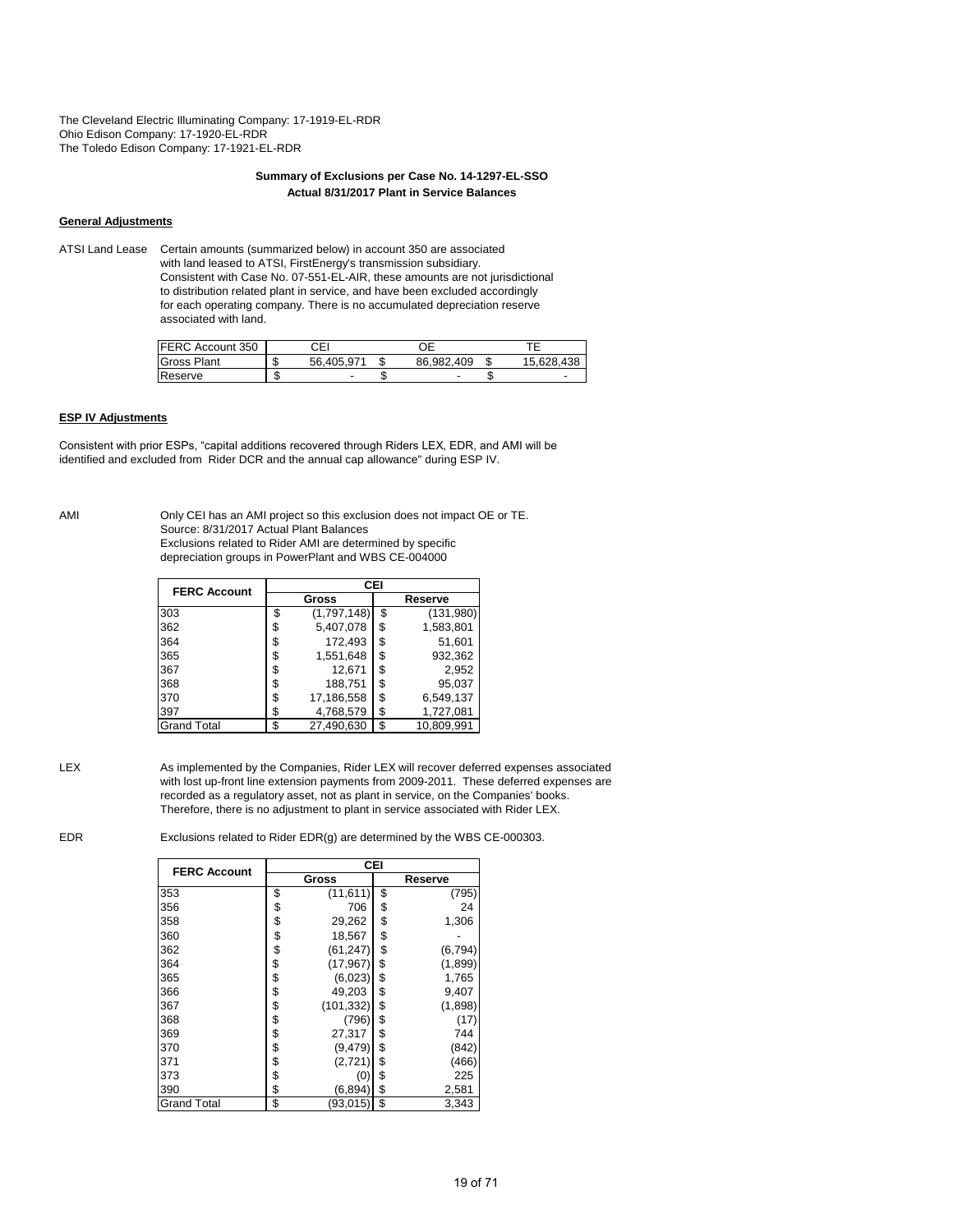The Cleveland Electric Illuminating Company: 17-1919-EL-RDR
Ohio Edison Company: 17-1920-EL-RDR
The Toledo Edison Company: 17-1921-EL-RDR

**Summary of Exclusions per Case No. 14-1297-EL-SSO**
**Actual 8/31/2017 Plant in Service Balances**

**General Adjustments**

ATSI Land Lease — Certain amounts (summarized below) in account 350 are associated with land leased to ATSI, FirstEnergy's transmission subsidiary. Consistent with Case No. 07-551-EL-AIR, these amounts are not jurisdictional to distribution related plant in service, and have been excluded accordingly for each operating company. There is no accumulated depreciation reserve associated with land.

| FERC Account 350 | CEI | OE | TE |
|---|---|---|---|
| Gross Plant | $ 56,405,971 | $ 86,982,409 | $ 15,628,438 |
| Reserve | $ - | $ - | $ - |

**ESP IV Adjustments**

Consistent with prior ESPs, "capital additions recovered through Riders LEX, EDR, and AMI will be identified and excluded from Rider DCR and the annual cap allowance" during ESP IV.

AMI — Only CEI has an AMI project so this exclusion does not impact OE or TE.
Source: 8/31/2017 Actual Plant Balances
Exclusions related to Rider AMI are determined by specific depreciation groups in PowerPlant and WBS CE-004000

| FERC Account | CEI | |
|---|---|---|
| | Gross | Reserve |
| 303 | $ (1,797,148) | $ (131,980) |
| 362 | $ 5,407,078 | $ 1,583,801 |
| 364 | $ 172,493 | $ 51,601 |
| 365 | $ 1,551,648 | $ 932,362 |
| 367 | $ 12,671 | $ 2,952 |
| 368 | $ 188,751 | $ 95,037 |
| 370 | $ 17,186,558 | $ 6,549,137 |
| 397 | $ 4,768,579 | $ 1,727,081 |
| Grand Total | $ 27,490,630 | $ 10,809,991 |

LEX — As implemented by the Companies, Rider LEX will recover deferred expenses associated with lost up-front line extension payments from 2009-2011. These deferred expenses are recorded as a regulatory asset, not as plant in service, on the Companies' books. Therefore, there is no adjustment to plant in service associated with Rider LEX.

EDR — Exclusions related to Rider EDR(g) are determined by the WBS CE-000303.

| FERC Account | CEI | |
|---|---|---|
| | Gross | Reserve |
| 353 | $ (11,611) | $ (795) |
| 356 | $ 706 | $ 24 |
| 358 | $ 29,262 | $ 1,306 |
| 360 | $ 18,567 | $ - |
| 362 | $ (61,247) | $ (6,794) |
| 364 | $ (17,967) | $ (1,899) |
| 365 | $ (6,023) | $ 1,765 |
| 366 | $ 49,203 | $ 9,407 |
| 367 | $ (101,332) | $ (1,898) |
| 368 | $ (796) | $ (17) |
| 369 | $ 27,317 | $ 744 |
| 370 | $ (9,479) | $ (842) |
| 371 | $ (2,721) | $ (466) |
| 373 | $ (0) | $ 225 |
| 390 | $ (6,894) | $ 2,581 |
| Grand Total | $ (93,015) | $ 3,343 |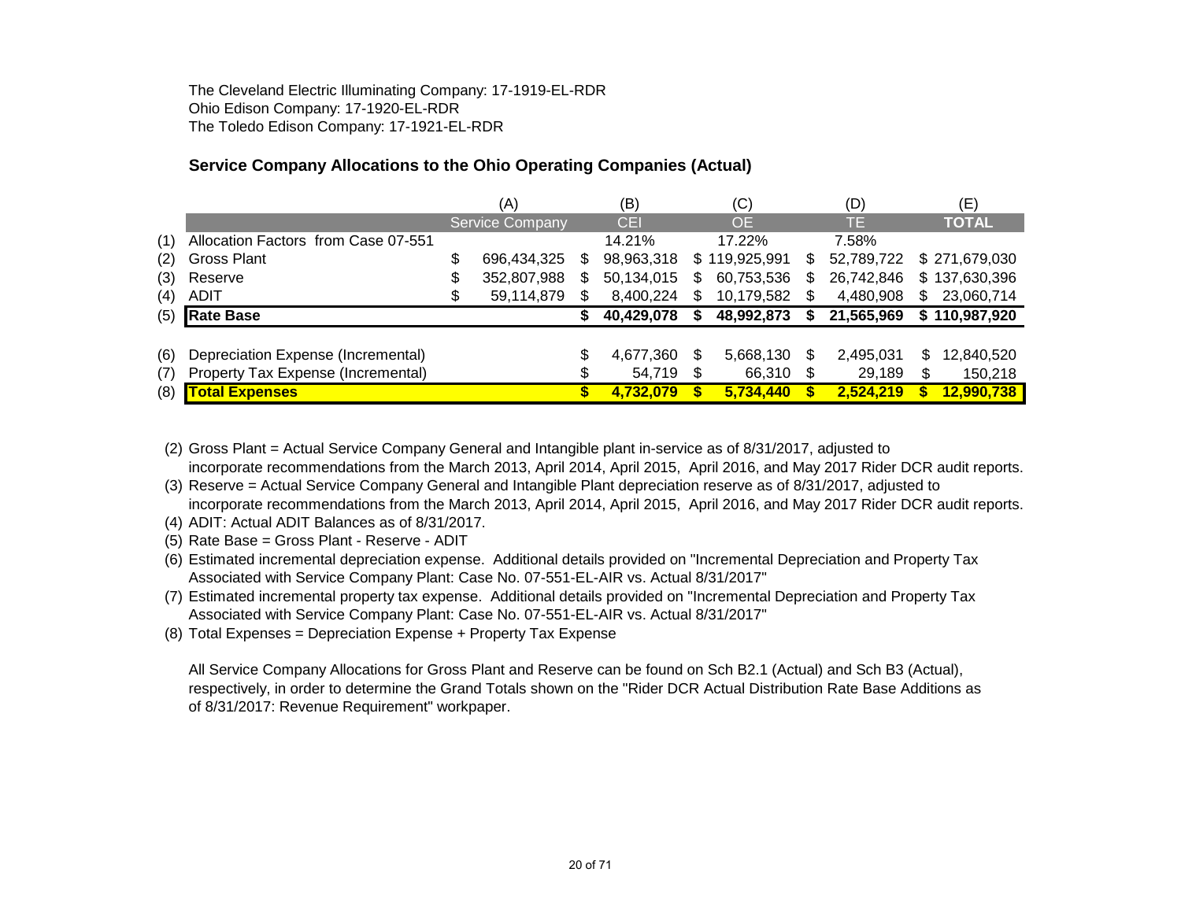The Cleveland Electric Illuminating Company: 17-1919-EL-RDR
Ohio Edison Company: 17-1920-EL-RDR
The Toledo Edison Company: 17-1921-EL-RDR

## Service Company Allocations to the Ohio Operating Companies (Actual)

| | | (A) | (B) | (C) | (D) | (E) |
|---|---|---|---|---|---|---|
| | | Service Company | CEI | OE | TE | TOTAL |
| (1) | Allocation Factors from Case 07-551 | | 14.21% | 17.22% | 7.58% | |
| (2) | Gross Plant | $ 696,434,325 | $ 98,963,318 | $ 119,925,991 | $ 52,789,722 | $ 271,679,030 |
| (3) | Reserve | $ 352,807,988 | $ 50,134,015 | $ 60,753,536 | $ 26,742,846 | $ 137,630,396 |
| (4) | ADIT | $ 59,114,879 | $ 8,400,224 | $ 10,179,582 | $ 4,480,908 | $ 23,060,714 |
| (5) | **Rate Base** | | **$ 40,429,078** | **$ 48,992,873** | **$ 21,565,969** | **$ 110,987,920** |
| | | | | | | |
| (6) | Depreciation Expense (Incremental) | | $ 4,677,360 | $ 5,668,130 | $ 2,495,031 | $ 12,840,520 |
| (7) | Property Tax Expense (Incremental) | | $ 54,719 | $ 66,310 | $ 29,189 | $ 150,218 |
| (8) | **Total Expenses** | | **$ 4,732,079** | **$ 5,734,440** | **$ 2,524,219** | **$ 12,990,738** |

(2) Gross Plant = Actual Service Company General and Intangible plant in-service as of 8/31/2017, adjusted to incorporate recommendations from the March 2013, April 2014, April 2015, April 2016, and May 2017 Rider DCR audit reports.
(3) Reserve = Actual Service Company General and Intangible Plant depreciation reserve as of 8/31/2017, adjusted to incorporate recommendations from the March 2013, April 2014, April 2015, April 2016, and May 2017 Rider DCR audit reports.
(4) ADIT: Actual ADIT Balances as of 8/31/2017.
(5) Rate Base = Gross Plant - Reserve - ADIT
(6) Estimated incremental depreciation expense. Additional details provided on "Incremental Depreciation and Property Tax Associated with Service Company Plant: Case No. 07-551-EL-AIR vs. Actual 8/31/2017"
(7) Estimated incremental property tax expense. Additional details provided on "Incremental Depreciation and Property Tax Associated with Service Company Plant: Case No. 07-551-EL-AIR vs. Actual 8/31/2017"
(8) Total Expenses = Depreciation Expense + Property Tax Expense

All Service Company Allocations for Gross Plant and Reserve can be found on Sch B2.1 (Actual) and Sch B3 (Actual), respectively, in order to determine the Grand Totals shown on the "Rider DCR Actual Distribution Rate Base Additions as of 8/31/2017: Revenue Requirement" workpaper.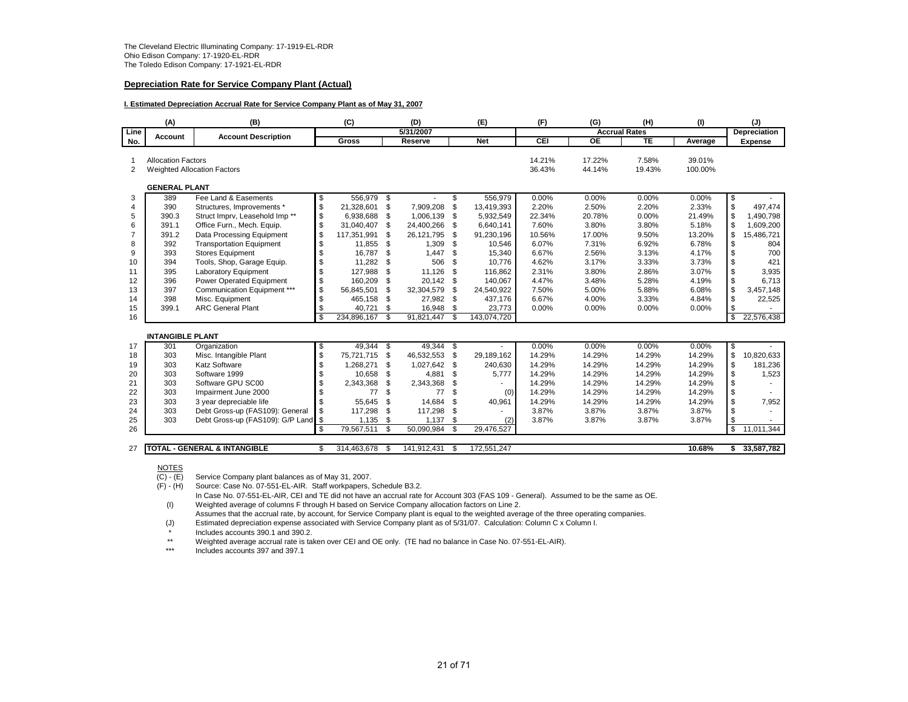The Cleveland Electric Illuminating Company: 17-1919-EL-RDR
Ohio Edison Company: 17-1920-EL-RDR
The Toledo Edison Company: 17-1921-EL-RDR

**Depreciation Rate for Service Company Plant (Actual)**

**I. Estimated Depreciation Accrual Rate for Service Company Plant as of May 31, 2007**

| (A) | | (B) | (C) | (D) | (E) | (F) | (G) | (H) | (I) | (J) |
|---|---|---|---|---|---|---|---|---|---|---|
| Line No. | Account | Account Description | 5/31/2007 Gross | Reserve | Net | Accrual Rates CEI | OE | TE | Average | Depreciation Expense |
| 1 | Allocation Factors | | | | | 14.21% | 17.22% | 7.58% | 39.01% | |
| 2 | Weighted Allocation Factors | | | | | 36.43% | 44.14% | 19.43% | 100.00% | |
| | **GENERAL PLANT** | | | | | | | | | |
| 3 | 389 | Fee Land & Easements | $ 556,979 | $ - | $ 556,979 | 0.00% | 0.00% | 0.00% | 0.00% | $ - |
| 4 | 390 | Structures, Improvements * | $ 21,328,601 | $ 7,909,208 | $ 13,419,393 | 2.20% | 2.50% | 2.20% | 2.33% | $ 497,474 |
| 5 | 390.3 | Struct Imprv, Leasehold Imp ** | $ 6,938,688 | $ 1,006,139 | $ 5,932,549 | 22.34% | 20.78% | 0.00% | 21.49% | $ 1,490,798 |
| 6 | 391.1 | Office Furn., Mech. Equip. | $ 31,040,407 | $ 24,400,266 | $ 6,640,141 | 7.60% | 3.80% | 3.80% | 5.18% | $ 1,609,200 |
| 7 | 391.2 | Data Processing Equipment | $ 117,351,991 | $ 26,121,795 | $ 91,230,196 | 10.56% | 17.00% | 9.50% | 13.20% | $ 15,486,721 |
| 8 | 392 | Transportation Equipment | $ 11,855 | $ 1,309 | $ 10,546 | 6.07% | 7.31% | 6.92% | 6.78% | $ 804 |
| 9 | 393 | Stores Equipment | $ 16,787 | $ 1,447 | $ 15,340 | 6.67% | 2.56% | 3.13% | 4.17% | $ 700 |
| 10 | 394 | Tools, Shop, Garage Equip. | $ 11,282 | $ 506 | $ 10,776 | 4.62% | 3.17% | 3.33% | 3.73% | $ 421 |
| 11 | 395 | Laboratory Equipment | $ 127,988 | $ 11,126 | $ 116,862 | 2.31% | 3.80% | 2.86% | 3.07% | $ 3,935 |
| 12 | 396 | Power Operated Equipment | $ 160,209 | $ 20,142 | $ 140,067 | 4.47% | 3.48% | 5.28% | 4.19% | $ 6,713 |
| 13 | 397 | Communication Equipment *** | $ 56,845,501 | $ 32,304,579 | $ 24,540,922 | 7.50% | 5.00% | 5.88% | 6.08% | $ 3,457,148 |
| 14 | 398 | Misc. Equipment | $ 465,158 | $ 27,982 | $ 437,176 | 6.67% | 4.00% | 3.33% | 4.84% | $ 22,525 |
| 15 | 399.1 | ARC General Plant | $ 40,721 | $ 16,948 | $ 23,773 | 0.00% | 0.00% | 0.00% | 0.00% | $ - |
| 16 | | | $ 234,896,167 | $ 91,821,447 | $ 143,074,720 | | | | | $ 22,576,438 |
| | **INTANGIBLE PLANT** | | | | | | | | | |
| 17 | 301 | Organization | $ 49,344 | $ 49,344 | $ - | 0.00% | 0.00% | 0.00% | 0.00% | $ - |
| 18 | 303 | Misc. Intangible Plant | $ 75,721,715 | $ 46,532,553 | $ 29,189,162 | 14.29% | 14.29% | 14.29% | 14.29% | $ 10,820,633 |
| 19 | 303 | Katz Software | $ 1,268,271 | $ 1,027,642 | $ 240,630 | 14.29% | 14.29% | 14.29% | 14.29% | $ 181,236 |
| 20 | 303 | Software 1999 | $ 10,658 | $ 4,881 | $ 5,777 | 14.29% | 14.29% | 14.29% | 14.29% | $ 1,523 |
| 21 | 303 | Software GPU SC00 | $ 2,343,368 | $ 2,343,368 | $ - | 14.29% | 14.29% | 14.29% | 14.29% | $ - |
| 22 | 303 | Impairment June 2000 | $ 77 | $ 77 | $ (0) | 14.29% | 14.29% | 14.29% | 14.29% | $ - |
| 23 | 303 | 3 year depreciable life | $ 55,645 | $ 14,684 | $ 40,961 | 14.29% | 14.29% | 14.29% | 14.29% | $ 7,952 |
| 24 | 303 | Debt Gross-up (FAS109): General | $ 117,298 | $ 117,298 | $ - | 3.87% | 3.87% | 3.87% | 3.87% | $ - |
| 25 | 303 | Debt Gross-up (FAS109): G/P Land | $ 1,135 | $ 1,137 | $ (2) | 3.87% | 3.87% | 3.87% | 3.87% | $ - |
| 26 | | | $ 79,567,511 | $ 50,090,984 | $ 29,476,527 | | | | | $ 11,011,344 |
| 27 | **TOTAL - GENERAL & INTANGIBLE** | | $ 314,463,678 | $ 141,912,431 | $ 172,551,247 | | | | 10.68% | $ 33,587,782 |

NOTES

(C) - (E) Service Company plant balances as of May 31, 2007.

(F) - (H) Source: Case No. 07-551-EL-AIR. Staff workpapers, Schedule B3.2.
In Case No. 07-551-EL-AIR, CEI and TE did not have an accrual rate for Account 303 (FAS 109 - General). Assumed to be the same as OE.

(I) Weighted average of columns F through H based on Service Company allocation factors on Line 2.
Assumes that the accrual rate, by account, for Service Company plant is equal to the weighted average of the three operating companies.

(J) Estimated depreciation expense associated with Service Company plant as of 5/31/07. Calculation: Column C x Column I.

\* Includes accounts 390.1 and 390.2.

\*\* Weighted average accrual rate is taken over CEI and OE only. (TE had no balance in Case No. 07-551-EL-AIR).

\*\*\* Includes accounts 397 and 397.1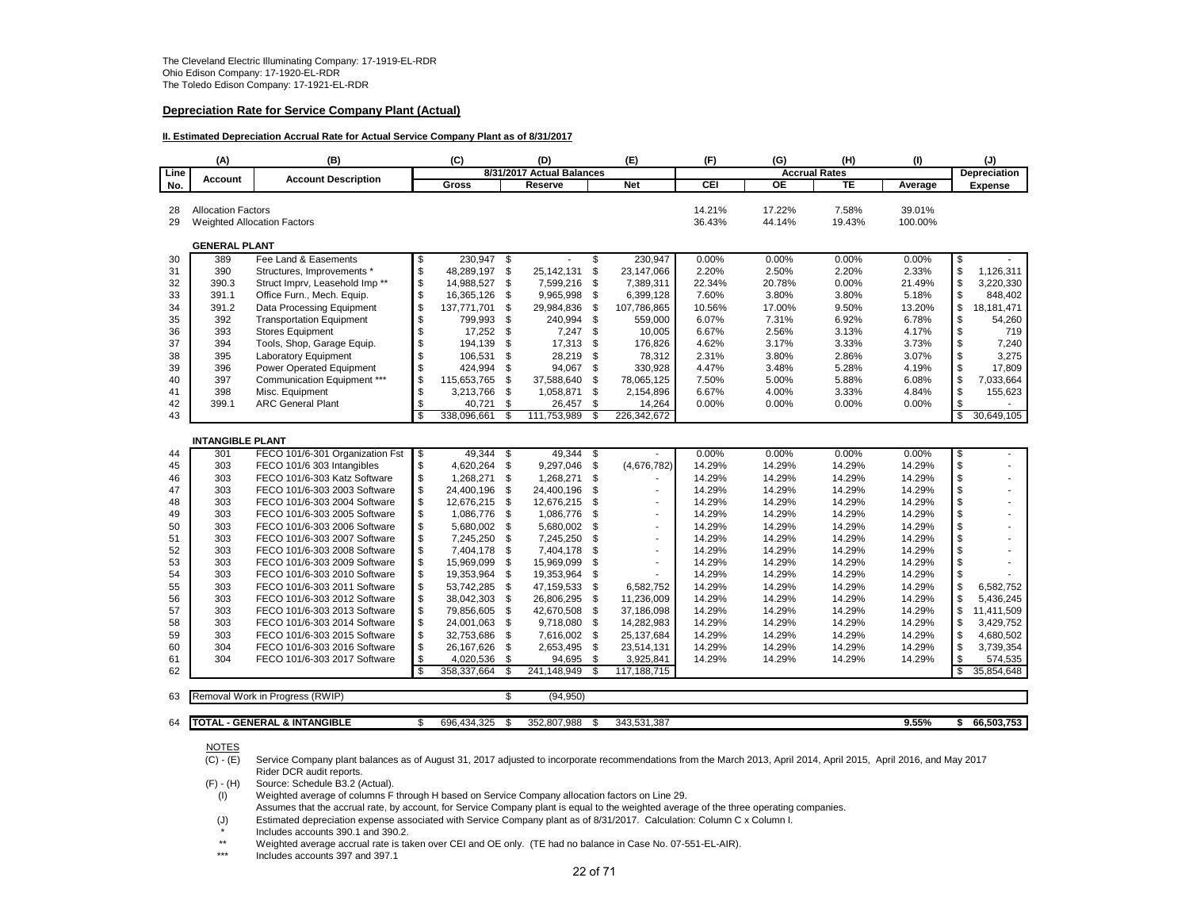The Cleveland Electric Illuminating Company: 17-1919-EL-RDR
Ohio Edison Company: 17-1920-EL-RDR
The Toledo Edison Company: 17-1921-EL-RDR

**Depreciation Rate for Service Company Plant (Actual)**

**II. Estimated Depreciation Accrual Rate for Actual Service Company Plant as of 8/31/2017**

| | (A) | (B) | (C) | (D) | (E) | (F) | (G) | (H) | (I) | (J) |
|---|---|---|---|---|---|---|---|---|---|---|
| Line No. | Account | Account Description | 8/31/2017 Actual Balances | | | Accrual Rates | | | | Depreciation Expense |
| | | | Gross | Reserve | Net | CEI | OE | TE | Average | |
| 28 | Allocation Factors | | | | | 14.21% | 17.22% | 7.58% | 39.01% | |
| 29 | Weighted Allocation Factors | | | | | 36.43% | 44.14% | 19.43% | 100.00% | |
| | **GENERAL PLANT** | | | | | | | | | |
| 30 | 389 | Fee Land & Easements | $ 230,947 | $ - | $ 230,947 | 0.00% | 0.00% | 0.00% | 0.00% | $ - |
| 31 | 390 | Structures, Improvements * | $ 48,289,197 | $ 25,142,131 | $ 23,147,066 | 2.20% | 2.50% | 2.20% | 2.33% | $ 1,126,311 |
| 32 | 390.3 | Struct Imprv, Leasehold Imp ** | $ 14,988,527 | $ 7,599,216 | $ 7,389,311 | 22.34% | 20.78% | 0.00% | 21.49% | $ 3,220,330 |
| 33 | 391.1 | Office Furn., Mech. Equip. | $ 16,365,126 | $ 9,965,998 | $ 6,399,128 | 7.60% | 3.80% | 3.80% | 5.18% | $ 848,402 |
| 34 | 391.2 | Data Processing Equipment | $ 137,771,701 | $ 29,984,836 | $ 107,786,865 | 10.56% | 17.00% | 9.50% | 13.20% | $ 18,181,471 |
| 35 | 392 | Transportation Equipment | $ 799,993 | $ 240,994 | $ 559,000 | 6.07% | 7.31% | 6.92% | 6.78% | $ 54,260 |
| 36 | 393 | Stores Equipment | $ 17,252 | $ 7,247 | $ 10,005 | 6.67% | 2.56% | 3.13% | 4.17% | $ 719 |
| 37 | 394 | Tools, Shop, Garage Equip. | $ 194,139 | $ 17,313 | $ 176,826 | 4.62% | 3.17% | 3.33% | 3.73% | $ 7,240 |
| 38 | 395 | Laboratory Equipment | $ 106,531 | $ 28,219 | $ 78,312 | 2.31% | 3.80% | 2.86% | 3.07% | $ 3,275 |
| 39 | 396 | Power Operated Equipment | $ 424,994 | $ 94,067 | $ 330,928 | 4.47% | 3.48% | 5.28% | 4.19% | $ 17,809 |
| 40 | 397 | Communication Equipment *** | $ 115,653,765 | $ 37,588,640 | $ 78,065,125 | 7.50% | 5.00% | 5.88% | 6.08% | $ 7,033,664 |
| 41 | 398 | Misc. Equipment | $ 3,213,766 | $ 1,058,871 | $ 2,154,896 | 6.67% | 4.00% | 3.33% | 4.84% | $ 155,623 |
| 42 | 399.1 | ARC General Plant | $ 40,721 | $ 26,457 | $ 14,264 | 0.00% | 0.00% | 0.00% | 0.00% | $ - |
| 43 | | | $ 338,096,661 | $ 111,753,989 | $ 226,342,672 | | | | | $ 30,649,105 |
| | **INTANGIBLE PLANT** | | | | | | | | | |
| 44 | 301 | FECO 101/6-301 Organization Fst | $ 49,344 | $ 49,344 | $ - | 0.00% | 0.00% | 0.00% | 0.00% | $ - |
| 45 | 303 | FECO 101/6 303 Intangibles | $ 4,620,264 | $ 9,297,046 | $ (4,676,782) | 14.29% | 14.29% | 14.29% | 14.29% | $ - |
| 46 | 303 | FECO 101/6-303 Katz Software | $ 1,268,271 | $ 1,268,271 | $ - | 14.29% | 14.29% | 14.29% | 14.29% | $ - |
| 47 | 303 | FECO 101/6-303 2003 Software | $ 24,400,196 | $ 24,400,196 | $ - | 14.29% | 14.29% | 14.29% | 14.29% | $ - |
| 48 | 303 | FECO 101/6-303 2004 Software | $ 12,676,215 | $ 12,676,215 | $ - | 14.29% | 14.29% | 14.29% | 14.29% | $ - |
| 49 | 303 | FECO 101/6-303 2005 Software | $ 1,086,776 | $ 1,086,776 | $ - | 14.29% | 14.29% | 14.29% | 14.29% | $ - |
| 50 | 303 | FECO 101/6-303 2006 Software | $ 5,680,002 | $ 5,680,002 | $ - | 14.29% | 14.29% | 14.29% | 14.29% | $ - |
| 51 | 303 | FECO 101/6-303 2007 Software | $ 7,245,250 | $ 7,245,250 | $ - | 14.29% | 14.29% | 14.29% | 14.29% | $ - |
| 52 | 303 | FECO 101/6-303 2008 Software | $ 7,404,178 | $ 7,404,178 | $ - | 14.29% | 14.29% | 14.29% | 14.29% | $ - |
| 53 | 303 | FECO 101/6-303 2009 Software | $ 15,969,099 | $ 15,969,099 | $ - | 14.29% | 14.29% | 14.29% | 14.29% | $ - |
| 54 | 303 | FECO 101/6-303 2010 Software | $ 19,353,964 | $ 19,353,964 | $ - | 14.29% | 14.29% | 14.29% | 14.29% | $ - |
| 55 | 303 | FECO 101/6-303 2011 Software | $ 53,742,285 | $ 47,159,533 | $ 6,582,752 | 14.29% | 14.29% | 14.29% | 14.29% | $ 6,582,752 |
| 56 | 303 | FECO 101/6-303 2012 Software | $ 38,042,303 | $ 26,806,295 | $ 11,236,009 | 14.29% | 14.29% | 14.29% | 14.29% | $ 5,436,245 |
| 57 | 303 | FECO 101/6-303 2013 Software | $ 79,856,605 | $ 42,670,508 | $ 37,186,098 | 14.29% | 14.29% | 14.29% | 14.29% | $ 11,411,509 |
| 58 | 303 | FECO 101/6-303 2014 Software | $ 24,001,063 | $ 9,718,080 | $ 14,282,983 | 14.29% | 14.29% | 14.29% | 14.29% | $ 3,429,752 |
| 59 | 303 | FECO 101/6-303 2015 Software | $ 32,753,686 | $ 7,616,002 | $ 25,137,684 | 14.29% | 14.29% | 14.29% | 14.29% | $ 4,680,502 |
| 60 | 304 | FECO 101/6-303 2016 Software | $ 26,167,626 | $ 2,653,495 | $ 23,514,131 | 14.29% | 14.29% | 14.29% | 14.29% | $ 3,739,354 |
| 61 | 304 | FECO 101/6-303 2017 Software | $ 4,020,536 | $ 94,695 | $ 3,925,841 | 14.29% | 14.29% | 14.29% | 14.29% | $ 574,535 |
| 62 | | | $ 358,337,664 | $ 241,148,949 | $ 117,188,715 | | | | | $ 35,854,648 |
| 63 | Removal Work in Progress (RWIP) | | | $ (94,950) | | | | | | |
| 64 | **TOTAL - GENERAL & INTANGIBLE** | | $ 696,434,325 | $ 352,807,988 | $ 343,531,387 | | | | **9.55%** | **$ 66,503,753** |

NOTES

(C) - (E) Service Company plant balances as of August 31, 2017 adjusted to incorporate recommendations from the March 2013, April 2014, April 2015, April 2016, and May 2017 Rider DCR audit reports.

(F) - (H) Source: Schedule B3.2 (Actual).

(I) Weighted average of columns F through H based on Service Company allocation factors on Line 29. Assumes that the accrual rate, by account, for Service Company plant is equal to the weighted average of the three operating companies.

(J) Estimated depreciation expense associated with Service Company plant as of 8/31/2017. Calculation: Column C x Column I.

\* Includes accounts 390.1 and 390.2.

\*\* Weighted average accrual rate is taken over CEI and OE only. (TE had no balance in Case No. 07-551-EL-AIR).

\*\*\* Includes accounts 397 and 397.1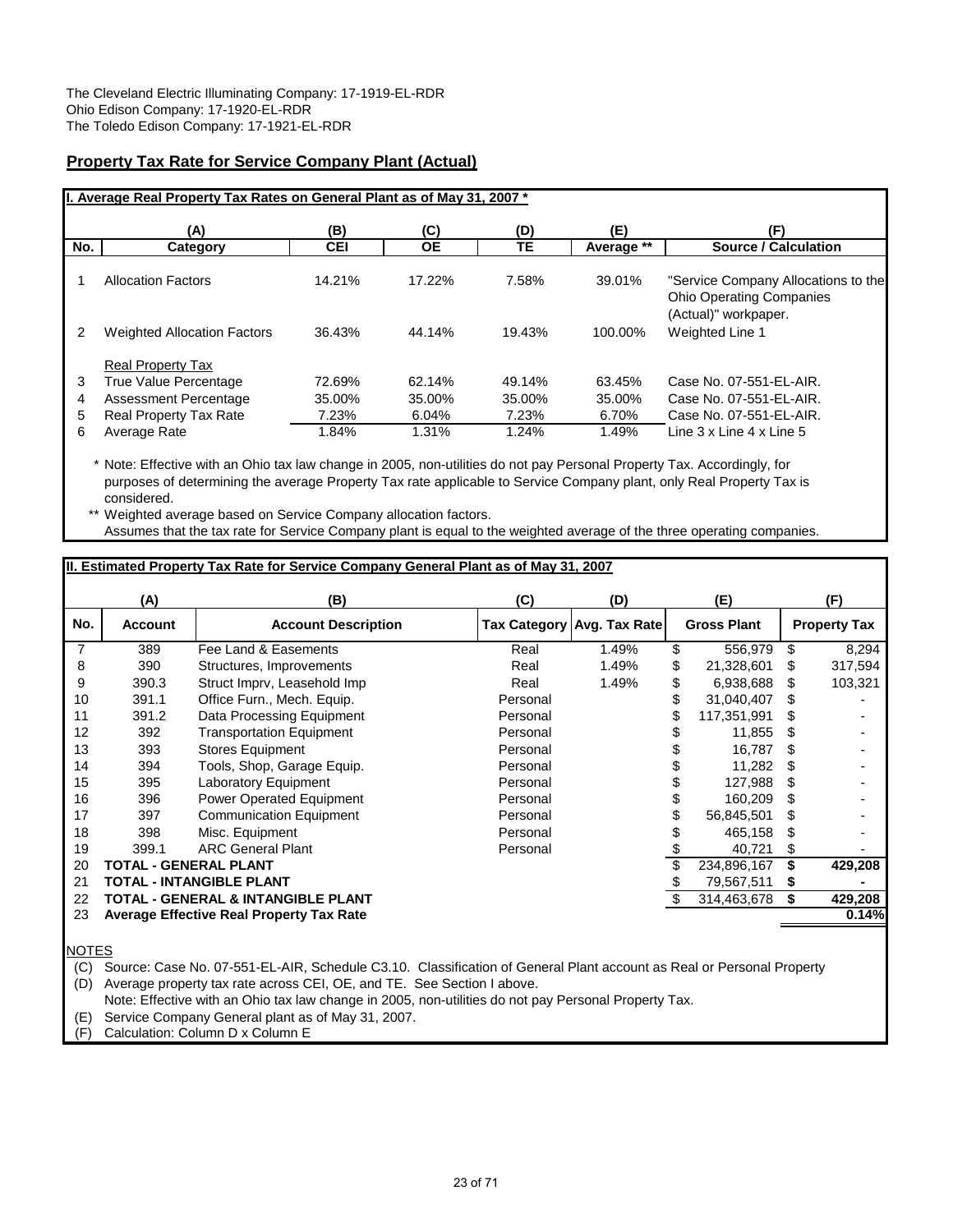The Cleveland Electric Illuminating Company: 17-1919-EL-RDR
Ohio Edison Company: 17-1920-EL-RDR
The Toledo Edison Company: 17-1921-EL-RDR

## Property Tax Rate for Service Company Plant (Actual)

**I. Average Real Property Tax Rates on General Plant as of May 31, 2007 ***

| No. | (A) Category | (B) CEI | (C) OE | (D) TE | (E) Average ** | (F) Source / Calculation |
|---|---|---|---|---|---|---|
| 1 | Allocation Factors | 14.21% | 17.22% | 7.58% | 39.01% | "Service Company Allocations to the Ohio Operating Companies (Actual)" workpaper. |
| 2 | Weighted Allocation Factors | 36.43% | 44.14% | 19.43% | 100.00% | Weighted Line 1 |
| | Real Property Tax | | | | | |
| 3 | True Value Percentage | 72.69% | 62.14% | 49.14% | 63.45% | Case No. 07-551-EL-AIR. |
| 4 | Assessment Percentage | 35.00% | 35.00% | 35.00% | 35.00% | Case No. 07-551-EL-AIR. |
| 5 | Real Property Tax Rate | 7.23% | 6.04% | 7.23% | 6.70% | Case No. 07-551-EL-AIR. |
| 6 | Average Rate | 1.84% | 1.31% | 1.24% | 1.49% | Line 3 x Line 4 x Line 5 |

\* Note: Effective with an Ohio tax law change in 2005, non-utilities do not pay Personal Property Tax. Accordingly, for purposes of determining the average Property Tax rate applicable to Service Company plant, only Real Property Tax is considered.

** Weighted average based on Service Company allocation factors.
Assumes that the tax rate for Service Company plant is equal to the weighted average of the three operating companies.

**II. Estimated Property Tax Rate for Service Company General Plant as of May 31, 2007**

| No. | (A) Account | (B) Account Description | (C) Tax Category | (D) Avg. Tax Rate | (E) Gross Plant | (F) Property Tax |
|---|---|---|---|---|---|---|
| 7 | 389 | Fee Land & Easements | Real | 1.49% | $ 556,979 | $ 8,294 |
| 8 | 390 | Structures, Improvements | Real | 1.49% | $ 21,328,601 | $ 317,594 |
| 9 | 390.3 | Struct Imprv, Leasehold Imp | Real | 1.49% | $ 6,938,688 | $ 103,321 |
| 10 | 391.1 | Office Furn., Mech. Equip. | Personal | | $ 31,040,407 | $ - |
| 11 | 391.2 | Data Processing Equipment | Personal | | $ 117,351,991 | $ - |
| 12 | 392 | Transportation Equipment | Personal | | $ 11,855 | $ - |
| 13 | 393 | Stores Equipment | Personal | | $ 16,787 | $ - |
| 14 | 394 | Tools, Shop, Garage Equip. | Personal | | $ 11,282 | $ - |
| 15 | 395 | Laboratory Equipment | Personal | | $ 127,988 | $ - |
| 16 | 396 | Power Operated Equipment | Personal | | $ 160,209 | $ - |
| 17 | 397 | Communication Equipment | Personal | | $ 56,845,501 | $ - |
| 18 | 398 | Misc. Equipment | Personal | | $ 465,158 | $ - |
| 19 | 399.1 | ARC General Plant | Personal | | $ 40,721 | $ - |
| 20 | **TOTAL - GENERAL PLANT** | | | | $ 234,896,167 | **$ 429,208** |
| 21 | **TOTAL - INTANGIBLE PLANT** | | | | $ 79,567,511 | **$ -** |
| 22 | **TOTAL - GENERAL & INTANGIBLE PLANT** | | | | $ 314,463,678 | **$ 429,208** |
| 23 | **Average Effective Real Property Tax Rate** | | | | | **0.14%** |

NOTES

(C) Source: Case No. 07-551-EL-AIR, Schedule C3.10. Classification of General Plant account as Real or Personal Property

(D) Average property tax rate across CEI, OE, and TE. See Section I above.
Note: Effective with an Ohio tax law change in 2005, non-utilities do not pay Personal Property Tax.

(E) Service Company General plant as of May 31, 2007.

(F) Calculation: Column D x Column E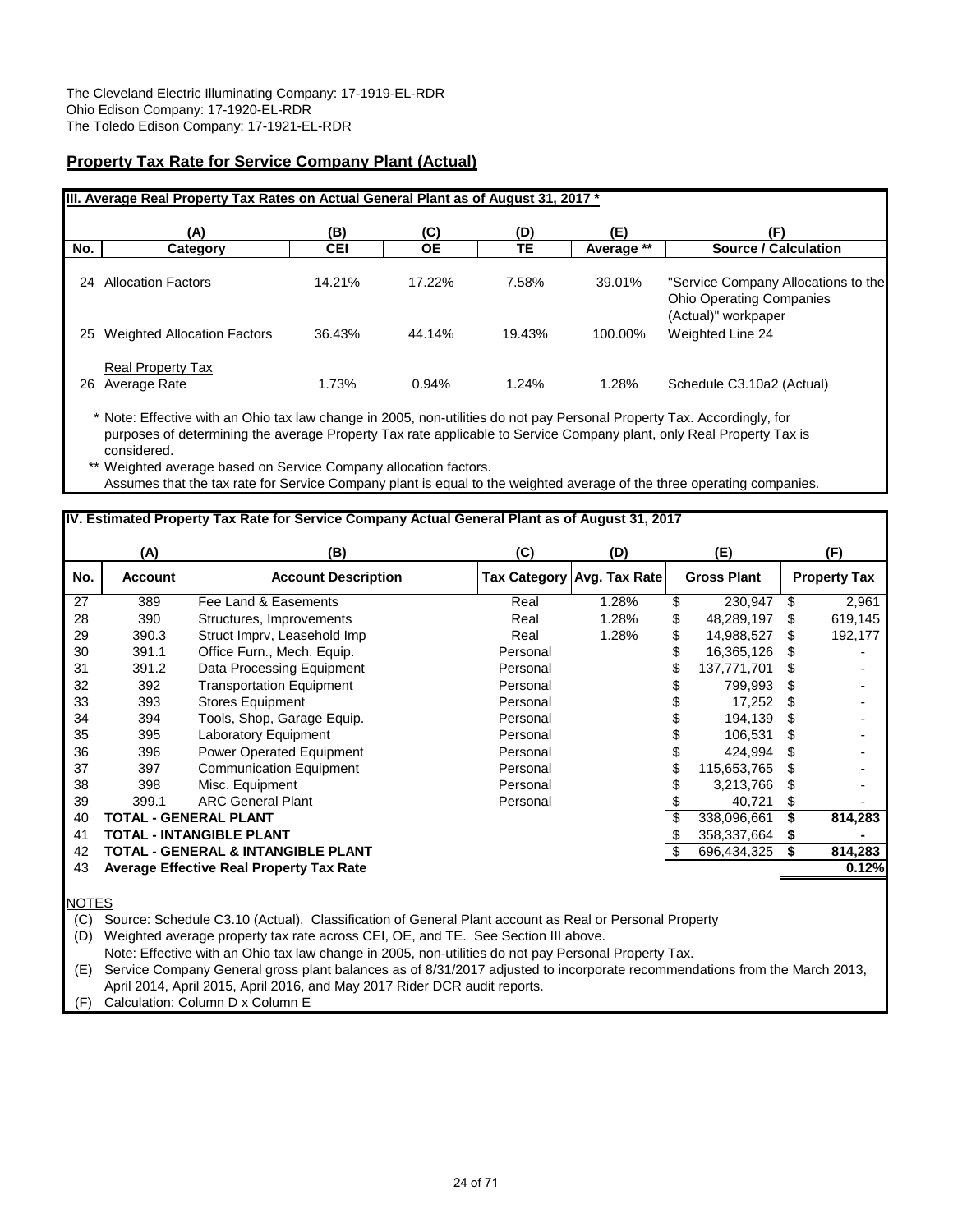The Cleveland Electric Illuminating Company: 17-1919-EL-RDR
Ohio Edison Company: 17-1920-EL-RDR
The Toledo Edison Company: 17-1921-EL-RDR

## Property Tax Rate for Service Company Plant (Actual)

**III. Average Real Property Tax Rates on Actual General Plant as of August 31, 2017 ***

| | (A) | (B) | (C) | (D) | (E) | (F) |
|---|---|---|---|---|---|---|
| **No.** | **Category** | **CEI** | **OE** | **TE** | **Average **** | **Source / Calculation** |
| 24 | Allocation Factors | 14.21% | 17.22% | 7.58% | 39.01% | "Service Company Allocations to the Ohio Operating Companies (Actual)" workpaper |
| 25 | Weighted Allocation Factors | 36.43% | 44.14% | 19.43% | 100.00% | Weighted Line 24 |
| 26 | Real Property Tax Average Rate | 1.73% | 0.94% | 1.24% | 1.28% | Schedule C3.10a2 (Actual) |

\* Note: Effective with an Ohio tax law change in 2005, non-utilities do not pay Personal Property Tax. Accordingly, for purposes of determining the average Property Tax rate applicable to Service Company plant, only Real Property Tax is considered.

\*\* Weighted average based on Service Company allocation factors.
Assumes that the tax rate for Service Company plant is equal to the weighted average of the three operating companies.

**IV. Estimated Property Tax Rate for Service Company Actual General Plant as of August 31, 2017**

| | (A) | (B) | (C) | (D) | (E) | (F) |
|---|---|---|---|---|---|---|
| **No.** | **Account** | **Account Description** | **Tax Category** | **Avg. Tax Rate** | **Gross Plant** | **Property Tax** |
| 27 | 389 | Fee Land & Easements | Real | 1.28% | $ 230,947 | $ 2,961 |
| 28 | 390 | Structures, Improvements | Real | 1.28% | $ 48,289,197 | $ 619,145 |
| 29 | 390.3 | Struct Imprv, Leasehold Imp | Real | 1.28% | $ 14,988,527 | $ 192,177 |
| 30 | 391.1 | Office Furn., Mech. Equip. | Personal | | $ 16,365,126 | $ - |
| 31 | 391.2 | Data Processing Equipment | Personal | | $ 137,771,701 | $ - |
| 32 | 392 | Transportation Equipment | Personal | | $ 799,993 | $ - |
| 33 | 393 | Stores Equipment | Personal | | $ 17,252 | $ - |
| 34 | 394 | Tools, Shop, Garage Equip. | Personal | | $ 194,139 | $ - |
| 35 | 395 | Laboratory Equipment | Personal | | $ 106,531 | $ - |
| 36 | 396 | Power Operated Equipment | Personal | | $ 424,994 | $ - |
| 37 | 397 | Communication Equipment | Personal | | $ 115,653,765 | $ - |
| 38 | 398 | Misc. Equipment | Personal | | $ 3,213,766 | $ - |
| 39 | 399.1 | ARC General Plant | Personal | | $ 40,721 | $ - |
| 40 | **TOTAL - GENERAL PLANT** | | | | $ 338,096,661 | **$ 814,283** |
| 41 | **TOTAL - INTANGIBLE PLANT** | | | | $ 358,337,664 | **$ -** |
| 42 | **TOTAL - GENERAL & INTANGIBLE PLANT** | | | | $ 696,434,325 | **$ 814,283** |
| 43 | **Average Effective Real Property Tax Rate** | | | | | **0.12%** |

NOTES

(C) Source: Schedule C3.10 (Actual). Classification of General Plant account as Real or Personal Property

(D) Weighted average property tax rate across CEI, OE, and TE. See Section III above.
Note: Effective with an Ohio tax law change in 2005, non-utilities do not pay Personal Property Tax.

(E) Service Company General gross plant balances as of 8/31/2017 adjusted to incorporate recommendations from the March 2013, April 2014, April 2015, April 2016, and May 2017 Rider DCR audit reports.

(F) Calculation: Column D x Column E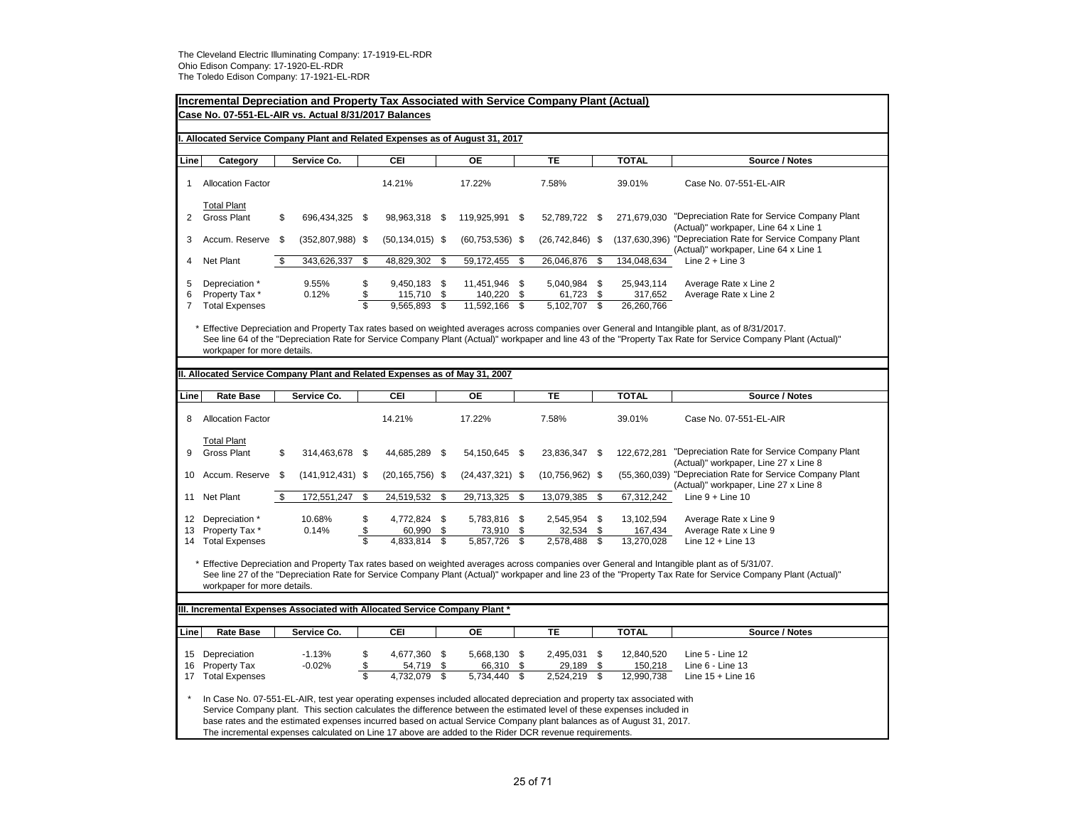The Cleveland Electric Illuminating Company: 17-1919-EL-RDR
Ohio Edison Company: 17-1920-EL-RDR
The Toledo Edison Company: 17-1921-EL-RDR

## Incremental Depreciation and Property Tax Associated with Service Company Plant (Actual)

**Case No. 07-551-EL-AIR vs. Actual 8/31/2017 Balances**

### I. Allocated Service Company Plant and Related Expenses as of August 31, 2017

| Line | Category | Service Co. | CEI | OE | TE | TOTAL | Source / Notes |
|---|---|---|---|---|---|---|---|
| 1 | Allocation Factor | | 14.21% | 17.22% | 7.58% | 39.01% | Case No. 07-551-EL-AIR |
| | Total Plant | | | | | | |
| 2 | Gross Plant | $ 696,434,325 | $ 98,963,318 | $ 119,925,991 | $ 52,789,722 | $ 271,679,030 | "Depreciation Rate for Service Company Plant (Actual)" workpaper, Line 64 x Line 1 |
| 3 | Accum. Reserve | $ (352,807,988) | $ (50,134,015) | $ (60,753,536) | $ (26,742,846) | $ (137,630,396) | "Depreciation Rate for Service Company Plant (Actual)" workpaper, Line 64 x Line 1 |
| 4 | Net Plant | $ 343,626,337 | $ 48,829,302 | $ 59,172,455 | $ 26,046,876 | $ 134,048,634 | Line 2 + Line 3 |
| 5 | Depreciation * | 9.55% | $ 9,450,183 | $ 11,451,946 | $ 5,040,984 | $ 25,943,114 | Average Rate x Line 2 |
| 6 | Property Tax * | 0.12% | $ 115,710 | $ 140,220 | $ 61,723 | $ 317,652 | Average Rate x Line 2 |
| 7 | Total Expenses | | $ 9,565,893 | $ 11,592,166 | $ 5,102,707 | $ 26,260,766 | |

\* Effective Depreciation and Property Tax rates based on weighted averages across companies over General and Intangible plant, as of 8/31/2017. See line 64 of the "Depreciation Rate for Service Company Plant (Actual)" workpaper and line 43 of the "Property Tax Rate for Service Company Plant (Actual)" workpaper for more details.

### II. Allocated Service Company Plant and Related Expenses as of May 31, 2007

| Line | Rate Base | Service Co. | CEI | OE | TE | TOTAL | Source / Notes |
|---|---|---|---|---|---|---|---|
| 8 | Allocation Factor | | 14.21% | 17.22% | 7.58% | 39.01% | Case No. 07-551-EL-AIR |
| | Total Plant | | | | | | |
| 9 | Gross Plant | $ 314,463,678 | $ 44,685,289 | $ 54,150,645 | $ 23,836,347 | $ 122,672,281 | "Depreciation Rate for Service Company Plant (Actual)" workpaper, Line 27 x Line 8 |
| 10 | Accum. Reserve | $ (141,912,431) | $ (20,165,756) | $ (24,437,321) | $ (10,756,962) | $ (55,360,039) | "Depreciation Rate for Service Company Plant (Actual)" workpaper, Line 27 x Line 8 |
| 11 | Net Plant | $ 172,551,247 | $ 24,519,532 | $ 29,713,325 | $ 13,079,385 | $ 67,312,242 | Line 9 + Line 10 |
| 12 | Depreciation * | 10.68% | $ 4,772,824 | $ 5,783,816 | $ 2,545,954 | $ 13,102,594 | Average Rate x Line 9 |
| 13 | Property Tax * | 0.14% | $ 60,990 | $ 73,910 | $ 32,534 | $ 167,434 | Average Rate x Line 9 |
| 14 | Total Expenses | | $ 4,833,814 | $ 5,857,726 | $ 2,578,488 | $ 13,270,028 | Line 12 + Line 13 |

\* Effective Depreciation and Property Tax rates based on weighted averages across companies over General and Intangible plant as of 5/31/07. See line 27 of the "Depreciation Rate for Service Company Plant (Actual)" workpaper and line 23 of the "Property Tax Rate for Service Company Plant (Actual)" workpaper for more details.

### III. Incremental Expenses Associated with Allocated Service Company Plant *

| Line | Rate Base | Service Co. | CEI | OE | TE | TOTAL | Source / Notes |
|---|---|---|---|---|---|---|---|
| 15 | Depreciation | -1.13% | $ 4,677,360 | $ 5,668,130 | $ 2,495,031 | $ 12,840,520 | Line 5 - Line 12 |
| 16 | Property Tax | -0.02% | $ 54,719 | $ 66,310 | $ 29,189 | $ 150,218 | Line 6 - Line 13 |
| 17 | Total Expenses | | $ 4,732,079 | $ 5,734,440 | $ 2,524,219 | $ 12,990,738 | Line 15 + Line 16 |

\* In Case No. 07-551-EL-AIR, test year operating expenses included allocated depreciation and property tax associated with Service Company plant. This section calculates the difference between the estimated level of these expenses included in base rates and the estimated expenses incurred based on actual Service Company plant balances as of August 31, 2017. The incremental expenses calculated on Line 17 above are added to the Rider DCR revenue requirements.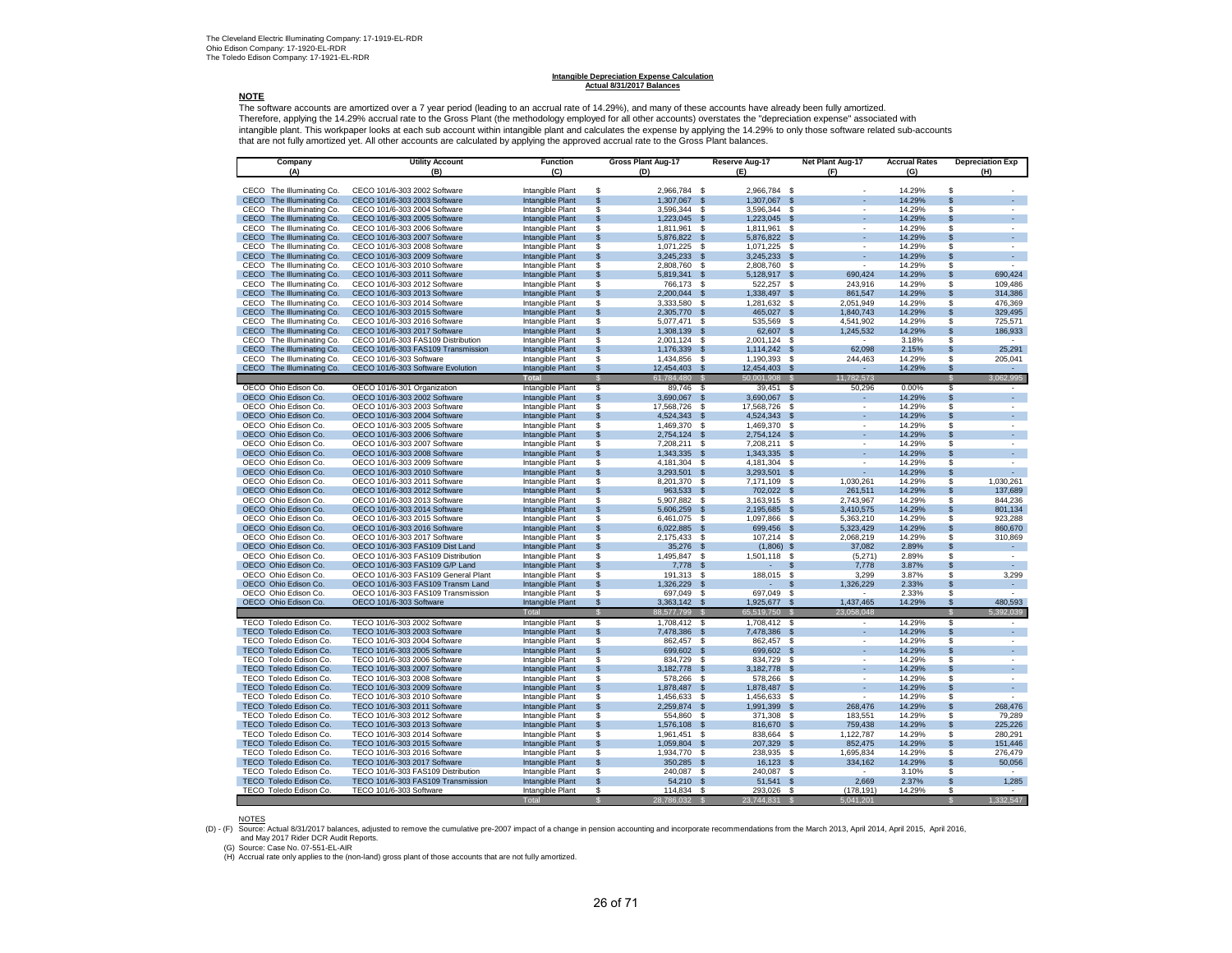The Cleveland Electric Illuminating Company: 17-1919-EL-RDR
Ohio Edison Company: 17-1920-EL-RDR
The Toledo Edison Company: 17-1921-EL-RDR

**Intangible Depreciation Expense Calculation**
**Actual 8/31/2017 Balances**

**NOTE**

The software accounts are amortized over a 7 year period (leading to an accrual rate of 14.29%), and many of these accounts have already been fully amortized. Therefore, applying the 14.29% accrual rate to the Gross Plant (the methodology employed for all other accounts) overstates the "depreciation expense" associated with intangible plant. This workpaper looks at each sub account within intangible plant and calculates the expense by applying the 14.29% to only those software related sub-accounts that are not fully amortized yet. All other accounts are calculated by applying the approved accrual rate to the Gross Plant balances.

| Company (A) | Utility Account (B) | Function (C) | Gross Plant Aug-17 (D) | Reserve Aug-17 (E) | Net Plant Aug-17 (F) | Accrual Rates (G) | Depreciation Exp (H) |
|---|---|---|---|---|---|---|---|
| CECO The Illuminating Co. | CECO 101/6-303 2002 Software | Intangible Plant | $ 2,966,784 | $ 2,966,784 | $ - | 14.29% | $ - |
| CECO The Illuminating Co. | CECO 101/6-303 2003 Software | Intangible Plant | $ 1,307,067 | $ 1,307,067 | $ - | 14.29% | $ - |
| CECO The Illuminating Co. | CECO 101/6-303 2004 Software | Intangible Plant | $ 3,596,344 | $ 3,596,344 | $ - | 14.29% | $ - |
| CECO The Illuminating Co. | CECO 101/6-303 2005 Software | Intangible Plant | $ 1,223,045 | $ 1,223,045 | $ - | 14.29% | $ - |
| CECO The Illuminating Co. | CECO 101/6-303 2006 Software | Intangible Plant | $ 1,811,961 | $ 1,811,961 | $ - | 14.29% | $ - |
| CECO The Illuminating Co. | CECO 101/6-303 2007 Software | Intangible Plant | $ 5,876,822 | $ 5,876,822 | $ - | 14.29% | $ - |
| CECO The Illuminating Co. | CECO 101/6-303 2008 Software | Intangible Plant | $ 1,071,225 | $ 1,071,225 | $ - | 14.29% | $ - |
| CECO The Illuminating Co. | CECO 101/6-303 2009 Software | Intangible Plant | $ 3,245,233 | $ 3,245,233 | $ - | 14.29% | $ - |
| CECO The Illuminating Co. | CECO 101/6-303 2010 Software | Intangible Plant | $ 2,808,760 | $ 2,808,760 | $ - | 14.29% | $ - |
| CECO The Illuminating Co. | CECO 101/6-303 2011 Software | Intangible Plant | $ 5,819,341 | $ 5,128,917 | $ 690,424 | 14.29% | $ 690,424 |
| CECO The Illuminating Co. | CECO 101/6-303 2012 Software | Intangible Plant | $ 766,173 | $ 522,257 | $ 243,916 | 14.29% | $ 109,486 |
| CECO The Illuminating Co. | CECO 101/6-303 2013 Software | Intangible Plant | $ 2,200,044 | $ 1,338,497 | $ 861,547 | 14.29% | $ 314,386 |
| CECO The Illuminating Co. | CECO 101/6-303 2014 Software | Intangible Plant | $ 3,333,580 | $ 1,281,632 | $ 2,051,949 | 14.29% | $ 476,369 |
| CECO The Illuminating Co. | CECO 101/6-303 2015 Software | Intangible Plant | $ 2,305,770 | $ 465,027 | $ 1,840,743 | 14.29% | $ 329,495 |
| CECO The Illuminating Co. | CECO 101/6-303 2016 Software | Intangible Plant | $ 5,077,471 | $ 535,569 | $ 4,541,902 | 14.29% | $ 725,571 |
| CECO The Illuminating Co. | CECO 101/6-303 2017 Software | Intangible Plant | $ 1,308,139 | $ 62,607 | $ 1,245,532 | 14.29% | $ 186,933 |
| CECO The Illuminating Co. | CECO 101/6-303 FAS109 Distribution | Intangible Plant | $ 2,001,124 | $ 2,001,124 | $ - | 3.18% | $ - |
| CECO The Illuminating Co. | CECO 101/6-303 FAS109 Transmission | Intangible Plant | $ 1,176,339 | $ 1,114,242 | $ 62,098 | 2.15% | $ 25,291 |
| CECO The Illuminating Co. | CECO 101/6-303 Software | Intangible Plant | $ 1,434,856 | $ 1,190,393 | $ 244,463 | 14.29% | $ 205,041 |
| CECO The Illuminating Co. | CECO 101/6-303 Software Evolution | Intangible Plant | $ 12,454,403 | $ 12,454,403 | $ - | 14.29% | $ - |
| | | **Total** | $ 61,784,480 | $ 50,001,908 | $ 11,782,573 | | $ 3,062,995 |
| OECO Ohio Edison Co. | OECO 101/6-301 Organization | Intangible Plant | $ 89,746 | $ 39,451 | $ 50,296 | 0.00% | $ - |
| OECO Ohio Edison Co. | OECO 101/6-303 2002 Software | Intangible Plant | $ 3,690,067 | $ 3,690,067 | $ - | 14.29% | $ - |
| OECO Ohio Edison Co. | OECO 101/6-303 2003 Software | Intangible Plant | $ 17,568,726 | $ 17,568,726 | $ - | 14.29% | $ - |
| OECO Ohio Edison Co. | OECO 101/6-303 2004 Software | Intangible Plant | $ 4,524,343 | $ 4,524,343 | $ - | 14.29% | $ - |
| OECO Ohio Edison Co. | OECO 101/6-303 2005 Software | Intangible Plant | $ 1,469,370 | $ 1,469,370 | $ - | 14.29% | $ - |
| OECO Ohio Edison Co. | OECO 101/6-303 2006 Software | Intangible Plant | $ 2,754,124 | $ 2,754,124 | $ - | 14.29% | $ - |
| OECO Ohio Edison Co. | OECO 101/6-303 2007 Software | Intangible Plant | $ 7,208,211 | $ 7,208,211 | $ - | 14.29% | $ - |
| OECO Ohio Edison Co. | OECO 101/6-303 2008 Software | Intangible Plant | $ 1,343,335 | $ 1,343,335 | $ - | 14.29% | $ - |
| OECO Ohio Edison Co. | OECO 101/6-303 2009 Software | Intangible Plant | $ 4,181,304 | $ 4,181,304 | $ - | 14.29% | $ - |
| OECO Ohio Edison Co. | OECO 101/6-303 2010 Software | Intangible Plant | $ 3,293,501 | $ 3,293,501 | $ - | 14.29% | $ - |
| OECO Ohio Edison Co. | OECO 101/6-303 2011 Software | Intangible Plant | $ 8,201,370 | $ 7,171,109 | $ 1,030,261 | 14.29% | $ 1,030,261 |
| OECO Ohio Edison Co. | OECO 101/6-303 2012 Software | Intangible Plant | $ 963,533 | $ 702,022 | $ 261,511 | 14.29% | $ 137,689 |
| OECO Ohio Edison Co. | OECO 101/6-303 2013 Software | Intangible Plant | $ 5,907,882 | $ 3,163,915 | $ 2,743,967 | 14.29% | $ 844,236 |
| OECO Ohio Edison Co. | OECO 101/6-303 2014 Software | Intangible Plant | $ 5,606,259 | $ 2,195,685 | $ 3,410,575 | 14.29% | $ 801,134 |
| OECO Ohio Edison Co. | OECO 101/6-303 2015 Software | Intangible Plant | $ 6,461,075 | $ 1,097,866 | $ 5,363,210 | 14.29% | $ 923,288 |
| OECO Ohio Edison Co. | OECO 101/6-303 2016 Software | Intangible Plant | $ 6,022,885 | $ 699,456 | $ 5,323,429 | 14.29% | $ 860,670 |
| OECO Ohio Edison Co. | OECO 101/6-303 2017 Software | Intangible Plant | $ 2,175,433 | $ 107,214 | $ 2,068,219 | 14.29% | $ 310,869 |
| OECO Ohio Edison Co. | OECO 101/6-303 FAS109 Dist Land | Intangible Plant | $ 35,276 | $ (1,806) | $ 37,082 | 2.89% | $ - |
| OECO Ohio Edison Co. | OECO 101/6-303 FAS109 Distribution | Intangible Plant | $ 1,495,847 | $ 1,501,118 | $ (5,271) | 2.89% | $ - |
| OECO Ohio Edison Co. | OECO 101/6-303 FAS109 G/P Land | Intangible Plant | $ 7,778 | $ - | $ 7,778 | 3.87% | $ - |
| OECO Ohio Edison Co. | OECO 101/6-303 FAS109 General Plant | Intangible Plant | $ 191,313 | $ 188,015 | $ 3,299 | 3.87% | $ 3,299 |
| OECO Ohio Edison Co. | OECO 101/6-303 FAS109 Transm Land | Intangible Plant | $ 1,326,229 | $ - | $ 1,326,229 | 2.33% | $ - |
| OECO Ohio Edison Co. | OECO 101/6-303 FAS109 Transmission | Intangible Plant | $ 697,049 | $ 697,049 | $ - | 2.33% | $ - |
| OECO Ohio Edison Co. | OECO 101/6-303 Software | Intangible Plant | $ 3,363,142 | $ 1,925,677 | $ 1,437,465 | 14.29% | $ 480,593 |
| | | **Total** | $ 88,577,799 | $ 65,519,750 | $ 23,058,048 | | $ 5,392,039 |
| TECO Toledo Edison Co. | TECO 101/6-303 2002 Software | Intangible Plant | $ 1,708,412 | $ 1,708,412 | $ - | 14.29% | $ - |
| TECO Toledo Edison Co. | TECO 101/6-303 2003 Software | Intangible Plant | $ 7,478,386 | $ 7,478,386 | $ - | 14.29% | $ - |
| TECO Toledo Edison Co. | TECO 101/6-303 2004 Software | Intangible Plant | $ 862,457 | $ 862,457 | $ - | 14.29% | $ - |
| TECO Toledo Edison Co. | TECO 101/6-303 2005 Software | Intangible Plant | $ 699,602 | $ 699,602 | $ - | 14.29% | $ - |
| TECO Toledo Edison Co. | TECO 101/6-303 2006 Software | Intangible Plant | $ 834,729 | $ 834,729 | $ - | 14.29% | $ - |
| TECO Toledo Edison Co. | TECO 101/6-303 2007 Software | Intangible Plant | $ 3,182,778 | $ 3,182,778 | $ - | 14.29% | $ - |
| TECO Toledo Edison Co. | TECO 101/6-303 2008 Software | Intangible Plant | $ 578,266 | $ 578,266 | $ - | 14.29% | $ - |
| TECO Toledo Edison Co. | TECO 101/6-303 2009 Software | Intangible Plant | $ 1,878,487 | $ 1,878,487 | $ - | 14.29% | $ - |
| TECO Toledo Edison Co. | TECO 101/6-303 2010 Software | Intangible Plant | $ 1,456,633 | $ 1,456,633 | $ - | 14.29% | $ - |
| TECO Toledo Edison Co. | TECO 101/6-303 2011 Software | Intangible Plant | $ 2,259,874 | $ 1,991,399 | $ 268,476 | 14.29% | $ 268,476 |
| TECO Toledo Edison Co. | TECO 101/6-303 2012 Software | Intangible Plant | $ 554,860 | $ 371,308 | $ 183,551 | 14.29% | $ 79,289 |
| TECO Toledo Edison Co. | TECO 101/6-303 2013 Software | Intangible Plant | $ 1,576,108 | $ 816,670 | $ 759,438 | 14.29% | $ 225,226 |
| TECO Toledo Edison Co. | TECO 101/6-303 2014 Software | Intangible Plant | $ 1,961,451 | $ 838,664 | $ 1,122,787 | 14.29% | $ 280,291 |
| TECO Toledo Edison Co. | TECO 101/6-303 2015 Software | Intangible Plant | $ 1,059,804 | $ 207,329 | $ 852,475 | 14.29% | $ 151,446 |
| TECO Toledo Edison Co. | TECO 101/6-303 2016 Software | Intangible Plant | $ 1,934,770 | $ 238,935 | $ 1,695,834 | 14.29% | $ 276,479 |
| TECO Toledo Edison Co. | TECO 101/6-303 2017 Software | Intangible Plant | $ 350,285 | $ 16,123 | $ 334,162 | 14.29% | $ 50,056 |
| TECO Toledo Edison Co. | TECO 101/6-303 FAS109 Distribution | Intangible Plant | $ 240,087 | $ 240,087 | $ - | 3.10% | $ - |
| TECO Toledo Edison Co. | TECO 101/6-303 FAS109 Transmission | Intangible Plant | $ 54,210 | $ 51,541 | $ 2,669 | 2.37% | $ 1,285 |
| TECO Toledo Edison Co. | TECO 101/6-303 Software | Intangible Plant | $ 114,834 | $ 293,026 | $ (178,191) | 14.29% | $ - |
| | | **Total** | $ 28,786,032 | $ 23,744,831 | $ 5,041,201 | | $ 1,332,547 |

NOTES

(D) - (F) Source: Actual 8/31/2017 balances, adjusted to remove the cumulative pre-2007 impact of a change in pension accounting and incorporate recommendations from the March 2013, April 2014, April 2015, April 2016, and May 2017 Rider DCR Audit Reports.

(G) Source: Case No. 07-551-EL-AIR

(H) Accrual rate only applies to the (non-land) gross plant of those accounts that are not fully amortized.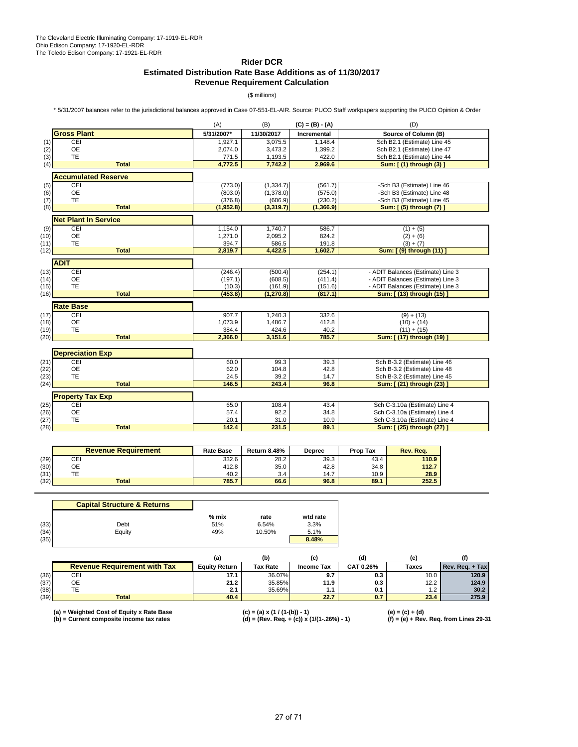The Cleveland Electric Illuminating Company: 17-1919-EL-RDR
Ohio Edison Company: 17-1920-EL-RDR
The Toledo Edison Company: 17-1921-EL-RDR

# Rider DCR
## Estimated Distribution Rate Base Additions as of 11/30/2017
## Revenue Requirement Calculation

($ millions)

* 5/31/2007 balances refer to the jurisdictional balances approved in Case 07-551-EL-AIR. Source: PUCO Staff workpapers supporting the PUCO Opinion & Order

| | | (A) | (B) | (C) = (B) - (A) | (D) |
|---|---|---|---|---|---|
| | **Gross Plant** | **5/31/2007*** | **11/30/2017** | **Incremental** | **Source of Column (B)** |
| (1) | CEI | 1,927.1 | 3,075.5 | 1,148.4 | Sch B2.1 (Estimate) Line 45 |
| (2) | OE | 2,074.0 | 3,473.2 | 1,399.2 | Sch B2.1 (Estimate) Line 47 |
| (3) | TE | 771.5 | 1,193.5 | 422.0 | Sch B2.1 (Estimate) Line 44 |
| (4) | **Total** | **4,772.5** | **7,742.2** | **2,969.6** | **Sum: [ (1) through (3) ]** |
| | **Accumulated Reserve** | | | | |
| (5) | CEI | (773.0) | (1,334.7) | (561.7) | -Sch B3 (Estimate) Line 46 |
| (6) | OE | (803.0) | (1,378.0) | (575.0) | -Sch B3 (Estimate) Line 48 |
| (7) | TE | (376.8) | (606.9) | (230.2) | -Sch B3 (Estimate) Line 45 |
| (8) | **Total** | **(1,952.8)** | **(3,319.7)** | **(1,366.9)** | **Sum: [ (5) through (7) ]** |
| | **Net Plant In Service** | | | | |
| (9) | CEI | 1,154.0 | 1,740.7 | 586.7 | (1) + (5) |
| (10) | OE | 1,271.0 | 2,095.2 | 824.2 | (2) + (6) |
| (11) | TE | 394.7 | 586.5 | 191.8 | (3) + (7) |
| (12) | **Total** | **2,819.7** | **4,422.5** | **1,602.7** | **Sum: [ (9) through (11) ]** |
| | **ADIT** | | | | |
| (13) | CEI | (246.4) | (500.4) | (254.1) | - ADIT Balances (Estimate) Line 3 |
| (14) | OE | (197.1) | (608.5) | (411.4) | - ADIT Balances (Estimate) Line 3 |
| (15) | TE | (10.3) | (161.9) | (151.6) | - ADIT Balances (Estimate) Line 3 |
| (16) | **Total** | **(453.8)** | **(1,270.8)** | **(817.1)** | **Sum: [ (13) through (15) ]** |
| | **Rate Base** | | | | |
| (17) | CEI | 907.7 | 1,240.3 | 332.6 | (9) + (13) |
| (18) | OE | 1,073.9 | 1,486.7 | 412.8 | (10) + (14) |
| (19) | TE | 384.4 | 424.6 | 40.2 | (11) + (15) |
| (20) | **Total** | **2,366.0** | **3,151.6** | **785.7** | **Sum: [ (17) through (19) ]** |
| | **Depreciation Exp** | | | | |
| (21) | CEI | 60.0 | 99.3 | 39.3 | Sch B-3.2 (Estimate) Line 46 |
| (22) | OE | 62.0 | 104.8 | 42.8 | Sch B-3.2 (Estimate) Line 48 |
| (23) | TE | 24.5 | 39.2 | 14.7 | Sch B-3.2 (Estimate) Line 45 |
| (24) | **Total** | **146.5** | **243.4** | **96.8** | **Sum: [ (21) through (23) ]** |
| | **Property Tax Exp** | | | | |
| (25) | CEI | 65.0 | 108.4 | 43.4 | Sch C-3.10a (Estimate) Line 4 |
| (26) | OE | 57.4 | 92.2 | 34.8 | Sch C-3.10a (Estimate) Line 4 |
| (27) | TE | 20.1 | 31.0 | 10.9 | Sch C-3.10a (Estimate) Line 4 |
| (28) | **Total** | **142.4** | **231.5** | **89.1** | **Sum: [ (25) through (27) ]** |

| | **Revenue Requirement** | **Rate Base** | **Return 8.48%** | **Deprec** | **Prop Tax** | **Rev. Req.** |
|---|---|---|---|---|---|---|
| (29) | CEI | 332.6 | 28.2 | 39.3 | 43.4 | **110.9** |
| (30) | OE | 412.8 | 35.0 | 42.8 | 34.8 | **112.7** |
| (31) | TE | 40.2 | 3.4 | 14.7 | 10.9 | **28.9** |
| (32) | **Total** | **785.7** | **66.6** | **96.8** | **89.1** | **252.5** |

| | **Capital Structure & Returns** | % mix | rate | wtd rate |
|---|---|---|---|---|
| (33) | Debt | 51% | 6.54% | 3.3% |
| (34) | Equity | 49% | 10.50% | 5.1% |
| (35) | | | | **8.48%** |

| | | (a) | (b) | (c) | (d) | (e) | (f) |
|---|---|---|---|---|---|---|---|
| | **Revenue Requirement with Tax** | **Equity Return** | **Tax Rate** | **Income Tax** | **CAT 0.26%** | **Taxes** | **Rev. Req. + Tax** |
| (36) | CEI | **17.1** | 36.07% | **9.7** | **0.3** | 10.0 | **120.9** |
| (37) | OE | **21.2** | 35.85% | **11.9** | **0.3** | 12.2 | **124.9** |
| (38) | TE | **2.1** | 35.69% | **1.1** | **0.1** | 1.2 | **30.2** |
| (39) | **Total** | **40.4** | | **22.7** | **0.7** | **23.4** | **275.9** |

**(a) = Weighted Cost of Equity x Rate Base**
**(b) = Current composite income tax rates**
**(c) = (a) x (1 / (1-(b)) - 1)**
**(d) = (Rev. Req. + (c)) x (1/(1-.26%) - 1)**
**(e) = (c) + (d)**
**(f) = (e) + Rev. Req. from Lines 29-31**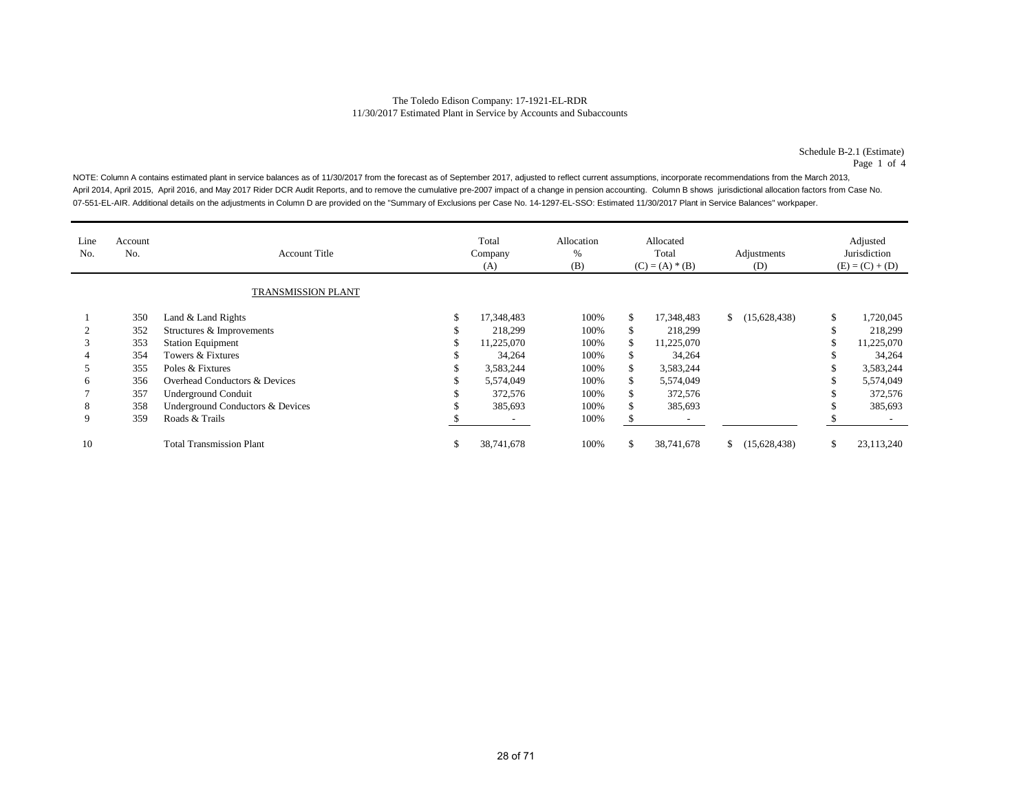The Toledo Edison Company: 17-1921-EL-RDR
11/30/2017 Estimated Plant in Service by Accounts and Subaccounts

Schedule B-2.1 (Estimate)
Page 1 of 4

NOTE: Column A contains estimated plant in service balances as of 11/30/2017 from the forecast as of September 2017, adjusted to reflect current assumptions, incorporate recommendations from the March 2013, April 2014, April 2015, April 2016, and May 2017 Rider DCR Audit Reports, and to remove the cumulative pre-2007 impact of a change in pension accounting. Column B shows jurisdictional allocation factors from Case No. 07-551-EL-AIR. Additional details on the adjustments in Column D are provided on the "Summary of Exclusions per Case No. 14-1297-EL-SSO: Estimated 11/30/2017 Plant in Service Balances" workpaper.

| Line No. | Account No. | Account Title | Total Company (A) | Allocation % (B) | Allocated Total (C) = (A) * (B) | Adjustments (D) | Adjusted Jurisdiction (E) = (C) + (D) |
|---|---|---|---|---|---|---|---|
| | | TRANSMISSION PLANT | | | | | |
| 1 | 350 | Land & Land Rights | $ 17,348,483 | 100% | $ 17,348,483 | $ (15,628,438) | $ 1,720,045 |
| 2 | 352 | Structures & Improvements | $ 218,299 | 100% | $ 218,299 | | $ 218,299 |
| 3 | 353 | Station Equipment | $ 11,225,070 | 100% | $ 11,225,070 | | $ 11,225,070 |
| 4 | 354 | Towers & Fixtures | $ 34,264 | 100% | $ 34,264 | | $ 34,264 |
| 5 | 355 | Poles & Fixtures | $ 3,583,244 | 100% | $ 3,583,244 | | $ 3,583,244 |
| 6 | 356 | Overhead Conductors & Devices | $ 5,574,049 | 100% | $ 5,574,049 | | $ 5,574,049 |
| 7 | 357 | Underground Conduit | $ 372,576 | 100% | $ 372,576 | | $ 372,576 |
| 8 | 358 | Underground Conductors & Devices | $ 385,693 | 100% | $ 385,693 | | $ 385,693 |
| 9 | 359 | Roads & Trails | $ - | 100% | $ - | | $ - |
| 10 | | Total Transmission Plant | $ 38,741,678 | 100% | $ 38,741,678 | $ (15,628,438) | $ 23,113,240 |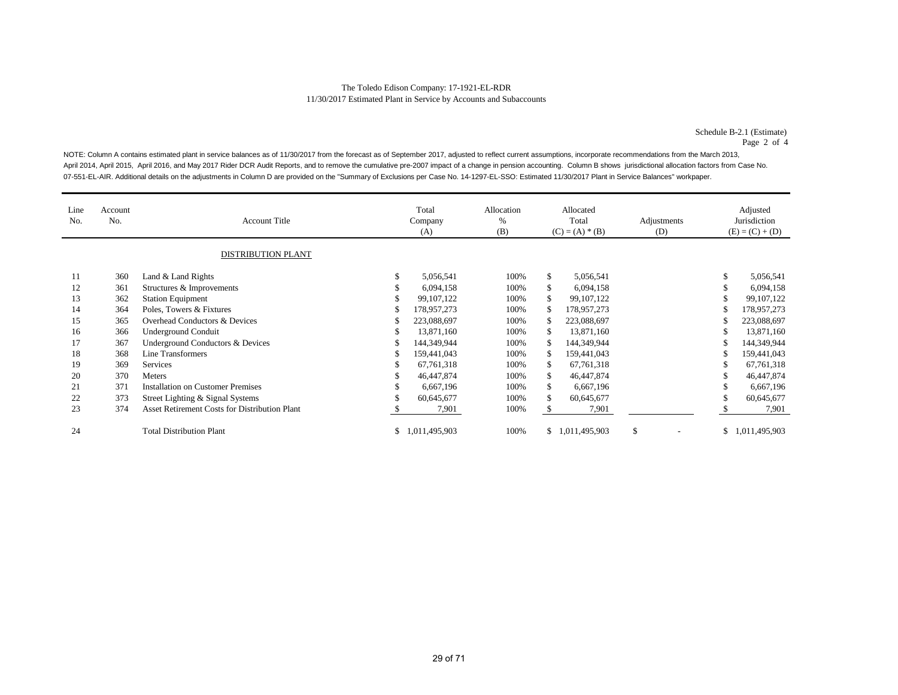The Toledo Edison Company: 17-1921-EL-RDR
11/30/2017 Estimated Plant in Service by Accounts and Subaccounts

Schedule B-2.1 (Estimate)
Page 2 of 4

NOTE: Column A contains estimated plant in service balances as of 11/30/2017 from the forecast as of September 2017, adjusted to reflect current assumptions, incorporate recommendations from the March 2013, April 2014, April 2015, April 2016, and May 2017 Rider DCR Audit Reports, and to remove the cumulative pre-2007 impact of a change in pension accounting. Column B shows jurisdictional allocation factors from Case No. 07-551-EL-AIR. Additional details on the adjustments in Column D are provided on the "Summary of Exclusions per Case No. 14-1297-EL-SSO: Estimated 11/30/2017 Plant in Service Balances" workpaper.

| Line No. | Account No. | Account Title | Total Company (A) | Allocation % (B) | Allocated Total (C) = (A) * (B) | Adjustments (D) | Adjusted Jurisdiction (E) = (C) + (D) |
|---|---|---|---|---|---|---|---|
| | | DISTRIBUTION PLANT | | | | | |
| 11 | 360 | Land & Land Rights | $ 5,056,541 | 100% | $ 5,056,541 | | $ 5,056,541 |
| 12 | 361 | Structures & Improvements | $ 6,094,158 | 100% | $ 6,094,158 | | $ 6,094,158 |
| 13 | 362 | Station Equipment | $ 99,107,122 | 100% | $ 99,107,122 | | $ 99,107,122 |
| 14 | 364 | Poles, Towers & Fixtures | $ 178,957,273 | 100% | $ 178,957,273 | | $ 178,957,273 |
| 15 | 365 | Overhead Conductors & Devices | $ 223,088,697 | 100% | $ 223,088,697 | | $ 223,088,697 |
| 16 | 366 | Underground Conduit | $ 13,871,160 | 100% | $ 13,871,160 | | $ 13,871,160 |
| 17 | 367 | Underground Conductors & Devices | $ 144,349,944 | 100% | $ 144,349,944 | | $ 144,349,944 |
| 18 | 368 | Line Transformers | $ 159,441,043 | 100% | $ 159,441,043 | | $ 159,441,043 |
| 19 | 369 | Services | $ 67,761,318 | 100% | $ 67,761,318 | | $ 67,761,318 |
| 20 | 370 | Meters | $ 46,447,874 | 100% | $ 46,447,874 | | $ 46,447,874 |
| 21 | 371 | Installation on Customer Premises | $ 6,667,196 | 100% | $ 6,667,196 | | $ 6,667,196 |
| 22 | 373 | Street Lighting & Signal Systems | $ 60,645,677 | 100% | $ 60,645,677 | | $ 60,645,677 |
| 23 | 374 | Asset Retirement Costs for Distribution Plant | $ 7,901 | 100% | $ 7,901 | | $ 7,901 |
| 24 | | Total Distribution Plant | $ 1,011,495,903 | 100% | $ 1,011,495,903 | $ - | $ 1,011,495,903 |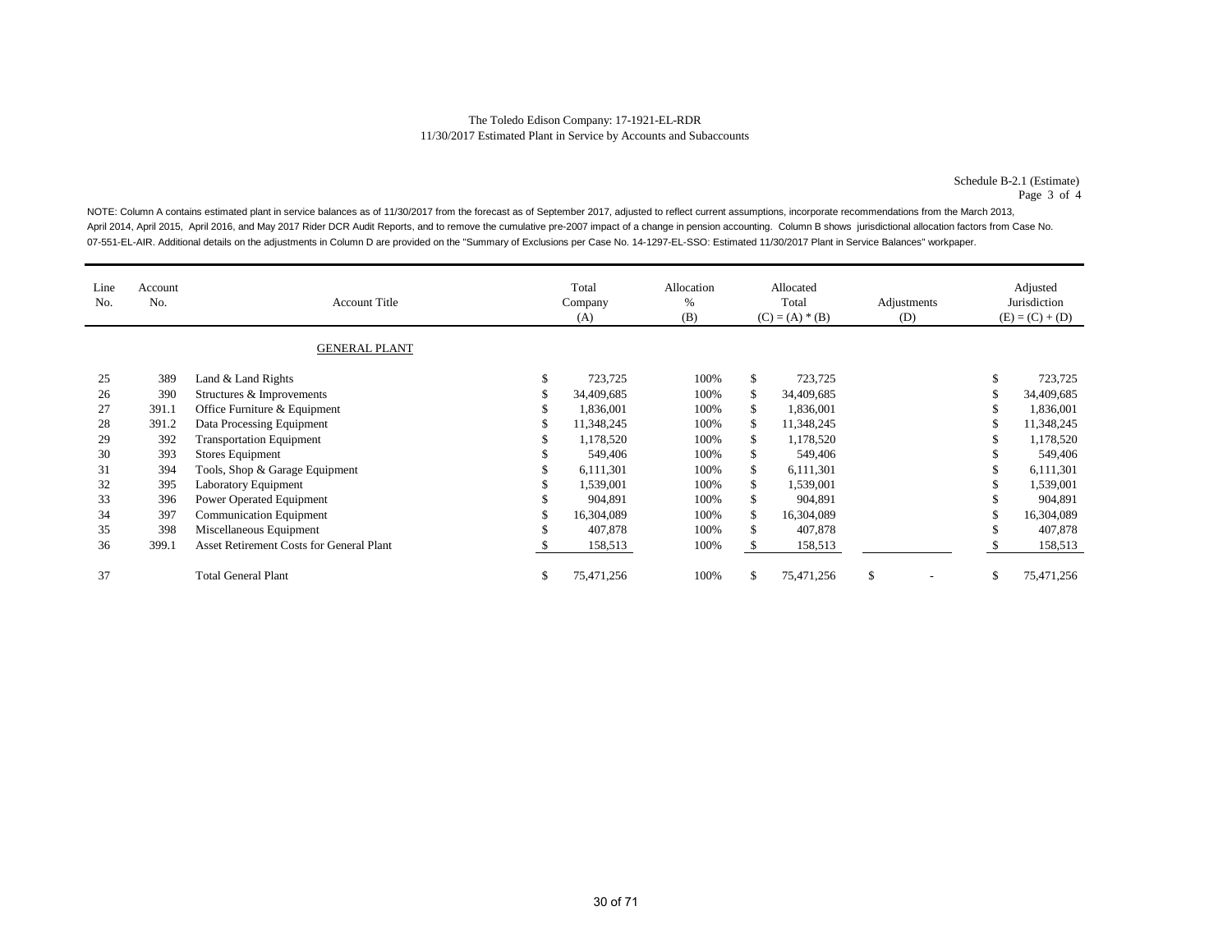The Toledo Edison Company: 17-1921-EL-RDR
11/30/2017 Estimated Plant in Service by Accounts and Subaccounts

Schedule B-2.1 (Estimate)
Page 3 of 4

NOTE: Column A contains estimated plant in service balances as of 11/30/2017 from the forecast as of September 2017, adjusted to reflect current assumptions, incorporate recommendations from the March 2013, April 2014, April 2015, April 2016, and May 2017 Rider DCR Audit Reports, and to remove the cumulative pre-2007 impact of a change in pension accounting. Column B shows jurisdictional allocation factors from Case No. 07-551-EL-AIR. Additional details on the adjustments in Column D are provided on the "Summary of Exclusions per Case No. 14-1297-EL-SSO: Estimated 11/30/2017 Plant in Service Balances" workpaper.

| Line No. | Account No. | Account Title | Total Company (A) | Allocation % (B) | Allocated Total (C) = (A) * (B) | Adjustments (D) | Adjusted Jurisdiction (E) = (C) + (D) |
|---|---|---|---|---|---|---|---|
| | | GENERAL PLANT | | | | | |
| 25 | 389 | Land & Land Rights | $ 723,725 | 100% | $ 723,725 | | $ 723,725 |
| 26 | 390 | Structures & Improvements | $ 34,409,685 | 100% | $ 34,409,685 | | $ 34,409,685 |
| 27 | 391.1 | Office Furniture & Equipment | $ 1,836,001 | 100% | $ 1,836,001 | | $ 1,836,001 |
| 28 | 391.2 | Data Processing Equipment | $ 11,348,245 | 100% | $ 11,348,245 | | $ 11,348,245 |
| 29 | 392 | Transportation Equipment | $ 1,178,520 | 100% | $ 1,178,520 | | $ 1,178,520 |
| 30 | 393 | Stores Equipment | $ 549,406 | 100% | $ 549,406 | | $ 549,406 |
| 31 | 394 | Tools, Shop & Garage Equipment | $ 6,111,301 | 100% | $ 6,111,301 | | $ 6,111,301 |
| 32 | 395 | Laboratory Equipment | $ 1,539,001 | 100% | $ 1,539,001 | | $ 1,539,001 |
| 33 | 396 | Power Operated Equipment | $ 904,891 | 100% | $ 904,891 | | $ 904,891 |
| 34 | 397 | Communication Equipment | $ 16,304,089 | 100% | $ 16,304,089 | | $ 16,304,089 |
| 35 | 398 | Miscellaneous Equipment | $ 407,878 | 100% | $ 407,878 | | $ 407,878 |
| 36 | 399.1 | Asset Retirement Costs for General Plant | $ 158,513 | 100% | $ 158,513 | | $ 158,513 |
| 37 | | Total General Plant | $ 75,471,256 | 100% | $ 75,471,256 | $ - | $ 75,471,256 |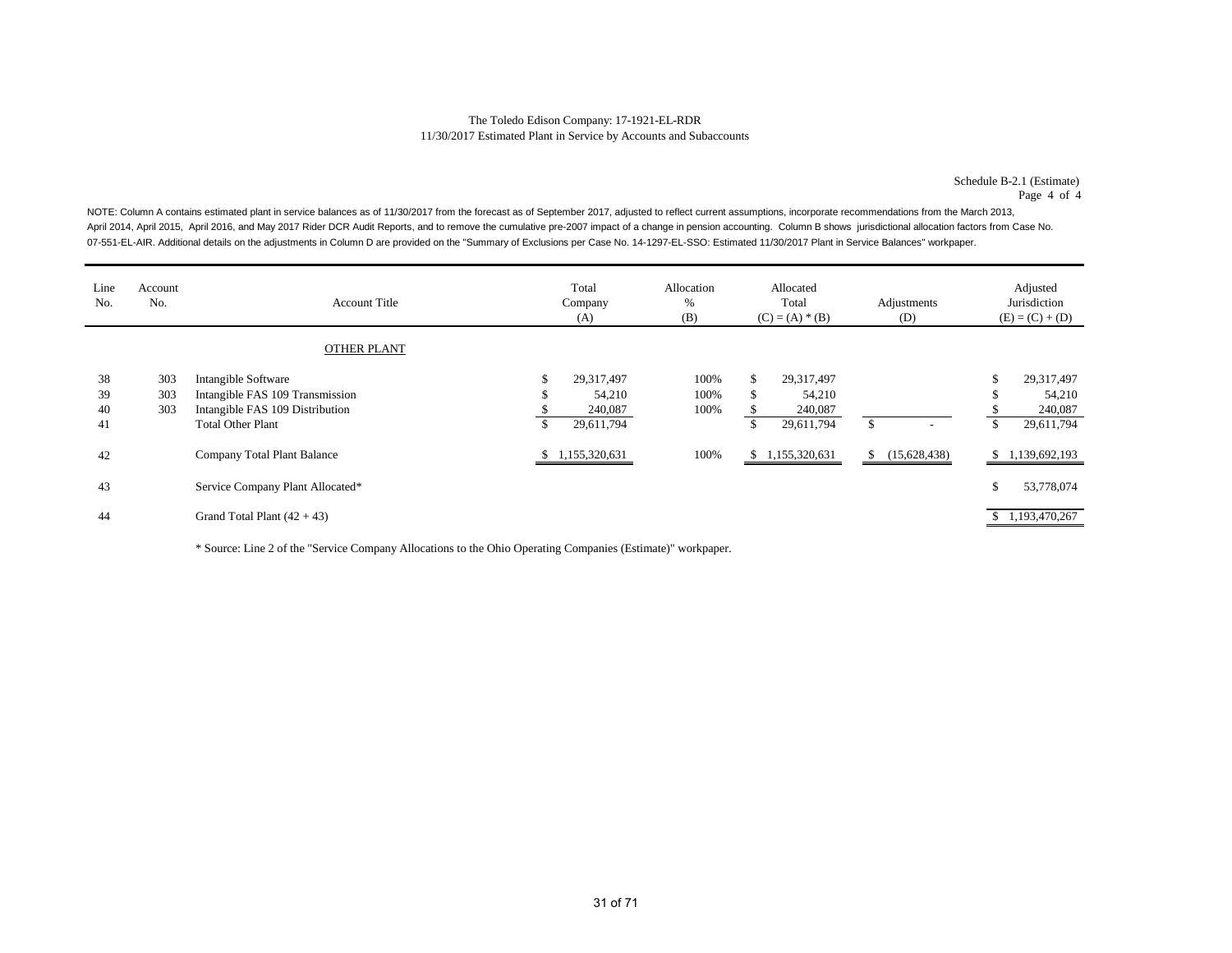The Toledo Edison Company: 17-1921-EL-RDR
11/30/2017 Estimated Plant in Service by Accounts and Subaccounts

Schedule B-2.1 (Estimate)
Page 4 of 4

NOTE: Column A contains estimated plant in service balances as of 11/30/2017 from the forecast as of September 2017, adjusted to reflect current assumptions, incorporate recommendations from the March 2013, April 2014, April 2015, April 2016, and May 2017 Rider DCR Audit Reports, and to remove the cumulative pre-2007 impact of a change in pension accounting. Column B shows jurisdictional allocation factors from Case No. 07-551-EL-AIR. Additional details on the adjustments in Column D are provided on the "Summary of Exclusions per Case No. 14-1297-EL-SSO: Estimated 11/30/2017 Plant in Service Balances" workpaper.

| Line No. | Account No. | Account Title | Total Company (A) | Allocation % (B) | Allocated Total (C) = (A) * (B) | Adjustments (D) | Adjusted Jurisdiction (E) = (C) + (D) |
|---|---|---|---|---|---|---|---|
| | | OTHER PLANT | | | | | |
| 38 | 303 | Intangible Software | $ 29,317,497 | 100% | $ 29,317,497 | | $ 29,317,497 |
| 39 | 303 | Intangible FAS 109 Transmission | $ 54,210 | 100% | $ 54,210 | | $ 54,210 |
| 40 | 303 | Intangible FAS 109 Distribution | $ 240,087 | 100% | $ 240,087 | | $ 240,087 |
| 41 | | Total Other Plant | $ 29,611,794 | | $ 29,611,794 | $ - | $ 29,611,794 |
| 42 | | Company Total Plant Balance | $ 1,155,320,631 | 100% | $ 1,155,320,631 | $ (15,628,438) | $ 1,139,692,193 |
| 43 | | Service Company Plant Allocated* | | | | | $ 53,778,074 |
| 44 | | Grand Total Plant (42 + 43) | | | | | $ 1,193,470,267 |

* Source: Line 2 of the "Service Company Allocations to the Ohio Operating Companies (Estimate)" workpaper.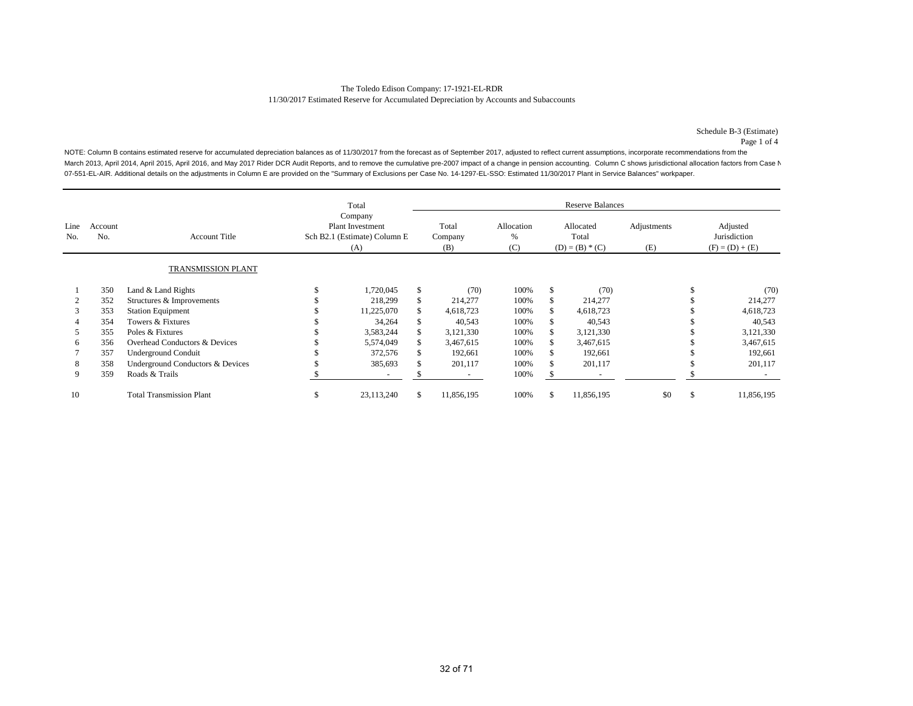The Toledo Edison Company: 17-1921-EL-RDR
11/30/2017 Estimated Reserve for Accumulated Depreciation by Accounts and Subaccounts

Schedule B-3 (Estimate)
Page 1 of 4

NOTE: Column B contains estimated reserve for accumulated depreciation balances as of 11/30/2017 from the forecast as of September 2017, adjusted to reflect current assumptions, incorporate recommendations from the March 2013, April 2014, April 2015, April 2016, and May 2017 Rider DCR Audit Reports, and to remove the cumulative pre-2007 impact of a change in pension accounting. Column C shows jurisdictional allocation factors from Case N 07-551-EL-AIR. Additional details on the adjustments in Column E are provided on the "Summary of Exclusions per Case No. 14-1297-EL-SSO: Estimated 11/30/2017 Plant in Service Balances" workpaper.

| Line No. | Account No. | Account Title | Total Company Plant Investment Sch B2.1 (Estimate) Column E (A) | Reserve Balances: Total Company (B) | Allocation % (C) | Allocated Total (D) = (B) * (C) | Adjustments (E) | Adjusted Jurisdiction (F) = (D) + (E) |
|---|---|---|---|---|---|---|---|---|
| | | TRANSMISSION PLANT | | | | | | |
| 1 | 350 | Land & Land Rights | $ 1,720,045 | $ (70) | 100% | $ (70) | | $ (70) |
| 2 | 352 | Structures & Improvements | $ 218,299 | $ 214,277 | 100% | $ 214,277 | | $ 214,277 |
| 3 | 353 | Station Equipment | $ 11,225,070 | $ 4,618,723 | 100% | $ 4,618,723 | | $ 4,618,723 |
| 4 | 354 | Towers & Fixtures | $ 34,264 | $ 40,543 | 100% | $ 40,543 | | $ 40,543 |
| 5 | 355 | Poles & Fixtures | $ 3,583,244 | $ 3,121,330 | 100% | $ 3,121,330 | | $ 3,121,330 |
| 6 | 356 | Overhead Conductors & Devices | $ 5,574,049 | $ 3,467,615 | 100% | $ 3,467,615 | | $ 3,467,615 |
| 7 | 357 | Underground Conduit | $ 372,576 | $ 192,661 | 100% | $ 192,661 | | $ 192,661 |
| 8 | 358 | Underground Conductors & Devices | $ 385,693 | $ 201,117 | 100% | $ 201,117 | | $ 201,117 |
| 9 | 359 | Roads & Trails | $ - | $ - | 100% | $ - | | $ - |
| 10 | | Total Transmission Plant | $ 23,113,240 | $ 11,856,195 | 100% | $ 11,856,195 | $0 | $ 11,856,195 |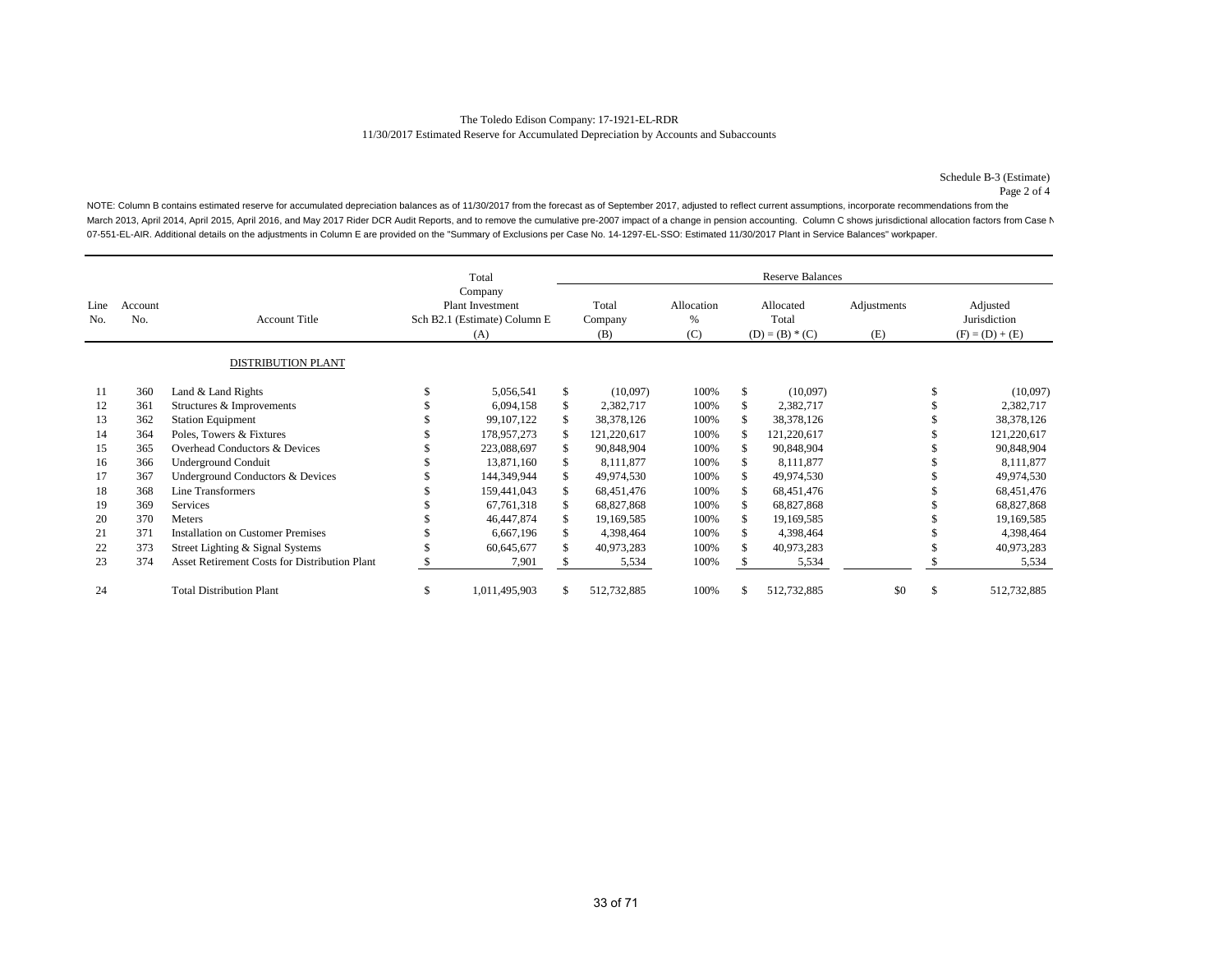The Toledo Edison Company: 17-1921-EL-RDR
11/30/2017 Estimated Reserve for Accumulated Depreciation by Accounts and Subaccounts

Schedule B-3 (Estimate)
Page 2 of 4

NOTE: Column B contains estimated reserve for accumulated depreciation balances as of 11/30/2017 from the forecast as of September 2017, adjusted to reflect current assumptions, incorporate recommendations from the March 2013, April 2014, April 2015, April 2016, and May 2017 Rider DCR Audit Reports, and to remove the cumulative pre-2007 impact of a change in pension accounting. Column C shows jurisdictional allocation factors from Case N 07-551-EL-AIR. Additional details on the adjustments in Column E are provided on the "Summary of Exclusions per Case No. 14-1297-EL-SSO: Estimated 11/30/2017 Plant in Service Balances" workpaper.

| | | | Total | Reserve Balances | | | | |
|---|---|---|---|---|---|---|---|---|
| Line No. | Account No. | Account Title | Company Plant Investment Sch B2.1 (Estimate) Column E (A) | Total Company (B) | Allocation % (C) | Allocated Total (D) = (B) * (C) | Adjustments (E) | Adjusted Jurisdiction (F) = (D) + (E) |
| | | DISTRIBUTION PLANT | | | | | | |
| 11 | 360 | Land & Land Rights | $ 5,056,541 | $ (10,097) | 100% | $ (10,097) | | $ (10,097) |
| 12 | 361 | Structures & Improvements | $ 6,094,158 | $ 2,382,717 | 100% | $ 2,382,717 | | $ 2,382,717 |
| 13 | 362 | Station Equipment | $ 99,107,122 | $ 38,378,126 | 100% | $ 38,378,126 | | $ 38,378,126 |
| 14 | 364 | Poles, Towers & Fixtures | $ 178,957,273 | $ 121,220,617 | 100% | $ 121,220,617 | | $ 121,220,617 |
| 15 | 365 | Overhead Conductors & Devices | $ 223,088,697 | $ 90,848,904 | 100% | $ 90,848,904 | | $ 90,848,904 |
| 16 | 366 | Underground Conduit | $ 13,871,160 | $ 8,111,877 | 100% | $ 8,111,877 | | $ 8,111,877 |
| 17 | 367 | Underground Conductors & Devices | $ 144,349,944 | $ 49,974,530 | 100% | $ 49,974,530 | | $ 49,974,530 |
| 18 | 368 | Line Transformers | $ 159,441,043 | $ 68,451,476 | 100% | $ 68,451,476 | | $ 68,451,476 |
| 19 | 369 | Services | $ 67,761,318 | $ 68,827,868 | 100% | $ 68,827,868 | | $ 68,827,868 |
| 20 | 370 | Meters | $ 46,447,874 | $ 19,169,585 | 100% | $ 19,169,585 | | $ 19,169,585 |
| 21 | 371 | Installation on Customer Premises | $ 6,667,196 | $ 4,398,464 | 100% | $ 4,398,464 | | $ 4,398,464 |
| 22 | 373 | Street Lighting & Signal Systems | $ 60,645,677 | $ 40,973,283 | 100% | $ 40,973,283 | | $ 40,973,283 |
| 23 | 374 | Asset Retirement Costs for Distribution Plant | $ 7,901 | $ 5,534 | 100% | $ 5,534 | | $ 5,534 |
| 24 | | Total Distribution Plant | $ 1,011,495,903 | $ 512,732,885 | 100% | $ 512,732,885 | $0 | $ 512,732,885 |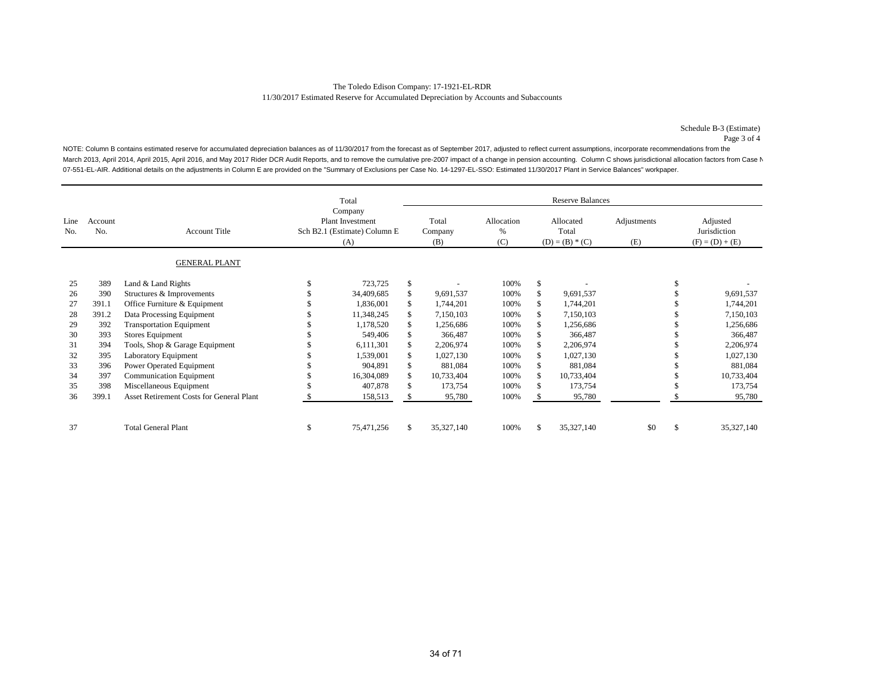The Toledo Edison Company: 17-1921-EL-RDR

11/30/2017 Estimated Reserve for Accumulated Depreciation by Accounts and Subaccounts

Schedule B-3 (Estimate)

Page 3 of 4

NOTE: Column B contains estimated reserve for accumulated depreciation balances as of 11/30/2017 from the forecast as of September 2017, adjusted to reflect current assumptions, incorporate recommendations from the March 2013, April 2014, April 2015, April 2016, and May 2017 Rider DCR Audit Reports, and to remove the cumulative pre-2007 impact of a change in pension accounting. Column C shows jurisdictional allocation factors from Case N 07-551-EL-AIR. Additional details on the adjustments in Column E are provided on the "Summary of Exclusions per Case No. 14-1297-EL-SSO: Estimated 11/30/2017 Plant in Service Balances" workpaper.

| | | | Total | Reserve Balances | | | | |
|---|---|---|---|---|---|---|---|---|
| Line No. | Account No. | Account Title | Company Plant Investment Sch B2.1 (Estimate) Column E (A) | Total Company (B) | Allocation % (C) | Allocated Total (D) = (B) * (C) | Adjustments (E) | Adjusted Jurisdiction (F) = (D) + (E) |
| | | GENERAL PLANT | | | | | | |
| 25 | 389 | Land & Land Rights | $ 723,725 | $ - | 100% | $ - | | $ - |
| 26 | 390 | Structures & Improvements | $ 34,409,685 | $ 9,691,537 | 100% | $ 9,691,537 | | $ 9,691,537 |
| 27 | 391.1 | Office Furniture & Equipment | $ 1,836,001 | $ 1,744,201 | 100% | $ 1,744,201 | | $ 1,744,201 |
| 28 | 391.2 | Data Processing Equipment | $ 11,348,245 | $ 7,150,103 | 100% | $ 7,150,103 | | $ 7,150,103 |
| 29 | 392 | Transportation Equipment | $ 1,178,520 | $ 1,256,686 | 100% | $ 1,256,686 | | $ 1,256,686 |
| 30 | 393 | Stores Equipment | $ 549,406 | $ 366,487 | 100% | $ 366,487 | | $ 366,487 |
| 31 | 394 | Tools, Shop & Garage Equipment | $ 6,111,301 | $ 2,206,974 | 100% | $ 2,206,974 | | $ 2,206,974 |
| 32 | 395 | Laboratory Equipment | $ 1,539,001 | $ 1,027,130 | 100% | $ 1,027,130 | | $ 1,027,130 |
| 33 | 396 | Power Operated Equipment | $ 904,891 | $ 881,084 | 100% | $ 881,084 | | $ 881,084 |
| 34 | 397 | Communication Equipment | $ 16,304,089 | $ 10,733,404 | 100% | $ 10,733,404 | | $ 10,733,404 |
| 35 | 398 | Miscellaneous Equipment | $ 407,878 | $ 173,754 | 100% | $ 173,754 | | $ 173,754 |
| 36 | 399.1 | Asset Retirement Costs for General Plant | $ 158,513 | $ 95,780 | 100% | $ 95,780 | | $ 95,780 |
| 37 | | Total General Plant | $ 75,471,256 | $ 35,327,140 | 100% | $ 35,327,140 | $0 | $ 35,327,140 |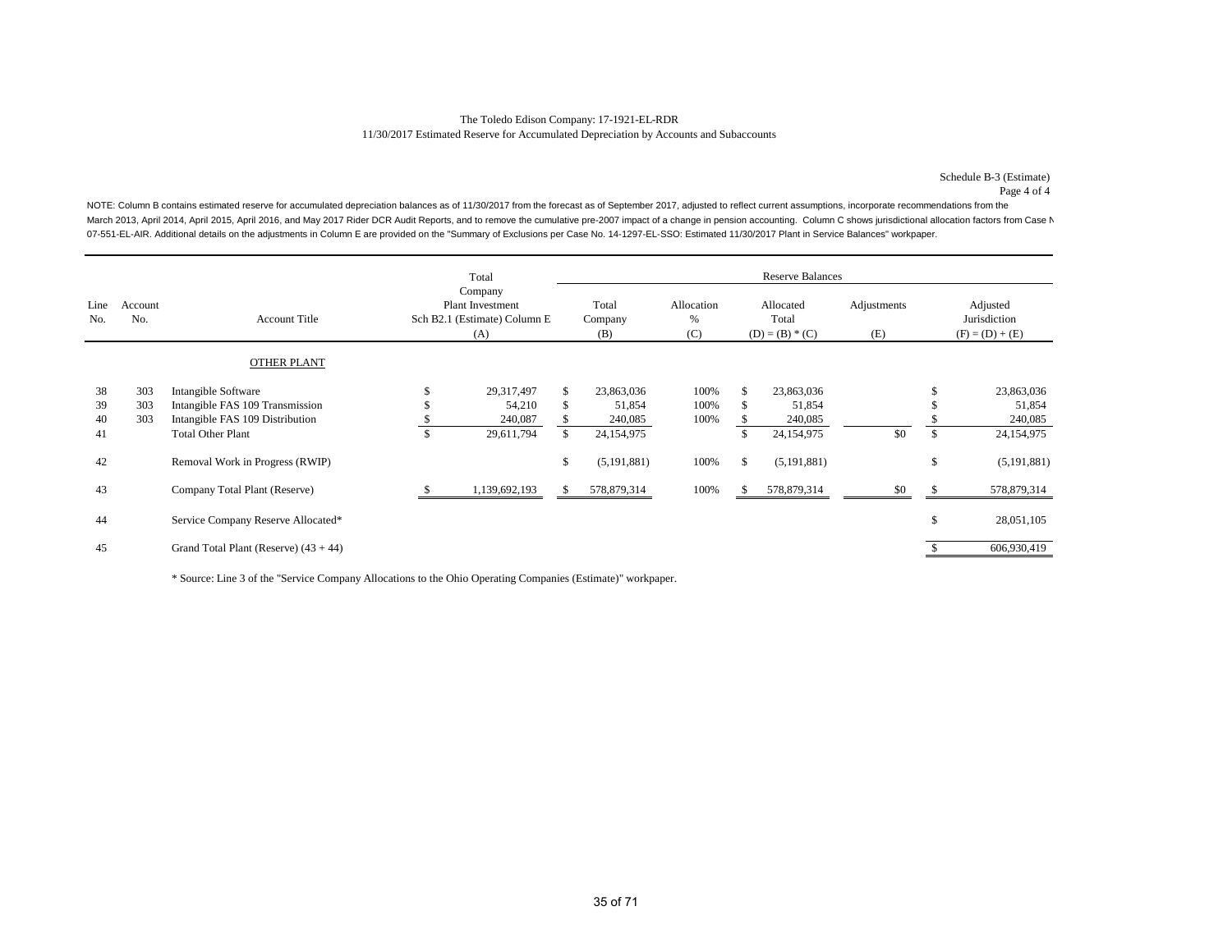The Toledo Edison Company: 17-1921-EL-RDR
11/30/2017 Estimated Reserve for Accumulated Depreciation by Accounts and Subaccounts

Schedule B-3 (Estimate)
Page 4 of 4

NOTE: Column B contains estimated reserve for accumulated depreciation balances as of 11/30/2017 from the forecast as of September 2017, adjusted to reflect current assumptions, incorporate recommendations from the March 2013, April 2014, April 2015, April 2016, and May 2017 Rider DCR Audit Reports, and to remove the cumulative pre-2007 impact of a change in pension accounting. Column C shows jurisdictional allocation factors from Case N 07-551-EL-AIR. Additional details on the adjustments in Column E are provided on the "Summary of Exclusions per Case No. 14-1297-EL-SSO: Estimated 11/30/2017 Plant in Service Balances" workpaper.

| Line No. | Account No. | Account Title | Total Company Plant Investment Sch B2.1 (Estimate) Column E (A) | Reserve Balances Total Company (B) | Allocation % (C) | Allocated Total (D) = (B) * (C) | Adjustments (E) | Adjusted Jurisdiction (F) = (D) + (E) |
|---|---|---|---|---|---|---|---|---|
| | | OTHER PLANT | | | | | | |
| 38 | 303 | Intangible Software | $ 29,317,497 | $ 23,863,036 | 100% | $ 23,863,036 | | $ 23,863,036 |
| 39 | 303 | Intangible FAS 109 Transmission | $ 54,210 | $ 51,854 | 100% | $ 51,854 | | $ 51,854 |
| 40 | 303 | Intangible FAS 109 Distribution | $ 240,087 | $ 240,085 | 100% | $ 240,085 | | $ 240,085 |
| 41 | | Total Other Plant | $ 29,611,794 | $ 24,154,975 | | $ 24,154,975 | $0 | $ 24,154,975 |
| 42 | | Removal Work in Progress (RWIP) | | $ (5,191,881) | 100% | $ (5,191,881) | | $ (5,191,881) |
| 43 | | Company Total Plant (Reserve) | $ 1,139,692,193 | $ 578,879,314 | 100% | $ 578,879,314 | $0 | $ 578,879,314 |
| 44 | | Service Company Reserve Allocated* | | | | | | $ 28,051,105 |
| 45 | | Grand Total Plant (Reserve) (43 + 44) | | | | | | $ 606,930,419 |

* Source: Line 3 of the "Service Company Allocations to the Ohio Operating Companies (Estimate)" workpaper.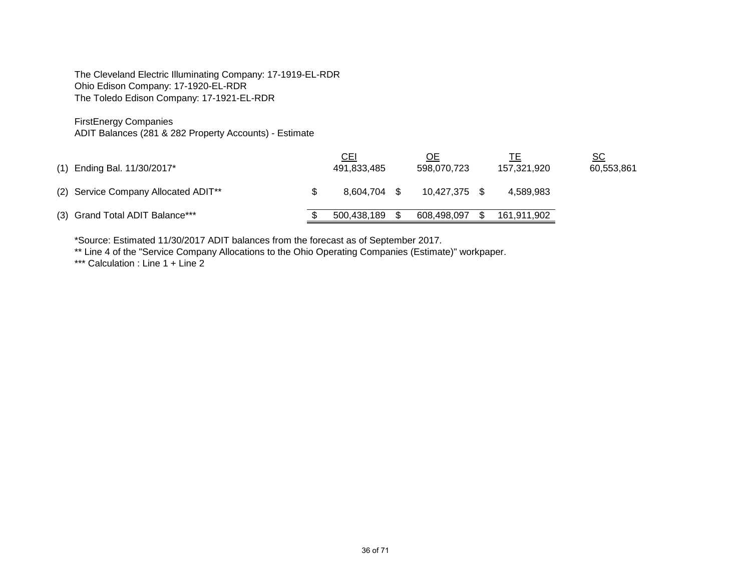The Cleveland Electric Illuminating Company: 17-1919-EL-RDR
Ohio Edison Company: 17-1920-EL-RDR
The Toledo Edison Company: 17-1921-EL-RDR

FirstEnergy Companies
ADIT Balances (281 & 282 Property Accounts) - Estimate

| | | CEI | OE | TE | SC |
|---|---|---|---|---|---|
| (1) | Ending Bal. 11/30/2017* | 491,833,485 | 598,070,723 | 157,321,920 | 60,553,861 |
| (2) | Service Company Allocated ADIT** | $ 8,604,704 | $ 10,427,375 | $ 4,589,983 | |
| (3) | Grand Total ADIT Balance*** | $ 500,438,189 | $ 608,498,097 | $ 161,911,902 | |

*Source: Estimated 11/30/2017 ADIT balances from the forecast as of September 2017.
** Line 4 of the "Service Company Allocations to the Ohio Operating Companies (Estimate)" workpaper.
*** Calculation : Line 1 + Line 2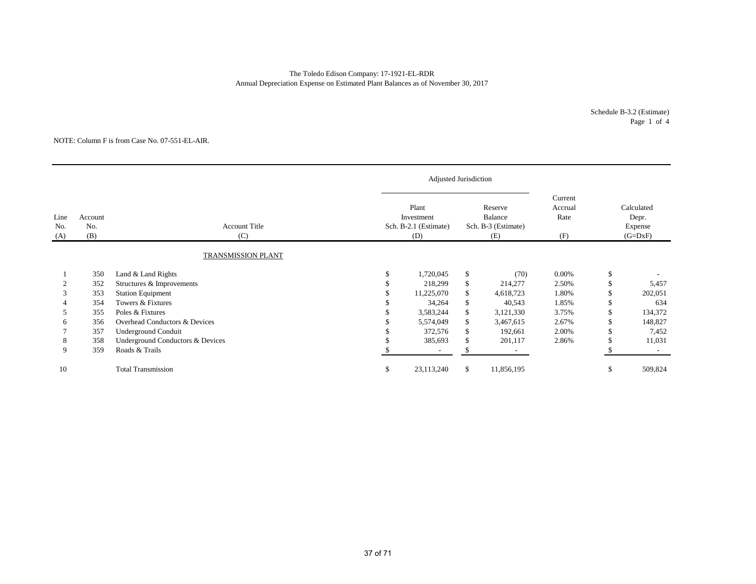The Toledo Edison Company: 17-1921-EL-RDR
Annual Depreciation Expense on Estimated Plant Balances as of November 30, 2017

Schedule B-3.2 (Estimate)
Page 1 of 4

NOTE: Column F is from Case No. 07-551-EL-AIR.

| | | | Adjusted Jurisdiction | | | |
|---|---|---|---|---|---|---|
| Line No. (A) | Account No. (B) | Account Title (C) | Plant Investment Sch. B-2.1 (Estimate) (D) | Reserve Balance Sch. B-3 (Estimate) (E) | Current Accrual Rate (F) | Calculated Depr. Expense (G=DxF) |
| | | TRANSMISSION PLANT | | | | |
| 1 | 350 | Land & Land Rights | $ 1,720,045 | $ (70) | 0.00% | $ - |
| 2 | 352 | Structures & Improvements | $ 218,299 | $ 214,277 | 2.50% | $ 5,457 |
| 3 | 353 | Station Equipment | $ 11,225,070 | $ 4,618,723 | 1.80% | $ 202,051 |
| 4 | 354 | Towers & Fixtures | $ 34,264 | $ 40,543 | 1.85% | $ 634 |
| 5 | 355 | Poles & Fixtures | $ 3,583,244 | $ 3,121,330 | 3.75% | $ 134,372 |
| 6 | 356 | Overhead Conductors & Devices | $ 5,574,049 | $ 3,467,615 | 2.67% | $ 148,827 |
| 7 | 357 | Underground Conduit | $ 372,576 | $ 192,661 | 2.00% | $ 7,452 |
| 8 | 358 | Underground Conductors & Devices | $ 385,693 | $ 201,117 | 2.86% | $ 11,031 |
| 9 | 359 | Roads & Trails | $ - | $ - | | $ - |
| 10 | | Total Transmission | $ 23,113,240 | $ 11,856,195 | | $ 509,824 |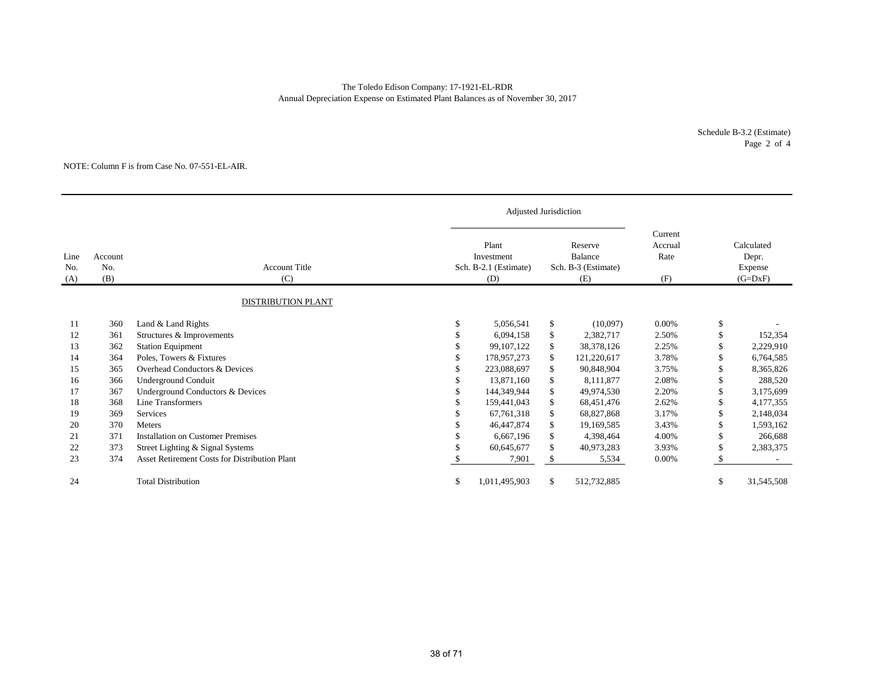The Toledo Edison Company: 17-1921-EL-RDR
Annual Depreciation Expense on Estimated Plant Balances as of November 30, 2017

Schedule B-3.2 (Estimate)
Page 2 of 4

NOTE: Column F is from Case No. 07-551-EL-AIR.

| | | | Adjusted Jurisdiction | | | |
|---|---|---|---|---|---|---|
| Line No. (A) | Account No. (B) | Account Title (C) | Plant Investment Sch. B-2.1 (Estimate) (D) | Reserve Balance Sch. B-3 (Estimate) (E) | Current Accrual Rate (F) | Calculated Depr. Expense (G=DxF) |
| | | DISTRIBUTION PLANT | | | | |
| 11 | 360 | Land & Land Rights | $ 5,056,541 | $ (10,097) | 0.00% | $ - |
| 12 | 361 | Structures & Improvements | $ 6,094,158 | $ 2,382,717 | 2.50% | $ 152,354 |
| 13 | 362 | Station Equipment | $ 99,107,122 | $ 38,378,126 | 2.25% | $ 2,229,910 |
| 14 | 364 | Poles, Towers & Fixtures | $ 178,957,273 | $ 121,220,617 | 3.78% | $ 6,764,585 |
| 15 | 365 | Overhead Conductors & Devices | $ 223,088,697 | $ 90,848,904 | 3.75% | $ 8,365,826 |
| 16 | 366 | Underground Conduit | $ 13,871,160 | $ 8,111,877 | 2.08% | $ 288,520 |
| 17 | 367 | Underground Conductors & Devices | $ 144,349,944 | $ 49,974,530 | 2.20% | $ 3,175,699 |
| 18 | 368 | Line Transformers | $ 159,441,043 | $ 68,451,476 | 2.62% | $ 4,177,355 |
| 19 | 369 | Services | $ 67,761,318 | $ 68,827,868 | 3.17% | $ 2,148,034 |
| 20 | 370 | Meters | $ 46,447,874 | $ 19,169,585 | 3.43% | $ 1,593,162 |
| 21 | 371 | Installation on Customer Premises | $ 6,667,196 | $ 4,398,464 | 4.00% | $ 266,688 |
| 22 | 373 | Street Lighting & Signal Systems | $ 60,645,677 | $ 40,973,283 | 3.93% | $ 2,383,375 |
| 23 | 374 | Asset Retirement Costs for Distribution Plant | $ 7,901 | $ 5,534 | 0.00% | $ - |
| 24 | | Total Distribution | $ 1,011,495,903 | $ 512,732,885 | | $ 31,545,508 |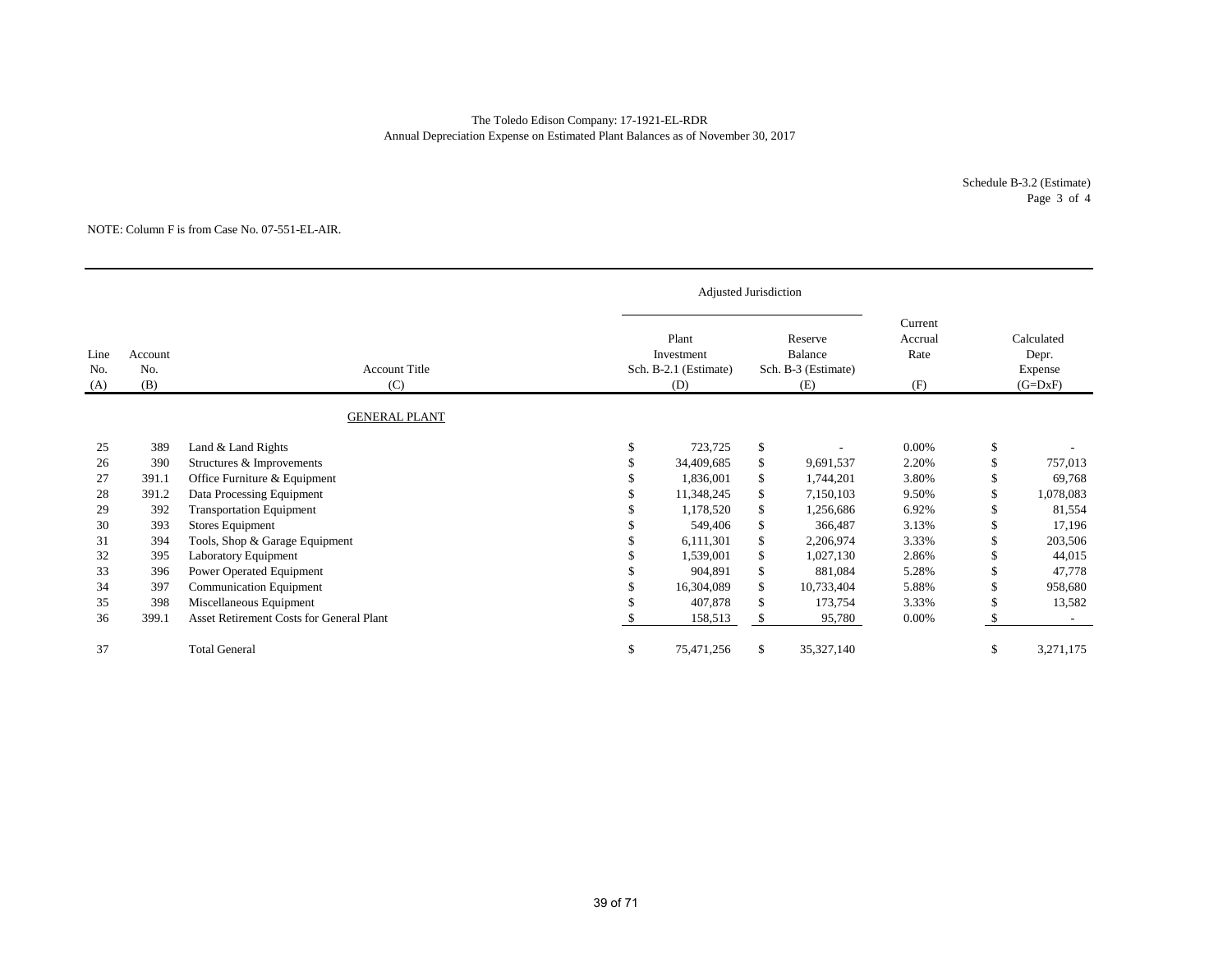The Toledo Edison Company: 17-1921-EL-RDR
Annual Depreciation Expense on Estimated Plant Balances as of November 30, 2017

Schedule B-3.2 (Estimate)
Page 3 of 4

NOTE: Column F is from Case No. 07-551-EL-AIR.

| | | | Adjusted Jurisdiction | | | |
|---|---|---|---|---|---|---|
| Line No. (A) | Account No. (B) | Account Title (C) | Plant Investment Sch. B-2.1 (Estimate) (D) | Reserve Balance Sch. B-3 (Estimate) (E) | Current Accrual Rate (F) | Calculated Depr. Expense (G=DxF) |
| | | GENERAL PLANT | | | | |
| 25 | 389 | Land & Land Rights | $ 723,725 | $ - | 0.00% | $ - |
| 26 | 390 | Structures & Improvements | $ 34,409,685 | $ 9,691,537 | 2.20% | $ 757,013 |
| 27 | 391.1 | Office Furniture & Equipment | $ 1,836,001 | $ 1,744,201 | 3.80% | $ 69,768 |
| 28 | 391.2 | Data Processing Equipment | $ 11,348,245 | $ 7,150,103 | 9.50% | $ 1,078,083 |
| 29 | 392 | Transportation Equipment | $ 1,178,520 | $ 1,256,686 | 6.92% | $ 81,554 |
| 30 | 393 | Stores Equipment | $ 549,406 | $ 366,487 | 3.13% | $ 17,196 |
| 31 | 394 | Tools, Shop & Garage Equipment | $ 6,111,301 | $ 2,206,974 | 3.33% | $ 203,506 |
| 32 | 395 | Laboratory Equipment | $ 1,539,001 | $ 1,027,130 | 2.86% | $ 44,015 |
| 33 | 396 | Power Operated Equipment | $ 904,891 | $ 881,084 | 5.28% | $ 47,778 |
| 34 | 397 | Communication Equipment | $ 16,304,089 | $ 10,733,404 | 5.88% | $ 958,680 |
| 35 | 398 | Miscellaneous Equipment | $ 407,878 | $ 173,754 | 3.33% | $ 13,582 |
| 36 | 399.1 | Asset Retirement Costs for General Plant | $ 158,513 | $ 95,780 | 0.00% | $ - |
| 37 | | Total General | $ 75,471,256 | $ 35,327,140 | | $ 3,271,175 |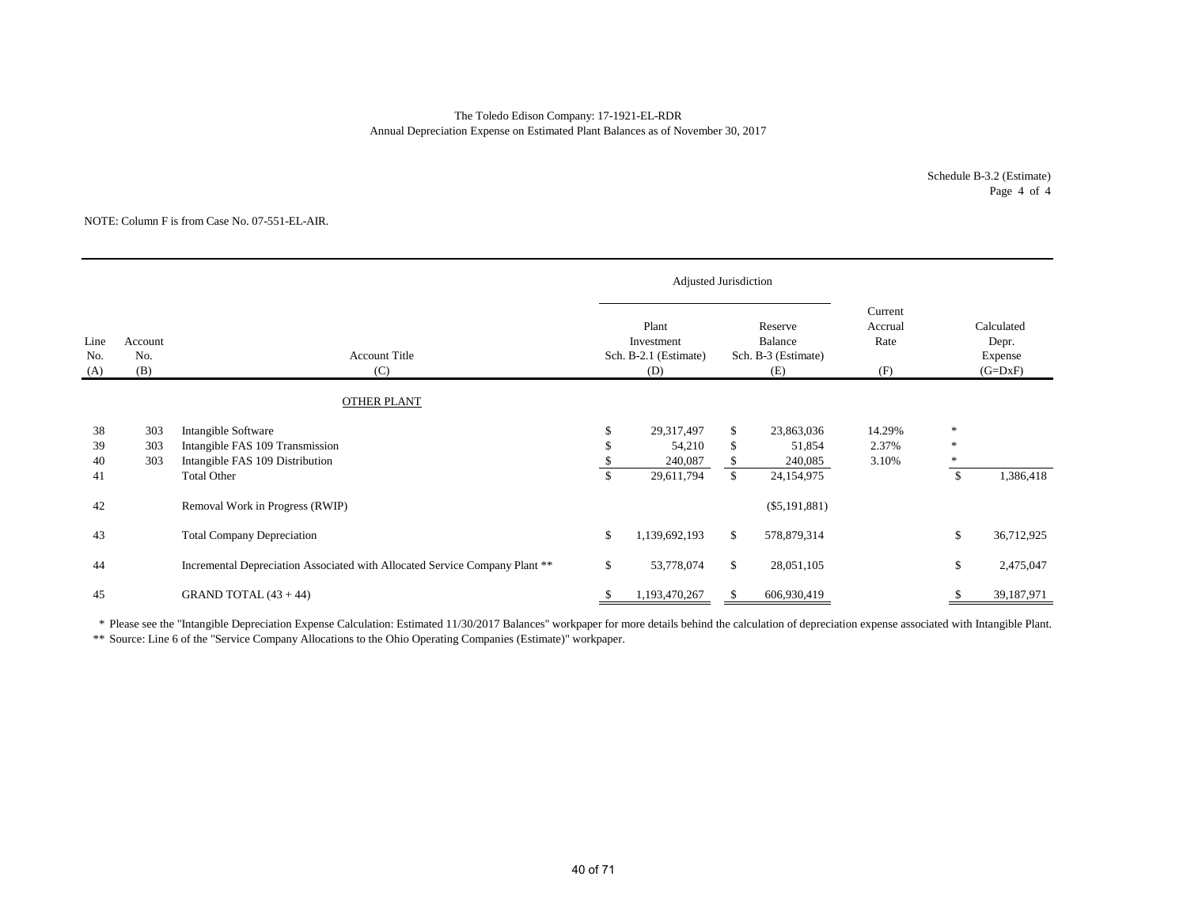The Toledo Edison Company: 17-1921-EL-RDR
Annual Depreciation Expense on Estimated Plant Balances as of November 30, 2017

Schedule B-3.2 (Estimate)
Page 4 of 4

NOTE: Column F is from Case No. 07-551-EL-AIR.

| | | | Adjusted Jurisdiction | | | |
|---|---|---|---|---|---|---|
| Line No. (A) | Account No. (B) | Account Title (C) | Plant Investment Sch. B-2.1 (Estimate) (D) | Reserve Balance Sch. B-3 (Estimate) (E) | Current Accrual Rate (F) | Calculated Depr. Expense (G=DxF) |
| | | OTHER PLANT | | | | |
| 38 | 303 | Intangible Software | $ 29,317,497 | $ 23,863,036 | 14.29% | * |
| 39 | 303 | Intangible FAS 109 Transmission | $ 54,210 | $ 51,854 | 2.37% | * |
| 40 | 303 | Intangible FAS 109 Distribution | $ 240,087 | $ 240,085 | 3.10% | * |
| 41 | | Total Other | $ 29,611,794 | $ 24,154,975 | | $ 1,386,418 |
| 42 | | Removal Work in Progress (RWIP) | | ($5,191,881) | | |
| 43 | | Total Company Depreciation | $ 1,139,692,193 | $ 578,879,314 | | $ 36,712,925 |
| 44 | | Incremental Depreciation Associated with Allocated Service Company Plant ** | $ 53,778,074 | $ 28,051,105 | | $ 2,475,047 |
| 45 | | GRAND TOTAL (43 + 44) | $ 1,193,470,267 | $ 606,930,419 | | $ 39,187,971 |

* Please see the "Intangible Depreciation Expense Calculation: Estimated 11/30/2017 Balances" workpaper for more details behind the calculation of depreciation expense associated with Intangible Plant.
** Source: Line 6 of the "Service Company Allocations to the Ohio Operating Companies (Estimate)" workpaper.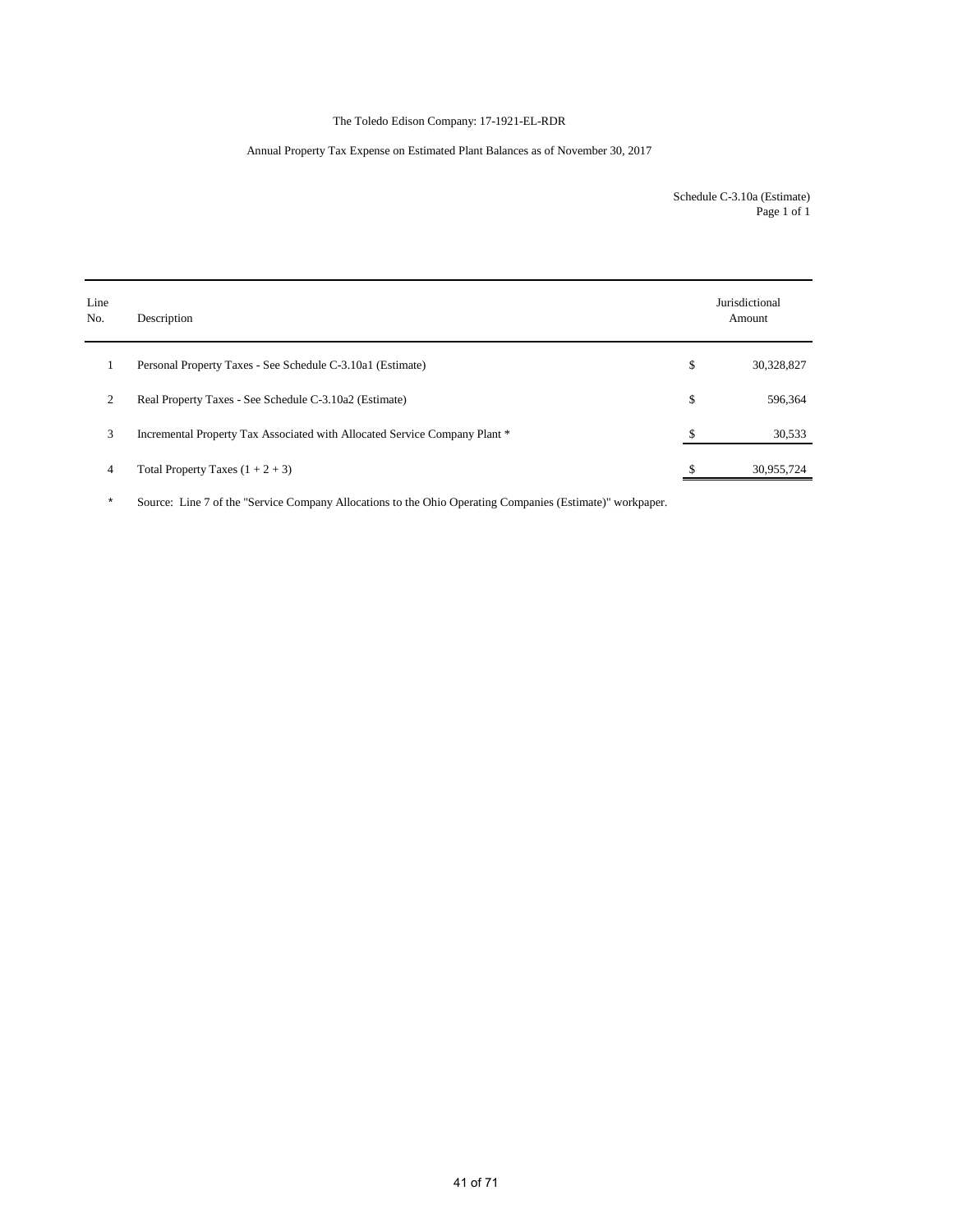The Toledo Edison Company: 17-1921-EL-RDR

Annual Property Tax Expense on Estimated Plant Balances as of November 30, 2017

Schedule C-3.10a (Estimate)
Page 1 of 1

| Line No. | Description | | Jurisdictional Amount |
|---|---|---|---|
| 1 | Personal Property Taxes - See Schedule C-3.10a1 (Estimate) | $ | 30,328,827 |
| 2 | Real Property Taxes - See Schedule C-3.10a2 (Estimate) | $ | 596,364 |
| 3 | Incremental Property Tax Associated with Allocated Service Company Plant * | $ | 30,533 |
| 4 | Total Property Taxes (1 + 2 + 3) | $ | 30,955,724 |

\* Source: Line 7 of the "Service Company Allocations to the Ohio Operating Companies (Estimate)" workpaper.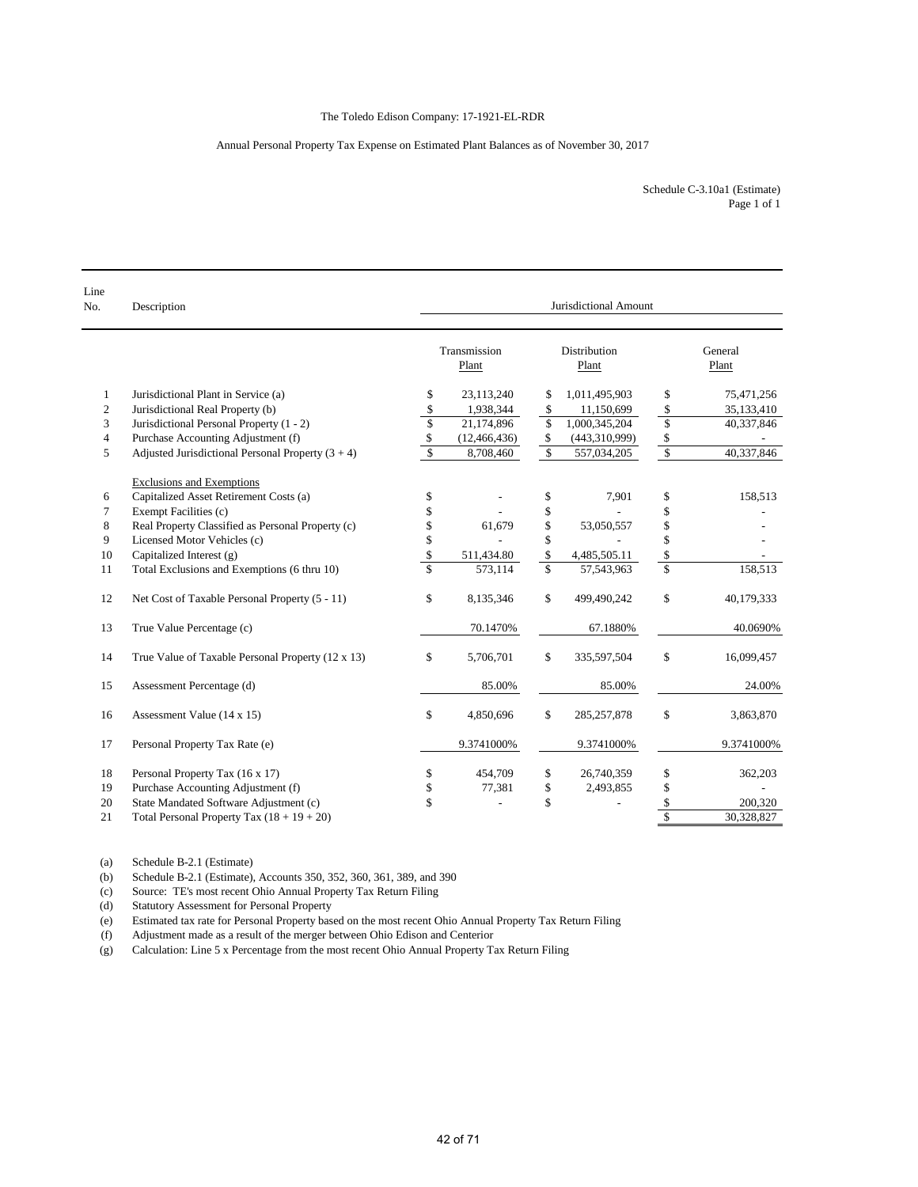The Toledo Edison Company: 17-1921-EL-RDR

Annual Personal Property Tax Expense on Estimated Plant Balances as of November 30, 2017

Schedule C-3.10a1 (Estimate)
Page 1 of 1

| Line No. | Description | Jurisdictional Amount | | |
|---|---|---|---|---|
| | | Transmission Plant | Distribution Plant | General Plant |
| 1 | Jurisdictional Plant in Service (a) | $ 23,113,240 | $ 1,011,495,903 | $ 75,471,256 |
| 2 | Jurisdictional Real Property (b) | $ 1,938,344 | $ 11,150,699 | $ 35,133,410 |
| 3 | Jurisdictional Personal Property (1 - 2) | $ 21,174,896 | $ 1,000,345,204 | $ 40,337,846 |
| 4 | Purchase Accounting Adjustment (f) | $ (12,466,436) | $ (443,310,999) | $ - |
| 5 | Adjusted Jurisdictional Personal Property (3 + 4) | $ 8,708,460 | $ 557,034,205 | $ 40,337,846 |
| | Exclusions and Exemptions | | | |
| 6 | Capitalized Asset Retirement Costs (a) | $ - | $ 7,901 | $ 158,513 |
| 7 | Exempt Facilities (c) | $ - | $ - | $ - |
| 8 | Real Property Classified as Personal Property (c) | $ 61,679 | $ 53,050,557 | $ - |
| 9 | Licensed Motor Vehicles (c) | $ - | $ - | $ - |
| 10 | Capitalized Interest (g) | $ 511,434.80 | $ 4,485,505.11 | $ - |
| 11 | Total Exclusions and Exemptions (6 thru 10) | $ 573,114 | $ 57,543,963 | $ 158,513 |
| 12 | Net Cost of Taxable Personal Property (5 - 11) | $ 8,135,346 | $ 499,490,242 | $ 40,179,333 |
| 13 | True Value Percentage (c) | 70.1470% | 67.1880% | 40.0690% |
| 14 | True Value of Taxable Personal Property (12 x 13) | $ 5,706,701 | $ 335,597,504 | $ 16,099,457 |
| 15 | Assessment Percentage (d) | 85.00% | 85.00% | 24.00% |
| 16 | Assessment Value (14 x 15) | $ 4,850,696 | $ 285,257,878 | $ 3,863,870 |
| 17 | Personal Property Tax Rate (e) | 9.3741000% | 9.3741000% | 9.3741000% |
| 18 | Personal Property Tax (16 x 17) | $ 454,709 | $ 26,740,359 | $ 362,203 |
| 19 | Purchase Accounting Adjustment (f) | $ 77,381 | $ 2,493,855 | $ - |
| 20 | State Mandated Software Adjustment (c) | $ - | $ - | $ 200,320 |
| 21 | Total Personal Property Tax (18 + 19 + 20) | | | $ 30,328,827 |

(a) Schedule B-2.1 (Estimate)
(b) Schedule B-2.1 (Estimate), Accounts 350, 352, 360, 361, 389, and 390
(c) Source: TE's most recent Ohio Annual Property Tax Return Filing
(d) Statutory Assessment for Personal Property
(e) Estimated tax rate for Personal Property based on the most recent Ohio Annual Property Tax Return Filing
(f) Adjustment made as a result of the merger between Ohio Edison and Centerior
(g) Calculation: Line 5 x Percentage from the most recent Ohio Annual Property Tax Return Filing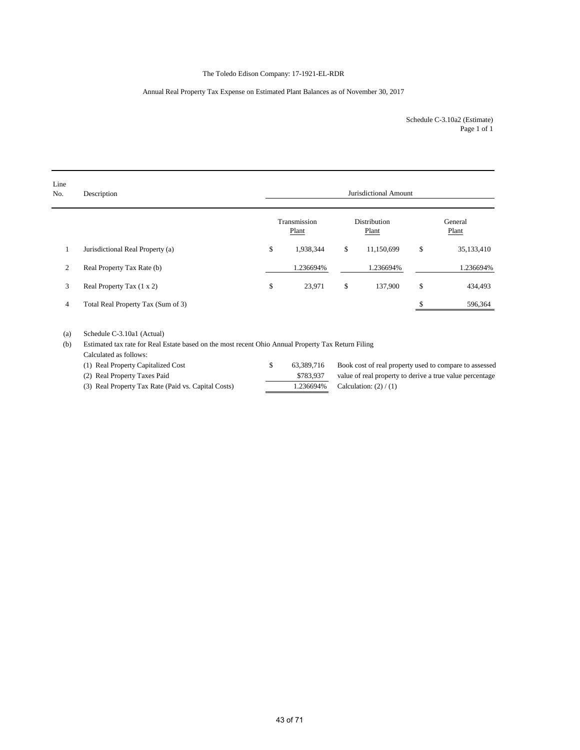The Toledo Edison Company: 17-1921-EL-RDR

Annual Real Property Tax Expense on Estimated Plant Balances as of November 30, 2017

Schedule C-3.10a2 (Estimate)
Page 1 of 1

| Line No. | Description | Jurisdictional Amount | | |
|---|---|---|---|---|
| | | Transmission Plant | Distribution Plant | General Plant |
| 1 | Jurisdictional Real Property (a) | $ 1,938,344 | $ 11,150,699 | $ 35,133,410 |
| 2 | Real Property Tax Rate (b) | 1.236694% | 1.236694% | 1.236694% |
| 3 | Real Property Tax (1 x 2) | $ 23,971 | $ 137,900 | $ 434,493 |
| 4 | Total Real Property Tax (Sum of 3) | | | $ 596,364 |

(a) Schedule C-3.10a1 (Actual)

(b) Estimated tax rate for Real Estate based on the most recent Ohio Annual Property Tax Return Filing
Calculated as follows:

| | | |
|---|---|---|
| (1) Real Property Capitalized Cost | $ 63,389,716 | Book cost of real property used to compare to assessed |
| (2) Real Property Taxes Paid | $783,937 | value of real property to derive a true value percentage |
| (3) Real Property Tax Rate (Paid vs. Capital Costs) | 1.236694% | Calculation: (2) / (1) |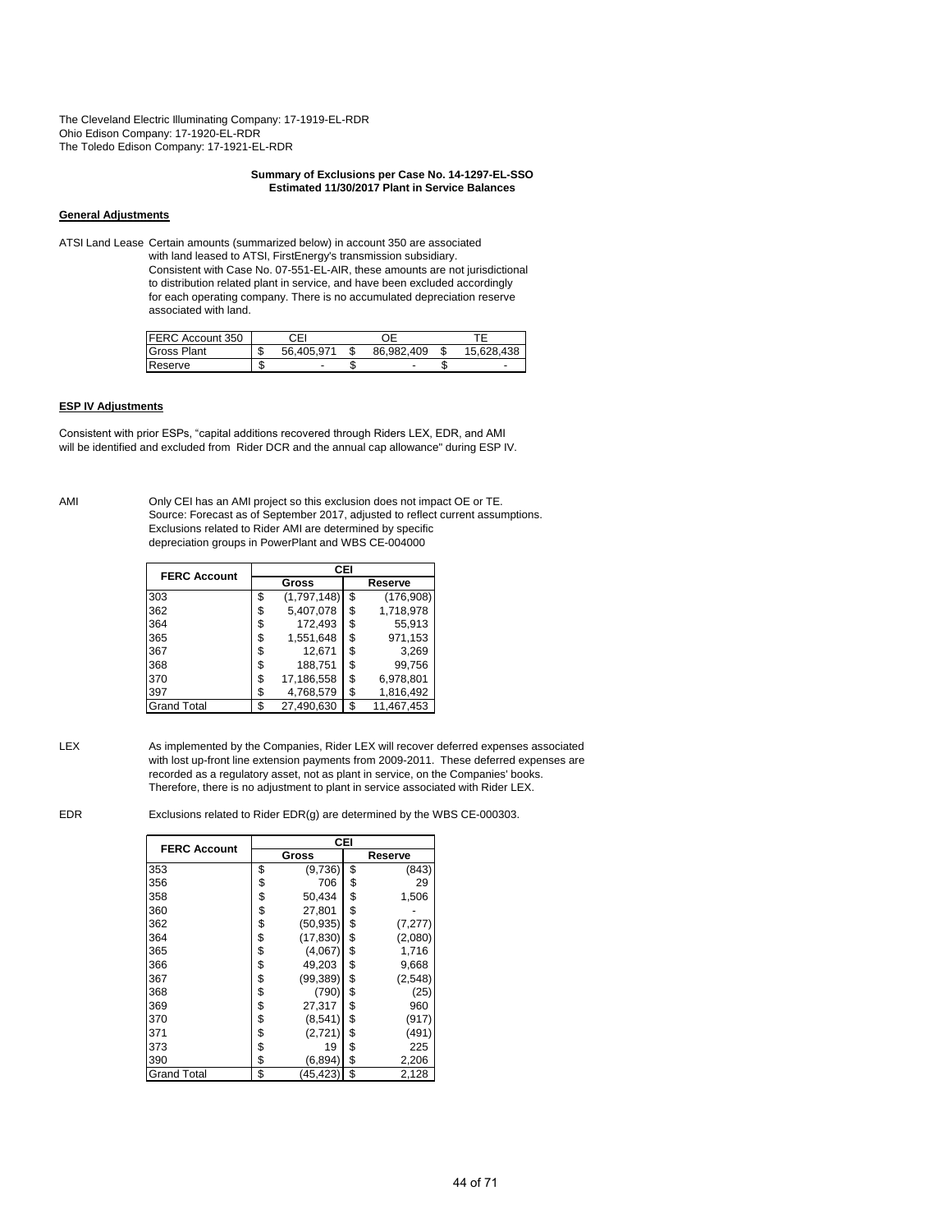The Cleveland Electric Illuminating Company: 17-1919-EL-RDR
Ohio Edison Company: 17-1920-EL-RDR
The Toledo Edison Company: 17-1921-EL-RDR

**Summary of Exclusions per Case No. 14-1297-EL-SSO**
**Estimated 11/30/2017 Plant in Service Balances**

**General Adjustments**

ATSI Land Lease Certain amounts (summarized below) in account 350 are associated with land leased to ATSI, FirstEnergy's transmission subsidiary. Consistent with Case No. 07-551-EL-AIR, these amounts are not jurisdictional to distribution related plant in service, and have been excluded accordingly for each operating company. There is no accumulated depreciation reserve associated with land.

| FERC Account 350 | CEI | OE | TE |
|---|---|---|---|
| Gross Plant | $ 56,405,971 | $ 86,982,409 | $ 15,628,438 |
| Reserve | $ - | $ - | $ - |

**ESP IV Adjustments**

Consistent with prior ESPs, "capital additions recovered through Riders LEX, EDR, and AMI will be identified and excluded from Rider DCR and the annual cap allowance" during ESP IV.

AMI Only CEI has an AMI project so this exclusion does not impact OE or TE. Source: Forecast as of September 2017, adjusted to reflect current assumptions. Exclusions related to Rider AMI are determined by specific depreciation groups in PowerPlant and WBS CE-004000

| FERC Account | CEI | |
|---|---|---|
| | Gross | Reserve |
| 303 | $ (1,797,148) | $ (176,908) |
| 362 | $ 5,407,078 | $ 1,718,978 |
| 364 | $ 172,493 | $ 55,913 |
| 365 | $ 1,551,648 | $ 971,153 |
| 367 | $ 12,671 | $ 3,269 |
| 368 | $ 188,751 | $ 99,756 |
| 370 | $ 17,186,558 | $ 6,978,801 |
| 397 | $ 4,768,579 | $ 1,816,492 |
| Grand Total | $ 27,490,630 | $ 11,467,453 |

LEX As implemented by the Companies, Rider LEX will recover deferred expenses associated with lost up-front line extension payments from 2009-2011. These deferred expenses are recorded as a regulatory asset, not as plant in service, on the Companies' books. Therefore, there is no adjustment to plant in service associated with Rider LEX.

EDR Exclusions related to Rider EDR(g) are determined by the WBS CE-000303.

| FERC Account | CEI | |
|---|---|---|
| | Gross | Reserve |
| 353 | $ (9,736) | $ (843) |
| 356 | $ 706 | $ 29 |
| 358 | $ 50,434 | $ 1,506 |
| 360 | $ 27,801 | $ - |
| 362 | $ (50,935) | $ (7,277) |
| 364 | $ (17,830) | $ (2,080) |
| 365 | $ (4,067) | $ 1,716 |
| 366 | $ 49,203 | $ 9,668 |
| 367 | $ (99,389) | $ (2,548) |
| 368 | $ (790) | $ (25) |
| 369 | $ 27,317 | $ 960 |
| 370 | $ (8,541) | $ (917) |
| 371 | $ (2,721) | $ (491) |
| 373 | $ 19 | $ 225 |
| 390 | $ (6,894) | $ 2,206 |
| Grand Total | $ (45,423) | $ 2,128 |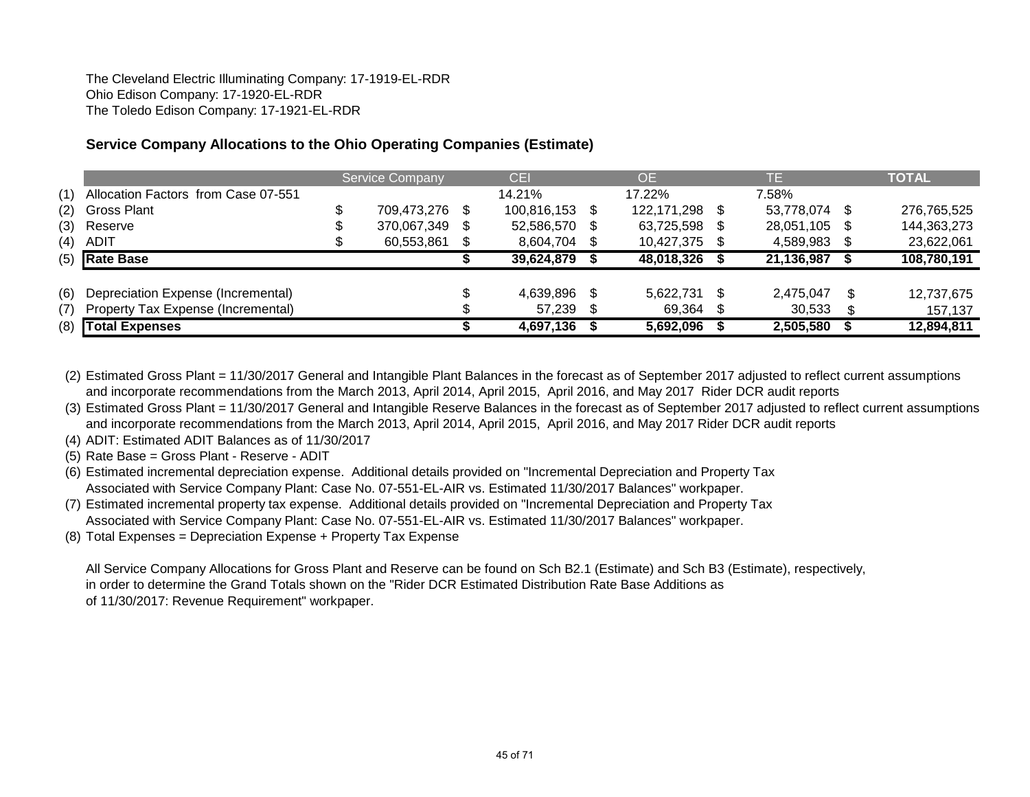The Cleveland Electric Illuminating Company: 17-1919-EL-RDR
Ohio Edison Company: 17-1920-EL-RDR
The Toledo Edison Company: 17-1921-EL-RDR

### Service Company Allocations to the Ohio Operating Companies (Estimate)

| | | Service Company | CEI | OE | TE | TOTAL |
|---|---|---|---|---|---|---|
| (1) | Allocation Factors from Case 07-551 | | 14.21% | 17.22% | 7.58% | |
| (2) | Gross Plant | $ 709,473,276 | $ 100,816,153 | $ 122,171,298 | $ 53,778,074 | $ 276,765,525 |
| (3) | Reserve | $ 370,067,349 | $ 52,586,570 | $ 63,725,598 | $ 28,051,105 | $ 144,363,273 |
| (4) | ADIT | $ 60,553,861 | $ 8,604,704 | $ 10,427,375 | $ 4,589,983 | $ 23,622,061 |
| (5) | **Rate Base** | | **$ 39,624,879** | **$ 48,018,326** | **$ 21,136,987** | **$ 108,780,191** |
| (6) | Depreciation Expense (Incremental) | | $ 4,639,896 | $ 5,622,731 | $ 2,475,047 | $ 12,737,675 |
| (7) | Property Tax Expense (Incremental) | | $ 57,239 | $ 69,364 | $ 30,533 | $ 157,137 |
| (8) | **Total Expenses** | | **$ 4,697,136** | **$ 5,692,096** | **$ 2,505,580** | **$ 12,894,811** |

(2) Estimated Gross Plant = 11/30/2017 General and Intangible Plant Balances in the forecast as of September 2017 adjusted to reflect current assumptions and incorporate recommendations from the March 2013, April 2014, April 2015, April 2016, and May 2017 Rider DCR audit reports
(3) Estimated Gross Plant = 11/30/2017 General and Intangible Reserve Balances in the forecast as of September 2017 adjusted to reflect current assumptions and incorporate recommendations from the March 2013, April 2014, April 2015, April 2016, and May 2017 Rider DCR audit reports
(4) ADIT: Estimated ADIT Balances as of 11/30/2017
(5) Rate Base = Gross Plant - Reserve - ADIT
(6) Estimated incremental depreciation expense. Additional details provided on "Incremental Depreciation and Property Tax Associated with Service Company Plant: Case No. 07-551-EL-AIR vs. Estimated 11/30/2017 Balances" workpaper.
(7) Estimated incremental property tax expense. Additional details provided on "Incremental Depreciation and Property Tax Associated with Service Company Plant: Case No. 07-551-EL-AIR vs. Estimated 11/30/2017 Balances" workpaper.
(8) Total Expenses = Depreciation Expense + Property Tax Expense

All Service Company Allocations for Gross Plant and Reserve can be found on Sch B2.1 (Estimate) and Sch B3 (Estimate), respectively, in order to determine the Grand Totals shown on the "Rider DCR Estimated Distribution Rate Base Additions as of 11/30/2017: Revenue Requirement" workpaper.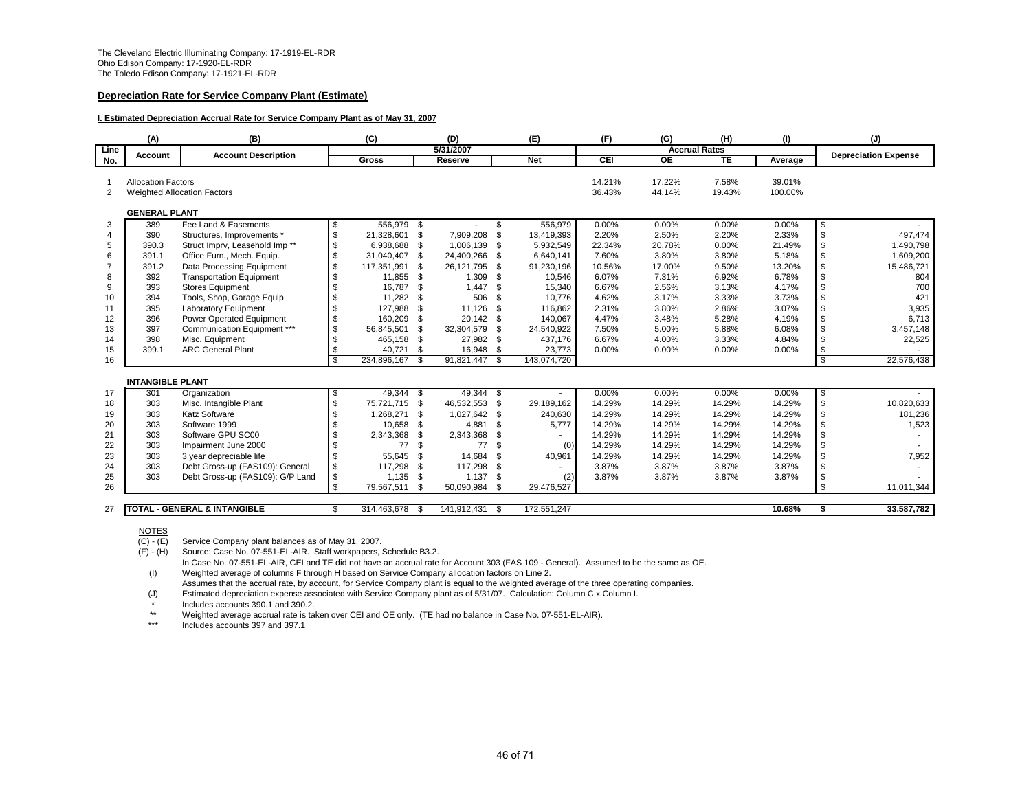The Cleveland Electric Illuminating Company: 17-1919-EL-RDR
Ohio Edison Company: 17-1920-EL-RDR
The Toledo Edison Company: 17-1921-EL-RDR

**Depreciation Rate for Service Company Plant (Estimate)**

**I. Estimated Depreciation Accrual Rate for Service Company Plant as of May 31, 2007**

| Line No. | (A) Account | (B) Account Description | (C) 5/31/2007 Gross | (D) 5/31/2007 Reserve | (E) 5/31/2007 Net | (F) Accrual Rates CEI | (G) Accrual Rates OE | (H) Accrual Rates TE | (I) Average | (J) Depreciation Expense |
|---|---|---|---|---|---|---|---|---|---|---|
| 1 | Allocation Factors | | | | | 14.21% | 17.22% | 7.58% | 39.01% | |
| 2 | Weighted Allocation Factors | | | | | 36.43% | 44.14% | 19.43% | 100.00% | |
| | **GENERAL PLANT** | | | | | | | | | |
| 3 | 389 | Fee Land & Easements | $ 556,979 | $ - | $ 556,979 | 0.00% | 0.00% | 0.00% | 0.00% | $ - |
| 4 | 390 | Structures, Improvements * | $ 21,328,601 | $ 7,909,208 | $ 13,419,393 | 2.20% | 2.50% | 2.20% | 2.33% | $ 497,474 |
| 5 | 390.3 | Struct Imprv, Leasehold Imp ** | $ 6,938,688 | $ 1,006,139 | $ 5,932,549 | 22.34% | 20.78% | 0.00% | 21.49% | $ 1,490,798 |
| 6 | 391.1 | Office Furn., Mech. Equip. | $ 31,040,407 | $ 24,400,266 | $ 6,640,141 | 7.60% | 3.80% | 3.80% | 5.18% | $ 1,609,200 |
| 7 | 391.2 | Data Processing Equipment | $ 117,351,991 | $ 26,121,795 | $ 91,230,196 | 10.56% | 17.00% | 9.50% | 13.20% | $ 15,486,721 |
| 8 | 392 | Transportation Equipment | $ 11,855 | $ 1,309 | $ 10,546 | 6.07% | 7.31% | 6.92% | 6.78% | $ 804 |
| 9 | 393 | Stores Equipment | $ 16,787 | $ 1,447 | $ 15,340 | 6.67% | 2.56% | 3.13% | 4.17% | $ 700 |
| 10 | 394 | Tools, Shop, Garage Equip. | $ 11,282 | $ 506 | $ 10,776 | 4.62% | 3.17% | 3.33% | 3.73% | $ 421 |
| 11 | 395 | Laboratory Equipment | $ 127,988 | $ 11,126 | $ 116,862 | 2.31% | 3.80% | 2.86% | 3.07% | $ 3,935 |
| 12 | 396 | Power Operated Equipment | $ 160,209 | $ 20,142 | $ 140,067 | 4.47% | 3.48% | 5.28% | 4.19% | $ 6,713 |
| 13 | 397 | Communication Equipment *** | $ 56,845,501 | $ 32,304,579 | $ 24,540,922 | 7.50% | 5.00% | 5.88% | 6.08% | $ 3,457,148 |
| 14 | 398 | Misc. Equipment | $ 465,158 | $ 27,982 | $ 437,176 | 6.67% | 4.00% | 3.33% | 4.84% | $ 22,525 |
| 15 | 399.1 | ARC General Plant | $ 40,721 | $ 16,948 | $ 23,773 | 0.00% | 0.00% | 0.00% | 0.00% | $ - |
| 16 | | | $ 234,896,167 | $ 91,821,447 | $ 143,074,720 | | | | | $ 22,576,438 |
| | **INTANGIBLE PLANT** | | | | | | | | | |
| 17 | 301 | Organization | $ 49,344 | $ 49,344 | $ - | 0.00% | 0.00% | 0.00% | 0.00% | $ - |
| 18 | 303 | Misc. Intangible Plant | $ 75,721,715 | $ 46,532,553 | $ 29,189,162 | 14.29% | 14.29% | 14.29% | 14.29% | $ 10,820,633 |
| 19 | 303 | Katz Software | $ 1,268,271 | $ 1,027,642 | $ 240,630 | 14.29% | 14.29% | 14.29% | 14.29% | $ 181,236 |
| 20 | 303 | Software 1999 | $ 10,658 | $ 4,881 | $ 5,777 | 14.29% | 14.29% | 14.29% | 14.29% | $ 1,523 |
| 21 | 303 | Software GPU SC00 | $ 2,343,368 | $ 2,343,368 | $ - | 14.29% | 14.29% | 14.29% | 14.29% | $ - |
| 22 | 303 | Impairment June 2000 | $ 77 | $ 77 | $ (0) | 14.29% | 14.29% | 14.29% | 14.29% | $ - |
| 23 | 303 | 3 year depreciable life | $ 55,645 | $ 14,684 | $ 40,961 | 14.29% | 14.29% | 14.29% | 14.29% | $ 7,952 |
| 24 | 303 | Debt Gross-up (FAS109): General | $ 117,298 | $ 117,298 | $ - | 3.87% | 3.87% | 3.87% | 3.87% | $ - |
| 25 | 303 | Debt Gross-up (FAS109): G/P Land | $ 1,135 | $ 1,137 | $ (2) | 3.87% | 3.87% | 3.87% | 3.87% | $ - |
| 26 | | | $ 79,567,511 | $ 50,090,984 | $ 29,476,527 | | | | | $ 11,011,344 |
| 27 | **TOTAL - GENERAL & INTANGIBLE** | | $ 314,463,678 | $ 141,912,431 | $ 172,551,247 | | | | **10.68%** | **$ 33,587,782** |

NOTES

(C) - (E) Service Company plant balances as of May 31, 2007.

(F) - (H) Source: Case No. 07-551-EL-AIR. Staff workpapers, Schedule B3.2.
In Case No. 07-551-EL-AIR, CEI and TE did not have an accrual rate for Account 303 (FAS 109 - General). Assumed to be the same as OE.

(I) Weighted average of columns F through H based on Service Company allocation factors on Line 2.
Assumes that the accrual rate, by account, for Service Company plant is equal to the weighted average of the three operating companies.

(J) Estimated depreciation expense associated with Service Company plant as of 5/31/07. Calculation: Column C x Column I.

\* Includes accounts 390.1 and 390.2.

\*\* Weighted average accrual rate is taken over CEI and OE only. (TE had no balance in Case No. 07-551-EL-AIR).

\*\*\* Includes accounts 397 and 397.1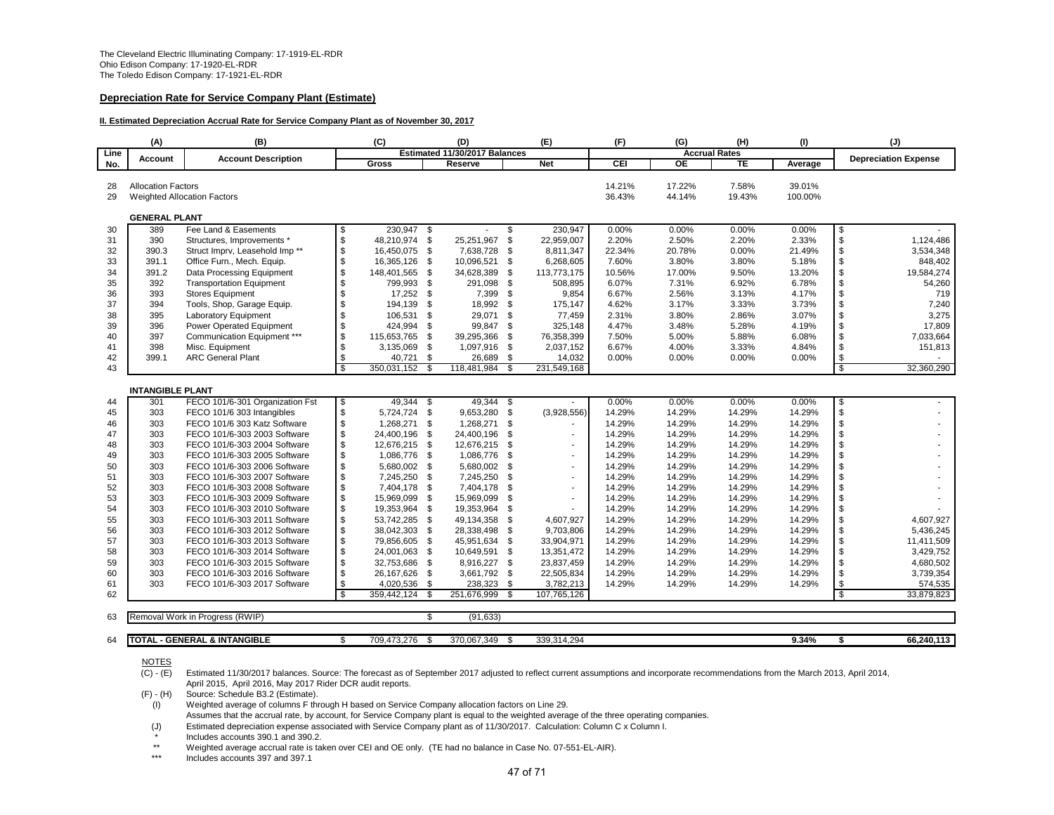The Cleveland Electric Illuminating Company: 17-1919-EL-RDR
Ohio Edison Company: 17-1920-EL-RDR
The Toledo Edison Company: 17-1921-EL-RDR

**Depreciation Rate for Service Company Plant (Estimate)**

**II. Estimated Depreciation Accrual Rate for Service Company Plant as of November 30, 2017**

| | (A) | (B) | (C) | (D) | (E) | (F) | (G) | (H) | (I) | (J) |
|---|---|---|---|---|---|---|---|---|---|---|
| Line No. | Account | Account Description | Estimated 11/30/2017 Balances | | | Accrual Rates | | | | Depreciation Expense |
| | | | Gross | Reserve | Net | CEI | OE | TE | Average | |
| 28 | Allocation Factors | | | | | 14.21% | 17.22% | 7.58% | 39.01% | |
| 29 | Weighted Allocation Factors | | | | | 36.43% | 44.14% | 19.43% | 100.00% | |
| | **GENERAL PLANT** | | | | | | | | | |
| 30 | 389 | Fee Land & Easements | $ 230,947 | $ - | $ 230,947 | 0.00% | 0.00% | 0.00% | 0.00% | $ - |
| 31 | 390 | Structures, Improvements * | $ 48,210,974 | $ 25,251,967 | $ 22,959,007 | 2.20% | 2.50% | 2.20% | 2.33% | $ 1,124,486 |
| 32 | 390.3 | Struct Imprv, Leasehold Imp ** | $ 16,450,075 | $ 7,638,728 | $ 8,811,347 | 22.34% | 20.78% | 0.00% | 21.49% | $ 3,534,348 |
| 33 | 391.1 | Office Furn., Mech. Equip. | $ 16,365,126 | $ 10,096,521 | $ 6,268,605 | 7.60% | 3.80% | 3.80% | 5.18% | $ 848,402 |
| 34 | 391.2 | Data Processing Equipment | $ 148,401,565 | $ 34,628,389 | $ 113,773,175 | 10.56% | 17.00% | 9.50% | 13.20% | $ 19,584,274 |
| 35 | 392 | Transportation Equipment | $ 799,993 | $ 291,098 | $ 508,895 | 6.07% | 7.31% | 6.92% | 6.78% | $ 54,260 |
| 36 | 393 | Stores Equipment | $ 17,252 | $ 7,399 | $ 9,854 | 6.67% | 2.56% | 3.13% | 4.17% | $ 719 |
| 37 | 394 | Tools, Shop, Garage Equip. | $ 194,139 | $ 18,992 | $ 175,147 | 4.62% | 3.17% | 3.33% | 3.73% | $ 7,240 |
| 38 | 395 | Laboratory Equipment | $ 106,531 | $ 29,071 | $ 77,459 | 2.31% | 3.80% | 2.86% | 3.07% | $ 3,275 |
| 39 | 396 | Power Operated Equipment | $ 424,994 | $ 99,847 | $ 325,148 | 4.47% | 3.48% | 5.28% | 4.19% | $ 17,809 |
| 40 | 397 | Communication Equipment *** | $ 115,653,765 | $ 39,295,366 | $ 76,358,399 | 7.50% | 5.00% | 5.88% | 6.08% | $ 7,033,664 |
| 41 | 398 | Misc. Equipment | $ 3,135,069 | $ 1,097,916 | $ 2,037,152 | 6.67% | 4.00% | 3.33% | 4.84% | $ 151,813 |
| 42 | 399.1 | ARC General Plant | $ 40,721 | $ 26,689 | $ 14,032 | 0.00% | 0.00% | 0.00% | 0.00% | $ - |
| 43 | | | $ 350,031,152 | $ 118,481,984 | $ 231,549,168 | | | | | $ 32,360,290 |
| | **INTANGIBLE PLANT** | | | | | | | | | |
| 44 | 301 | FECO 101/6-301 Organization Fst | $ 49,344 | $ 49,344 | $ - | 0.00% | 0.00% | 0.00% | 0.00% | $ - |
| 45 | 303 | FECO 101/6 303 Intangibles | $ 5,724,724 | $ 9,653,280 | $ (3,928,556) | 14.29% | 14.29% | 14.29% | 14.29% | $ - |
| 46 | 303 | FECO 101/6 303 Katz Software | $ 1,268,271 | $ 1,268,271 | $ - | 14.29% | 14.29% | 14.29% | 14.29% | $ - |
| 47 | 303 | FECO 101/6-303 2003 Software | $ 24,400,196 | $ 24,400,196 | $ - | 14.29% | 14.29% | 14.29% | 14.29% | $ - |
| 48 | 303 | FECO 101/6-303 2004 Software | $ 12,676,215 | $ 12,676,215 | $ - | 14.29% | 14.29% | 14.29% | 14.29% | $ - |
| 49 | 303 | FECO 101/6-303 2005 Software | $ 1,086,776 | $ 1,086,776 | $ - | 14.29% | 14.29% | 14.29% | 14.29% | $ - |
| 50 | 303 | FECO 101/6-303 2006 Software | $ 5,680,002 | $ 5,680,002 | $ - | 14.29% | 14.29% | 14.29% | 14.29% | $ - |
| 51 | 303 | FECO 101/6-303 2007 Software | $ 7,245,250 | $ 7,245,250 | $ - | 14.29% | 14.29% | 14.29% | 14.29% | $ - |
| 52 | 303 | FECO 101/6-303 2008 Software | $ 7,404,178 | $ 7,404,178 | $ - | 14.29% | 14.29% | 14.29% | 14.29% | $ - |
| 53 | 303 | FECO 101/6-303 2009 Software | $ 15,969,099 | $ 15,969,099 | $ - | 14.29% | 14.29% | 14.29% | 14.29% | $ - |
| 54 | 303 | FECO 101/6-303 2010 Software | $ 19,353,964 | $ 19,353,964 | $ - | 14.29% | 14.29% | 14.29% | 14.29% | $ - |
| 55 | 303 | FECO 101/6-303 2011 Software | $ 53,742,285 | $ 49,134,358 | $ 4,607,927 | 14.29% | 14.29% | 14.29% | 14.29% | $ 4,607,927 |
| 56 | 303 | FECO 101/6-303 2012 Software | $ 38,042,303 | $ 28,338,498 | $ 9,703,806 | 14.29% | 14.29% | 14.29% | 14.29% | $ 5,436,245 |
| 57 | 303 | FECO 101/6-303 2013 Software | $ 79,856,605 | $ 45,951,634 | $ 33,904,971 | 14.29% | 14.29% | 14.29% | 14.29% | $ 11,411,509 |
| 58 | 303 | FECO 101/6-303 2014 Software | $ 24,001,063 | $ 10,649,591 | $ 13,351,472 | 14.29% | 14.29% | 14.29% | 14.29% | $ 3,429,752 |
| 59 | 303 | FECO 101/6-303 2015 Software | $ 32,753,686 | $ 8,916,227 | $ 23,837,459 | 14.29% | 14.29% | 14.29% | 14.29% | $ 4,680,502 |
| 60 | 303 | FECO 101/6-303 2016 Software | $ 26,167,626 | $ 3,661,792 | $ 22,505,834 | 14.29% | 14.29% | 14.29% | 14.29% | $ 3,739,354 |
| 61 | 303 | FECO 101/6-303 2017 Software | $ 4,020,536 | $ 238,323 | $ 3,782,213 | 14.29% | 14.29% | 14.29% | 14.29% | $ 574,535 |
| 62 | | | $ 359,442,124 | $ 251,676,999 | $ 107,765,126 | | | | | $ 33,879,823 |
| 63 | Removal Work in Progress (RWIP) | | | $ (91,633) | | | | | | |
| 64 | **TOTAL - GENERAL & INTANGIBLE** | | $ 709,473,276 | $ 370,067,349 | $ 339,314,294 | | | | **9.34%** | **$ 66,240,113** |

NOTES

(C) - (E) Estimated 11/30/2017 balances. Source: The forecast as of September 2017 adjusted to reflect current assumptions and incorporate recommendations from the March 2013, April 2014, April 2015, April 2016, May 2017 Rider DCR audit reports.

(F) - (H) Source: Schedule B3.2 (Estimate).

(I) Weighted average of columns F through H based on Service Company allocation factors on Line 29. Assumes that the accrual rate, by account, for Service Company plant is equal to the weighted average of the three operating companies.

(J) Estimated depreciation expense associated with Service Company plant as of 11/30/2017. Calculation: Column C x Column I.

\* Includes accounts 390.1 and 390.2.

\*\* Weighted average accrual rate is taken over CEI and OE only. (TE had no balance in Case No. 07-551-EL-AIR).

\*\*\* Includes accounts 397 and 397.1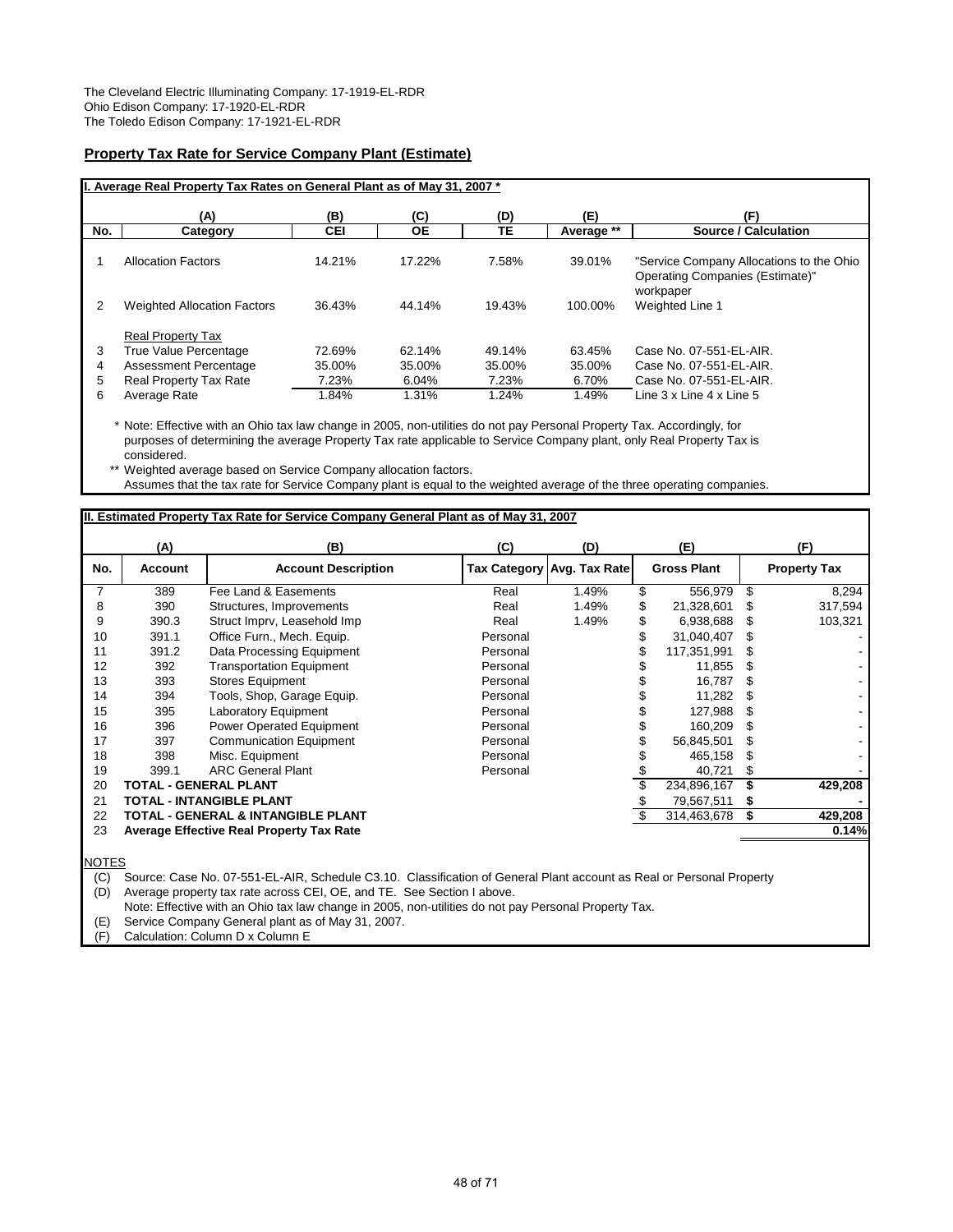The Cleveland Electric Illuminating Company: 17-1919-EL-RDR
Ohio Edison Company: 17-1920-EL-RDR
The Toledo Edison Company: 17-1921-EL-RDR

## Property Tax Rate for Service Company Plant (Estimate)

### I. Average Real Property Tax Rates on General Plant as of May 31, 2007 *

| | (A) | (B) | (C) | (D) | (E) | (F) |
|---|---|---|---|---|---|---|
| No. | Category | CEI | OE | TE | Average ** | Source / Calculation |
| 1 | Allocation Factors | 14.21% | 17.22% | 7.58% | 39.01% | "Service Company Allocations to the Ohio Operating Companies (Estimate)" workpaper |
| 2 | Weighted Allocation Factors | 36.43% | 44.14% | 19.43% | 100.00% | Weighted Line 1 |
| | Real Property Tax | | | | | |
| 3 | True Value Percentage | 72.69% | 62.14% | 49.14% | 63.45% | Case No. 07-551-EL-AIR. |
| 4 | Assessment Percentage | 35.00% | 35.00% | 35.00% | 35.00% | Case No. 07-551-EL-AIR. |
| 5 | Real Property Tax Rate | 7.23% | 6.04% | 7.23% | 6.70% | Case No. 07-551-EL-AIR. |
| 6 | Average Rate | 1.84% | 1.31% | 1.24% | 1.49% | Line 3 x Line 4 x Line 5 |

\* Note: Effective with an Ohio tax law change in 2005, non-utilities do not pay Personal Property Tax. Accordingly, for purposes of determining the average Property Tax rate applicable to Service Company plant, only Real Property Tax is considered.

\*\* Weighted average based on Service Company allocation factors.
Assumes that the tax rate for Service Company plant is equal to the weighted average of the three operating companies.

### II. Estimated Property Tax Rate for Service Company General Plant as of May 31, 2007

| | (A) | (B) | (C) | (D) | (E) | (F) |
|---|---|---|---|---|---|---|
| No. | Account | Account Description | Tax Category | Avg. Tax Rate | Gross Plant | Property Tax |
| 7 | 389 | Fee Land & Easements | Real | 1.49% | $ 556,979 | $ 8,294 |
| 8 | 390 | Structures, Improvements | Real | 1.49% | $ 21,328,601 | $ 317,594 |
| 9 | 390.3 | Struct Imprv, Leasehold Imp | Real | 1.49% | $ 6,938,688 | $ 103,321 |
| 10 | 391.1 | Office Furn., Mech. Equip. | Personal | | $ 31,040,407 | $ - |
| 11 | 391.2 | Data Processing Equipment | Personal | | $ 117,351,991 | $ - |
| 12 | 392 | Transportation Equipment | Personal | | $ 11,855 | $ - |
| 13 | 393 | Stores Equipment | Personal | | $ 16,787 | $ - |
| 14 | 394 | Tools, Shop, Garage Equip. | Personal | | $ 11,282 | $ - |
| 15 | 395 | Laboratory Equipment | Personal | | $ 127,988 | $ - |
| 16 | 396 | Power Operated Equipment | Personal | | $ 160,209 | $ - |
| 17 | 397 | Communication Equipment | Personal | | $ 56,845,501 | $ - |
| 18 | 398 | Misc. Equipment | Personal | | $ 465,158 | $ - |
| 19 | 399.1 | ARC General Plant | Personal | | $ 40,721 | $ - |
| 20 | **TOTAL - GENERAL PLANT** | | | | $ 234,896,167 | **$ 429,208** |
| 21 | **TOTAL - INTANGIBLE PLANT** | | | | $ 79,567,511 | **$ -** |
| 22 | **TOTAL - GENERAL & INTANGIBLE PLANT** | | | | $ 314,463,678 | **$ 429,208** |
| 23 | **Average Effective Real Property Tax Rate** | | | | | **0.14%** |

NOTES

(C) Source: Case No. 07-551-EL-AIR, Schedule C3.10. Classification of General Plant account as Real or Personal Property

(D) Average property tax rate across CEI, OE, and TE. See Section I above.
Note: Effective with an Ohio tax law change in 2005, non-utilities do not pay Personal Property Tax.

(E) Service Company General plant as of May 31, 2007.

(F) Calculation: Column D x Column E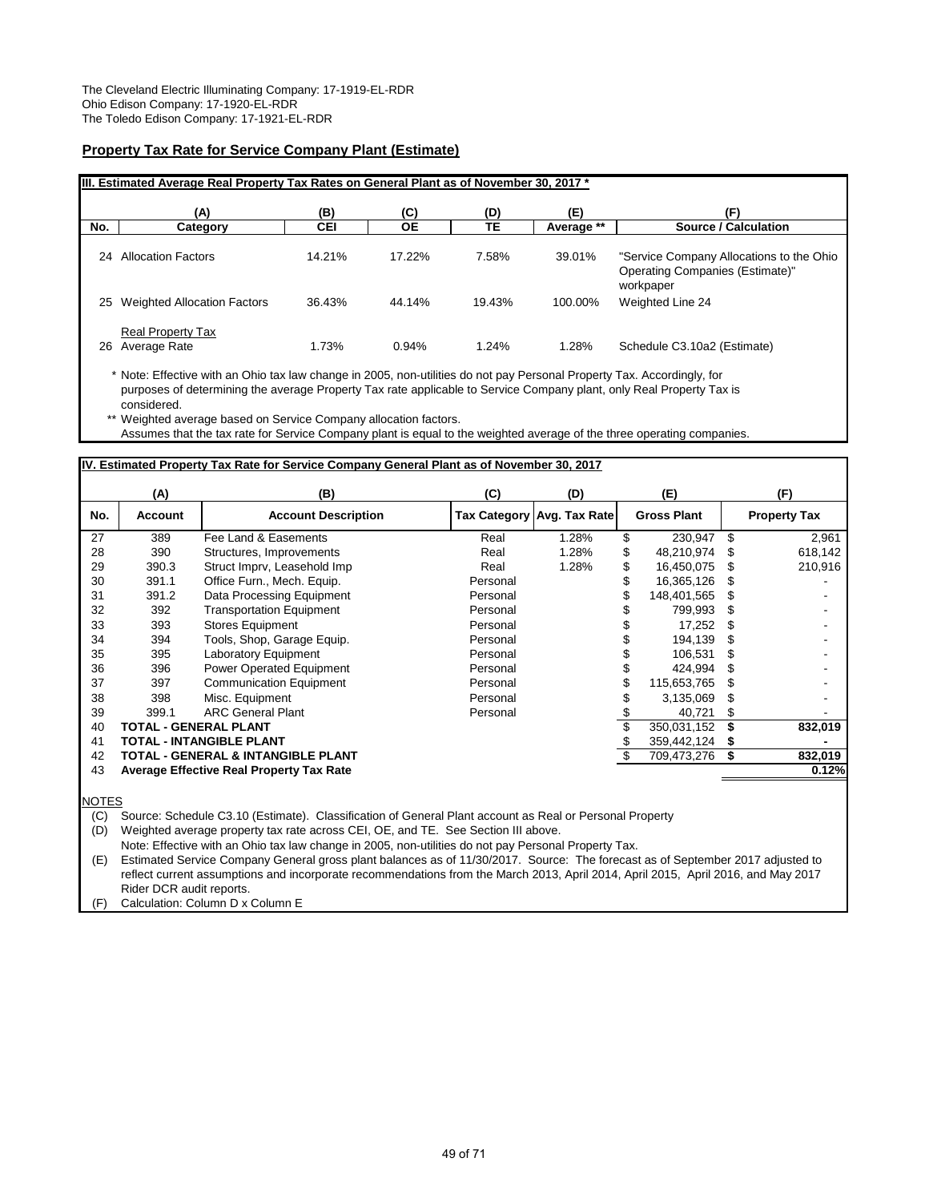The Cleveland Electric Illuminating Company: 17-1919-EL-RDR
Ohio Edison Company: 17-1920-EL-RDR
The Toledo Edison Company: 17-1921-EL-RDR

## Property Tax Rate for Service Company Plant (Estimate)

**III. Estimated Average Real Property Tax Rates on General Plant as of November 30, 2017 ***

| | (A) | (B) | (C) | (D) | (E) | (F) |
|---|---|---|---|---|---|---|
| **No.** | **Category** | **CEI** | **OE** | **TE** | **Average ** ** | **Source / Calculation** |
| 24 | Allocation Factors | 14.21% | 17.22% | 7.58% | 39.01% | "Service Company Allocations to the Ohio Operating Companies (Estimate)" workpaper |
| 25 | Weighted Allocation Factors | 36.43% | 44.14% | 19.43% | 100.00% | Weighted Line 24 |
| 26 | Real Property Tax Average Rate | 1.73% | 0.94% | 1.24% | 1.28% | Schedule C3.10a2 (Estimate) |

\* Note: Effective with an Ohio tax law change in 2005, non-utilities do not pay Personal Property Tax. Accordingly, for purposes of determining the average Property Tax rate applicable to Service Company plant, only Real Property Tax is considered.

\*\* Weighted average based on Service Company allocation factors. Assumes that the tax rate for Service Company plant is equal to the weighted average of the three operating companies.

**IV. Estimated Property Tax Rate for Service Company General Plant as of November 30, 2017**

| | (A) | (B) | (C) | (D) | (E) | (F) |
|---|---|---|---|---|---|---|
| **No.** | **Account** | **Account Description** | **Tax Category** | **Avg. Tax Rate** | **Gross Plant** | **Property Tax** |
| 27 | 389 | Fee Land & Easements | Real | 1.28% | $ 230,947 | $ 2,961 |
| 28 | 390 | Structures, Improvements | Real | 1.28% | $ 48,210,974 | $ 618,142 |
| 29 | 390.3 | Struct Imprv, Leasehold Imp | Real | 1.28% | $ 16,450,075 | $ 210,916 |
| 30 | 391.1 | Office Furn., Mech. Equip. | Personal | | $ 16,365,126 | $ - |
| 31 | 391.2 | Data Processing Equipment | Personal | | $ 148,401,565 | $ - |
| 32 | 392 | Transportation Equipment | Personal | | $ 799,993 | $ - |
| 33 | 393 | Stores Equipment | Personal | | $ 17,252 | $ - |
| 34 | 394 | Tools, Shop, Garage Equip. | Personal | | $ 194,139 | $ - |
| 35 | 395 | Laboratory Equipment | Personal | | $ 106,531 | $ - |
| 36 | 396 | Power Operated Equipment | Personal | | $ 424,994 | $ - |
| 37 | 397 | Communication Equipment | Personal | | $ 115,653,765 | $ - |
| 38 | 398 | Misc. Equipment | Personal | | $ 3,135,069 | $ - |
| 39 | 399.1 | ARC General Plant | Personal | | $ 40,721 | $ - |
| 40 | **TOTAL - GENERAL PLANT** | | | | $ 350,031,152 | **$ 832,019** |
| 41 | **TOTAL - INTANGIBLE PLANT** | | | | $ 359,442,124 | **$ -** |
| 42 | **TOTAL - GENERAL & INTANGIBLE PLANT** | | | | $ 709,473,276 | **$ 832,019** |
| 43 | **Average Effective Real Property Tax Rate** | | | | | **0.12%** |

NOTES

(C) Source: Schedule C3.10 (Estimate). Classification of General Plant account as Real or Personal Property

(D) Weighted average property tax rate across CEI, OE, and TE. See Section III above.
Note: Effective with an Ohio tax law change in 2005, non-utilities do not pay Personal Property Tax.

(E) Estimated Service Company General gross plant balances as of 11/30/2017. Source: The forecast as of September 2017 adjusted to reflect current assumptions and incorporate recommendations from the March 2013, April 2014, April 2015, April 2016, and May 2017 Rider DCR audit reports.

(F) Calculation: Column D x Column E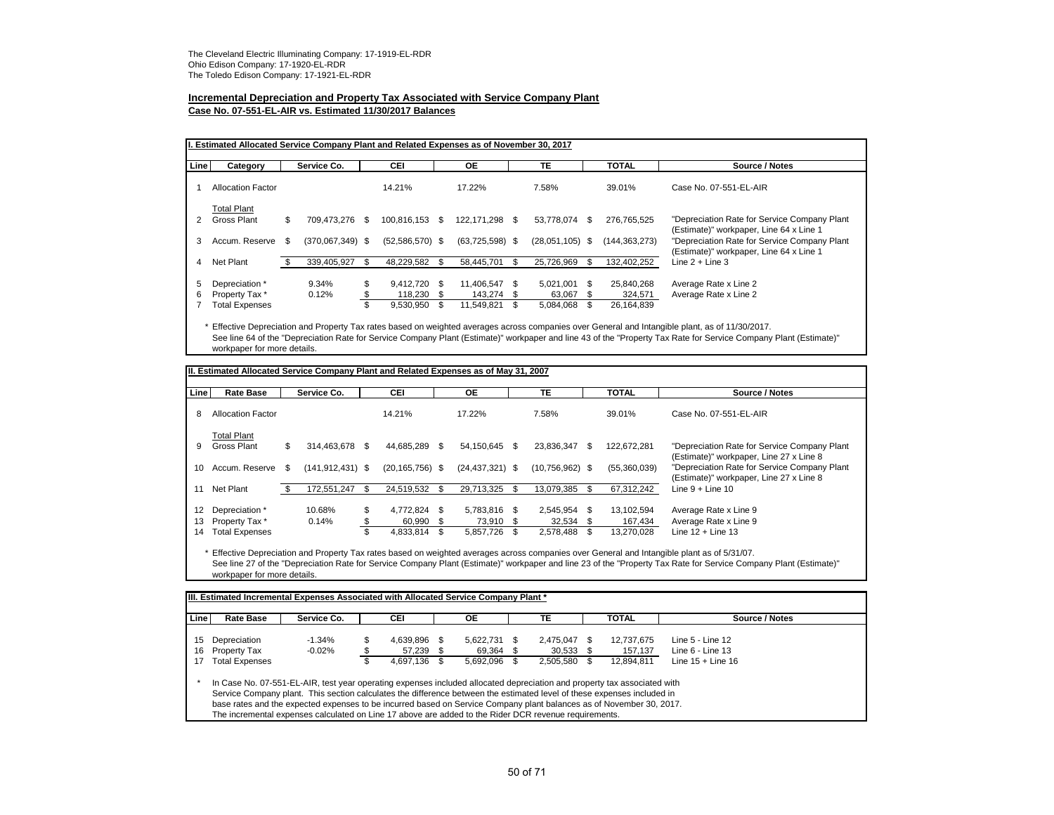The Cleveland Electric Illuminating Company: 17-1919-EL-RDR
Ohio Edison Company: 17-1920-EL-RDR
The Toledo Edison Company: 17-1921-EL-RDR

**Incremental Depreciation and Property Tax Associated with Service Company Plant**
**Case No. 07-551-EL-AIR vs. Estimated 11/30/2017 Balances**

**I. Estimated Allocated Service Company Plant and Related Expenses as of November 30, 2017**

| Line | Category | Service Co. | CEI | OE | TE | TOTAL | Source / Notes |
|---|---|---|---|---|---|---|---|
| 1 | Allocation Factor | | 14.21% | 17.22% | 7.58% | 39.01% | Case No. 07-551-EL-AIR |
| | Total Plant | | | | | | |
| 2 | Gross Plant | $ 709,473,276 | $ 100,816,153 | $ 122,171,298 | $ 53,778,074 | $ 276,765,525 | "Depreciation Rate for Service Company Plant (Estimate)" workpaper, Line 64 x Line 1 |
| 3 | Accum. Reserve | $ (370,067,349) | $ (52,586,570) | $ (63,725,598) | $ (28,051,105) | $ (144,363,273) | "Depreciation Rate for Service Company Plant (Estimate)" workpaper, Line 64 x Line 1 |
| 4 | Net Plant | $ 339,405,927 | $ 48,229,582 | $ 58,445,701 | $ 25,726,969 | $ 132,402,252 | Line 2 + Line 3 |
| 5 | Depreciation * | 9.34% | $ 9,412,720 | $ 11,406,547 | $ 5,021,001 | $ 25,840,268 | Average Rate x Line 2 |
| 6 | Property Tax * | 0.12% | $ 118,230 | $ 143,274 | $ 63,067 | $ 324,571 | Average Rate x Line 2 |
| 7 | Total Expenses | | $ 9,530,950 | $ 11,549,821 | $ 5,084,068 | $ 26,164,839 | |

\* Effective Depreciation and Property Tax rates based on weighted averages across companies over General and Intangible plant, as of 11/30/2017.
See line 64 of the "Depreciation Rate for Service Company Plant (Estimate)" workpaper and line 43 of the "Property Tax Rate for Service Company Plant (Estimate)" workpaper for more details.

**II. Estimated Allocated Service Company Plant and Related Expenses as of May 31, 2007**

| Line | Rate Base | Service Co. | CEI | OE | TE | TOTAL | Source / Notes |
|---|---|---|---|---|---|---|---|
| 8 | Allocation Factor | | 14.21% | 17.22% | 7.58% | 39.01% | Case No. 07-551-EL-AIR |
| | Total Plant | | | | | | |
| 9 | Gross Plant | $ 314,463,678 | $ 44,685,289 | $ 54,150,645 | $ 23,836,347 | $ 122,672,281 | "Depreciation Rate for Service Company Plant (Estimate)" workpaper, Line 27 x Line 8 |
| 10 | Accum. Reserve | $ (141,912,431) | $ (20,165,756) | $ (24,437,321) | $ (10,756,962) | $ (55,360,039) | "Depreciation Rate for Service Company Plant (Estimate)" workpaper, Line 27 x Line 8 |
| 11 | Net Plant | $ 172,551,247 | $ 24,519,532 | $ 29,713,325 | $ 13,079,385 | $ 67,312,242 | Line 9 + Line 10 |
| 12 | Depreciation * | 10.68% | $ 4,772,824 | $ 5,783,816 | $ 2,545,954 | $ 13,102,594 | Average Rate x Line 9 |
| 13 | Property Tax * | 0.14% | $ 60,990 | $ 73,910 | $ 32,534 | $ 167,434 | Average Rate x Line 9 |
| 14 | Total Expenses | | $ 4,833,814 | $ 5,857,726 | $ 2,578,488 | $ 13,270,028 | Line 12 + Line 13 |

\* Effective Depreciation and Property Tax rates based on weighted averages across companies over General and Intangible plant as of 5/31/07.
See line 27 of the "Depreciation Rate for Service Company Plant (Estimate)" workpaper and line 23 of the "Property Tax Rate for Service Company Plant (Estimate)" workpaper for more details.

**III. Estimated Incremental Expenses Associated with Allocated Service Company Plant \***

| Line | Rate Base | Service Co. | CEI | OE | TE | TOTAL | Source / Notes |
|---|---|---|---|---|---|---|---|
| 15 | Depreciation | -1.34% | $ 4,639,896 | $ 5,622,731 | $ 2,475,047 | $ 12,737,675 | Line 5 - Line 12 |
| 16 | Property Tax | -0.02% | $ 57,239 | $ 69,364 | $ 30,533 | $ 157,137 | Line 6 - Line 13 |
| 17 | Total Expenses | | $ 4,697,136 | $ 5,692,096 | $ 2,505,580 | $ 12,894,811 | Line 15 + Line 16 |

\* In Case No. 07-551-EL-AIR, test year operating expenses included allocated depreciation and property tax associated with Service Company plant. This section calculates the difference between the estimated level of these expenses included in base rates and the expected expenses to be incurred based on Service Company plant balances as of November 30, 2017. The incremental expenses calculated on Line 17 above are added to the Rider DCR revenue requirements.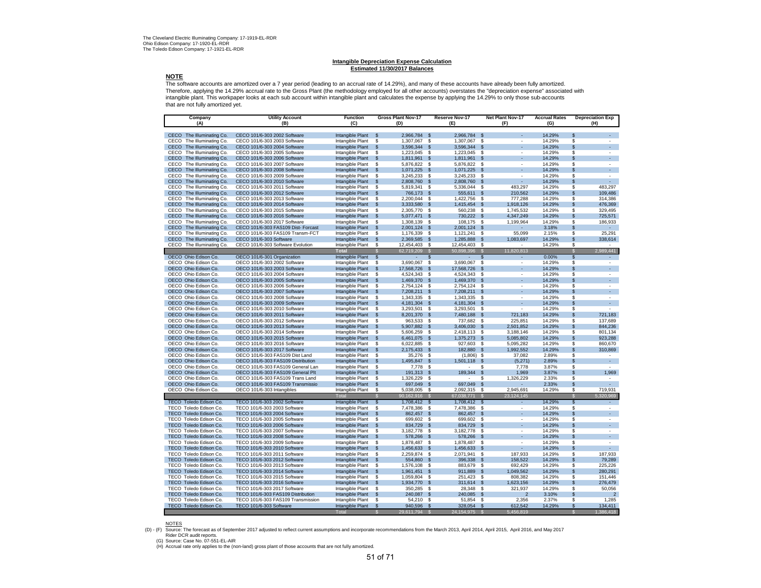The Cleveland Electric Illuminating Company: 17-1919-EL-RDR
Ohio Edison Company: 17-1920-EL-RDR
The Toledo Edison Company: 17-1921-EL-RDR

**Intangible Depreciation Expense Calculation**
**Estimated 11/30/2017 Balances**

**NOTE**

The software accounts are amortized over a 7 year period (leading to an accrual rate of 14.29%), and many of these accounts have already been fully amortized. Therefore, applying the 14.29% accrual rate to the Gross Plant (the methodology employed for all other accounts) overstates the "depreciation expense" associated with intangible plant. This workpaper looks at each sub account within intangible plant and calculates the expense by applying the 14.29% to only those sub-accounts that are not fully amortized yet.

| Company (A) | Utility Account (B) | Function (C) | Gross Plant Nov-17 (D) | Reserve Nov-17 (E) | Net Plant Nov-17 (F) | Accrual Rates (G) | Depreciation Exp (H) |
|---|---|---|---|---|---|---|---|
| CECO The Illuminating Co. | CECO 101/6-303 2002 Software | Intangible Plant | $ 2,966,784 | $ 2,966,784 | $ - | 14.29% | $ - |
| CECO The Illuminating Co. | CECO 101/6-303 2003 Software | Intangible Plant | $ 1,307,067 | $ 1,307,067 | $ - | 14.29% | $ - |
| CECO The Illuminating Co. | CECO 101/6-303 2004 Software | Intangible Plant | $ 3,596,344 | $ 3,596,344 | $ - | 14.29% | $ - |
| CECO The Illuminating Co. | CECO 101/6-303 2005 Software | Intangible Plant | $ 1,223,045 | $ 1,223,045 | $ - | 14.29% | $ - |
| CECO The Illuminating Co. | CECO 101/6-303 2006 Software | Intangible Plant | $ 1,811,961 | $ 1,811,961 | $ - | 14.29% | $ - |
| CECO The Illuminating Co. | CECO 101/6-303 2007 Software | Intangible Plant | $ 5,876,822 | $ 5,876,822 | $ - | 14.29% | $ - |
| CECO The Illuminating Co. | CECO 101/6-303 2008 Software | Intangible Plant | $ 1,071,225 | $ 1,071,225 | $ - | 14.29% | $ - |
| CECO The Illuminating Co. | CECO 101/6-303 2009 Software | Intangible Plant | $ 3,245,233 | $ 3,245,233 | $ - | 14.29% | $ - |
| CECO The Illuminating Co. | CECO 101/6-303 2010 Software | Intangible Plant | $ 2,808,760 | $ 2,808,760 | $ - | 14.29% | $ - |
| CECO The Illuminating Co. | CECO 101/6-303 2011 Software | Intangible Plant | $ 5,819,341 | $ 5,336,044 | $ 483,297 | 14.29% | $ 483,297 |
| CECO The Illuminating Co. | CECO 101/6-303 2012 Software | Intangible Plant | $ 766,173 | $ 555,611 | $ 210,562 | 14.29% | $ 109,486 |
| CECO The Illuminating Co. | CECO 101/6-303 2013 Software | Intangible Plant | $ 2,200,044 | $ 1,422,756 | $ 777,288 | 14.29% | $ 314,386 |
| CECO The Illuminating Co. | CECO 101/6-303 2014 Software | Intangible Plant | $ 3,333,580 | $ 1,415,454 | $ 1,918,126 | 14.29% | $ 476,369 |
| CECO The Illuminating Co. | CECO 101/6-303 2015 Software | Intangible Plant | $ 2,305,770 | $ 560,238 | $ 1,745,532 | 14.29% | $ 329,495 |
| CECO The Illuminating Co. | CECO 101/6-303 2016 Software | Intangible Plant | $ 5,077,471 | $ 730,222 | $ 4,347,249 | 14.29% | $ 725,571 |
| CECO The Illuminating Co. | CECO 101/6-303 2017 Software | Intangible Plant | $ 1,308,139 | $ 108,175 | $ 1,199,964 | 14.29% | $ 186,933 |
| CECO The Illuminating Co. | CECO 101/6-303 FAS109 Dist- Forcast | Intangible Plant | $ 2,001,124 | $ 2,001,124 | $ - | 3.18% | $ - |
| CECO The Illuminating Co. | CECO 101/6-303 FAS109 Transm-FCT | Intangible Plant | $ 1,176,339 | $ 1,121,241 | $ 55,099 | 2.15% | $ 25,291 |
| CECO The Illuminating Co. | CECO 101/6-303 Software | Intangible Plant | $ 2,369,585 | $ 1,285,888 | $ 1,083,697 | 14.29% | $ 338,614 |
| CECO The Illuminating Co. | CECO 101/6-303 Software Evolution | Intangible Plant | $ 12,454,403 | $ 12,454,403 | $ - | 14.29% | $ - |
| | | **Total** | $ 62,719,209 | $ 50,898,396 | $ 11,820,813 | | $ 2,989,441 |
| OECO Ohio Edison Co. | OECO 101/6-301 Organization | Intangible Plant | $ - | $ - | $ - | 0.00% | $ - |
| OECO Ohio Edison Co. | OECO 101/6-303 2002 Software | Intangible Plant | $ 3,690,067 | $ 3,690,067 | $ - | 14.29% | $ - |
| OECO Ohio Edison Co. | OECO 101/6-303 2003 Software | Intangible Plant | $ 17,568,726 | $ 17,568,726 | $ - | 14.29% | $ - |
| OECO Ohio Edison Co. | OECO 101/6-303 2004 Software | Intangible Plant | $ 4,524,343 | $ 4,524,343 | $ - | 14.29% | $ - |
| OECO Ohio Edison Co. | OECO 101/6-303 2005 Software | Intangible Plant | $ 1,469,370 | $ 1,469,370 | $ - | 14.29% | $ - |
| OECO Ohio Edison Co. | OECO 101/6-303 2006 Software | Intangible Plant | $ 2,754,124 | $ 2,754,124 | $ - | 14.29% | $ - |
| OECO Ohio Edison Co. | OECO 101/6-303 2007 Software | Intangible Plant | $ 7,208,211 | $ 7,208,211 | $ - | 14.29% | $ - |
| OECO Ohio Edison Co. | OECO 101/6-303 2008 Software | Intangible Plant | $ 1,343,335 | $ 1,343,335 | $ - | 14.29% | $ - |
| OECO Ohio Edison Co. | OECO 101/6-303 2009 Software | Intangible Plant | $ 4,181,304 | $ 4,181,304 | $ - | 14.29% | $ - |
| OECO Ohio Edison Co. | OECO 101/6-303 2010 Software | Intangible Plant | $ 3,293,501 | $ 3,293,501 | $ - | 14.29% | $ - |
| OECO Ohio Edison Co. | OECO 101/6-303 2011 Software | Intangible Plant | $ 8,201,370 | $ 7,480,188 | $ 721,183 | 14.29% | $ 721,183 |
| OECO Ohio Edison Co. | OECO 101/6-303 2012 Software | Intangible Plant | $ 963,533 | $ 737,682 | $ 225,851 | 14.29% | $ 137,689 |
| OECO Ohio Edison Co. | OECO 101/6-303 2013 Software | Intangible Plant | $ 5,907,882 | $ 3,406,030 | $ 2,501,852 | 14.29% | $ 844,236 |
| OECO Ohio Edison Co. | OECO 101/6-303 2014 Software | Intangible Plant | $ 5,606,259 | $ 2,418,113 | $ 3,188,146 | 14.29% | $ 801,134 |
| OECO Ohio Edison Co. | OECO 101/6-303 2015 Software | Intangible Plant | $ 6,461,075 | $ 1,375,273 | $ 5,085,802 | 14.29% | $ 923,288 |
| OECO Ohio Edison Co. | OECO 101/6-303 2016 Software | Intangible Plant | $ 6,022,885 | $ 927,603 | $ 5,095,282 | 14.29% | $ 860,670 |
| OECO Ohio Edison Co. | OECO 101/6-303 2017 Software | Intangible Plant | $ 2,175,433 | $ 182,880 | $ 1,992,552 | 14.29% | $ 310,869 |
| OECO Ohio Edison Co. | OECO 101/6-303 FAS109 Dist Land | Intangible Plant | $ 35,276 | $ (1,806) | $ 37,082 | 2.89% | $ - |
| OECO Ohio Edison Co. | OECO 101/6-303 FAS109 Distribution | Intangible Plant | $ 1,495,847 | $ 1,501,118 | $ (5,271) | 2.89% | $ - |
| OECO Ohio Edison Co. | OECO 101/6-303 FAS109 General Lan | Intangible Plant | $ 7,778 | $ - | $ 7,778 | 3.87% | $ - |
| OECO Ohio Edison Co. | OECO 101/6-303 FAS109 General Plt | Intangible Plant | $ 191,313 | $ 189,344 | $ 1,969 | 3.87% | $ 1,969 |
| OECO Ohio Edison Co. | OECO 101/6-303 FAS109 Trans Land | Intangible Plant | $ 1,326,229 | $ - | $ 1,326,229 | 2.33% | $ - |
| OECO Ohio Edison Co. | OECO 101/6-303 FAS109 Transmissio | Intangible Plant | $ 697,049 | $ 697,049 | $ - | 2.33% | $ - |
| OECO Ohio Edison Co. | OECO 101/6-303 Intangibles | Intangible Plant | $ 5,038,005 | $ 2,092,315 | $ 2,945,691 | 14.29% | $ 719,931 |
| | | Total | $ 90,162,916 | $ 67,038,771 | $ 23,124,145 | | $ 5,320,969 |
| TECO Toledo Edison Co. | TECO 101/6-303 2002 Software | Intangible Plant | $ 1,708,412 | $ 1,708,412 | $ - | 14.29% | $ - |
| TECO Toledo Edison Co. | TECO 101/6-303 2003 Software | Intangible Plant | $ 7,478,386 | $ 7,478,386 | $ - | 14.29% | $ - |
| TECO Toledo Edison Co. | TECO 101/6-303 2004 Software | Intangible Plant | $ 862,457 | $ 862,457 | $ - | 14.29% | $ - |
| TECO Toledo Edison Co. | TECO 101/6-303 2005 Software | Intangible Plant | $ 699,602 | $ 699,602 | $ - | 14.29% | $ - |
| TECO Toledo Edison Co. | TECO 101/6-303 2006 Software | Intangible Plant | $ 834,729 | $ 834,729 | $ - | 14.29% | $ - |
| TECO Toledo Edison Co. | TECO 101/6-303 2007 Software | Intangible Plant | $ 3,182,778 | $ 3,182,778 | $ - | 14.29% | $ - |
| TECO Toledo Edison Co. | TECO 101/6-303 2008 Software | Intangible Plant | $ 578,266 | $ 578,266 | $ - | 14.29% | $ - |
| TECO Toledo Edison Co. | TECO 101/6-303 2009 Software | Intangible Plant | $ 1,878,487 | $ 1,878,487 | $ - | 14.29% | $ - |
| TECO Toledo Edison Co. | TECO 101/6-303 2010 Software | Intangible Plant | $ 1,456,633 | $ 1,456,633 | $ - | 14.29% | $ - |
| TECO Toledo Edison Co. | TECO 101/6-303 2011 Software | Intangible Plant | $ 2,259,874 | $ 2,071,941 | $ 187,933 | 14.29% | $ 187,933 |
| TECO Toledo Edison Co. | TECO 101/6-303 2012 Software | Intangible Plant | $ 554,860 | $ 396,338 | $ 158,522 | 14.29% | $ 79,289 |
| TECO Toledo Edison Co. | TECO 101/6-303 2013 Software | Intangible Plant | $ 1,576,108 | $ 883,679 | $ 692,429 | 14.29% | $ 225,226 |
| TECO Toledo Edison Co. | TECO 101/6-303 2014 Software | Intangible Plant | $ 1,961,451 | $ 911,889 | $ 1,049,562 | 14.29% | $ 280,291 |
| TECO Toledo Edison Co. | TECO 101/6-303 2015 Software | Intangible Plant | $ 1,059,804 | $ 251,423 | $ 808,382 | 14.29% | $ 151,446 |
| TECO Toledo Edison Co. | TECO 101/6-303 2016 Software | Intangible Plant | $ 1,934,770 | $ 311,614 | $ 1,623,156 | 14.29% | $ 276,479 |
| TECO Toledo Edison Co. | TECO 101/6-303 2017 Software | Intangible Plant | $ 350,285 | $ 28,348 | $ 321,937 | 14.29% | $ 50,056 |
| TECO Toledo Edison Co. | TECO 101/6-303 FAS109 Distribution | Intangible Plant | $ 240,087 | $ 240,085 | $ 2 | 3.10% | $ 2 |
| TECO Toledo Edison Co. | TECO 101/6-303 FAS109 Transmission | Intangible Plant | $ 54,210 | $ 51,854 | $ 2,356 | 2.37% | $ 1,285 |
| TECO Toledo Edison Co. | TECO 101/6-303 Software | Intangible Plant | $ 940,596 | $ 328,054 | $ 612,542 | 14.29% | $ 134,411 |
| | | Total | $ 29,611,794 | $ 24,154,975 | $ 5,456,819 | | $ 1,386,418 |

NOTES

(D) - (F) Source: The forecast as of September 2017 adjusted to reflect current assumptions and incorporate recommendations from the March 2013, April 2014, April 2015, April 2016, and May 2017 Rider DCR audit reports.

(G) Source: Case No. 07-551-EL-AIR

(H) Accrual rate only applies to the (non-land) gross plant of those accounts that are not fully amortized.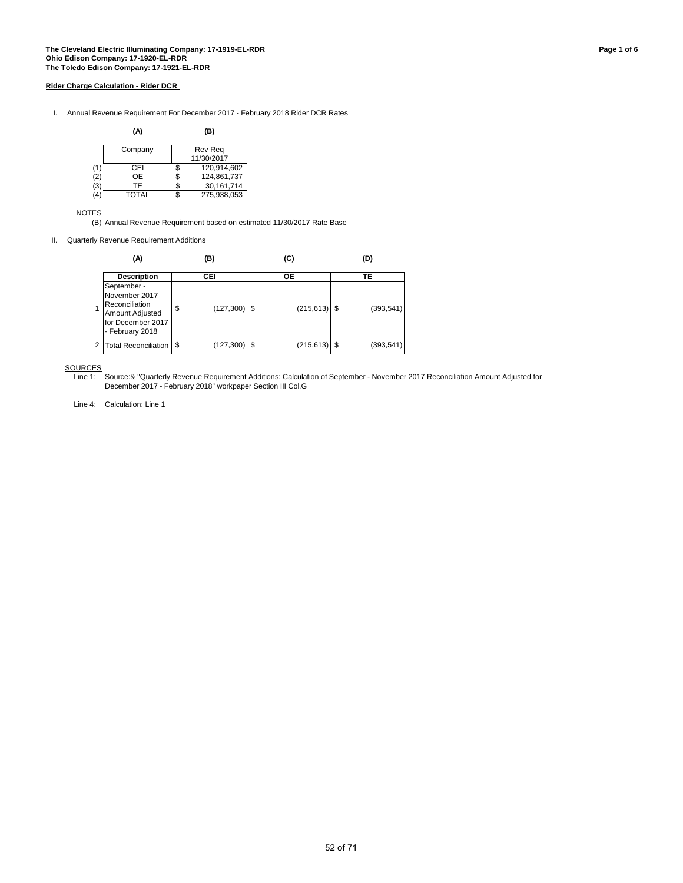**The Cleveland Electric Illuminating Company: 17-1919-EL-RDR**
**Ohio Edison Company: 17-1920-EL-RDR**
**The Toledo Edison Company: 17-1921-EL-RDR**

**Rider Charge Calculation - Rider DCR**

I. Annual Revenue Requirement For December 2017 - February 2018 Rider DCR Rates

| | (A) | (B) |
|---|---|---|
| | Company | Rev Req 11/30/2017 |
| (1) | CEI | $ 120,914,602 |
| (2) | OE | $ 124,861,737 |
| (3) | TE | $ 30,161,714 |
| (4) | TOTAL | $ 275,938,053 |

NOTES
(B) Annual Revenue Requirement based on estimated 11/30/2017 Rate Base

II. Quarterly Revenue Requirement Additions

| | (A) | (B) | (C) | (D) |
|---|---|---|---|---|
| | **Description** | **CEI** | **OE** | **TE** |
| 1 | September - November 2017 Reconciliation Amount Adjusted for December 2017 - February 2018 | $ (127,300) | $ (215,613) | $ (393,541) |
| 2 | Total Reconciliation | $ (127,300) | $ (215,613) | $ (393,541) |

SOURCES
Line 1: Source:& "Quarterly Revenue Requirement Additions: Calculation of September - November 2017 Reconciliation Amount Adjusted for December 2017 - February 2018" workpaper Section III Col.G

Line 4: Calculation: Line 1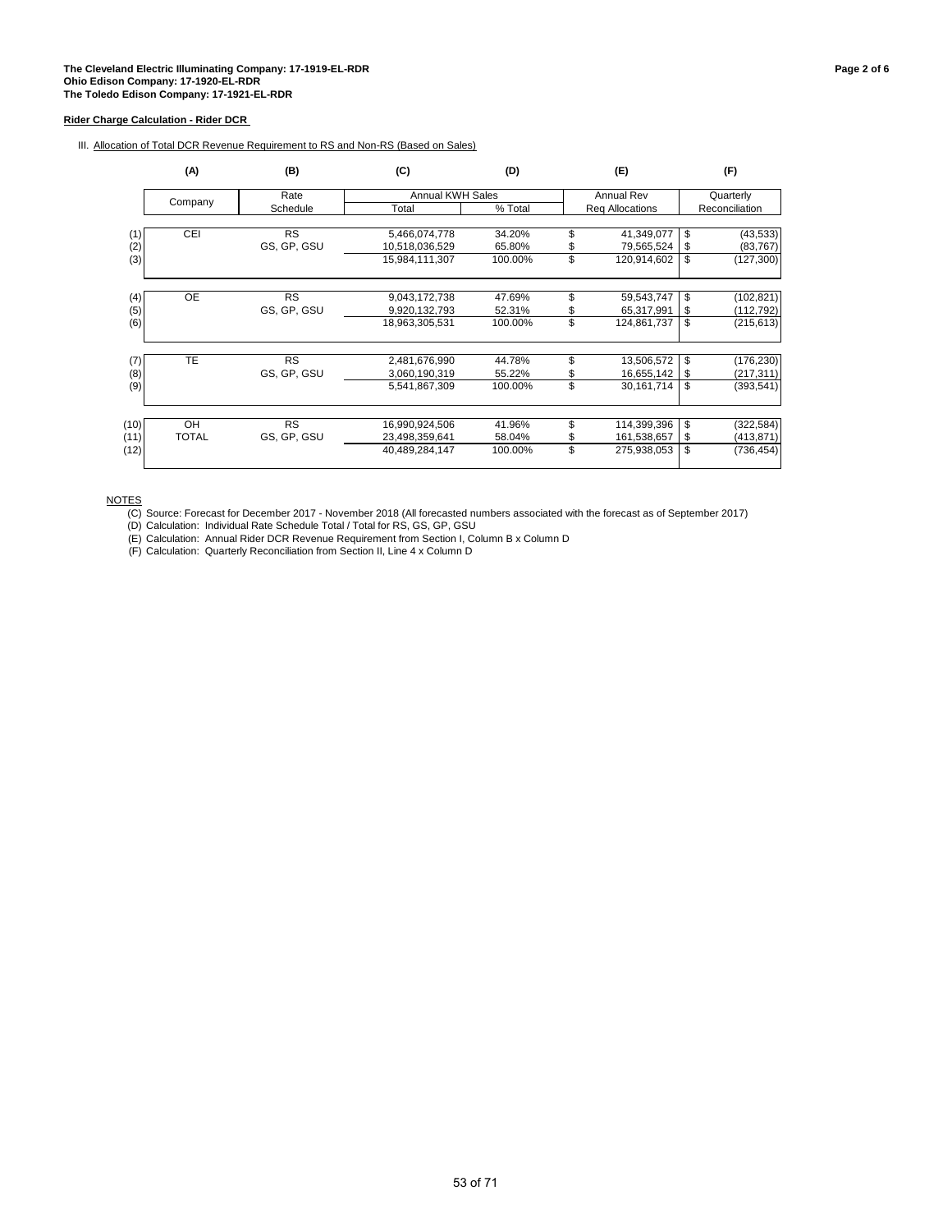**The Cleveland Electric Illuminating Company: 17-1919-EL-RDR**
**Ohio Edison Company: 17-1920-EL-RDR**
**The Toledo Edison Company: 17-1921-EL-RDR**

**Page 2 of 6**

**Rider Charge Calculation - Rider DCR**

III. Allocation of Total DCR Revenue Requirement to RS and Non-RS (Based on Sales)

| | (A) | (B) | (C) | (D) | (E) | (F) |
|---|---|---|---|---|---|---|
| | Company | Rate Schedule | Annual KWH Sales Total | Annual KWH Sales % Total | Annual Rev Req Allocations | Quarterly Reconciliation |
| (1) | CEI | RS | 5,466,074,778 | 34.20% | $ 41,349,077 | $ (43,533) |
| (2) | | GS, GP, GSU | 10,518,036,529 | 65.80% | $ 79,565,524 | $ (83,767) |
| (3) | | | 15,984,111,307 | 100.00% | $ 120,914,602 | $ (127,300) |
| (4) | OE | RS | 9,043,172,738 | 47.69% | $ 59,543,747 | $ (102,821) |
| (5) | | GS, GP, GSU | 9,920,132,793 | 52.31% | $ 65,317,991 | $ (112,792) |
| (6) | | | 18,963,305,531 | 100.00% | $ 124,861,737 | $ (215,613) |
| (7) | TE | RS | 2,481,676,990 | 44.78% | $ 13,506,572 | $ (176,230) |
| (8) | | GS, GP, GSU | 3,060,190,319 | 55.22% | $ 16,655,142 | $ (217,311) |
| (9) | | | 5,541,867,309 | 100.00% | $ 30,161,714 | $ (393,541) |
| (10) | OH | RS | 16,990,924,506 | 41.96% | $ 114,399,396 | $ (322,584) |
| (11) | TOTAL | GS, GP, GSU | 23,498,359,641 | 58.04% | $ 161,538,657 | $ (413,871) |
| (12) | | | 40,489,284,147 | 100.00% | $ 275,938,053 | $ (736,454) |

NOTES

(C) Source: Forecast for December 2017 - November 2018 (All forecasted numbers associated with the forecast as of September 2017)
(D) Calculation: Individual Rate Schedule Total / Total for RS, GS, GP, GSU
(E) Calculation: Annual Rider DCR Revenue Requirement from Section I, Column B x Column D
(F) Calculation: Quarterly Reconciliation from Section II, Line 4 x Column D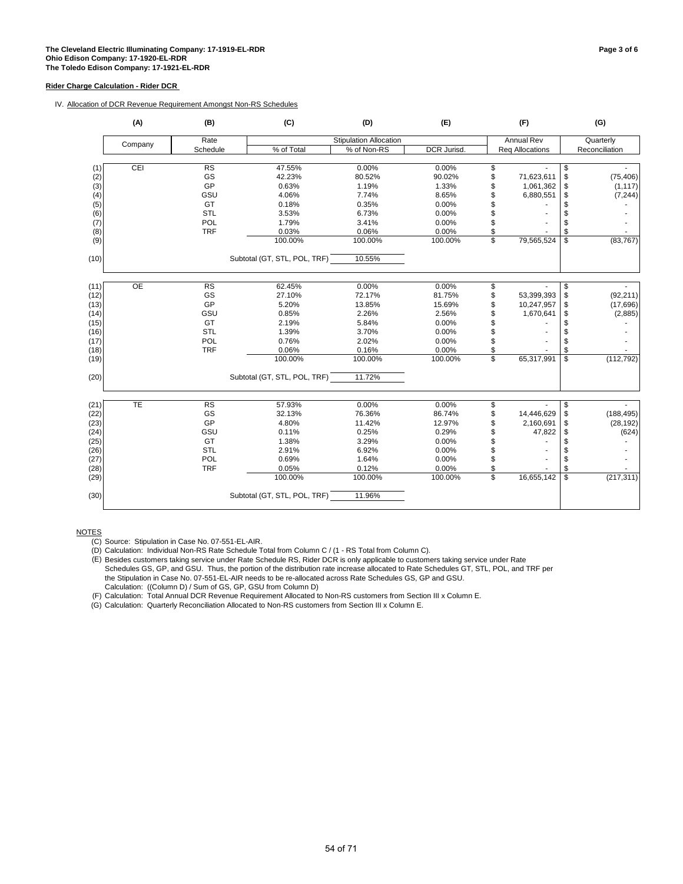**The Cleveland Electric Illuminating Company: 17-1919-EL-RDR**
**Ohio Edison Company: 17-1920-EL-RDR**
**The Toledo Edison Company: 17-1921-EL-RDR**

**Page 3 of 6**

**Rider Charge Calculation - Rider DCR**

IV. Allocation of DCR Revenue Requirement Amongst Non-RS Schedules

| | (A) | (B) | (C) | (D) | (E) | (F) | (G) |
|---|---|---|---|---|---|---|---|
| | Company | Rate | Stipulation Allocation | | | Annual Rev | Quarterly |
| | | Schedule | % of Total | % of Non-RS | DCR Jurisd. | Req Allocations | Reconciliation |
| (1) | CEI | RS | 47.55% | 0.00% | 0.00% | $ - | $ - |
| (2) | | GS | 42.23% | 80.52% | 90.02% | $ 71,623,611 | $ (75,406) |
| (3) | | GP | 0.63% | 1.19% | 1.33% | $ 1,061,362 | $ (1,117) |
| (4) | | GSU | 4.06% | 7.74% | 8.65% | $ 6,880,551 | $ (7,244) |
| (5) | | GT | 0.18% | 0.35% | 0.00% | $ - | $ - |
| (6) | | STL | 3.53% | 6.73% | 0.00% | $ - | $ - |
| (7) | | POL | 1.79% | 3.41% | 0.00% | $ - | $ - |
| (8) | | TRF | 0.03% | 0.06% | 0.00% | $ - | $ - |
| (9) | | | 100.00% | 100.00% | 100.00% | $ 79,565,524 | $ (83,767) |
| (10) | | | Subtotal (GT, STL, POL, TRF) | 10.55% | | | |
| (11) | OE | RS | 62.45% | 0.00% | 0.00% | $ - | $ - |
| (12) | | GS | 27.10% | 72.17% | 81.75% | $ 53,399,393 | $ (92,211) |
| (13) | | GP | 5.20% | 13.85% | 15.69% | $ 10,247,957 | $ (17,696) |
| (14) | | GSU | 0.85% | 2.26% | 2.56% | $ 1,670,641 | $ (2,885) |
| (15) | | GT | 2.19% | 5.84% | 0.00% | $ - | $ - |
| (16) | | STL | 1.39% | 3.70% | 0.00% | $ - | $ - |
| (17) | | POL | 0.76% | 2.02% | 0.00% | $ - | $ - |
| (18) | | TRF | 0.06% | 0.16% | 0.00% | $ - | $ - |
| (19) | | | 100.00% | 100.00% | 100.00% | $ 65,317,991 | $ (112,792) |
| (20) | | | Subtotal (GT, STL, POL, TRF) | 11.72% | | | |
| (21) | TE | RS | 57.93% | 0.00% | 0.00% | $ - | $ - |
| (22) | | GS | 32.13% | 76.36% | 86.74% | $ 14,446,629 | $ (188,495) |
| (23) | | GP | 4.80% | 11.42% | 12.97% | $ 2,160,691 | $ (28,192) |
| (24) | | GSU | 0.11% | 0.25% | 0.29% | $ 47,822 | $ (624) |
| (25) | | GT | 1.38% | 3.29% | 0.00% | $ - | $ - |
| (26) | | STL | 2.91% | 6.92% | 0.00% | $ - | $ - |
| (27) | | POL | 0.69% | 1.64% | 0.00% | $ - | $ - |
| (28) | | TRF | 0.05% | 0.12% | 0.00% | $ - | $ - |
| (29) | | | 100.00% | 100.00% | 100.00% | $ 16,655,142 | $ (217,311) |
| (30) | | | Subtotal (GT, STL, POL, TRF) | 11.96% | | | |

NOTES

(C) Source: Stipulation in Case No. 07-551-EL-AIR.

(D) Calculation: Individual Non-RS Rate Schedule Total from Column C / (1 - RS Total from Column C).

(E) Besides customers taking service under Rate Schedule RS, Rider DCR is only applicable to customers taking service under Rate Schedules GS, GP, and GSU. Thus, the portion of the distribution rate increase allocated to Rate Schedules GT, STL, POL, and TRF per the Stipulation in Case No. 07-551-EL-AIR needs to be re-allocated across Rate Schedules GS, GP and GSU.
Calculation: ((Column D) / Sum of GS, GP, GSU from Column D)

(F) Calculation: Total Annual DCR Revenue Requirement Allocated to Non-RS customers from Section III x Column E.

(G) Calculation: Quarterly Reconciliation Allocated to Non-RS customers from Section III x Column E.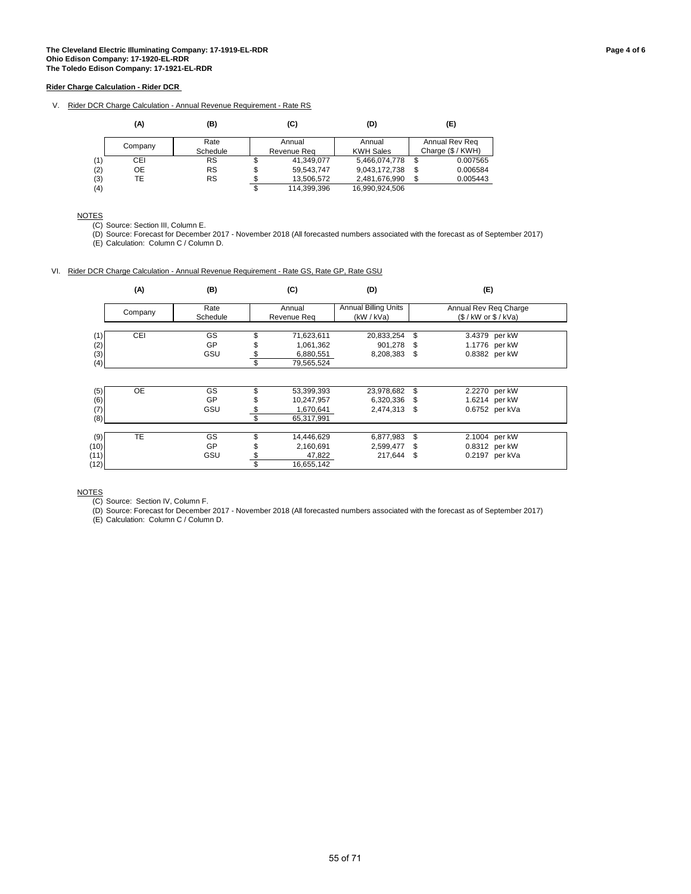**The Cleveland Electric Illuminating Company: 17-1919-EL-RDR**
**Ohio Edison Company: 17-1920-EL-RDR**
**The Toledo Edison Company: 17-1921-EL-RDR**

**Rider Charge Calculation - Rider DCR**

V. Rider DCR Charge Calculation - Annual Revenue Requirement - Rate RS

| | (A) | (B) | (C) | (D) | (E) |
|---|---|---|---|---|---|
| | Company | Rate Schedule | Annual Revenue Req | Annual KWH Sales | Annual Rev Req Charge ($ / KWH) |
| (1) | CEI | RS | $ 41,349,077 | 5,466,074,778 | $ 0.007565 |
| (2) | OE | RS | $ 59,543,747 | 9,043,172,738 | $ 0.006584 |
| (3) | TE | RS | $ 13,506,572 | 2,481,676,990 | $ 0.005443 |
| (4) | | | $ 114,399,396 | 16,990,924,506 | |

NOTES

(C) Source: Section III, Column E.

(D) Source: Forecast for December 2017 - November 2018 (All forecasted numbers associated with the forecast as of September 2017)

(E) Calculation: Column C / Column D.

VI. Rider DCR Charge Calculation - Annual Revenue Requirement - Rate GS, Rate GP, Rate GSU

| | (A) | (B) | (C) | (D) | (E) |
|---|---|---|---|---|---|
| | Company | Rate Schedule | Annual Revenue Req | Annual Billing Units (kW / kVa) | Annual Rev Req Charge ($ / kW or $ / kVa) |
| (1) | CEI | GS | $ 71,623,611 | 20,833,254 | $ 3.4379 per kW |
| (2) | | GP | $ 1,061,362 | 901,278 | $ 1.1776 per kW |
| (3) | | GSU | $ 6,880,551 | 8,208,383 | $ 0.8382 per kW |
| (4) | | | $ 79,565,524 | | |
| (5) | OE | GS | $ 53,399,393 | 23,978,682 | $ 2.2270 per kW |
| (6) | | GP | $ 10,247,957 | 6,320,336 | $ 1.6214 per kW |
| (7) | | GSU | $ 1,670,641 | 2,474,313 | $ 0.6752 per kVa |
| (8) | | | $ 65,317,991 | | |
| (9) | TE | GS | $ 14,446,629 | 6,877,983 | $ 2.1004 per kW |
| (10) | | GP | $ 2,160,691 | 2,599,477 | $ 0.8312 per kW |
| (11) | | GSU | $ 47,822 | 217,644 | $ 0.2197 per kVa |
| (12) | | | $ 16,655,142 | | |

NOTES

(C) Source: Section IV, Column F.

(D) Source: Forecast for December 2017 - November 2018 (All forecasted numbers associated with the forecast as of September 2017)

(E) Calculation: Column C / Column D.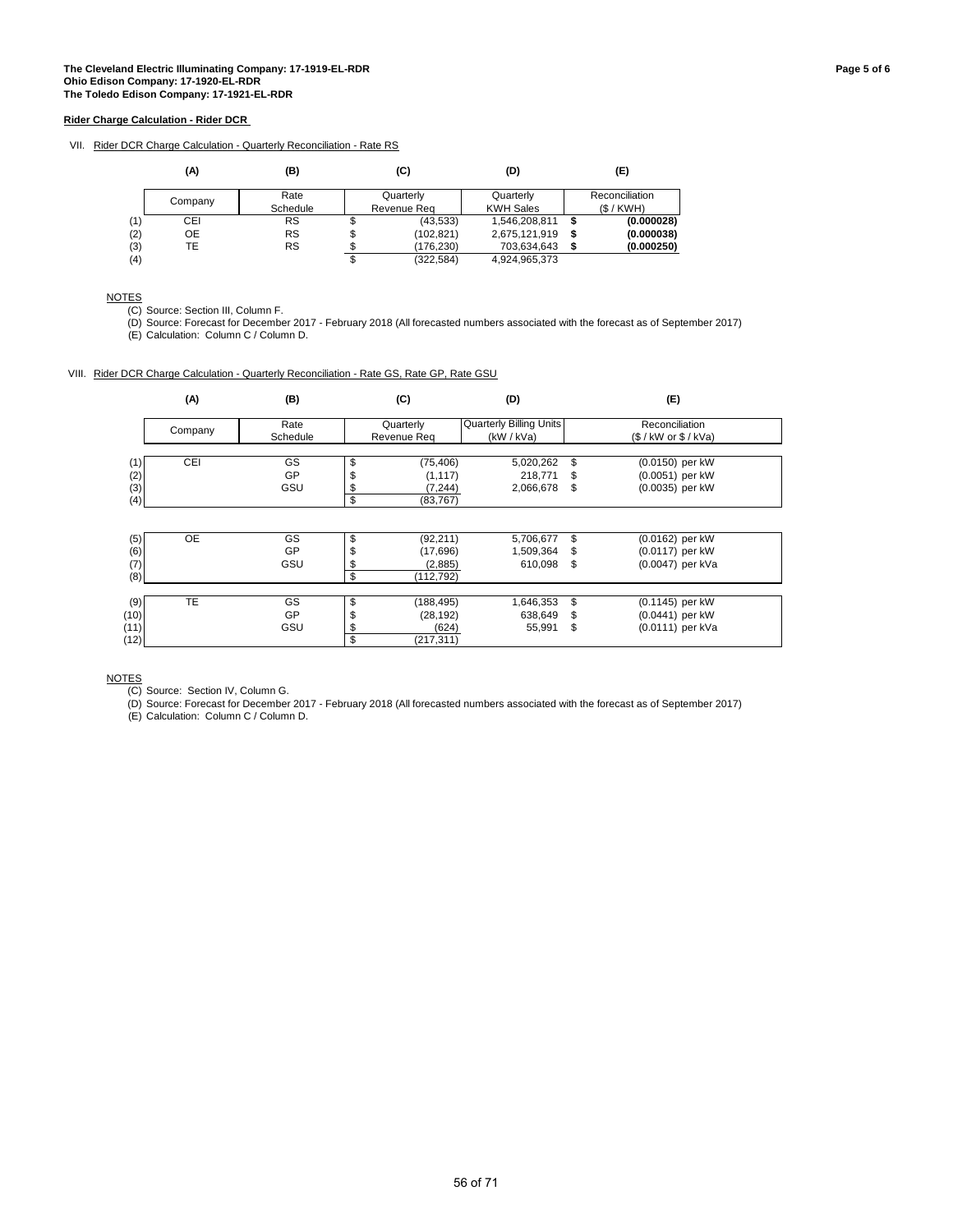**The Cleveland Electric Illuminating Company: 17-1919-EL-RDR**
**Ohio Edison Company: 17-1920-EL-RDR**
**The Toledo Edison Company: 17-1921-EL-RDR**

**Page 5 of 6**

**Rider Charge Calculation - Rider DCR**

VII. Rider DCR Charge Calculation - Quarterly Reconciliation - Rate RS

| | (A) | (B) | (C) | (D) | (E) |
|---|---|---|---|---|---|
| | Company | Rate Schedule | Quarterly Revenue Req | Quarterly KWH Sales | Reconciliation ($ / KWH) |
| (1) | CEI | RS | $ (43,533) | 1,546,208,811 | **$ (0.000028)** |
| (2) | OE | RS | $ (102,821) | 2,675,121,919 | **$ (0.000038)** |
| (3) | TE | RS | $ (176,230) | 703,634,643 | **$ (0.000250)** |
| (4) | | | $ (322,584) | 4,924,965,373 | |

NOTES
(C) Source: Section III, Column F.
(D) Source: Forecast for December 2017 - February 2018 (All forecasted numbers associated with the forecast as of September 2017)
(E) Calculation: Column C / Column D.

VIII. Rider DCR Charge Calculation - Quarterly Reconciliation - Rate GS, Rate GP, Rate GSU

| | (A) | (B) | (C) | (D) | (E) |
|---|---|---|---|---|---|
| | Company | Rate Schedule | Quarterly Revenue Req | Quarterly Billing Units (kW / kVa) | Reconciliation ($ / kW or $ / kVa) |
| (1) | CEI | GS | $ (75,406) | 5,020,262 | $ (0.0150) per kW |
| (2) | | GP | $ (1,117) | 218,771 | $ (0.0051) per kW |
| (3) | | GSU | $ (7,244) | 2,066,678 | $ (0.0035) per kW |
| (4) | | | $ (83,767) | | |
| (5) | OE | GS | $ (92,211) | 5,706,677 | $ (0.0162) per kW |
| (6) | | GP | $ (17,696) | 1,509,364 | $ (0.0117) per kW |
| (7) | | GSU | $ (2,885) | 610,098 | $ (0.0047) per kVa |
| (8) | | | $ (112,792) | | |
| (9) | TE | GS | $ (188,495) | 1,646,353 | $ (0.1145) per kW |
| (10) | | GP | $ (28,192) | 638,649 | $ (0.0441) per kW |
| (11) | | GSU | $ (624) | 55,991 | $ (0.0111) per kVa |
| (12) | | | $ (217,311) | | |

NOTES
(C) Source: Section IV, Column G.
(D) Source: Forecast for December 2017 - February 2018 (All forecasted numbers associated with the forecast as of September 2017)
(E) Calculation: Column C / Column D.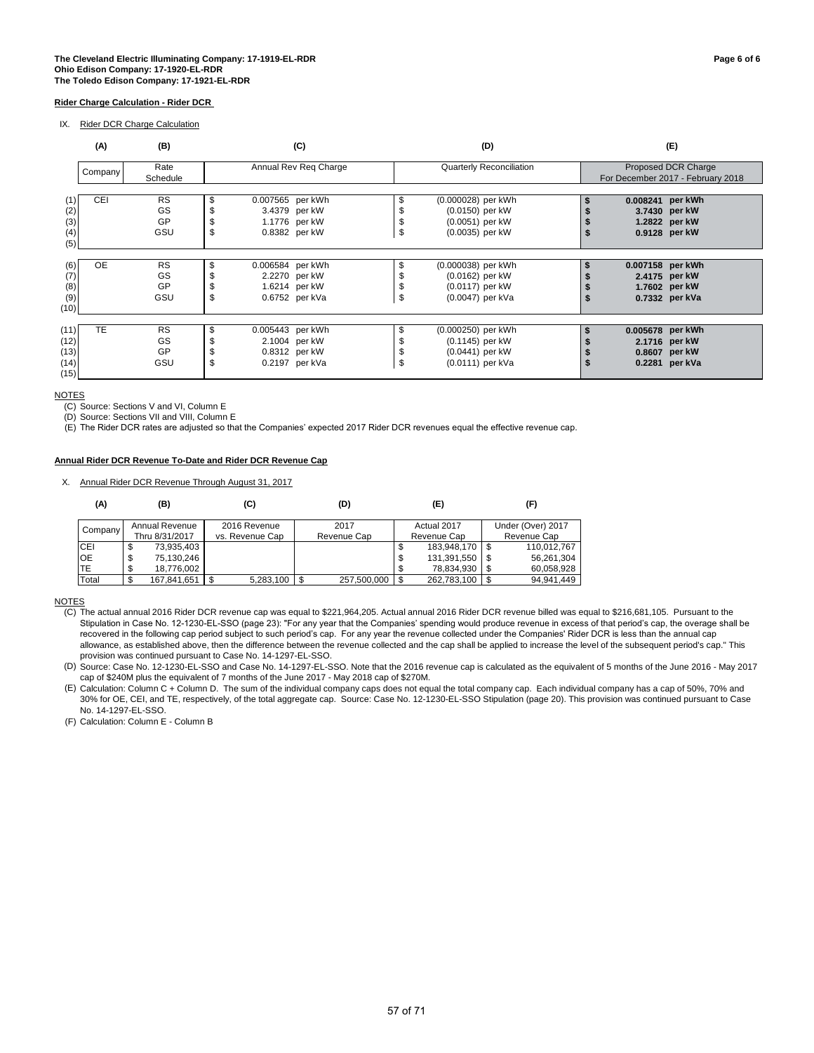**The Cleveland Electric Illuminating Company: 17-1919-EL-RDR**
**Ohio Edison Company: 17-1920-EL-RDR**
**The Toledo Edison Company: 17-1921-EL-RDR**

**Rider Charge Calculation - Rider DCR**

IX. Rider DCR Charge Calculation

| | (A) | (B) | (C) | (D) | (E) |
|---|---|---|---|---|---|
| | Company | Rate Schedule | Annual Rev Req Charge | Quarterly Reconciliation | Proposed DCR Charge For December 2017 - February 2018 |
| (1) | CEI | RS | $ 0.007565 per kWh | $ (0.000028) per kWh | **$ 0.008241 per kWh** |
| (2) | | GS | $ 3.4379 per kW | $ (0.0150) per kW | **$ 3.7430 per kW** |
| (3) | | GP | $ 1.1776 per kW | $ (0.0051) per kW | **$ 1.2822 per kW** |
| (4) | | GSU | $ 0.8382 per kW | $ (0.0035) per kW | **$ 0.9128 per kW** |
| (5) | | | | | |
| (6) | OE | RS | $ 0.006584 per kWh | $ (0.000038) per kWh | **$ 0.007158 per kWh** |
| (7) | | GS | $ 2.2270 per kW | $ (0.0162) per kW | **$ 2.4175 per kW** |
| (8) | | GP | $ 1.6214 per kW | $ (0.0117) per kW | **$ 1.7602 per kW** |
| (9) | | GSU | $ 0.6752 per kVa | $ (0.0047) per kVa | **$ 0.7332 per kVa** |
| (10) | | | | | |
| (11) | TE | RS | $ 0.005443 per kWh | $ (0.000250) per kWh | **$ 0.005678 per kWh** |
| (12) | | GS | $ 2.1004 per kW | $ (0.1145) per kW | **$ 2.1716 per kW** |
| (13) | | GP | $ 0.8312 per kW | $ (0.0441) per kW | **$ 0.8607 per kW** |
| (14) | | GSU | $ 0.2197 per kVa | $ (0.0111) per kVa | **$ 0.2281 per kVa** |
| (15) | | | | | |

NOTES

(C) Source: Sections V and VI, Column E

(D) Source: Sections VII and VIII, Column E

(E) The Rider DCR rates are adjusted so that the Companies' expected 2017 Rider DCR revenues equal the effective revenue cap.

**Annual Rider DCR Revenue To-Date and Rider DCR Revenue Cap**

X. Annual Rider DCR Revenue Through August 31, 2017

| (A) | (B) | (C) | (D) | (E) | (F) |
|---|---|---|---|---|---|
| Company | Annual Revenue Thru 8/31/2017 | 2016 Revenue vs. Revenue Cap | 2017 Revenue Cap | Actual 2017 Revenue Cap | Under (Over) 2017 Revenue Cap |
| CEI | $ 73,935,403 | | | $ 183,948,170 | $ 110,012,767 |
| OE | $ 75,130,246 | | | $ 131,391,550 | $ 56,261,304 |
| TE | $ 18,776,002 | | | $ 78,834,930 | $ 60,058,928 |
| Total | $ 167,841,651 | $ 5,283,100 | $ 257,500,000 | $ 262,783,100 | $ 94,941,449 |

NOTES

(C) The actual annual 2016 Rider DCR revenue cap was equal to $221,964,205. Actual annual 2016 Rider DCR revenue billed was equal to $216,681,105. Pursuant to the Stipulation in Case No. 12-1230-EL-SSO (page 23): "For any year that the Companies' spending would produce revenue in excess of that period's cap, the overage shall be recovered in the following cap period subject to such period's cap. For any year the revenue collected under the Companies' Rider DCR is less than the annual cap allowance, as established above, then the difference between the revenue collected and the cap shall be applied to increase the level of the subsequent period's cap." This provision was continued pursuant to Case No. 14-1297-EL-SSO.

(D) Source: Case No. 12-1230-EL-SSO and Case No. 14-1297-EL-SSO. Note that the 2016 revenue cap is calculated as the equivalent of 5 months of the June 2016 - May 2017 cap of $240M plus the equivalent of 7 months of the June 2017 - May 2018 cap of $270M.

(E) Calculation: Column C + Column D. The sum of the individual company caps does not equal the total company cap. Each individual company has a cap of 50%, 70% and 30% for OE, CEI, and TE, respectively, of the total aggregate cap. Source: Case No. 12-1230-EL-SSO Stipulation (page 20). This provision was continued pursuant to Case No. 14-1297-EL-SSO.

(F) Calculation: Column E - Column B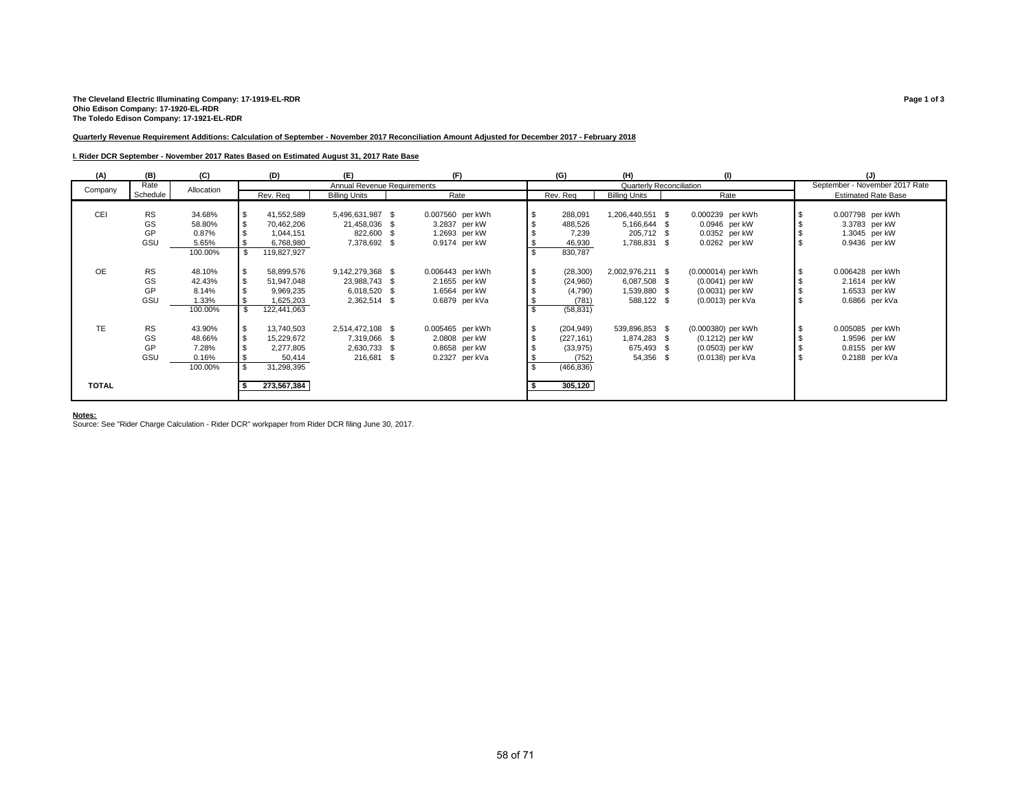**The Cleveland Electric Illuminating Company: 17-1919-EL-RDR**
**Ohio Edison Company: 17-1920-EL-RDR**
**The Toledo Edison Company: 17-1921-EL-RDR**

**Quarterly Revenue Requirement Additions: Calculation of September - November 2017 Reconciliation Amount Adjusted for December 2017 - February 2018**

**I. Rider DCR September - November 2017 Rates Based on Estimated August 31, 2017 Rate Base**

| (A) | (B) | (C) | (D) | (E) | (F) | (G) | (H) | (I) | (J) |
|---|---|---|---|---|---|---|---|---|---|
| Company | Rate Schedule | Allocation | Annual Revenue Requirements | | | Quarterly Reconciliation | | | September - November 2017 Rate |
| | | | Rev. Req | Billing Units | Rate | Rev. Req | Billing Units | Rate | Estimated Rate Base |
| CEI | RS | 34.68% | $ 41,552,589 | 5,496,631,987 | $ 0.007560 per kWh | $ 288,091 | 1,206,440,551 | $ 0.000239 per kWh | $ 0.007798 per kWh |
| | GS | 58.80% | $ 70,462,206 | 21,458,036 | $ 3.2837 per kW | $ 488,526 | 5,166,644 | $ 0.0946 per kW | $ 3.3783 per kW |
| | GP | 0.87% | $ 1,044,151 | 822,600 | $ 1.2693 per kW | $ 7,239 | 205,712 | $ 0.0352 per kW | $ 1.3045 per kW |
| | GSU | 5.65% | $ 6,768,980 | 7,378,692 | $ 0.9174 per kW | $ 46,930 | 1,788,831 | $ 0.0262 per kW | $ 0.9436 per kW |
| | | 100.00% | $ 119,827,927 | | | $ 830,787 | | | |
| OE | RS | 48.10% | $ 58,899,576 | 9,142,279,368 | $ 0.006443 per kWh | $ (28,300) | 2,002,976,211 | $ (0.000014) per kWh | $ 0.006428 per kWh |
| | GS | 42.43% | $ 51,947,048 | 23,988,743 | $ 2.1655 per kW | $ (24,960) | 6,087,508 | $ (0.0041) per kW | $ 2.1614 per kW |
| | GP | 8.14% | $ 9,969,235 | 6,018,520 | $ 1.6564 per kW | $ (4,790) | 1,539,880 | $ (0.0031) per kW | $ 1.6533 per kW |
| | GSU | 1.33% | $ 1,625,203 | 2,362,514 | $ 0.6879 per kVa | $ (781) | 588,122 | $ (0.0013) per kVa | $ 0.6866 per kVa |
| | | 100.00% | $ 122,441,063 | | | $ (58,831) | | | |
| TE | RS | 43.90% | $ 13,740,503 | 2,514,472,108 | $ 0.005465 per kWh | $ (204,949) | 539,896,853 | $ (0.000380) per kWh | $ 0.005085 per kWh |
| | GS | 48.66% | $ 15,229,672 | 7,319,066 | $ 2.0808 per kW | $ (227,161) | 1,874,283 | $ (0.1212) per kW | $ 1.9596 per kW |
| | GP | 7.28% | $ 2,277,805 | 2,630,733 | $ 0.8658 per kW | $ (33,975) | 675,493 | $ (0.0503) per kW | $ 0.8155 per kW |
| | GSU | 0.16% | $ 50,414 | 216,681 | $ 0.2327 per kVa | $ (752) | 54,356 | $ (0.0138) per kVa | $ 0.2188 per kVa |
| | | 100.00% | $ 31,298,395 | | | $ (466,836) | | | |
| **TOTAL** | | | **$ 273,567,384** | | | **$ 305,120** | | | |

**Notes:**
Source: See "Rider Charge Calculation - Rider DCR" workpaper from Rider DCR filing June 30, 2017.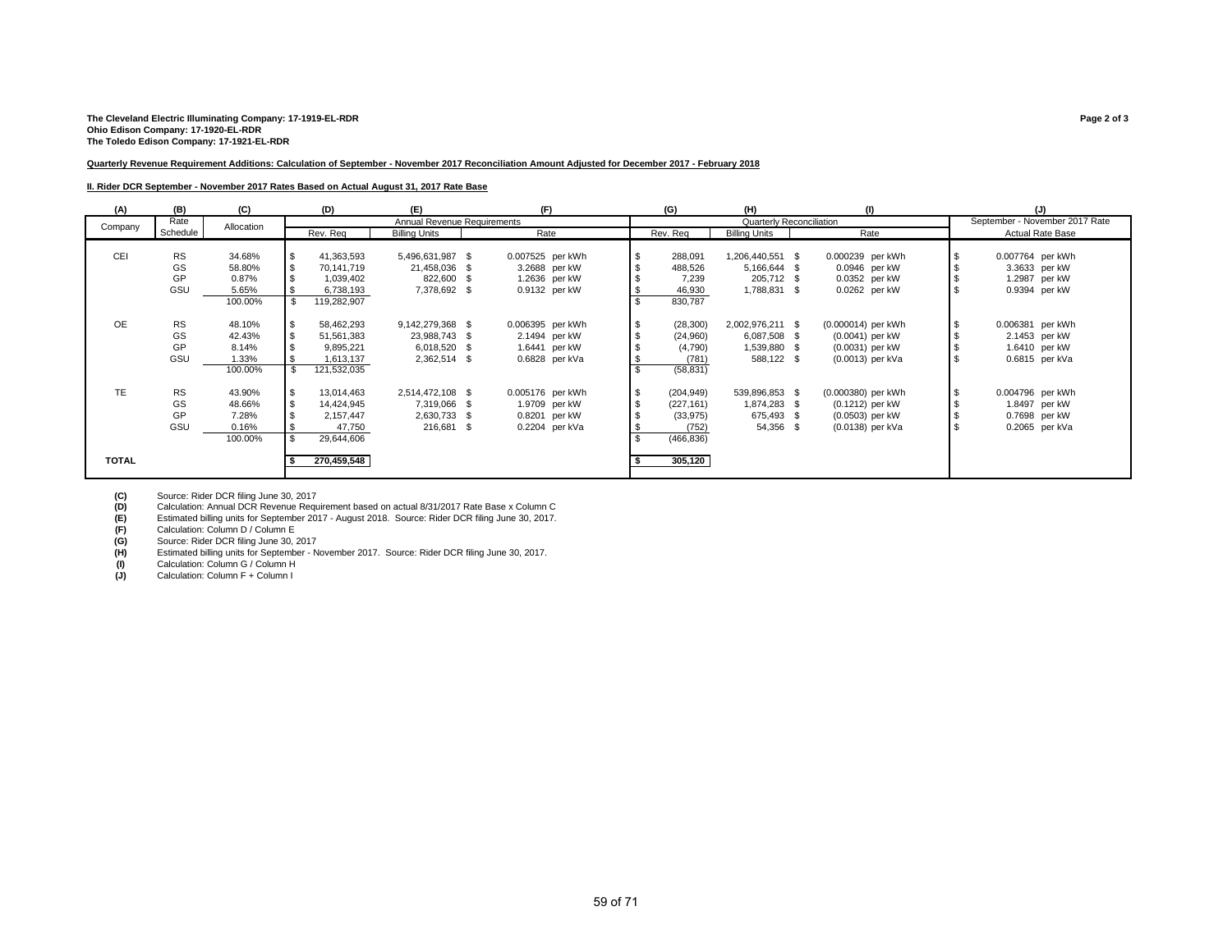**The Cleveland Electric Illuminating Company: 17-1919-EL-RDR**
**Ohio Edison Company: 17-1920-EL-RDR**
**The Toledo Edison Company: 17-1921-EL-RDR**

**Page 2 of 3**

**Quarterly Revenue Requirement Additions: Calculation of September - November 2017 Reconciliation Amount Adjusted for December 2017 - February 2018**

**II. Rider DCR September - November 2017 Rates Based on Actual August 31, 2017 Rate Base**

| (A) | (B) | (C) | (D) | (E) | (F) | (G) | (H) | (I) | (J) |
|---|---|---|---|---|---|---|---|---|---|
| Company | Rate Schedule | Allocation | Annual Revenue Requirements | | | Quarterly Reconciliation | | | September - November 2017 Rate |
| | | | Rev. Req | Billing Units | Rate | Rev. Req | Billing Units | Rate | Actual Rate Base |
| CEI | RS | 34.68% | $ 41,363,593 | 5,496,631,987 | $ 0.007525 per kWh | $ 288,091 | 1,206,440,551 | $ 0.000239 per kWh | $ 0.007764 per kWh |
| | GS | 58.80% | $ 70,141,719 | 21,458,036 | $ 3.2688 per kW | $ 488,526 | 5,166,644 | $ 0.0946 per kW | $ 3.3633 per kW |
| | GP | 0.87% | $ 1,039,402 | 822,600 | $ 1.2636 per kW | $ 7,239 | 205,712 | $ 0.0352 per kW | $ 1.2987 per kW |
| | GSU | 5.65% | $ 6,738,193 | 7,378,692 | $ 0.9132 per kW | $ 46,930 | 1,788,831 | $ 0.0262 per kW | $ 0.9394 per kW |
| | | 100.00% | $ 119,282,907 | | | $ 830,787 | | | |
| OE | RS | 48.10% | $ 58,462,293 | 9,142,279,368 | $ 0.006395 per kWh | $ (28,300) | 2,002,976,211 | $ (0.000014) per kWh | $ 0.006381 per kWh |
| | GS | 42.43% | $ 51,561,383 | 23,988,743 | $ 2.1494 per kW | $ (24,960) | 6,087,508 | $ (0.0041) per kW | $ 2.1453 per kW |
| | GP | 8.14% | $ 9,895,221 | 6,018,520 | $ 1.6441 per kW | $ (4,790) | 1,539,880 | $ (0.0031) per kW | $ 1.6410 per kW |
| | GSU | 1.33% | $ 1,613,137 | 2,362,514 | $ 0.6828 per kVa | $ (781) | 588,122 | $ (0.0013) per kVa | $ 0.6815 per kVa |
| | | 100.00% | $ 121,532,035 | | | $ (58,831) | | | |
| TE | RS | 43.90% | $ 13,014,463 | 2,514,472,108 | $ 0.005176 per kWh | $ (204,949) | 539,896,853 | $ (0.000380) per kWh | $ 0.004796 per kWh |
| | GS | 48.66% | $ 14,424,945 | 7,319,066 | $ 1.9709 per kW | $ (227,161) | 1,874,283 | $ (0.1212) per kW | $ 1.8497 per kW |
| | GP | 7.28% | $ 2,157,447 | 2,630,733 | $ 0.8201 per kW | $ (33,975) | 675,493 | $ (0.0503) per kW | $ 0.7698 per kW |
| | GSU | 0.16% | $ 47,750 | 216,681 | $ 0.2204 per kVa | $ (752) | 54,356 | $ (0.0138) per kVa | $ 0.2065 per kVa |
| | | 100.00% | $ 29,644,606 | | | $ (466,836) | | | |
| **TOTAL** | | | **$ 270,459,548** | | | **$ 305,120** | | | |

**(C)** Source: Rider DCR filing June 30, 2017
**(D)** Calculation: Annual DCR Revenue Requirement based on actual 8/31/2017 Rate Base x Column C
**(E)** Estimated billing units for September 2017 - August 2018. Source: Rider DCR filing June 30, 2017.
**(F)** Calculation: Column D / Column E
**(G)** Source: Rider DCR filing June 30, 2017
**(H)** Estimated billing units for September - November 2017. Source: Rider DCR filing June 30, 2017.
**(I)** Calculation: Column G / Column H
**(J)** Calculation: Column F + Column I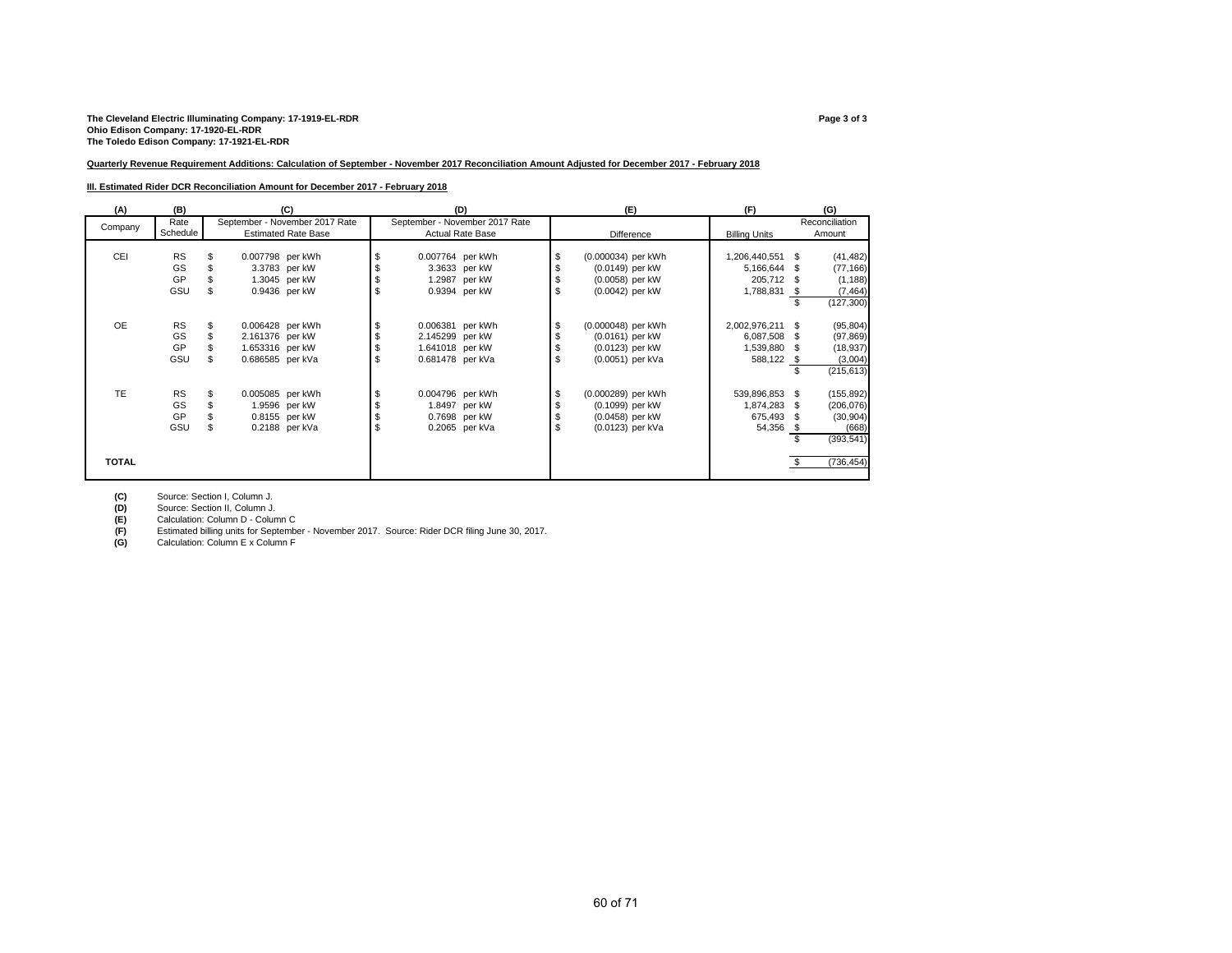**The Cleveland Electric Illuminating Company: 17-1919-EL-RDR**
**Ohio Edison Company: 17-1920-EL-RDR**
**The Toledo Edison Company: 17-1921-EL-RDR**

**Page 3 of 3**

**Quarterly Revenue Requirement Additions: Calculation of September - November 2017 Reconciliation Amount Adjusted for December 2017 - February 2018**

**III. Estimated Rider DCR Reconciliation Amount for December 2017 - February 2018**

| (A) | (B) | (C) | (D) | (E) | (F) | (G) |
|---|---|---|---|---|---|---|
| Company | Rate Schedule | September - November 2017 Rate Estimated Rate Base | September - November 2017 Rate Actual Rate Base | Difference | Billing Units | Reconciliation Amount |
| CEI | RS | $ 0.007798 per kWh | $ 0.007764 per kWh | $ (0.000034) per kWh | 1,206,440,551 | $ (41,482) |
| | GS | $ 3.3783 per kW | $ 3.3633 per kW | $ (0.0149) per kW | 5,166,644 | $ (77,166) |
| | GP | $ 1.3045 per kW | $ 1.2987 per kW | $ (0.0058) per kW | 205,712 | $ (1,188) |
| | GSU | $ 0.9436 per kW | $ 0.9394 per kW | $ (0.0042) per kW | 1,788,831 | $ (7,464) |
| | | | | | | $ (127,300) |
| OE | RS | $ 0.006428 per kWh | $ 0.006381 per kWh | $ (0.000048) per kWh | 2,002,976,211 | $ (95,804) |
| | GS | $ 2.161376 per kW | $ 2.145299 per kW | $ (0.0161) per kW | 6,087,508 | $ (97,869) |
| | GP | $ 1.653316 per kW | $ 1.641018 per kW | $ (0.0123) per kW | 1,539,880 | $ (18,937) |
| | GSU | $ 0.686585 per kVa | $ 0.681478 per kVa | $ (0.0051) per kVa | 588,122 | $ (3,004) |
| | | | | | | $ (215,613) |
| TE | RS | $ 0.005085 per kWh | $ 0.004796 per kWh | $ (0.000289) per kWh | 539,896,853 | $ (155,892) |
| | GS | $ 1.9596 per kW | $ 1.8497 per kW | $ (0.1099) per kW | 1,874,283 | $ (206,076) |
| | GP | $ 0.8155 per kW | $ 0.7698 per kW | $ (0.0458) per kW | 675,493 | $ (30,904) |
| | GSU | $ 0.2188 per kVa | $ 0.2065 per kVa | $ (0.0123) per kVa | 54,356 | $ (668) |
| | | | | | | $ (393,541) |
| **TOTAL** | | | | | | $ (736,454) |

**(C)** Source: Section I, Column J.
**(D)** Source: Section II, Column J.
**(E)** Calculation: Column D - Column C
**(F)** Estimated billing units for September - November 2017. Source: Rider DCR filing June 30, 2017.
**(G)** Calculation: Column E x Column F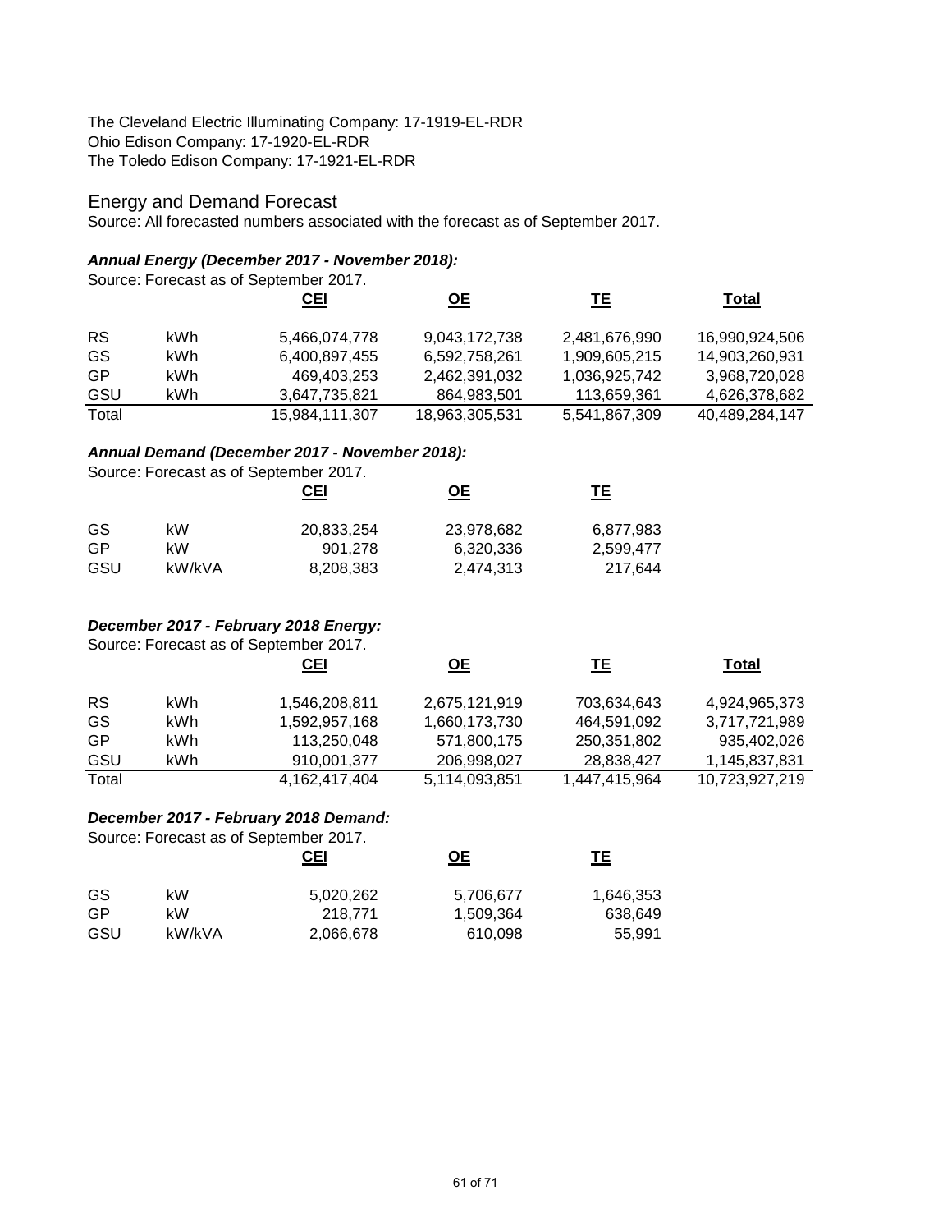The Cleveland Electric Illuminating Company: 17-1919-EL-RDR
Ohio Edison Company: 17-1920-EL-RDR
The Toledo Edison Company: 17-1921-EL-RDR

## Energy and Demand Forecast

Source: All forecasted numbers associated with the forecast as of September 2017.

### *Annual Energy (December 2017 - November 2018):*

Source: Forecast as of September 2017.

| | | CEI | OE | TE | Total |
|---|---|---|---|---|---|
| RS | kWh | 5,466,074,778 | 9,043,172,738 | 2,481,676,990 | 16,990,924,506 |
| GS | kWh | 6,400,897,455 | 6,592,758,261 | 1,909,605,215 | 14,903,260,931 |
| GP | kWh | 469,403,253 | 2,462,391,032 | 1,036,925,742 | 3,968,720,028 |
| GSU | kWh | 3,647,735,821 | 864,983,501 | 113,659,361 | 4,626,378,682 |
| Total | | 15,984,111,307 | 18,963,305,531 | 5,541,867,309 | 40,489,284,147 |

### *Annual Demand (December 2017 - November 2018):*

Source: Forecast as of September 2017.

| | | CEI | OE | TE |
|---|---|---|---|---|
| GS | kW | 20,833,254 | 23,978,682 | 6,877,983 |
| GP | kW | 901,278 | 6,320,336 | 2,599,477 |
| GSU | kW/kVA | 8,208,383 | 2,474,313 | 217,644 |

### *December 2017 - February 2018 Energy:*

Source: Forecast as of September 2017.

| | | CEI | OE | TE | Total |
|---|---|---|---|---|---|
| RS | kWh | 1,546,208,811 | 2,675,121,919 | 703,634,643 | 4,924,965,373 |
| GS | kWh | 1,592,957,168 | 1,660,173,730 | 464,591,092 | 3,717,721,989 |
| GP | kWh | 113,250,048 | 571,800,175 | 250,351,802 | 935,402,026 |
| GSU | kWh | 910,001,377 | 206,998,027 | 28,838,427 | 1,145,837,831 |
| Total | | 4,162,417,404 | 5,114,093,851 | 1,447,415,964 | 10,723,927,219 |

### *December 2017 - February 2018 Demand:*

Source: Forecast as of September 2017.

| | | CEI | OE | TE |
|---|---|---|---|---|
| GS | kW | 5,020,262 | 5,706,677 | 1,646,353 |
| GP | kW | 218,771 | 1,509,364 | 638,649 |
| GSU | kW/kVA | 2,066,678 | 610,098 | 55,991 |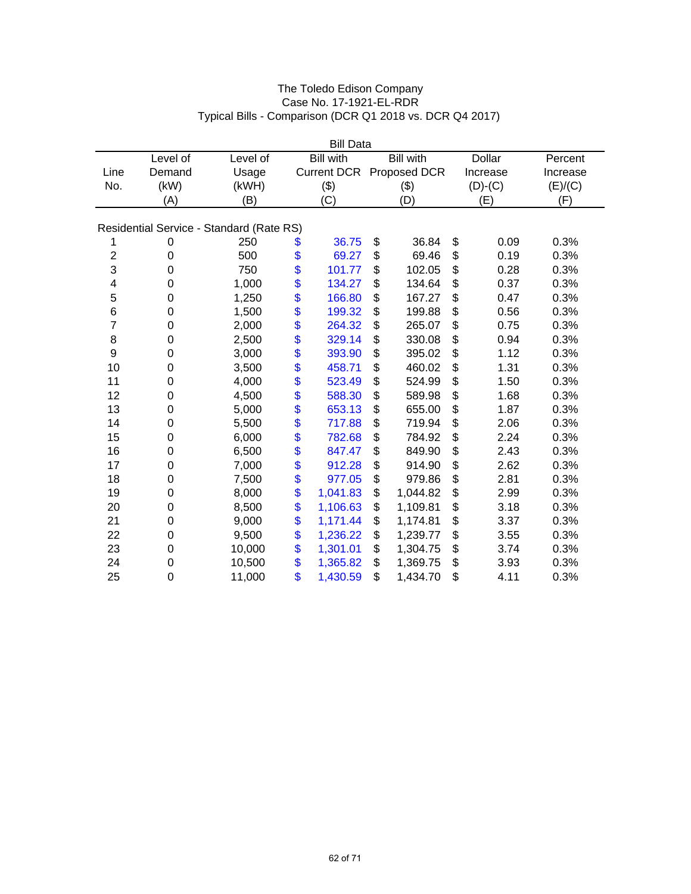The Toledo Edison Company
Case No. 17-1921-EL-RDR
Typical Bills - Comparison (DCR Q1 2018 vs. DCR Q4 2017)

| | | | Bill Data | | | |
|---|---|---|---|---|---|---|
| Line No. | Level of Demand (kW) (A) | Level of Usage (kWH) (B) | Bill with Current DCR ($) (C) | Bill with Proposed DCR ($) (D) | Dollar Increase (D)-(C) (E) | Percent Increase (E)/(C) (F) |
| **Residential Service - Standard (Rate RS)** | | | | | | |
| 1 | 0 | 250 | $ 36.75 | $ 36.84 | $ 0.09 | 0.3% |
| 2 | 0 | 500 | $ 69.27 | $ 69.46 | $ 0.19 | 0.3% |
| 3 | 0 | 750 | $ 101.77 | $ 102.05 | $ 0.28 | 0.3% |
| 4 | 0 | 1,000 | $ 134.27 | $ 134.64 | $ 0.37 | 0.3% |
| 5 | 0 | 1,250 | $ 166.80 | $ 167.27 | $ 0.47 | 0.3% |
| 6 | 0 | 1,500 | $ 199.32 | $ 199.88 | $ 0.56 | 0.3% |
| 7 | 0 | 2,000 | $ 264.32 | $ 265.07 | $ 0.75 | 0.3% |
| 8 | 0 | 2,500 | $ 329.14 | $ 330.08 | $ 0.94 | 0.3% |
| 9 | 0 | 3,000 | $ 393.90 | $ 395.02 | $ 1.12 | 0.3% |
| 10 | 0 | 3,500 | $ 458.71 | $ 460.02 | $ 1.31 | 0.3% |
| 11 | 0 | 4,000 | $ 523.49 | $ 524.99 | $ 1.50 | 0.3% |
| 12 | 0 | 4,500 | $ 588.30 | $ 589.98 | $ 1.68 | 0.3% |
| 13 | 0 | 5,000 | $ 653.13 | $ 655.00 | $ 1.87 | 0.3% |
| 14 | 0 | 5,500 | $ 717.88 | $ 719.94 | $ 2.06 | 0.3% |
| 15 | 0 | 6,000 | $ 782.68 | $ 784.92 | $ 2.24 | 0.3% |
| 16 | 0 | 6,500 | $ 847.47 | $ 849.90 | $ 2.43 | 0.3% |
| 17 | 0 | 7,000 | $ 912.28 | $ 914.90 | $ 2.62 | 0.3% |
| 18 | 0 | 7,500 | $ 977.05 | $ 979.86 | $ 2.81 | 0.3% |
| 19 | 0 | 8,000 | $ 1,041.83 | $ 1,044.82 | $ 2.99 | 0.3% |
| 20 | 0 | 8,500 | $ 1,106.63 | $ 1,109.81 | $ 3.18 | 0.3% |
| 21 | 0 | 9,000 | $ 1,171.44 | $ 1,174.81 | $ 3.37 | 0.3% |
| 22 | 0 | 9,500 | $ 1,236.22 | $ 1,239.77 | $ 3.55 | 0.3% |
| 23 | 0 | 10,000 | $ 1,301.01 | $ 1,304.75 | $ 3.74 | 0.3% |
| 24 | 0 | 10,500 | $ 1,365.82 | $ 1,369.75 | $ 3.93 | 0.3% |
| 25 | 0 | 11,000 | $ 1,430.59 | $ 1,434.70 | $ 4.11 | 0.3% |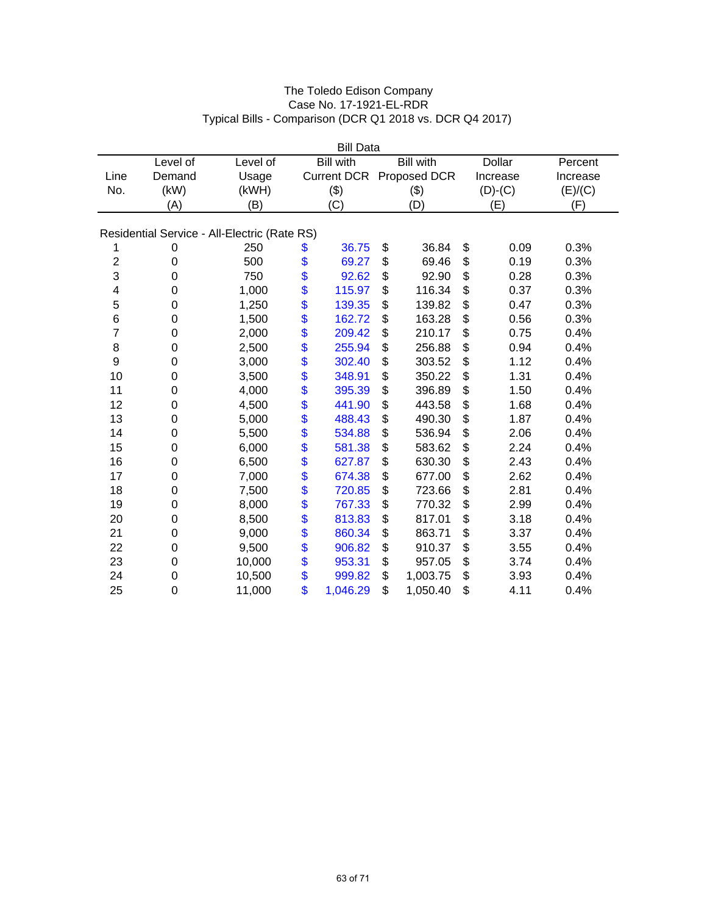The Toledo Edison Company
Case No. 17-1921-EL-RDR
Typical Bills - Comparison (DCR Q1 2018 vs. DCR Q4 2017)

| | | Bill Data | | | | |
|---|---|---|---|---|---|---|
| Line No. | Level of Demand (kW) (A) | Level of Usage (kWH) (B) | Bill with Current DCR ($) (C) | Bill with Proposed DCR ($) (D) | Dollar Increase (D)-(C) (E) | Percent Increase (E)/(C) (F) |
| Residential Service - All-Electric (Rate RS) | | | | | | |
| 1 | 0 | 250 | $ 36.75 | $ 36.84 | $ 0.09 | 0.3% |
| 2 | 0 | 500 | $ 69.27 | $ 69.46 | $ 0.19 | 0.3% |
| 3 | 0 | 750 | $ 92.62 | $ 92.90 | $ 0.28 | 0.3% |
| 4 | 0 | 1,000 | $ 115.97 | $ 116.34 | $ 0.37 | 0.3% |
| 5 | 0 | 1,250 | $ 139.35 | $ 139.82 | $ 0.47 | 0.3% |
| 6 | 0 | 1,500 | $ 162.72 | $ 163.28 | $ 0.56 | 0.3% |
| 7 | 0 | 2,000 | $ 209.42 | $ 210.17 | $ 0.75 | 0.4% |
| 8 | 0 | 2,500 | $ 255.94 | $ 256.88 | $ 0.94 | 0.4% |
| 9 | 0 | 3,000 | $ 302.40 | $ 303.52 | $ 1.12 | 0.4% |
| 10 | 0 | 3,500 | $ 348.91 | $ 350.22 | $ 1.31 | 0.4% |
| 11 | 0 | 4,000 | $ 395.39 | $ 396.89 | $ 1.50 | 0.4% |
| 12 | 0 | 4,500 | $ 441.90 | $ 443.58 | $ 1.68 | 0.4% |
| 13 | 0 | 5,000 | $ 488.43 | $ 490.30 | $ 1.87 | 0.4% |
| 14 | 0 | 5,500 | $ 534.88 | $ 536.94 | $ 2.06 | 0.4% |
| 15 | 0 | 6,000 | $ 581.38 | $ 583.62 | $ 2.24 | 0.4% |
| 16 | 0 | 6,500 | $ 627.87 | $ 630.30 | $ 2.43 | 0.4% |
| 17 | 0 | 7,000 | $ 674.38 | $ 677.00 | $ 2.62 | 0.4% |
| 18 | 0 | 7,500 | $ 720.85 | $ 723.66 | $ 2.81 | 0.4% |
| 19 | 0 | 8,000 | $ 767.33 | $ 770.32 | $ 2.99 | 0.4% |
| 20 | 0 | 8,500 | $ 813.83 | $ 817.01 | $ 3.18 | 0.4% |
| 21 | 0 | 9,000 | $ 860.34 | $ 863.71 | $ 3.37 | 0.4% |
| 22 | 0 | 9,500 | $ 906.82 | $ 910.37 | $ 3.55 | 0.4% |
| 23 | 0 | 10,000 | $ 953.31 | $ 957.05 | $ 3.74 | 0.4% |
| 24 | 0 | 10,500 | $ 999.82 | $ 1,003.75 | $ 3.93 | 0.4% |
| 25 | 0 | 11,000 | $ 1,046.29 | $ 1,050.40 | $ 4.11 | 0.4% |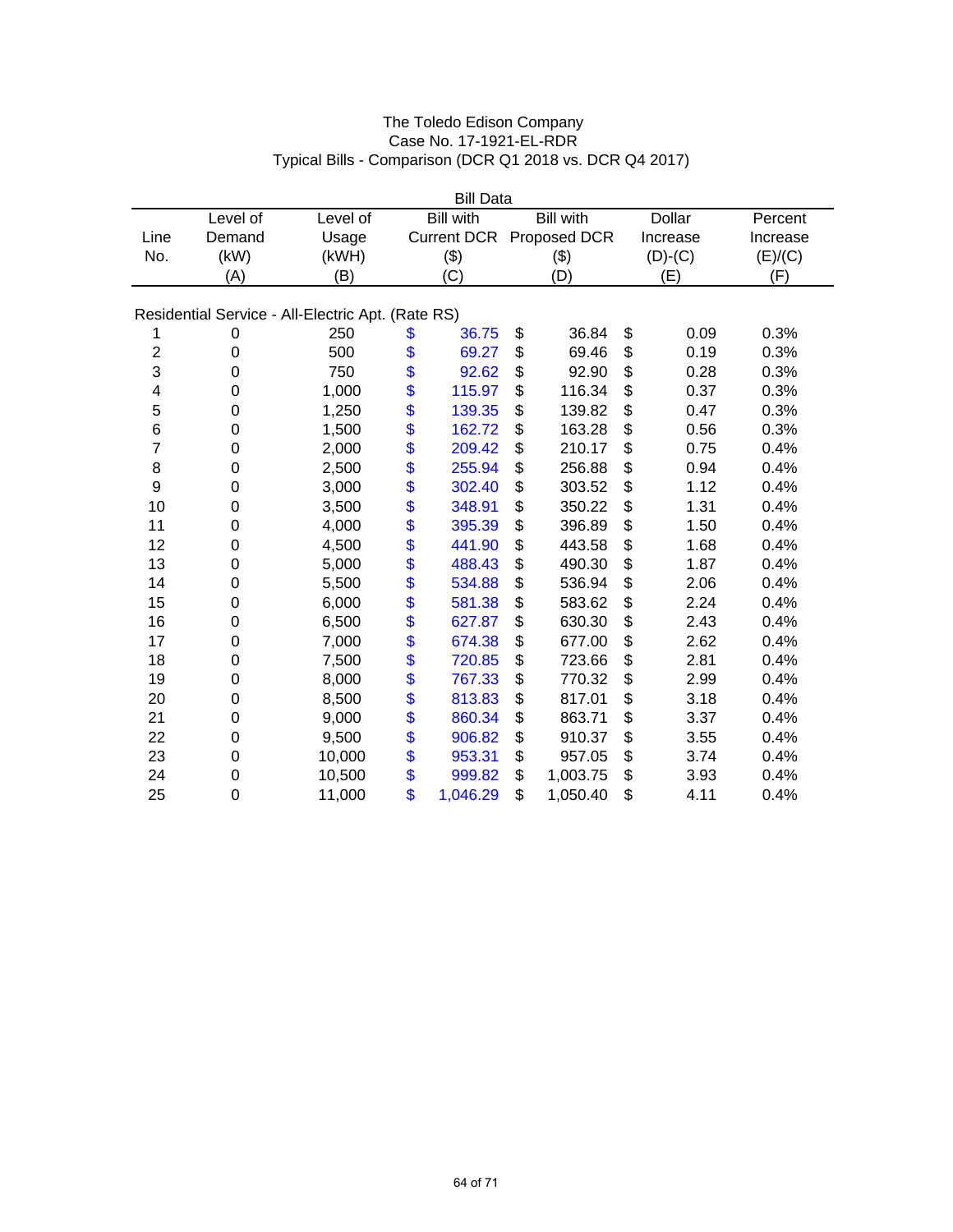The Toledo Edison Company
Case No. 17-1921-EL-RDR
Typical Bills - Comparison (DCR Q1 2018 vs. DCR Q4 2017)

| | Bill Data | | | | | |
|---|---|---|---|---|---|---|
| Line No. | Level of Demand (kW) (A) | Level of Usage (kWH) (B) | Bill with Current DCR ($) (C) | Bill with Proposed DCR ($) (D) | Dollar Increase (D)-(C) (E) | Percent Increase (E)/(C) (F) |
| **Residential Service - All-Electric Apt. (Rate RS)** | | | | | | |
| 1 | 0 | 250 | $ 36.75 | $ 36.84 | $ 0.09 | 0.3% |
| 2 | 0 | 500 | $ 69.27 | $ 69.46 | $ 0.19 | 0.3% |
| 3 | 0 | 750 | $ 92.62 | $ 92.90 | $ 0.28 | 0.3% |
| 4 | 0 | 1,000 | $ 115.97 | $ 116.34 | $ 0.37 | 0.3% |
| 5 | 0 | 1,250 | $ 139.35 | $ 139.82 | $ 0.47 | 0.3% |
| 6 | 0 | 1,500 | $ 162.72 | $ 163.28 | $ 0.56 | 0.3% |
| 7 | 0 | 2,000 | $ 209.42 | $ 210.17 | $ 0.75 | 0.4% |
| 8 | 0 | 2,500 | $ 255.94 | $ 256.88 | $ 0.94 | 0.4% |
| 9 | 0 | 3,000 | $ 302.40 | $ 303.52 | $ 1.12 | 0.4% |
| 10 | 0 | 3,500 | $ 348.91 | $ 350.22 | $ 1.31 | 0.4% |
| 11 | 0 | 4,000 | $ 395.39 | $ 396.89 | $ 1.50 | 0.4% |
| 12 | 0 | 4,500 | $ 441.90 | $ 443.58 | $ 1.68 | 0.4% |
| 13 | 0 | 5,000 | $ 488.43 | $ 490.30 | $ 1.87 | 0.4% |
| 14 | 0 | 5,500 | $ 534.88 | $ 536.94 | $ 2.06 | 0.4% |
| 15 | 0 | 6,000 | $ 581.38 | $ 583.62 | $ 2.24 | 0.4% |
| 16 | 0 | 6,500 | $ 627.87 | $ 630.30 | $ 2.43 | 0.4% |
| 17 | 0 | 7,000 | $ 674.38 | $ 677.00 | $ 2.62 | 0.4% |
| 18 | 0 | 7,500 | $ 720.85 | $ 723.66 | $ 2.81 | 0.4% |
| 19 | 0 | 8,000 | $ 767.33 | $ 770.32 | $ 2.99 | 0.4% |
| 20 | 0 | 8,500 | $ 813.83 | $ 817.01 | $ 3.18 | 0.4% |
| 21 | 0 | 9,000 | $ 860.34 | $ 863.71 | $ 3.37 | 0.4% |
| 22 | 0 | 9,500 | $ 906.82 | $ 910.37 | $ 3.55 | 0.4% |
| 23 | 0 | 10,000 | $ 953.31 | $ 957.05 | $ 3.74 | 0.4% |
| 24 | 0 | 10,500 | $ 999.82 | $ 1,003.75 | $ 3.93 | 0.4% |
| 25 | 0 | 11,000 | $ 1,046.29 | $ 1,050.40 | $ 4.11 | 0.4% |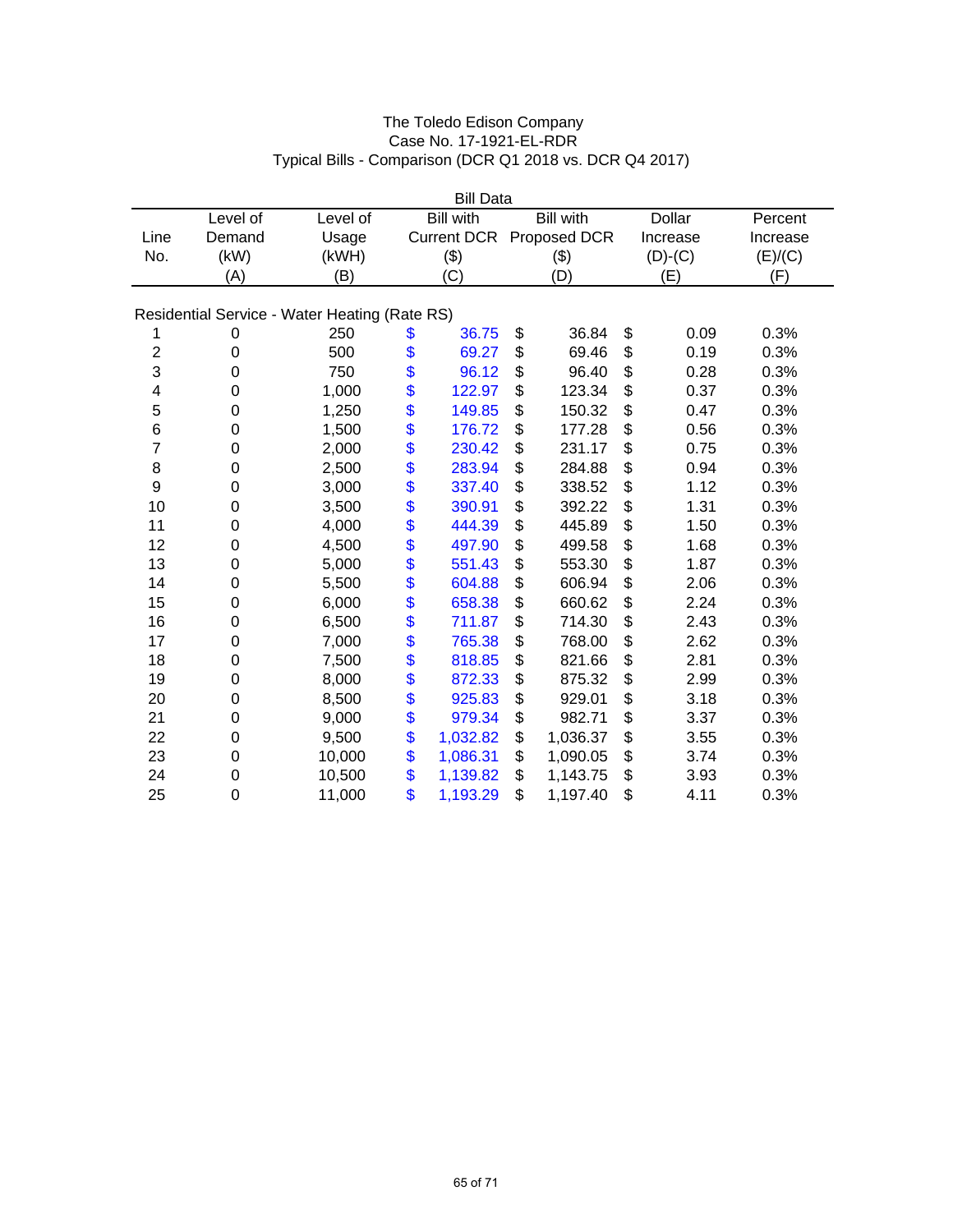The Toledo Edison Company
Case No. 17-1921-EL-RDR
Typical Bills - Comparison (DCR Q1 2018 vs. DCR Q4 2017)

| | | | Bill Data | | | |
|---|---|---|---|---|---|---|
| Line No. | Level of Demand (kW) (A) | Level of Usage (kWH) (B) | Bill with Current DCR ($) (C) | Bill with Proposed DCR ($) (D) | Dollar Increase (D)-(C) (E) | Percent Increase (E)/(C) (F) |
| **Residential Service - Water Heating (Rate RS)** | | | | | | |
| 1 | 0 | 250 | $ 36.75 | $ 36.84 | $ 0.09 | 0.3% |
| 2 | 0 | 500 | $ 69.27 | $ 69.46 | $ 0.19 | 0.3% |
| 3 | 0 | 750 | $ 96.12 | $ 96.40 | $ 0.28 | 0.3% |
| 4 | 0 | 1,000 | $ 122.97 | $ 123.34 | $ 0.37 | 0.3% |
| 5 | 0 | 1,250 | $ 149.85 | $ 150.32 | $ 0.47 | 0.3% |
| 6 | 0 | 1,500 | $ 176.72 | $ 177.28 | $ 0.56 | 0.3% |
| 7 | 0 | 2,000 | $ 230.42 | $ 231.17 | $ 0.75 | 0.3% |
| 8 | 0 | 2,500 | $ 283.94 | $ 284.88 | $ 0.94 | 0.3% |
| 9 | 0 | 3,000 | $ 337.40 | $ 338.52 | $ 1.12 | 0.3% |
| 10 | 0 | 3,500 | $ 390.91 | $ 392.22 | $ 1.31 | 0.3% |
| 11 | 0 | 4,000 | $ 444.39 | $ 445.89 | $ 1.50 | 0.3% |
| 12 | 0 | 4,500 | $ 497.90 | $ 499.58 | $ 1.68 | 0.3% |
| 13 | 0 | 5,000 | $ 551.43 | $ 553.30 | $ 1.87 | 0.3% |
| 14 | 0 | 5,500 | $ 604.88 | $ 606.94 | $ 2.06 | 0.3% |
| 15 | 0 | 6,000 | $ 658.38 | $ 660.62 | $ 2.24 | 0.3% |
| 16 | 0 | 6,500 | $ 711.87 | $ 714.30 | $ 2.43 | 0.3% |
| 17 | 0 | 7,000 | $ 765.38 | $ 768.00 | $ 2.62 | 0.3% |
| 18 | 0 | 7,500 | $ 818.85 | $ 821.66 | $ 2.81 | 0.3% |
| 19 | 0 | 8,000 | $ 872.33 | $ 875.32 | $ 2.99 | 0.3% |
| 20 | 0 | 8,500 | $ 925.83 | $ 929.01 | $ 3.18 | 0.3% |
| 21 | 0 | 9,000 | $ 979.34 | $ 982.71 | $ 3.37 | 0.3% |
| 22 | 0 | 9,500 | $ 1,032.82 | $ 1,036.37 | $ 3.55 | 0.3% |
| 23 | 0 | 10,000 | $ 1,086.31 | $ 1,090.05 | $ 3.74 | 0.3% |
| 24 | 0 | 10,500 | $ 1,139.82 | $ 1,143.75 | $ 3.93 | 0.3% |
| 25 | 0 | 11,000 | $ 1,193.29 | $ 1,197.40 | $ 4.11 | 0.3% |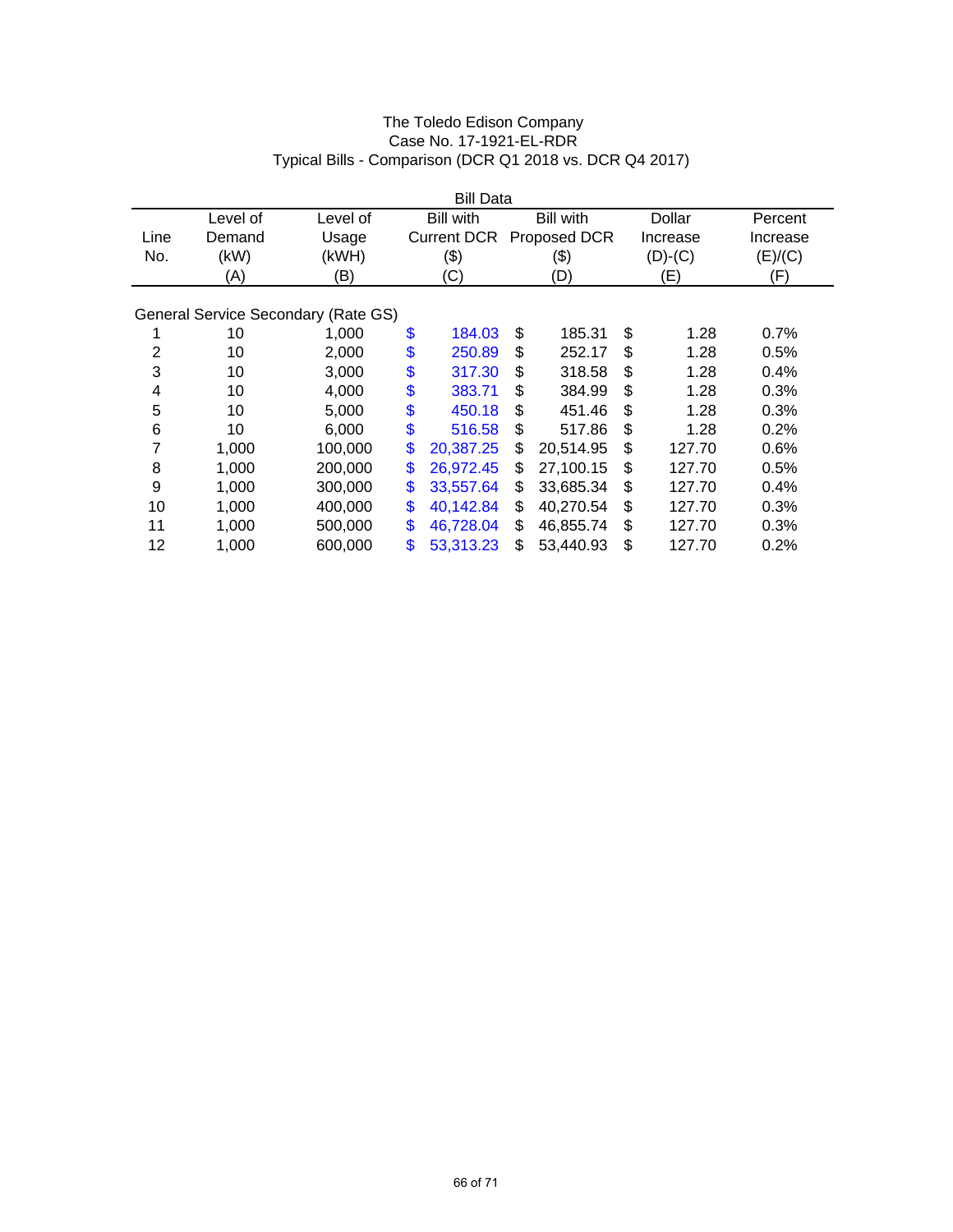The Toledo Edison Company
Case No. 17-1921-EL-RDR
Typical Bills - Comparison (DCR Q1 2018 vs. DCR Q4 2017)

| | | | Bill Data | | | |
|---|---|---|---|---|---|---|
| Line No. | Level of Demand (kW) (A) | Level of Usage (kWH) (B) | Bill with Current DCR ($) (C) | Bill with Proposed DCR ($) (D) | Dollar Increase (D)-(C) (E) | Percent Increase (E)/(C) (F) |
| General Service Secondary (Rate GS) | | | | | | |
| 1 | 10 | 1,000 | $ 184.03 | $ 185.31 | $ 1.28 | 0.7% |
| 2 | 10 | 2,000 | $ 250.89 | $ 252.17 | $ 1.28 | 0.5% |
| 3 | 10 | 3,000 | $ 317.30 | $ 318.58 | $ 1.28 | 0.4% |
| 4 | 10 | 4,000 | $ 383.71 | $ 384.99 | $ 1.28 | 0.3% |
| 5 | 10 | 5,000 | $ 450.18 | $ 451.46 | $ 1.28 | 0.3% |
| 6 | 10 | 6,000 | $ 516.58 | $ 517.86 | $ 1.28 | 0.2% |
| 7 | 1,000 | 100,000 | $ 20,387.25 | $ 20,514.95 | $ 127.70 | 0.6% |
| 8 | 1,000 | 200,000 | $ 26,972.45 | $ 27,100.15 | $ 127.70 | 0.5% |
| 9 | 1,000 | 300,000 | $ 33,557.64 | $ 33,685.34 | $ 127.70 | 0.4% |
| 10 | 1,000 | 400,000 | $ 40,142.84 | $ 40,270.54 | $ 127.70 | 0.3% |
| 11 | 1,000 | 500,000 | $ 46,728.04 | $ 46,855.74 | $ 127.70 | 0.3% |
| 12 | 1,000 | 600,000 | $ 53,313.23 | $ 53,440.93 | $ 127.70 | 0.2% |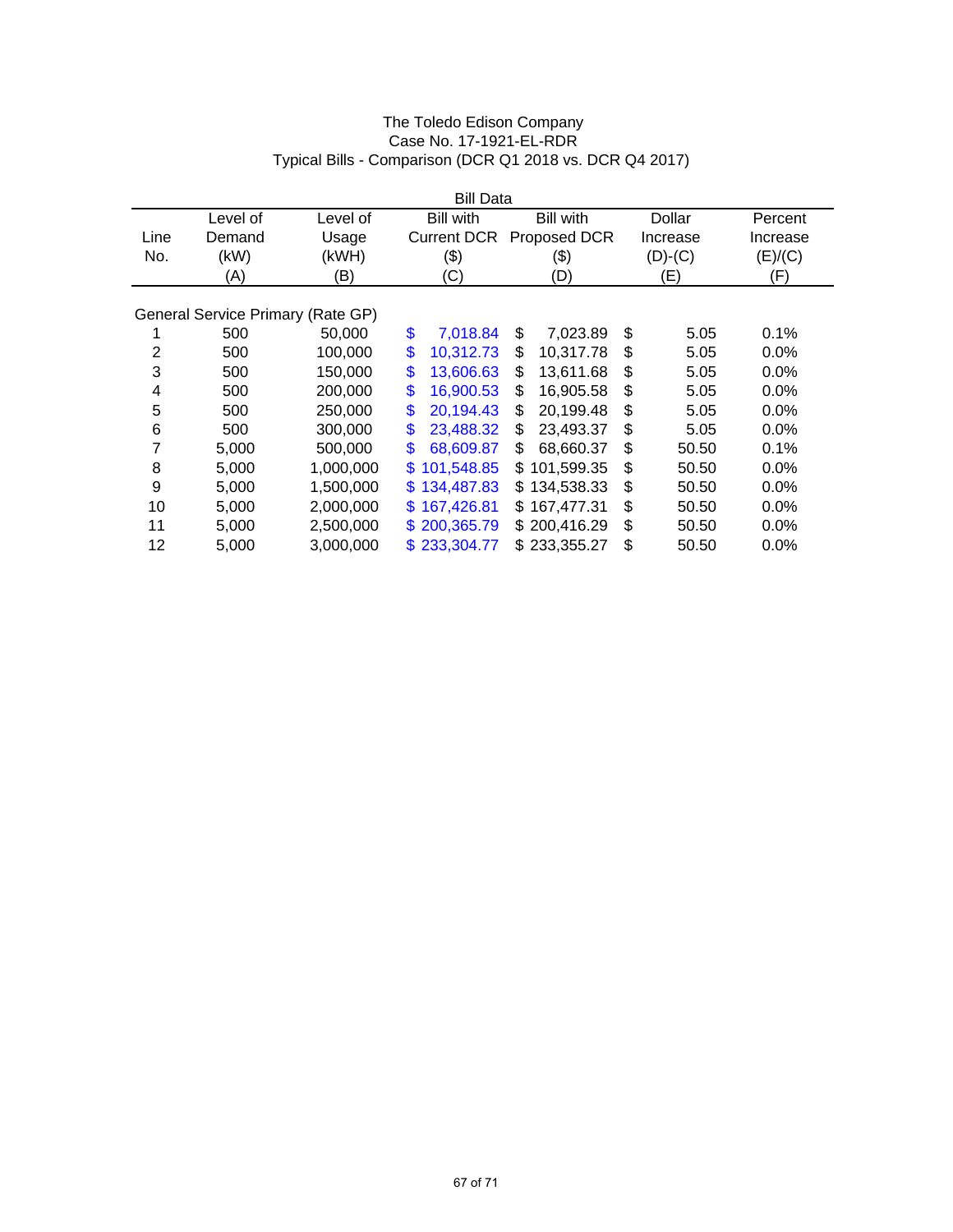The Toledo Edison Company
Case No. 17-1921-EL-RDR
Typical Bills - Comparison (DCR Q1 2018 vs. DCR Q4 2017)

| | | Bill Data | | | | |
|---|---|---|---|---|---|---|
| Line No. | Level of Demand (kW) (A) | Level of Usage (kWH) (B) | Bill with Current DCR ($) (C) | Bill with Proposed DCR ($) (D) | Dollar Increase (D)-(C) (E) | Percent Increase (E)/(C) (F) |
| General Service Primary (Rate GP) | | | | | | |
| 1 | 500 | 50,000 | $ 7,018.84 | $ 7,023.89 | $ 5.05 | 0.1% |
| 2 | 500 | 100,000 | $ 10,312.73 | $ 10,317.78 | $ 5.05 | 0.0% |
| 3 | 500 | 150,000 | $ 13,606.63 | $ 13,611.68 | $ 5.05 | 0.0% |
| 4 | 500 | 200,000 | $ 16,900.53 | $ 16,905.58 | $ 5.05 | 0.0% |
| 5 | 500 | 250,000 | $ 20,194.43 | $ 20,199.48 | $ 5.05 | 0.0% |
| 6 | 500 | 300,000 | $ 23,488.32 | $ 23,493.37 | $ 5.05 | 0.0% |
| 7 | 5,000 | 500,000 | $ 68,609.87 | $ 68,660.37 | $ 50.50 | 0.1% |
| 8 | 5,000 | 1,000,000 | $ 101,548.85 | $ 101,599.35 | $ 50.50 | 0.0% |
| 9 | 5,000 | 1,500,000 | $ 134,487.83 | $ 134,538.33 | $ 50.50 | 0.0% |
| 10 | 5,000 | 2,000,000 | $ 167,426.81 | $ 167,477.31 | $ 50.50 | 0.0% |
| 11 | 5,000 | 2,500,000 | $ 200,365.79 | $ 200,416.29 | $ 50.50 | 0.0% |
| 12 | 5,000 | 3,000,000 | $ 233,304.77 | $ 233,355.27 | $ 50.50 | 0.0% |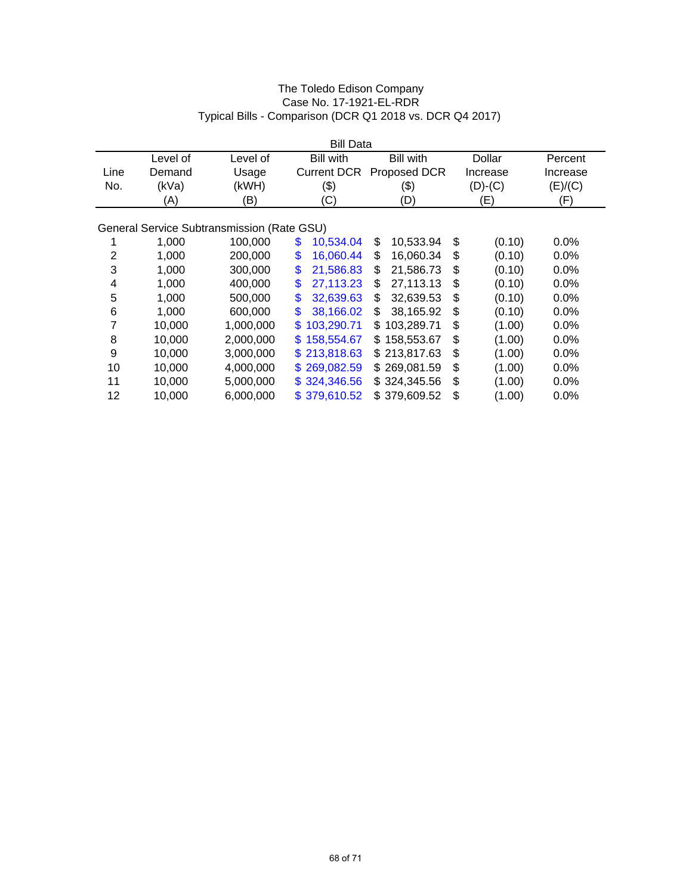The Toledo Edison Company
Case No. 17-1921-EL-RDR
Typical Bills - Comparison (DCR Q1 2018 vs. DCR Q4 2017)

| | Bill Data | | | | | |
|---|---|---|---|---|---|---|
| Line No. | Level of Demand (kVa) (A) | Level of Usage (kWH) (B) | Bill with Current DCR ($) (C) | Bill with Proposed DCR ($) (D) | Dollar Increase (D)-(C) (E) | Percent Increase (E)/(C) (F) |
| General Service Subtransmission (Rate GSU) | | | | | | |
| 1 | 1,000 | 100,000 | $ 10,534.04 | $ 10,533.94 | $ (0.10) | 0.0% |
| 2 | 1,000 | 200,000 | $ 16,060.44 | $ 16,060.34 | $ (0.10) | 0.0% |
| 3 | 1,000 | 300,000 | $ 21,586.83 | $ 21,586.73 | $ (0.10) | 0.0% |
| 4 | 1,000 | 400,000 | $ 27,113.23 | $ 27,113.13 | $ (0.10) | 0.0% |
| 5 | 1,000 | 500,000 | $ 32,639.63 | $ 32,639.53 | $ (0.10) | 0.0% |
| 6 | 1,000 | 600,000 | $ 38,166.02 | $ 38,165.92 | $ (0.10) | 0.0% |
| 7 | 10,000 | 1,000,000 | $ 103,290.71 | $ 103,289.71 | $ (1.00) | 0.0% |
| 8 | 10,000 | 2,000,000 | $ 158,554.67 | $ 158,553.67 | $ (1.00) | 0.0% |
| 9 | 10,000 | 3,000,000 | $ 213,818.63 | $ 213,817.63 | $ (1.00) | 0.0% |
| 10 | 10,000 | 4,000,000 | $ 269,082.59 | $ 269,081.59 | $ (1.00) | 0.0% |
| 11 | 10,000 | 5,000,000 | $ 324,346.56 | $ 324,345.56 | $ (1.00) | 0.0% |
| 12 | 10,000 | 6,000,000 | $ 379,610.52 | $ 379,609.52 | $ (1.00) | 0.0% |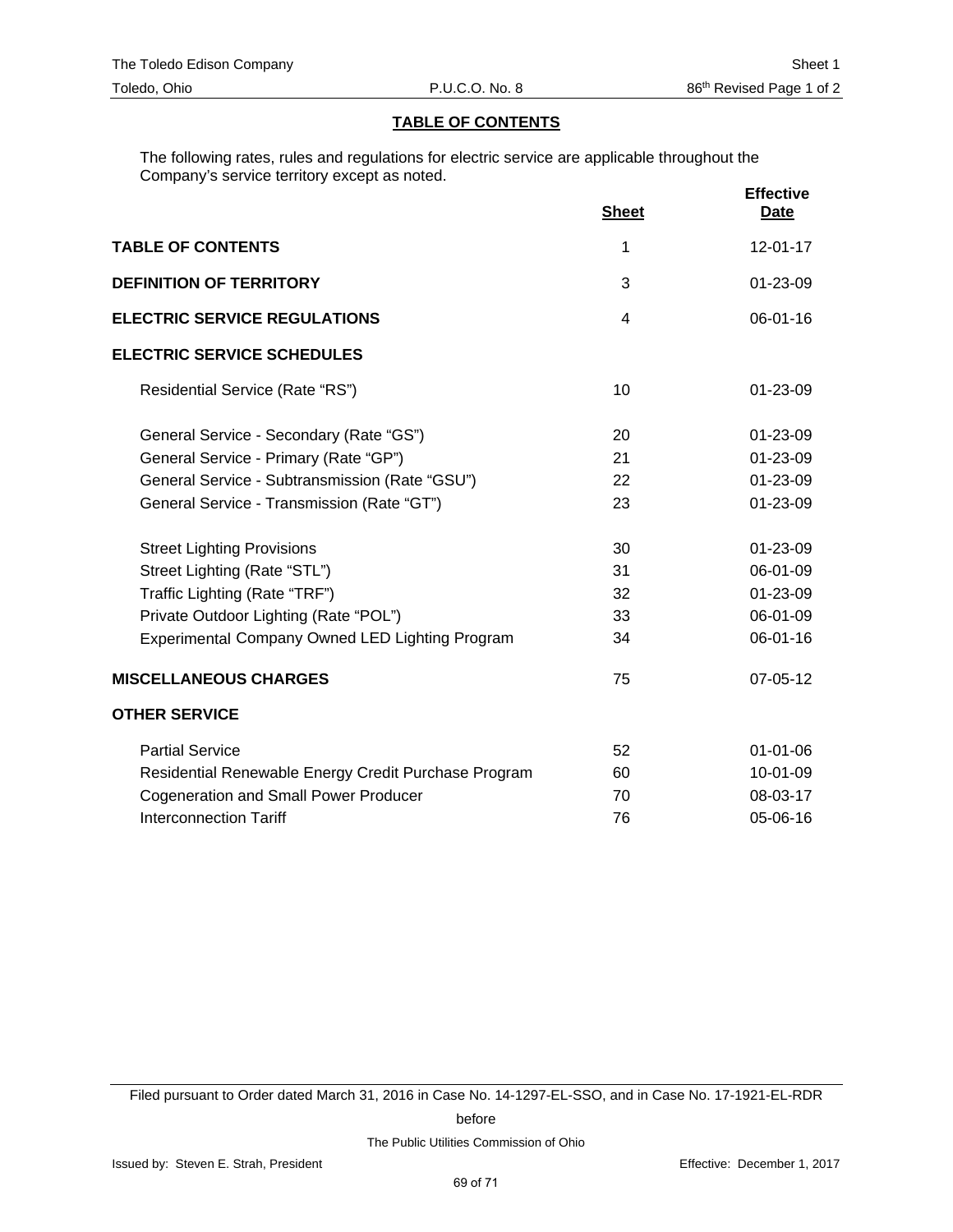The Toledo Edison Company — Sheet 1
Toledo, Ohio — P.U.C.O. No. 8 — 86th Revised Page 1 of 2

## TABLE OF CONTENTS

The following rates, rules and regulations for electric service are applicable throughout the Company's service territory except as noted.

| | Sheet | Effective Date |
|---|---|---|
| **TABLE OF CONTENTS** | 1 | 12-01-17 |
| **DEFINITION OF TERRITORY** | 3 | 01-23-09 |
| **ELECTRIC SERVICE REGULATIONS** | 4 | 06-01-16 |
| **ELECTRIC SERVICE SCHEDULES** | | |
| Residential Service (Rate "RS") | 10 | 01-23-09 |
| General Service - Secondary (Rate "GS") | 20 | 01-23-09 |
| General Service - Primary (Rate "GP") | 21 | 01-23-09 |
| General Service - Subtransmission (Rate "GSU") | 22 | 01-23-09 |
| General Service - Transmission (Rate "GT") | 23 | 01-23-09 |
| Street Lighting Provisions | 30 | 01-23-09 |
| Street Lighting (Rate "STL") | 31 | 06-01-09 |
| Traffic Lighting (Rate "TRF") | 32 | 01-23-09 |
| Private Outdoor Lighting (Rate "POL") | 33 | 06-01-09 |
| Experimental Company Owned LED Lighting Program | 34 | 06-01-16 |
| **MISCELLANEOUS CHARGES** | 75 | 07-05-12 |
| **OTHER SERVICE** | | |
| Partial Service | 52 | 01-01-06 |
| Residential Renewable Energy Credit Purchase Program | 60 | 10-01-09 |
| Cogeneration and Small Power Producer | 70 | 08-03-17 |
| Interconnection Tariff | 76 | 05-06-16 |

Filed pursuant to Order dated March 31, 2016 in Case No. 14-1297-EL-SSO, and in Case No. 17-1921-EL-RDR

before

The Public Utilities Commission of Ohio

Issued by: Steven E. Strah, President — Effective: December 1, 2017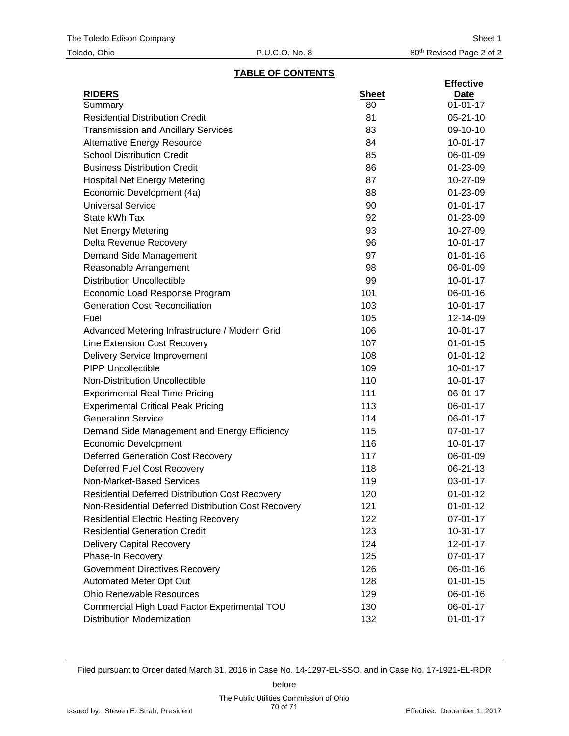The Toledo Edison Company — Sheet 1

Toledo, Ohio — P.U.C.O. No. 8 — 80th Revised Page 2 of 2

## TABLE OF CONTENTS

| RIDERS | Sheet | Effective Date |
|---|---|---|
| Summary | 80 | 01-01-17 |
| Residential Distribution Credit | 81 | 05-21-10 |
| Transmission and Ancillary Services | 83 | 09-10-10 |
| Alternative Energy Resource | 84 | 10-01-17 |
| School Distribution Credit | 85 | 06-01-09 |
| Business Distribution Credit | 86 | 01-23-09 |
| Hospital Net Energy Metering | 87 | 10-27-09 |
| Economic Development (4a) | 88 | 01-23-09 |
| Universal Service | 90 | 01-01-17 |
| State kWh Tax | 92 | 01-23-09 |
| Net Energy Metering | 93 | 10-27-09 |
| Delta Revenue Recovery | 96 | 10-01-17 |
| Demand Side Management | 97 | 01-01-16 |
| Reasonable Arrangement | 98 | 06-01-09 |
| Distribution Uncollectible | 99 | 10-01-17 |
| Economic Load Response Program | 101 | 06-01-16 |
| Generation Cost Reconciliation | 103 | 10-01-17 |
| Fuel | 105 | 12-14-09 |
| Advanced Metering Infrastructure / Modern Grid | 106 | 10-01-17 |
| Line Extension Cost Recovery | 107 | 01-01-15 |
| Delivery Service Improvement | 108 | 01-01-12 |
| PIPP Uncollectible | 109 | 10-01-17 |
| Non-Distribution Uncollectible | 110 | 10-01-17 |
| Experimental Real Time Pricing | 111 | 06-01-17 |
| Experimental Critical Peak Pricing | 113 | 06-01-17 |
| Generation Service | 114 | 06-01-17 |
| Demand Side Management and Energy Efficiency | 115 | 07-01-17 |
| Economic Development | 116 | 10-01-17 |
| Deferred Generation Cost Recovery | 117 | 06-01-09 |
| Deferred Fuel Cost Recovery | 118 | 06-21-13 |
| Non-Market-Based Services | 119 | 03-01-17 |
| Residential Deferred Distribution Cost Recovery | 120 | 01-01-12 |
| Non-Residential Deferred Distribution Cost Recovery | 121 | 01-01-12 |
| Residential Electric Heating Recovery | 122 | 07-01-17 |
| Residential Generation Credit | 123 | 10-31-17 |
| Delivery Capital Recovery | 124 | 12-01-17 |
| Phase-In Recovery | 125 | 07-01-17 |
| Government Directives Recovery | 126 | 06-01-16 |
| Automated Meter Opt Out | 128 | 01-01-15 |
| Ohio Renewable Resources | 129 | 06-01-16 |
| Commercial High Load Factor Experimental TOU | 130 | 06-01-17 |
| Distribution Modernization | 132 | 01-01-17 |

Filed pursuant to Order dated March 31, 2016 in Case No. 14-1297-EL-SSO, and in Case No. 17-1921-EL-RDR

before

The Public Utilities Commission of Ohio

Issued by: Steven E. Strah, President — Effective: December 1, 2017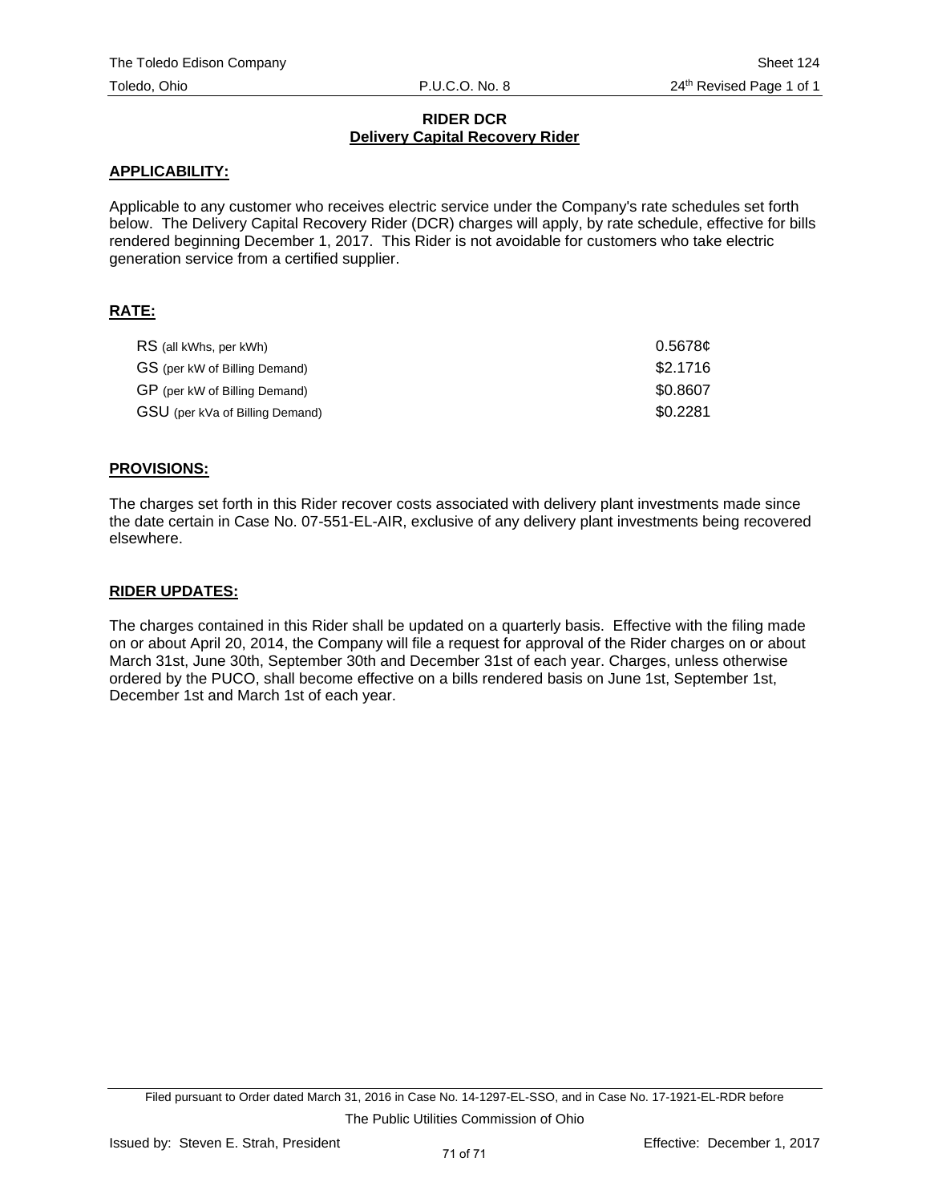The Toledo Edison Company | Sheet 124
Toledo, Ohio | P.U.C.O. No. 8 | 24th Revised Page 1 of 1

## RIDER DCR
### Delivery Capital Recovery Rider

**APPLICABILITY:**

Applicable to any customer who receives electric service under the Company's rate schedules set forth below. The Delivery Capital Recovery Rider (DCR) charges will apply, by rate schedule, effective for bills rendered beginning December 1, 2017. This Rider is not avoidable for customers who take electric generation service from a certified supplier.

**RATE:**

| | |
|---|---|
| RS (all kWhs, per kWh) | 0.5678¢ |
| GS (per kW of Billing Demand) | \$2.1716 |
| GP (per kW of Billing Demand) | \$0.8607 |
| GSU (per kVa of Billing Demand) | \$0.2281 |

**PROVISIONS:**

The charges set forth in this Rider recover costs associated with delivery plant investments made since the date certain in Case No. 07-551-EL-AIR, exclusive of any delivery plant investments being recovered elsewhere.

**RIDER UPDATES:**

The charges contained in this Rider shall be updated on a quarterly basis. Effective with the filing made on or about April 20, 2014, the Company will file a request for approval of the Rider charges on or about March 31st, June 30th, September 30th and December 31st of each year. Charges, unless otherwise ordered by the PUCO, shall become effective on a bills rendered basis on June 1st, September 1st, December 1st and March 1st of each year.

Filed pursuant to Order dated March 31, 2016 in Case No. 14-1297-EL-SSO, and in Case No. 17-1921-EL-RDR before The Public Utilities Commission of Ohio

Issued by: Steven E. Strah, President | Effective: December 1, 2017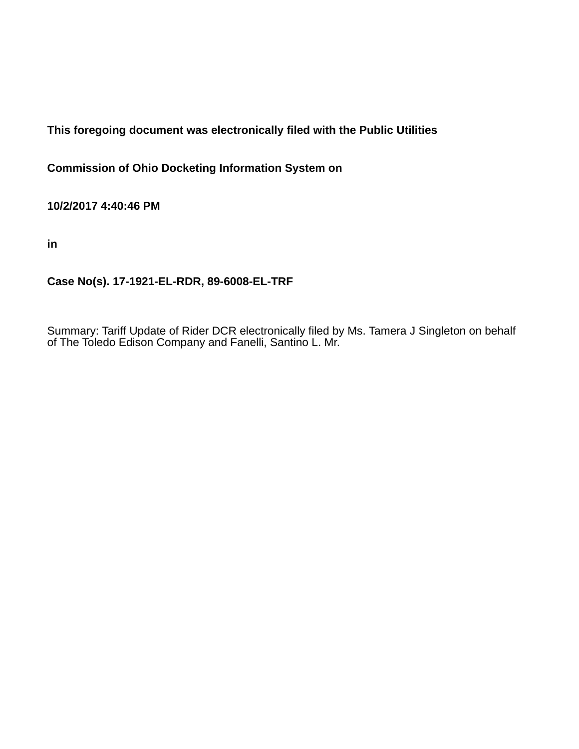**This foregoing document was electronically filed with the Public Utilities**

**Commission of Ohio Docketing Information System on**

**10/2/2017 4:40:46 PM**

**in**

**Case No(s). 17-1921-EL-RDR, 89-6008-EL-TRF**

Summary: Tariff Update of Rider DCR electronically filed by Ms. Tamera J Singleton on behalf of The Toledo Edison Company and Fanelli, Santino L. Mr.